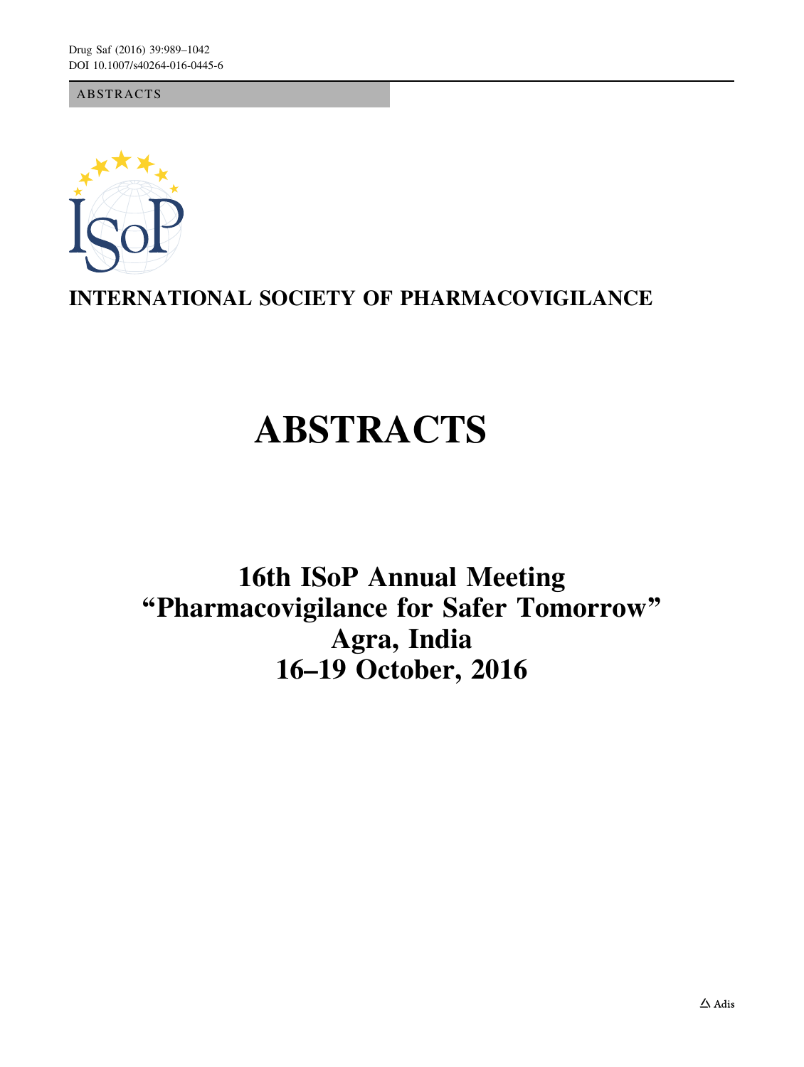ABSTRACTS

INTERNATIONAL SOCIETY OF PHARMACOVIGILANCE

# ABSTRACTS

## 16th ISoP Annual Meeting
## "Pharmacovigilance for Safer Tomorrow"
## Agra, India
## 16–19 October, 2016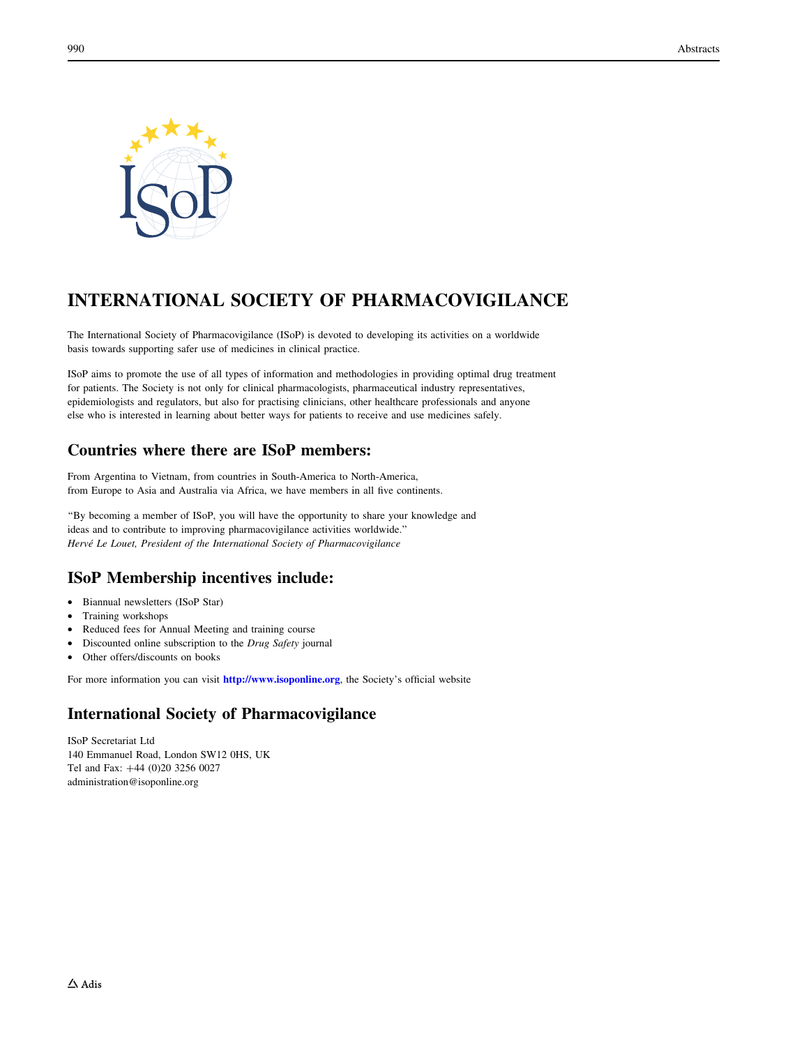# INTERNATIONAL SOCIETY OF PHARMACOVIGILANCE

The International Society of Pharmacovigilance (ISoP) is devoted to developing its activities on a worldwide basis towards supporting safer use of medicines in clinical practice.

ISoP aims to promote the use of all types of information and methodologies in providing optimal drug treatment for patients. The Society is not only for clinical pharmacologists, pharmaceutical industry representatives, epidemiologists and regulators, but also for practising clinicians, other healthcare professionals and anyone else who is interested in learning about better ways for patients to receive and use medicines safely.

## Countries where there are ISoP members:

From Argentina to Vietnam, from countries in South-America to North-America, from Europe to Asia and Australia via Africa, we have members in all five continents.

"By becoming a member of ISoP, you will have the opportunity to share your knowledge and ideas and to contribute to improving pharmacovigilance activities worldwide."
*Hervé Le Louet, President of the International Society of Pharmacovigilance*

## ISoP Membership incentives include:

- Biannual newsletters (ISoP Star)
- Training workshops
- Reduced fees for Annual Meeting and training course
- Discounted online subscription to the *Drug Safety* journal
- Other offers/discounts on books

For more information you can visit **http://www.isoponline.org**, the Society's official website

## International Society of Pharmacovigilance

ISoP Secretariat Ltd
140 Emmanuel Road, London SW12 0HS, UK
Tel and Fax: +44 (0)20 3256 0027
administration@isoponline.org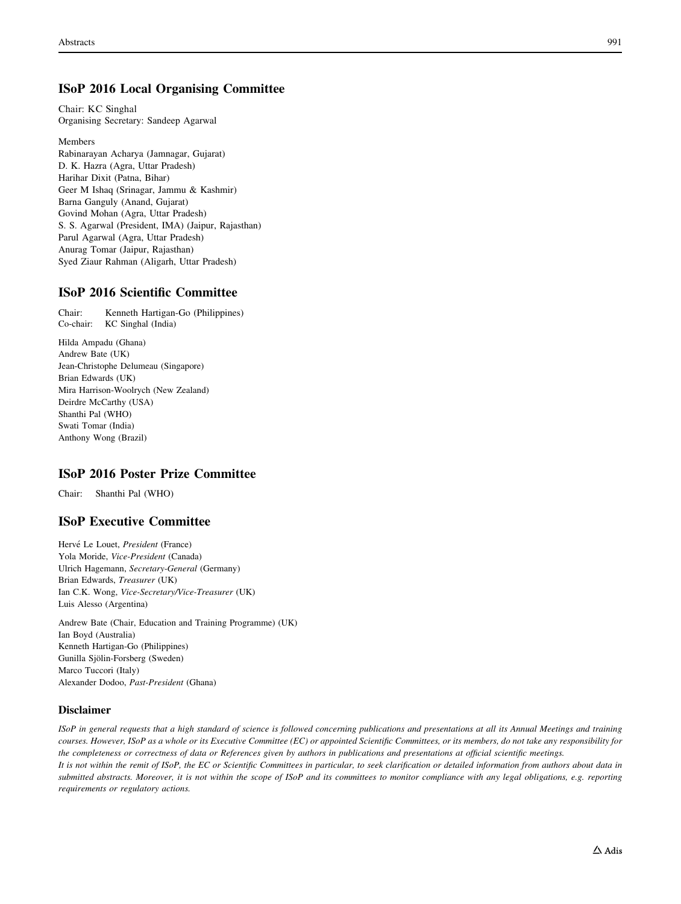## ISoP 2016 Local Organising Committee

Chair: KC Singhal
Organising Secretary: Sandeep Agarwal

Members
Rabinarayan Acharya (Jamnagar, Gujarat)
D. K. Hazra (Agra, Uttar Pradesh)
Harihar Dixit (Patna, Bihar)
Geer M Ishaq (Srinagar, Jammu & Kashmir)
Barna Ganguly (Anand, Gujarat)
Govind Mohan (Agra, Uttar Pradesh)
S. S. Agarwal (President, IMA) (Jaipur, Rajasthan)
Parul Agarwal (Agra, Uttar Pradesh)
Anurag Tomar (Jaipur, Rajasthan)
Syed Ziaur Rahman (Aligarh, Uttar Pradesh)

## ISoP 2016 Scientific Committee

Chair: Kenneth Hartigan-Go (Philippines)
Co-chair: KC Singhal (India)

Hilda Ampadu (Ghana)
Andrew Bate (UK)
Jean-Christophe Delumeau (Singapore)
Brian Edwards (UK)
Mira Harrison-Woolrych (New Zealand)
Deirdre McCarthy (USA)
Shanthi Pal (WHO)
Swati Tomar (India)
Anthony Wong (Brazil)

## ISoP 2016 Poster Prize Committee

Chair: Shanthi Pal (WHO)

## ISoP Executive Committee

Hervé Le Louet, *President* (France)
Yola Moride, *Vice-President* (Canada)
Ulrich Hagemann, *Secretary-General* (Germany)
Brian Edwards, *Treasurer* (UK)
Ian C.K. Wong, *Vice-Secretary/Vice-Treasurer* (UK)
Luis Alesso (Argentina)

Andrew Bate (Chair, Education and Training Programme) (UK)
Ian Boyd (Australia)
Kenneth Hartigan-Go (Philippines)
Gunilla Sjölin-Forsberg (Sweden)
Marco Tuccori (Italy)
Alexander Dodoo, *Past-President* (Ghana)

### Disclaimer

*ISoP in general requests that a high standard of science is followed concerning publications and presentations at all its Annual Meetings and training courses. However, ISoP as a whole or its Executive Committee (EC) or appointed Scientific Committees, or its members, do not take any responsibility for the completeness or correctness of data or References given by authors in publications and presentations at official scientific meetings.*

*It is not within the remit of ISoP, the EC or Scientific Committees in particular, to seek clarification or detailed information from authors about data in submitted abstracts. Moreover, it is not within the scope of ISoP and its committees to monitor compliance with any legal obligations, e.g. reporting requirements or regulatory actions.*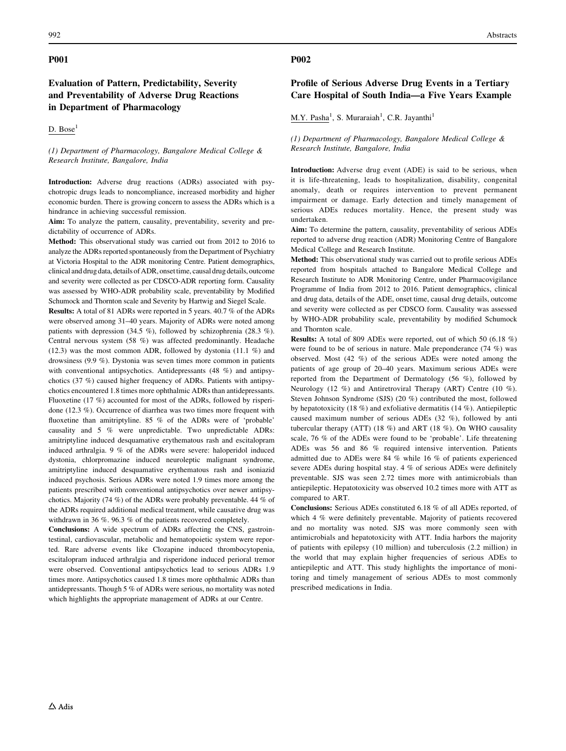## P001

### Evaluation of Pattern, Predictability, Severity and Preventability of Adverse Drug Reactions in Department of Pharmacology

D. Bose[1]

*(1) Department of Pharmacology, Bangalore Medical College & Research Institute, Bangalore, India*

**Introduction:** Adverse drug reactions (ADRs) associated with psychotropic drugs leads to noncompliance, increased morbidity and higher economic burden. There is growing concern to assess the ADRs which is a hindrance in achieving successful remission.

**Aim:** To analyze the pattern, causality, preventability, severity and predictability of occurrence of ADRs.

**Method:** This observational study was carried out from 2012 to 2016 to analyze the ADRs reported spontaneously from the Department of Psychiatry at Victoria Hospital to the ADR monitoring Centre. Patient demographics, clinical and drug data, details of ADR, onset time, causal drug details, outcome and severity were collected as per CDSCO-ADR reporting form. Causality was assessed by WHO-ADR probability scale, preventability by Modified Schumock and Thornton scale and Severity by Hartwig and Siegel Scale.

**Results:** A total of 81 ADRs were reported in 5 years. 40.7 % of the ADRs were observed among 31–40 years. Majority of ADRs were noted among patients with depression (34.5 %), followed by schizophrenia (28.3 %). Central nervous system (58 %) was affected predominantly. Headache (12.3) was the most common ADR, followed by dystonia (11.1 %) and drowsiness (9.9 %). Dystonia was seven times more common in patients with conventional antipsychotics. Antidepressants (48 %) and antipsychotics (37 %) caused higher frequency of ADRs. Patients with antipsychotics encountered 1.8 times more ophthalmic ADRs than antidepressants. Fluoxetine (17 %) accounted for most of the ADRs, followed by risperidone (12.3 %). Occurrence of diarrhea was two times more frequent with fluoxetine than amitriptyline. 85 % of the ADRs were of 'probable' causality and 5 % were unpredictable. Two unpredictable ADRs: amitriptyline induced desquamative erythematous rash and escitalopram induced arthralgia. 9 % of the ADRs were severe: haloperidol induced dystonia, chlorpromazine induced neuroleptic malignant syndrome, amitriptyline induced desquamative erythematous rash and isoniazid induced psychosis. Serious ADRs were noted 1.9 times more among the patients prescribed with conventional antipsychotics over newer antipsychotics. Majority (74 %) of the ADRs were probably preventable. 44 % of the ADRs required additional medical treatment, while causative drug was withdrawn in 36 %. 96.3 % of the patients recovered completely.

**Conclusions:** A wide spectrum of ADRs affecting the CNS, gastrointestinal, cardiovascular, metabolic and hematopoietic system were reported. Rare adverse events like Clozapine induced thrombocytopenia, escitalopram induced arthralgia and risperidone induced perioral tremor were observed. Conventional antipsychotics lead to serious ADRs 1.9 times more. Antipsychotics caused 1.8 times more ophthalmic ADRs than antidepressants. Though 5 % of ADRs were serious, no mortality was noted which highlights the appropriate management of ADRs at our Centre.

## P002

### Profile of Serious Adverse Drug Events in a Tertiary Care Hospital of South India—a Five Years Example

M.Y. Pasha[1], S. Muraraiah[1], C.R. Jayanthi[1]

*(1) Department of Pharmacology, Bangalore Medical College & Research Institute, Bangalore, India*

**Introduction:** Adverse drug event (ADE) is said to be serious, when it is life-threatening, leads to hospitalization, disability, congenital anomaly, death or requires intervention to prevent permanent impairment or damage. Early detection and timely management of serious ADEs reduces mortality. Hence, the present study was undertaken.

**Aim:** To determine the pattern, causality, preventability of serious ADEs reported to adverse drug reaction (ADR) Monitoring Centre of Bangalore Medical College and Research Institute.

**Method:** This observational study was carried out to profile serious ADEs reported from hospitals attached to Bangalore Medical College and Research Institute to ADR Monitoring Centre, under Pharmacovigilance Programme of India from 2012 to 2016. Patient demographics, clinical and drug data, details of the ADE, onset time, causal drug details, outcome and severity were collected as per CDSCO form. Causality was assessed by WHO-ADR probability scale, preventability by modified Schumock and Thornton scale.

**Results:** A total of 809 ADEs were reported, out of which 50 (6.18 %) were found to be of serious in nature. Male preponderance (74 %) was observed. Most (42 %) of the serious ADEs were noted among the patients of age group of 20–40 years. Maximum serious ADEs were reported from the Department of Dermatology (56 %), followed by Neurology (12 %) and Antiretroviral Therapy (ART) Centre (10 %). Steven Johnson Syndrome (SJS) (20 %) contributed the most, followed by hepatotoxicity (18 %) and exfoliative dermatitis (14 %). Antiepileptic caused maximum number of serious ADEs (32 %), followed by anti tubercular therapy (ATT) (18 %) and ART (18 %). On WHO causality scale, 76 % of the ADEs were found to be 'probable'. Life threatening ADEs was 56 and 86 % required intensive intervention. Patients admitted due to ADEs were 84 % while 16 % of patients experienced severe ADEs during hospital stay. 4 % of serious ADEs were definitely preventable. SJS was seen 2.72 times more with antimicrobials than antiepileptic. Hepatotoxicity was observed 10.2 times more with ATT as compared to ART.

**Conclusions:** Serious ADEs constituted 6.18 % of all ADEs reported, of which 4 % were definitely preventable. Majority of patients recovered and no mortality was noted. SJS was more commonly seen with antimicrobials and hepatotoxicity with ATT. India harbors the majority of patients with epilepsy (10 million) and tuberculosis (2.2 million) in the world that may explain higher frequencies of serious ADEs to antiepileptic and ATT. This study highlights the importance of monitoring and timely management of serious ADEs to most commonly prescribed medications in India.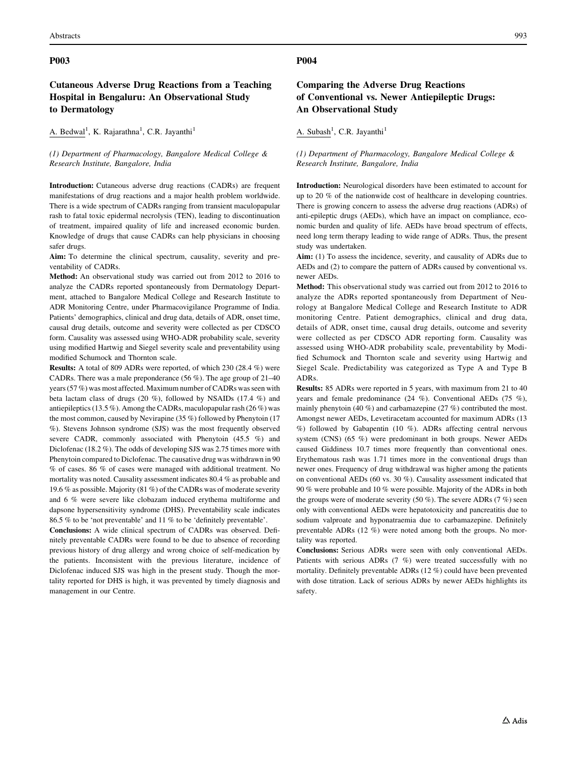## P003

### Cutaneous Adverse Drug Reactions from a Teaching Hospital in Bengaluru: An Observational Study to Dermatology

A. Bedwal[1], K. Rajarathna[1], C.R. Jayanthi[1]

*(1) Department of Pharmacology, Bangalore Medical College & Research Institute, Bangalore, India*

**Introduction:** Cutaneous adverse drug reactions (CADRs) are frequent manifestations of drug reactions and a major health problem worldwide. There is a wide spectrum of CADRs ranging from transient maculopapular rash to fatal toxic epidermal necrolysis (TEN), leading to discontinuation of treatment, impaired quality of life and increased economic burden. Knowledge of drugs that cause CADRs can help physicians in choosing safer drugs.

**Aim:** To determine the clinical spectrum, causality, severity and preventability of CADRs.

**Method:** An observational study was carried out from 2012 to 2016 to analyze the CADRs reported spontaneously from Dermatology Department, attached to Bangalore Medical College and Research Institute to ADR Monitoring Centre, under Pharmacovigilance Programme of India. Patients' demographics, clinical and drug data, details of ADR, onset time, causal drug details, outcome and severity were collected as per CDSCO form. Causality was assessed using WHO-ADR probability scale, severity using modified Hartwig and Siegel severity scale and preventability using modified Schumock and Thornton scale.

**Results:** A total of 809 ADRs were reported, of which 230 (28.4 %) were CADRs. There was a male preponderance (56 %). The age group of 21–40 years (57 %) was most affected. Maximum number of CADRs was seen with beta lactam class of drugs (20 %), followed by NSAIDs (17.4 %) and antiepileptics (13.5 %). Among the CADRs, maculopapular rash (26 %) was the most common, caused by Nevirapine (35 %) followed by Phenytoin (17 %). Stevens Johnson syndrome (SJS) was the most frequently observed severe CADR, commonly associated with Phenytoin (45.5 %) and Diclofenac (18.2 %). The odds of developing SJS was 2.75 times more with Phenytoin compared to Diclofenac. The causative drug was withdrawn in 90 % of cases. 86 % of cases were managed with additional treatment. No mortality was noted. Causality assessment indicates 80.4 % as probable and 19.6 % as possible. Majority (81 %) of the CADRs was of moderate severity and 6 % were severe like clobazam induced erythema multiforme and dapsone hypersensitivity syndrome (DHS). Preventability scale indicates 86.5 % to be 'not preventable' and 11 % to be 'definitely preventable'.

**Conclusions:** A wide clinical spectrum of CADRs was observed. Definitely preventable CADRs were found to be due to absence of recording previous history of drug allergy and wrong choice of self-medication by the patients. Inconsistent with the previous literature, incidence of Diclofenac induced SJS was high in the present study. Though the mortality reported for DHS is high, it was prevented by timely diagnosis and management in our Centre.

## P004

### Comparing the Adverse Drug Reactions of Conventional vs. Newer Antiepileptic Drugs: An Observational Study

A. Subash[1], C.R. Jayanthi[1]

*(1) Department of Pharmacology, Bangalore Medical College & Research Institute, Bangalore, India*

**Introduction:** Neurological disorders have been estimated to account for up to 20 % of the nationwide cost of healthcare in developing countries. There is growing concern to assess the adverse drug reactions (ADRs) of anti-epileptic drugs (AEDs), which have an impact on compliance, economic burden and quality of life. AEDs have broad spectrum of effects, need long term therapy leading to wide range of ADRs. Thus, the present study was undertaken.

**Aim:** (1) To assess the incidence, severity, and causality of ADRs due to AEDs and (2) to compare the pattern of ADRs caused by conventional vs. newer AEDs.

**Method:** This observational study was carried out from 2012 to 2016 to analyze the ADRs reported spontaneously from Department of Neurology at Bangalore Medical College and Research Institute to ADR monitoring Centre. Patient demographics, clinical and drug data, details of ADR, onset time, causal drug details, outcome and severity were collected as per CDSCO ADR reporting form. Causality was assessed using WHO-ADR probability scale, preventability by Modified Schumock and Thornton scale and severity using Hartwig and Siegel Scale. Predictability was categorized as Type A and Type B ADRs.

**Results:** 85 ADRs were reported in 5 years, with maximum from 21 to 40 years and female predominance (24 %). Conventional AEDs (75 %), mainly phenytoin (40 %) and carbamazepine (27 %) contributed the most. Amongst newer AEDs, Levetiracetam accounted for maximum ADRs (13 %) followed by Gabapentin (10 %). ADRs affecting central nervous system (CNS) (65 %) were predominant in both groups. Newer AEDs caused Giddiness 10.7 times more frequently than conventional ones. Erythematous rash was 1.71 times more in the conventional drugs than newer ones. Frequency of drug withdrawal was higher among the patients on conventional AEDs (60 vs. 30 %). Causality assessment indicated that 90 % were probable and 10 % were possible. Majority of the ADRs in both the groups were of moderate severity (50 %). The severe ADRs (7 %) seen only with conventional AEDs were hepatotoxicity and pancreatitis due to sodium valproate and hyponatraemia due to carbamazepine. Definitely preventable ADRs (12 %) were noted among both the groups. No mortality was reported.

**Conclusions:** Serious ADRs were seen with only conventional AEDs. Patients with serious ADRs (7 %) were treated successfully with no mortality. Definitely preventable ADRs (12 %) could have been prevented with dose titration. Lack of serious ADRs by newer AEDs highlights its safety.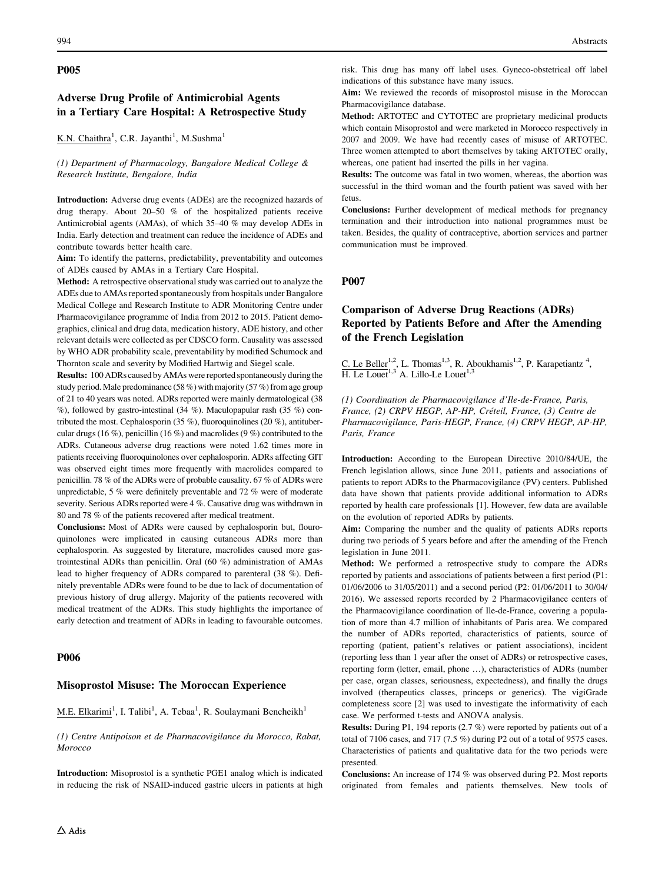## P005

### Adverse Drug Profile of Antimicrobial Agents in a Tertiary Care Hospital: A Retrospective Study

K.N. Chaithra[1], C.R. Jayanthi[1], M.Sushma[1]

*(1) Department of Pharmacology, Bangalore Medical College & Research Institute, Bengalore, India*

**Introduction:** Adverse drug events (ADEs) are the recognized hazards of drug therapy. About 20–50 % of the hospitalized patients receive Antimicrobial agents (AMAs), of which 35–40 % may develop ADEs in India. Early detection and treatment can reduce the incidence of ADEs and contribute towards better health care.

**Aim:** To identify the patterns, predictability, preventability and outcomes of ADEs caused by AMAs in a Tertiary Care Hospital.

**Method:** A retrospective observational study was carried out to analyze the ADEs due to AMAs reported spontaneously from hospitals under Bangalore Medical College and Research Institute to ADR Monitoring Centre under Pharmacovigilance programme of India from 2012 to 2015. Patient demographics, clinical and drug data, medication history, ADE history, and other relevant details were collected as per CDSCO form. Causality was assessed by WHO ADR probability scale, preventability by modified Schumock and Thornton scale and severity by Modified Hartwig and Siegel scale.

**Results:** 100 ADRs caused by AMAs were reported spontaneously during the study period. Male predominance (58 %) with majority (57 %) from age group of 21 to 40 years was noted. ADRs reported were mainly dermatological (38 %), followed by gastro-intestinal (34 %). Maculopapular rash (35 %) contributed the most. Cephalosporin (35 %), fluoroquinolines (20 %), antitubercular drugs (16 %), penicillin (16 %) and macrolides (9 %) contributed to the ADRs. Cutaneous adverse drug reactions were noted 1.62 times more in patients receiving fluoroquinolones over cephalosporin. ADRs affecting GIT was observed eight times more frequently with macrolides compared to penicillin. 67 % of the ADRs were of probable causality. 78 % of ADRs were unpredictable, 5 % were definitely preventable and 72 % were of moderate severity. Serious ADRs reported were 4 %. Causative drug was withdrawn in 80 and 78 % of the patients recovered after medical treatment.

**Conclusions:** Most of ADRs were caused by cephalosporin but, flouroquinolones were implicated in causing cutaneous ADRs more than cephalosporin. As suggested by literature, macrolides caused more gastrointestinal ADRs than penicillin. Oral (60 %) administration of AMAs lead to higher frequency of ADRs compared to parenteral (38 %). Definitely preventable ADRs were found to be due to lack of documentation of previous history of drug allergy. Majority of the patients recovered with medical treatment of the ADRs. This study highlights the importance of early detection and treatment of ADRs in leading to favourable outcomes.

## P006

### Misoprostol Misuse: The Moroccan Experience

M.E. Elkarimi[1], I. Talibi[1], A. Tebaa[1], R. Soulaymani Bencheikh[1]

*(1) Centre Antipoison et de Pharmacovigilance du Morocco, Rabat, Morocco*

**Introduction:** Misoprostol is a synthetic PGE1 analog which is indicated in reducing the risk of NSAID-induced gastric ulcers in patients at high risk. This drug has many off label uses. Gyneco-obstetrical off label indications of this substance have many issues.

**Aim:** We reviewed the records of misoprostol misuse in the Moroccan Pharmacovigilance database.

**Method:** ARTOTEC and CYTOTEC are proprietary medicinal products which contain Misoprostol and were marketed in Morocco respectively in 2007 and 2009. We have had recently cases of misuse of ARTOTEC. Three women attempted to abort themselves by taking ARTOTEC orally, whereas, one patient had inserted the pills in her vagina.

**Results:** The outcome was fatal in two women, whereas, the abortion was successful in the third woman and the fourth patient was saved with her fetus.

**Conclusions:** Further development of medical methods for pregnancy termination and their introduction into national programmes must be taken. Besides, the quality of contraceptive, abortion services and partner communication must be improved.

## P007

### Comparison of Adverse Drug Reactions (ADRs) Reported by Patients Before and After the Amending of the French Legislation

C. Le Beller[1,2], L. Thomas[1,3], R. Aboukhamis[1,2], P. Karapetiantz [4], H. Le Louet[1,3] A. Lillo-Le Louet[1,3]

*(1) Coordination de Pharmacovigilance d'Ile-de-France, Paris, France, (2) CRPV HEGP, AP-HP, Créteil, France, (3) Centre de Pharmacovigilance, Paris-HEGP, France, (4) CRPV HEGP, AP-HP, Paris, France*

**Introduction:** According to the European Directive 2010/84/UE, the French legislation allows, since June 2011, patients and associations of patients to report ADRs to the Pharmacovigilance (PV) centers. Published data have shown that patients provide additional information to ADRs reported by health care professionals [1]. However, few data are available on the evolution of reported ADRs by patients.

**Aim:** Comparing the number and the quality of patients ADRs reports during two periods of 5 years before and after the amending of the French legislation in June 2011.

**Method:** We performed a retrospective study to compare the ADRs reported by patients and associations of patients between a first period (P1: 01/06/2006 to 31/05/2011) and a second period (P2: 01/06/2011 to 30/04/2016). We assessed reports recorded by 2 Pharmacovigilance centers of the Pharmacovigilance coordination of Ile-de-France, covering a population of more than 4.7 million of inhabitants of Paris area. We compared the number of ADRs reported, characteristics of patients, source of reporting (patient, patient's relatives or patient associations), incident (reporting less than 1 year after the onset of ADRs) or retrospective cases, reporting form (letter, email, phone …), characteristics of ADRs (number per case, organ classes, seriousness, expectedness), and finally the drugs involved (therapeutics classes, princeps or generics). The vigiGrade completeness score [2] was used to investigate the informativity of each case. We performed t-tests and ANOVA analysis.

**Results:** During P1, 194 reports (2.7 %) were reported by patients out of a total of 7106 cases, and 717 (7.5 %) during P2 out of a total of 9575 cases. Characteristics of patients and qualitative data for the two periods were presented.

**Conclusions:** An increase of 174 % was observed during P2. Most reports originated from females and patients themselves. New tools of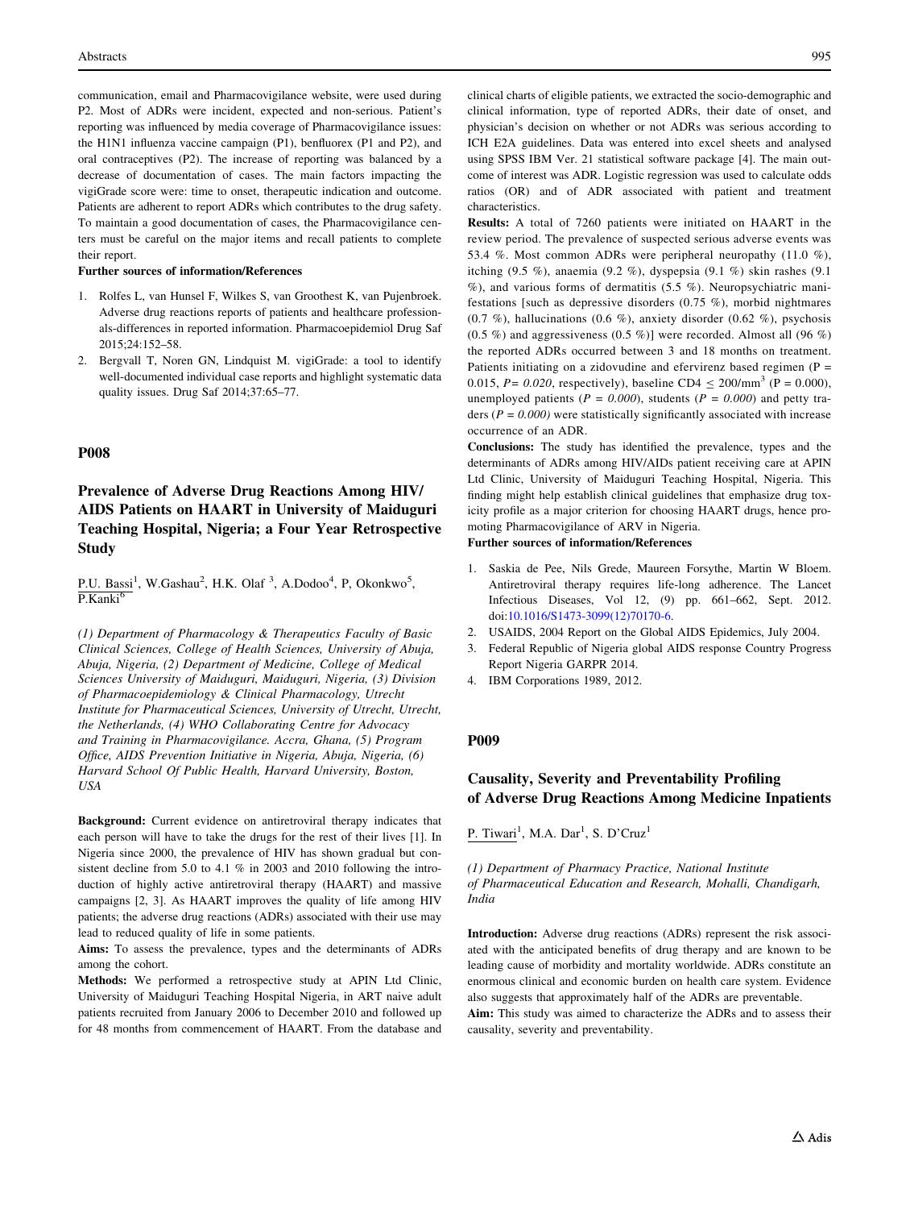communication, email and Pharmacovigilance website, were used during P2. Most of ADRs were incident, expected and non-serious. Patient's reporting was influenced by media coverage of Pharmacovigilance issues: the H1N1 influenza vaccine campaign (P1), benfluorex (P1 and P2), and oral contraceptives (P2). The increase of reporting was balanced by a decrease of documentation of cases. The main factors impacting the vigiGrade score were: time to onset, therapeutic indication and outcome. Patients are adherent to report ADRs which contributes to the drug safety. To maintain a good documentation of cases, the Pharmacovigilance centers must be careful on the major items and recall patients to complete their report.

**Further sources of information/References**

1. Rolfes L, van Hunsel F, Wilkes S, van Groothest K, van Pujenbroek. Adverse drug reactions reports of patients and healthcare professionals-differences in reported information. Pharmacoepidemiol Drug Saf 2015;24:152–58.
2. Bergvall T, Noren GN, Lindquist M. vigiGrade: a tool to identify well-documented individual case reports and highlight systematic data quality issues. Drug Saf 2014;37:65–77.

## P008

## Prevalence of Adverse Drug Reactions Among HIV/AIDS Patients on HAART in University of Maiduguri Teaching Hospital, Nigeria; a Four Year Retrospective Study

P.U. Bassi[1], W.Gashau[2], H.K. Olaf [3], A.Dodoo[4], P, Okonkwo[5], P.Kanki[6]

*(1) Department of Pharmacology & Therapeutics Faculty of Basic Clinical Sciences, College of Health Sciences, University of Abuja, Abuja, Nigeria, (2) Department of Medicine, College of Medical Sciences University of Maiduguri, Maiduguri, Nigeria, (3) Division of Pharmacoepidemiology & Clinical Pharmacology, Utrecht Institute for Pharmaceutical Sciences, University of Utrecht, Utrecht, the Netherlands, (4) WHO Collaborating Centre for Advocacy and Training in Pharmacovigilance. Accra, Ghana, (5) Program Office, AIDS Prevention Initiative in Nigeria, Abuja, Nigeria, (6) Harvard School Of Public Health, Harvard University, Boston, USA*

**Background:** Current evidence on antiretroviral therapy indicates that each person will have to take the drugs for the rest of their lives [1]. In Nigeria since 2000, the prevalence of HIV has shown gradual but consistent decline from 5.0 to 4.1 % in 2003 and 2010 following the introduction of highly active antiretroviral therapy (HAART) and massive campaigns [2, 3]. As HAART improves the quality of life among HIV patients; the adverse drug reactions (ADRs) associated with their use may lead to reduced quality of life in some patients.

**Aims:** To assess the prevalence, types and the determinants of ADRs among the cohort.

**Methods:** We performed a retrospective study at APIN Ltd Clinic, University of Maiduguri Teaching Hospital Nigeria, in ART naive adult patients recruited from January 2006 to December 2010 and followed up for 48 months from commencement of HAART. From the database and clinical charts of eligible patients, we extracted the socio-demographic and clinical information, type of reported ADRs, their date of onset, and physician's decision on whether or not ADRs was serious according to ICH E2A guidelines. Data was entered into excel sheets and analysed using SPSS IBM Ver. 21 statistical software package [4]. The main outcome of interest was ADR. Logistic regression was used to calculate odds ratios (OR) and of ADR associated with patient and treatment characteristics.

**Results:** A total of 7260 patients were initiated on HAART in the review period. The prevalence of suspected serious adverse events was 53.4 %. Most common ADRs were peripheral neuropathy (11.0 %), itching (9.5 %), anaemia (9.2 %), dyspepsia (9.1 %) skin rashes (9.1 %), and various forms of dermatitis (5.5 %). Neuropsychiatric manifestations [such as depressive disorders (0.75 %), morbid nightmares (0.7 %), hallucinations (0.6 %), anxiety disorder (0.62 %), psychosis (0.5 %) and aggressiveness (0.5 %)] were recorded. Almost all (96 %) the reported ADRs occurred between 3 and 18 months on treatment. Patients initiating on a zidovudine and efervirenz based regimen ($P = 0.015$, *P= 0.020*, respectively), baseline CD4 $\leq 200/\text{mm}^3$ ($P = 0.000$), unemployed patients (*P = 0.000*), students (*P = 0.000*) and petty traders (*P = 0.000*) were statistically significantly associated with increase occurrence of an ADR.

**Conclusions:** The study has identified the prevalence, types and the determinants of ADRs among HIV/AIDs patient receiving care at APIN Ltd Clinic, University of Maiduguri Teaching Hospital, Nigeria. This finding might help establish clinical guidelines that emphasize drug toxicity profile as a major criterion for choosing HAART drugs, hence promoting Pharmacovigilance of ARV in Nigeria.

**Further sources of information/References**

1. Saskia de Pee, Nils Grede, Maureen Forsythe, Martin W Bloem. Antiretroviral therapy requires life-long adherence. The Lancet Infectious Diseases, Vol 12, (9) pp. 661–662, Sept. 2012. doi:10.1016/S1473-3099(12)70170-6.
2. USAIDS, 2004 Report on the Global AIDS Epidemics, July 2004.
3. Federal Republic of Nigeria global AIDS response Country Progress Report Nigeria GARPR 2014.
4. IBM Corporations 1989, 2012.

## P009

## Causality, Severity and Preventability Profiling of Adverse Drug Reactions Among Medicine Inpatients

P. Tiwari[1], M.A. Dar[1], S. D'Cruz[1]

*(1) Department of Pharmacy Practice, National Institute of Pharmaceutical Education and Research, Mohalli, Chandigarh, India*

**Introduction:** Adverse drug reactions (ADRs) represent the risk associated with the anticipated benefits of drug therapy and are known to be leading cause of morbidity and mortality worldwide. ADRs constitute an enormous clinical and economic burden on health care system. Evidence also suggests that approximately half of the ADRs are preventable.

**Aim:** This study was aimed to characterize the ADRs and to assess their causality, severity and preventability.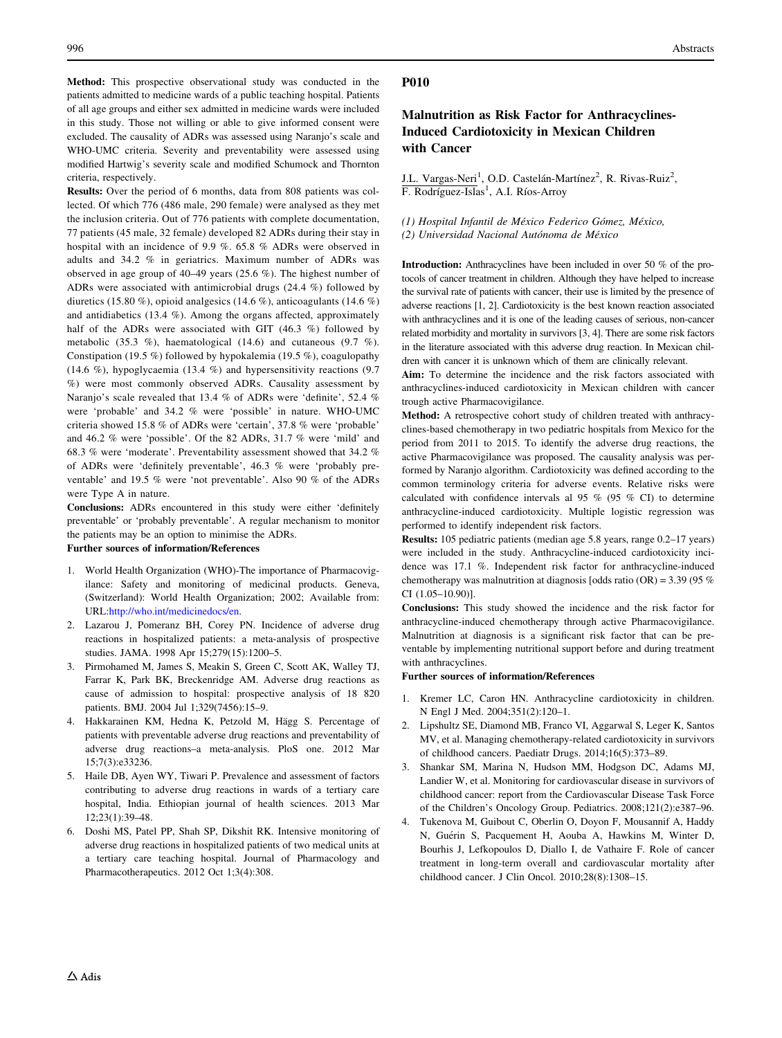**Method:** This prospective observational study was conducted in the patients admitted to medicine wards of a public teaching hospital. Patients of all age groups and either sex admitted in medicine wards were included in this study. Those not willing or able to give informed consent were excluded. The causality of ADRs was assessed using Naranjo's scale and WHO-UMC criteria. Severity and preventability were assessed using modified Hartwig's severity scale and modified Schumock and Thornton criteria, respectively.

**Results:** Over the period of 6 months, data from 808 patients was collected. Of which 776 (486 male, 290 female) were analysed as they met the inclusion criteria. Out of 776 patients with complete documentation, 77 patients (45 male, 32 female) developed 82 ADRs during their stay in hospital with an incidence of 9.9 %. 65.8 % ADRs were observed in adults and 34.2 % in geriatrics. Maximum number of ADRs was observed in age group of 40–49 years (25.6 %). The highest number of ADRs were associated with antimicrobial drugs (24.4 %) followed by diuretics (15.80 %), opioid analgesics (14.6 %), anticoagulants (14.6 %) and antidiabetics (13.4 %). Among the organs affected, approximately half of the ADRs were associated with GIT (46.3 %) followed by metabolic (35.3 %), haematological (14.6) and cutaneous (9.7 %). Constipation (19.5 %) followed by hypokalemia (19.5 %), coagulopathy (14.6 %), hypoglycaemia (13.4 %) and hypersensitivity reactions (9.7 %) were most commonly observed ADRs. Causality assessment by Naranjo's scale revealed that 13.4 % of ADRs were 'definite', 52.4 % were 'probable' and 34.2 % were 'possible' in nature. WHO-UMC criteria showed 15.8 % of ADRs were 'certain', 37.8 % were 'probable' and 46.2 % were 'possible'. Of the 82 ADRs, 31.7 % were 'mild' and 68.3 % were 'moderate'. Preventability assessment showed that 34.2 % of ADRs were 'definitely preventable', 46.3 % were 'probably preventable' and 19.5 % were 'not preventable'. Also 90 % of the ADRs were Type A in nature.

**Conclusions:** ADRs encountered in this study were either 'definitely preventable' or 'probably preventable'. A regular mechanism to monitor the patients may be an option to minimise the ADRs.

**Further sources of information/References**

1. World Health Organization (WHO)-The importance of Pharmacovigilance: Safety and monitoring of medicinal products. Geneva, (Switzerland): World Health Organization; 2002; Available from: URL:http://who.int/medicinedocs/en.
2. Lazarou J, Pomeranz BH, Corey PN. Incidence of adverse drug reactions in hospitalized patients: a meta-analysis of prospective studies. JAMA. 1998 Apr 15;279(15):1200–5.
3. Pirmohamed M, James S, Meakin S, Green C, Scott AK, Walley TJ, Farrar K, Park BK, Breckenridge AM. Adverse drug reactions as cause of admission to hospital: prospective analysis of 18 820 patients. BMJ. 2004 Jul 1;329(7456):15–9.
4. Hakkarainen KM, Hedna K, Petzold M, Hägg S. Percentage of patients with preventable adverse drug reactions and preventability of adverse drug reactions–a meta-analysis. PloS one. 2012 Mar 15;7(3):e33236.
5. Haile DB, Ayen WY, Tiwari P. Prevalence and assessment of factors contributing to adverse drug reactions in wards of a tertiary care hospital, India. Ethiopian journal of health sciences. 2013 Mar 12;23(1):39–48.
6. Doshi MS, Patel PP, Shah SP, Dikshit RK. Intensive monitoring of adverse drug reactions in hospitalized patients of two medical units at a tertiary care teaching hospital. Journal of Pharmacology and Pharmacotherapeutics. 2012 Oct 1;3(4):308.

## P010

## Malnutrition as Risk Factor for Anthracyclines-Induced Cardiotoxicity in Mexican Children with Cancer

J.L. Vargas-Neri[1], O.D. Castelán-Martínez[2], R. Rivas-Ruiz[2], F. Rodríguez-Islas[1], A.I. Ríos-Arroy

*(1) Hospital Infantil de México Federico Gómez, México,*
*(2) Universidad Nacional Autónoma de México*

**Introduction:** Anthracyclines have been included in over 50 % of the protocols of cancer treatment in children. Although they have helped to increase the survival rate of patients with cancer, their use is limited by the presence of adverse reactions [1, 2]. Cardiotoxicity is the best known reaction associated with anthracyclines and it is one of the leading causes of serious, non-cancer related morbidity and mortality in survivors [3, 4]. There are some risk factors in the literature associated with this adverse drug reaction. In Mexican children with cancer it is unknown which of them are clinically relevant.

**Aim:** To determine the incidence and the risk factors associated with anthracyclines-induced cardiotoxicity in Mexican children with cancer trough active Pharmacovigilance.

**Method:** A retrospective cohort study of children treated with anthracyclines-based chemotherapy in two pediatric hospitals from Mexico for the period from 2011 to 2015. To identify the adverse drug reactions, the active Pharmacovigilance was proposed. The causality analysis was performed by Naranjo algorithm. Cardiotoxicity was defined according to the common terminology criteria for adverse events. Relative risks were calculated with confidence intervals al 95 % (95 % CI) to determine anthracycline-induced cardiotoxicity. Multiple logistic regression was performed to identify independent risk factors.

**Results:** 105 pediatric patients (median age 5.8 years, range 0.2–17 years) were included in the study. Anthracycline-induced cardiotoxicity incidence was 17.1 %. Independent risk factor for anthracycline-induced chemotherapy was malnutrition at diagnosis [odds ratio (OR) = 3.39 (95 % CI (1.05–10.90)].

**Conclusions:** This study showed the incidence and the risk factor for anthracycline-induced chemotherapy through active Pharmacovigilance. Malnutrition at diagnosis is a significant risk factor that can be preventable by implementing nutritional support before and during treatment with anthracyclines.

**Further sources of information/References**

1. Kremer LC, Caron HN. Anthracycline cardiotoxicity in children. N Engl J Med. 2004;351(2):120–1.
2. Lipshultz SE, Diamond MB, Franco VI, Aggarwal S, Leger K, Santos MV, et al. Managing chemotherapy-related cardiotoxicity in survivors of childhood cancers. Paediatr Drugs. 2014;16(5):373–89.
3. Shankar SM, Marina N, Hudson MM, Hodgson DC, Adams MJ, Landier W, et al. Monitoring for cardiovascular disease in survivors of childhood cancer: report from the Cardiovascular Disease Task Force of the Children's Oncology Group. Pediatrics. 2008;121(2):e387–96.
4. Tukenova M, Guibout C, Oberlin O, Doyon F, Mousannif A, Haddy N, Guérin S, Pacquement H, Aouba A, Hawkins M, Winter D, Bourhis J, Lefkopoulos D, Diallo I, de Vathaire F. Role of cancer treatment in long-term overall and cardiovascular mortality after childhood cancer. J Clin Oncol. 2010;28(8):1308–15.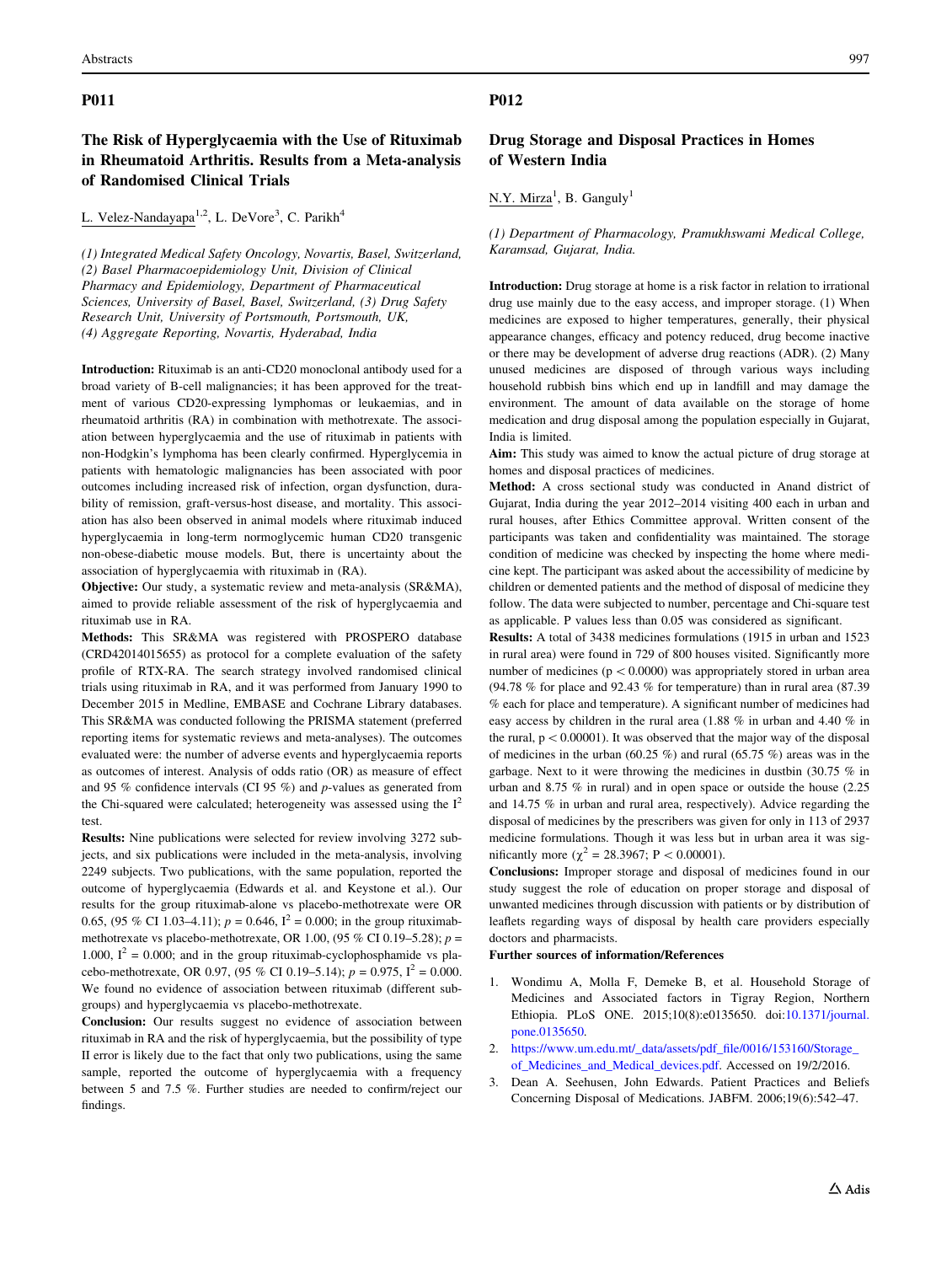## P011

### The Risk of Hyperglycaemia with the Use of Rituximab in Rheumatoid Arthritis. Results from a Meta-analysis of Randomised Clinical Trials

L. Velez-Nandayapa[1,2], L. DeVore[3], C. Parikh[4]

*(1) Integrated Medical Safety Oncology, Novartis, Basel, Switzerland, (2) Basel Pharmacoepidemiology Unit, Division of Clinical Pharmacy and Epidemiology, Department of Pharmaceutical Sciences, University of Basel, Basel, Switzerland, (3) Drug Safety Research Unit, University of Portsmouth, Portsmouth, UK, (4) Aggregate Reporting, Novartis, Hyderabad, India*

**Introduction:** Rituximab is an anti-CD20 monoclonal antibody used for a broad variety of B-cell malignancies; it has been approved for the treatment of various CD20-expressing lymphomas or leukaemias, and in rheumatoid arthritis (RA) in combination with methotrexate. The association between hyperglycaemia and the use of rituximab in patients with non-Hodgkin's lymphoma has been clearly confirmed. Hyperglycemia in patients with hematologic malignancies has been associated with poor outcomes including increased risk of infection, organ dysfunction, durability of remission, graft-versus-host disease, and mortality. This association has also been observed in animal models where rituximab induced hyperglycaemia in long-term normoglycemic human CD20 transgenic non-obese-diabetic mouse models. But, there is uncertainty about the association of hyperglycaemia with rituximab in (RA).

**Objective:** Our study, a systematic review and meta-analysis (SR&MA), aimed to provide reliable assessment of the risk of hyperglycaemia and rituximab use in RA.

**Methods:** This SR&MA was registered with PROSPERO database (CRD42014015655) as protocol for a complete evaluation of the safety profile of RTX-RA. The search strategy involved randomised clinical trials using rituximab in RA, and it was performed from January 1990 to December 2015 in Medline, EMBASE and Cochrane Library databases. This SR&MA was conducted following the PRISMA statement (preferred reporting items for systematic reviews and meta-analyses). The outcomes evaluated were: the number of adverse events and hyperglycaemia reports as outcomes of interest. Analysis of odds ratio (OR) as measure of effect and 95 % confidence intervals (CI 95 %) and *p*-values as generated from the Chi-squared were calculated; heterogeneity was assessed using the $I^2$ test.

**Results:** Nine publications were selected for review involving 3272 subjects, and six publications were included in the meta-analysis, involving 2249 subjects. Two publications, with the same population, reported the outcome of hyperglycaemia (Edwards et al. and Keystone et al.). Our results for the group rituximab-alone vs placebo-methotrexate were OR 0.65, (95 % CI 1.03–4.11); $p = 0.646$, $I^2 = 0.000$; in the group rituximab-methotrexate vs placebo-methotrexate, OR 1.00, (95 % CI 0.19–5.28); $p = 1.000$, $I^2 = 0.000$; and in the group rituximab-cyclophosphamide vs placebo-methotrexate, OR 0.97, (95 % CI 0.19–5.14); $p = 0.975$, $I^2 = 0.000$. We found no evidence of association between rituximab (different subgroups) and hyperglycaemia vs placebo-methotrexate.

**Conclusion:** Our results suggest no evidence of association between rituximab in RA and the risk of hyperglycaemia, but the possibility of type II error is likely due to the fact that only two publications, using the same sample, reported the outcome of hyperglycaemia with a frequency between 5 and 7.5 %. Further studies are needed to confirm/reject our findings.

## P012

### Drug Storage and Disposal Practices in Homes of Western India

N.Y. Mirza[1], B. Ganguly[1]

*(1) Department of Pharmacology, Pramukhswami Medical College, Karamsad, Gujarat, India.*

**Introduction:** Drug storage at home is a risk factor in relation to irrational drug use mainly due to the easy access, and improper storage. (1) When medicines are exposed to higher temperatures, generally, their physical appearance changes, efficacy and potency reduced, drug become inactive or there may be development of adverse drug reactions (ADR). (2) Many unused medicines are disposed of through various ways including household rubbish bins which end up in landfill and may damage the environment. The amount of data available on the storage of home medication and drug disposal among the population especially in Gujarat, India is limited.

**Aim:** This study was aimed to know the actual picture of drug storage at homes and disposal practices of medicines.

**Method:** A cross sectional study was conducted in Anand district of Gujarat, India during the year 2012–2014 visiting 400 each in urban and rural houses, after Ethics Committee approval. Written consent of the participants was taken and confidentiality was maintained. The storage condition of medicine was checked by inspecting the home where medicine kept. The participant was asked about the accessibility of medicine by children or demented patients and the method of disposal of medicine they follow. The data were subjected to number, percentage and Chi-square test as applicable. P values less than 0.05 was considered as significant.

**Results:** A total of 3438 medicines formulations (1915 in urban and 1523 in rural area) were found in 729 of 800 houses visited. Significantly more number of medicines ($p < 0.0000$) was appropriately stored in urban area (94.78 % for place and 92.43 % for temperature) than in rural area (87.39 % each for place and temperature). A significant number of medicines had easy access by children in the rural area (1.88 % in urban and 4.40 % in the rural, $p < 0.00001$). It was observed that the major way of the disposal of medicines in the urban (60.25 %) and rural (65.75 %) areas was in the garbage. Next to it were throwing the medicines in dustbin (30.75 % in urban and 8.75 % in rural) and in open space or outside the house (2.25 and 14.75 % in urban and rural area, respectively). Advice regarding the disposal of medicines by the prescribers was given for only in 113 of 2937 medicine formulations. Though it was less but in urban area it was significantly more ($\chi^2 = 28.3967$; $P < 0.00001$).

**Conclusions:** Improper storage and disposal of medicines found in our study suggest the role of education on proper storage and disposal of unwanted medicines through discussion with patients or by distribution of leaflets regarding ways of disposal by health care providers especially doctors and pharmacists.

**Further sources of information/References**

1. Wondimu A, Molla F, Demeke B, et al. Household Storage of Medicines and Associated factors in Tigray Region, Northern Ethiopia. PLoS ONE. 2015;10(8):e0135650. doi:10.1371/journal.pone.0135650.
2. https://www.um.edu.mt/_data/assets/pdf_file/0016/153160/Storage_of_Medicines_and_Medical_devices.pdf. Accessed on 19/2/2016.
3. Dean A. Seehusen, John Edwards. Patient Practices and Beliefs Concerning Disposal of Medications. JABFM. 2006;19(6):542–47.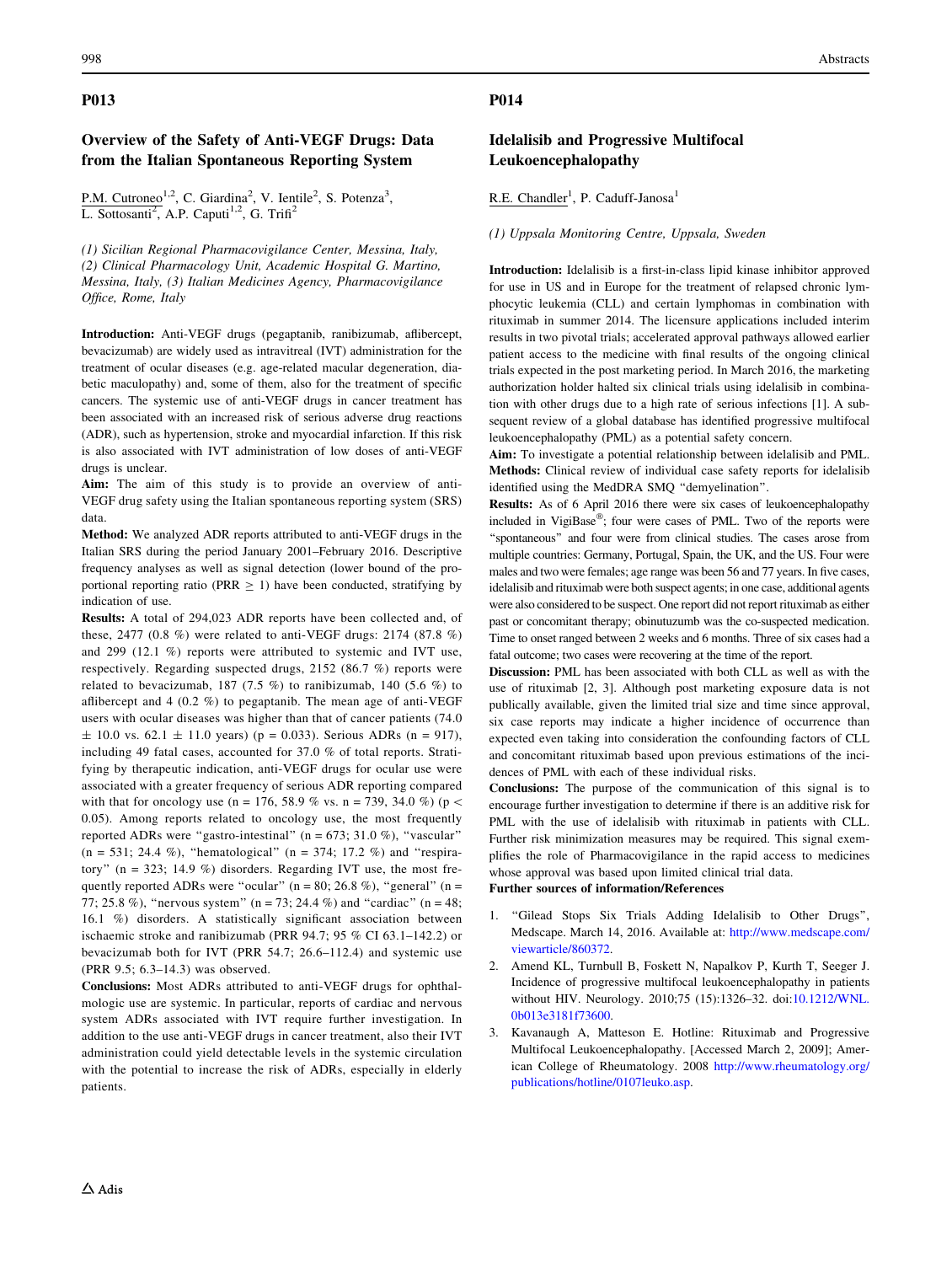## P013

### Overview of the Safety of Anti-VEGF Drugs: Data from the Italian Spontaneous Reporting System

P.M. Cutroneo[1,2], C. Giardina[2], V. Ientile[2], S. Potenza[3], L. Sottosanti[2], A.P. Caputi[1,2], G. Trifì[2]

*(1) Sicilian Regional Pharmacovigilance Center, Messina, Italy, (2) Clinical Pharmacology Unit, Academic Hospital G. Martino, Messina, Italy, (3) Italian Medicines Agency, Pharmacovigilance Office, Rome, Italy*

**Introduction:** Anti-VEGF drugs (pegaptanib, ranibizumab, aflibercept, bevacizumab) are widely used as intravitreal (IVT) administration for the treatment of ocular diseases (e.g. age-related macular degeneration, diabetic maculopathy) and, some of them, also for the treatment of specific cancers. The systemic use of anti-VEGF drugs in cancer treatment has been associated with an increased risk of serious adverse drug reactions (ADR), such as hypertension, stroke and myocardial infarction. If this risk is also associated with IVT administration of low doses of anti-VEGF drugs is unclear.

**Aim:** The aim of this study is to provide an overview of anti-VEGF drug safety using the Italian spontaneous reporting system (SRS) data.

**Method:** We analyzed ADR reports attributed to anti-VEGF drugs in the Italian SRS during the period January 2001–February 2016. Descriptive frequency analyses as well as signal detection (lower bound of the proportional reporting ratio (PRR $\geq$ 1) have been conducted, stratifying by indication of use.

**Results:** A total of 294,023 ADR reports have been collected and, of these, 2477 (0.8 %) were related to anti-VEGF drugs: 2174 (87.8 %) and 299 (12.1 %) reports were attributed to systemic and IVT use, respectively. Regarding suspected drugs, 2152 (86.7 %) reports were related to bevacizumab, 187 (7.5 %) to ranibizumab, 140 (5.6 %) to aflibercept and 4 (0.2 %) to pegaptanib. The mean age of anti-VEGF users with ocular diseases was higher than that of cancer patients (74.0 $\pm$ 10.0 vs. 62.1 $\pm$ 11.0 years) ($p = 0.033$). Serious ADRs (n = 917), including 49 fatal cases, accounted for 37.0 % of total reports. Stratifying by therapeutic indication, anti-VEGF drugs for ocular use were associated with a greater frequency of serious ADR reporting compared with that for oncology use (n = 176, 58.9 % vs. n = 739, 34.0 %) ($p < 0.05$). Among reports related to oncology use, the most frequently reported ADRs were "gastro-intestinal" (n = 673; 31.0 %), "vascular" (n = 531; 24.4 %), "hematological" (n = 374; 17.2 %) and "respiratory" (n = 323; 14.9 %) disorders. Regarding IVT use, the most frequently reported ADRs were "ocular" (n = 80; 26.8 %), "general" (n = 77; 25.8 %), "nervous system" (n = 73; 24.4 %) and "cardiac" (n = 48; 16.1 %) disorders. A statistically significant association between ischaemic stroke and ranibizumab (PRR 94.7; 95 % CI 63.1–142.2) or bevacizumab both for IVT (PRR 54.7; 26.6–112.4) and systemic use (PRR 9.5; 6.3–14.3) was observed.

**Conclusions:** Most ADRs attributed to anti-VEGF drugs for ophthalmologic use are systemic. In particular, reports of cardiac and nervous system ADRs associated with IVT require further investigation. In addition to the use anti-VEGF drugs in cancer treatment, also their IVT administration could yield detectable levels in the systemic circulation with the potential to increase the risk of ADRs, especially in elderly patients.

## P014

### Idelalisib and Progressive Multifocal Leukoencephalopathy

R.E. Chandler[1], P. Caduff-Janosa[1]

*(1) Uppsala Monitoring Centre, Uppsala, Sweden*

**Introduction:** Idelalisib is a first-in-class lipid kinase inhibitor approved for use in US and in Europe for the treatment of relapsed chronic lymphocytic leukemia (CLL) and certain lymphomas in combination with rituximab in summer 2014. The licensure applications included interim results in two pivotal trials; accelerated approval pathways allowed earlier patient access to the medicine with final results of the ongoing clinical trials expected in the post marketing period. In March 2016, the marketing authorization holder halted six clinical trials using idelalisib in combination with other drugs due to a high rate of serious infections [1]. A subsequent review of a global database has identified progressive multifocal leukoencephalopathy (PML) as a potential safety concern.

**Aim:** To investigate a potential relationship between idelalisib and PML.

**Methods:** Clinical review of individual case safety reports for idelalisib identified using the MedDRA SMQ "demyelination".

**Results:** As of 6 April 2016 there were six cases of leukoencephalopathy included in VigiBase®; four were cases of PML. Two of the reports were "spontaneous" and four were from clinical studies. The cases arose from multiple countries: Germany, Portugal, Spain, the UK, and the US. Four were males and two were females; age range was been 56 and 77 years. In five cases, idelalisib and rituximab were both suspect agents; in one case, additional agents were also considered to be suspect. One report did not report rituximab as either past or concomitant therapy; obinutuzumb was the co-suspected medication. Time to onset ranged between 2 weeks and 6 months. Three of six cases had a fatal outcome; two cases were recovering at the time of the report.

**Discussion:** PML has been associated with both CLL as well as with the use of rituximab [2, 3]. Although post marketing exposure data is not publically available, given the limited trial size and time since approval, six case reports may indicate a higher incidence of occurrence than expected even taking into consideration the confounding factors of CLL and concomitant rituximab based upon previous estimations of the incidences of PML with each of these individual risks.

**Conclusions:** The purpose of the communication of this signal is to encourage further investigation to determine if there is an additive risk for PML with the use of idelalisib with rituximab in patients with CLL. Further risk minimization measures may be required. This signal exemplifies the role of Pharmacovigilance in the rapid access to medicines whose approval was based upon limited clinical trial data.

**Further sources of information/References**

1. "Gilead Stops Six Trials Adding Idelalisib to Other Drugs", Medscape. March 14, 2016. Available at: http://www.medscape.com/viewarticle/860372.
2. Amend KL, Turnbull B, Foskett N, Napalkov P, Kurth T, Seeger J. Incidence of progressive multifocal leukoencephalopathy in patients without HIV. Neurology. 2010;75 (15):1326–32. doi:10.1212/WNL.0b013e3181f73600.
3. Kavanaugh A, Matteson E. Hotline: Rituximab and Progressive Multifocal Leukoencephalopathy. [Accessed March 2, 2009]; American College of Rheumatology. 2008 http://www.rheumatology.org/publications/hotline/0107leuko.asp.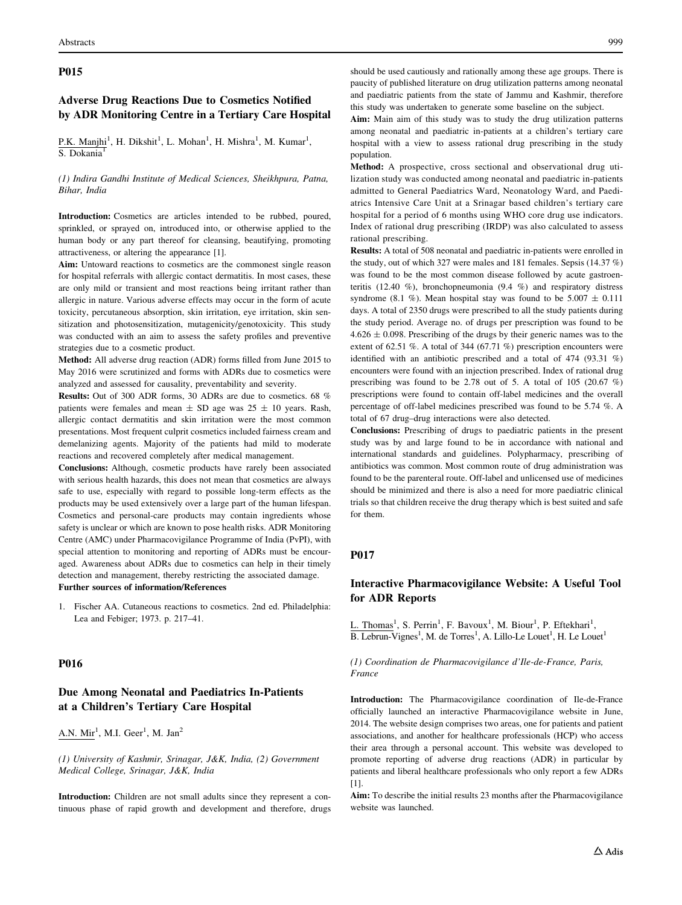## P015

### Adverse Drug Reactions Due to Cosmetics Notified by ADR Monitoring Centre in a Tertiary Care Hospital

P.K. Manjhi[1], H. Dikshit[1], L. Mohan[1], H. Mishra[1], M. Kumar[1], S. Dokania[1]

*(1) Indira Gandhi Institute of Medical Sciences, Sheikhpura, Patna, Bihar, India*

**Introduction:** Cosmetics are articles intended to be rubbed, poured, sprinkled, or sprayed on, introduced into, or otherwise applied to the human body or any part thereof for cleansing, beautifying, promoting attractiveness, or altering the appearance [1].

**Aim:** Untoward reactions to cosmetics are the commonest single reason for hospital referrals with allergic contact dermatitis. In most cases, these are only mild or transient and most reactions being irritant rather than allergic in nature. Various adverse effects may occur in the form of acute toxicity, percutaneous absorption, skin irritation, eye irritation, skin sensitization and photosensitization, mutagenicity/genotoxicity. This study was conducted with an aim to assess the safety profiles and preventive strategies due to a cosmetic product.

**Method:** All adverse drug reaction (ADR) forms filled from June 2015 to May 2016 were scrutinized and forms with ADRs due to cosmetics were analyzed and assessed for causality, preventability and severity.

**Results:** Out of 300 ADR forms, 30 ADRs are due to cosmetics. 68 % patients were females and mean $\pm$ SD age was $25 \pm 10$ years. Rash, allergic contact dermatitis and skin irritation were the most common presentations. Most frequent culprit cosmetics included fairness cream and demelanizing agents. Majority of the patients had mild to moderate reactions and recovered completely after medical management.

**Conclusions:** Although, cosmetic products have rarely been associated with serious health hazards, this does not mean that cosmetics are always safe to use, especially with regard to possible long-term effects as the products may be used extensively over a large part of the human lifespan. Cosmetics and personal-care products may contain ingredients whose safety is unclear or which are known to pose health risks. ADR Monitoring Centre (AMC) under Pharmacovigilance Programme of India (PvPI), with special attention to monitoring and reporting of ADRs must be encouraged. Awareness about ADRs due to cosmetics can help in their timely detection and management, thereby restricting the associated damage.

**Further sources of information/References**

1. Fischer AA. Cutaneous reactions to cosmetics. 2nd ed. Philadelphia: Lea and Febiger; 1973. p. 217–41.

## P016

### Due Among Neonatal and Paediatrics In-Patients at a Children's Tertiary Care Hospital

A.N. Mir[1], M.I. Geer[1], M. Jan[2]

*(1) University of Kashmir, Srinagar, J&K, India, (2) Government Medical College, Srinagar, J&K, India*

**Introduction:** Children are not small adults since they represent a continuous phase of rapid growth and development and therefore, drugs should be used cautiously and rationally among these age groups. There is paucity of published literature on drug utilization patterns among neonatal and paediatric patients from the state of Jammu and Kashmir, therefore this study was undertaken to generate some baseline on the subject.

**Aim:** Main aim of this study was to study the drug utilization patterns among neonatal and paediatric in-patients at a children's tertiary care hospital with a view to assess rational drug prescribing in the study population.

**Method:** A prospective, cross sectional and observational drug utilization study was conducted among neonatal and paediatric in-patients admitted to General Paediatrics Ward, Neonatology Ward, and Paediatrics Intensive Care Unit at a Srinagar based children's tertiary care hospital for a period of 6 months using WHO core drug use indicators. Index of rational drug prescribing (IRDP) was also calculated to assess rational prescribing.

**Results:** A total of 508 neonatal and paediatric in-patients were enrolled in the study, out of which 327 were males and 181 females. Sepsis (14.37 %) was found to be the most common disease followed by acute gastroenteritis (12.40 %), bronchopneumonia (9.4 %) and respiratory distress syndrome (8.1 %). Mean hospital stay was found to be $5.007 \pm 0.111$ days. A total of 2350 drugs were prescribed to all the study patients during the study period. Average no. of drugs per prescription was found to be $4.626 \pm 0.098$. Prescribing of the drugs by their generic names was to the extent of 62.51 %. A total of 344 (67.71 %) prescription encounters were identified with an antibiotic prescribed and a total of 474 (93.31 %) encounters were found with an injection prescribed. Index of rational drug prescribing was found to be 2.78 out of 5. A total of 105 (20.67 %) prescriptions were found to contain off-label medicines and the overall percentage of off-label medicines prescribed was found to be 5.74 %. A total of 67 drug–drug interactions were also detected.

**Conclusions:** Prescribing of drugs to paediatric patients in the present study was by and large found to be in accordance with national and international standards and guidelines. Polypharmacy, prescribing of antibiotics was common. Most common route of drug administration was found to be the parenteral route. Off-label and unlicensed use of medicines should be minimized and there is also a need for more paediatric clinical trials so that children receive the drug therapy which is best suited and safe for them.

## P017

### Interactive Pharmacovigilance Website: A Useful Tool for ADR Reports

L. Thomas[1], S. Perrin[1], F. Bavoux[1], M. Biour[1], P. Eftekhari[1], B. Lebrun-Vignes[1], M. de Torres[1], A. Lillo-Le Louet[1], H. Le Louet[1]

*(1) Coordination de Pharmacovigilance d'Ile-de-France, Paris, France*

**Introduction:** The Pharmacovigilance coordination of Ile-de-France officially launched an interactive Pharmacovigilance website in June, 2014. The website design comprises two areas, one for patients and patient associations, and another for healthcare professionals (HCP) who access their area through a personal account. This website was developed to promote reporting of adverse drug reactions (ADR) in particular by patients and liberal healthcare professionals who only report a few ADRs [1].

**Aim:** To describe the initial results 23 months after the Pharmacovigilance website was launched.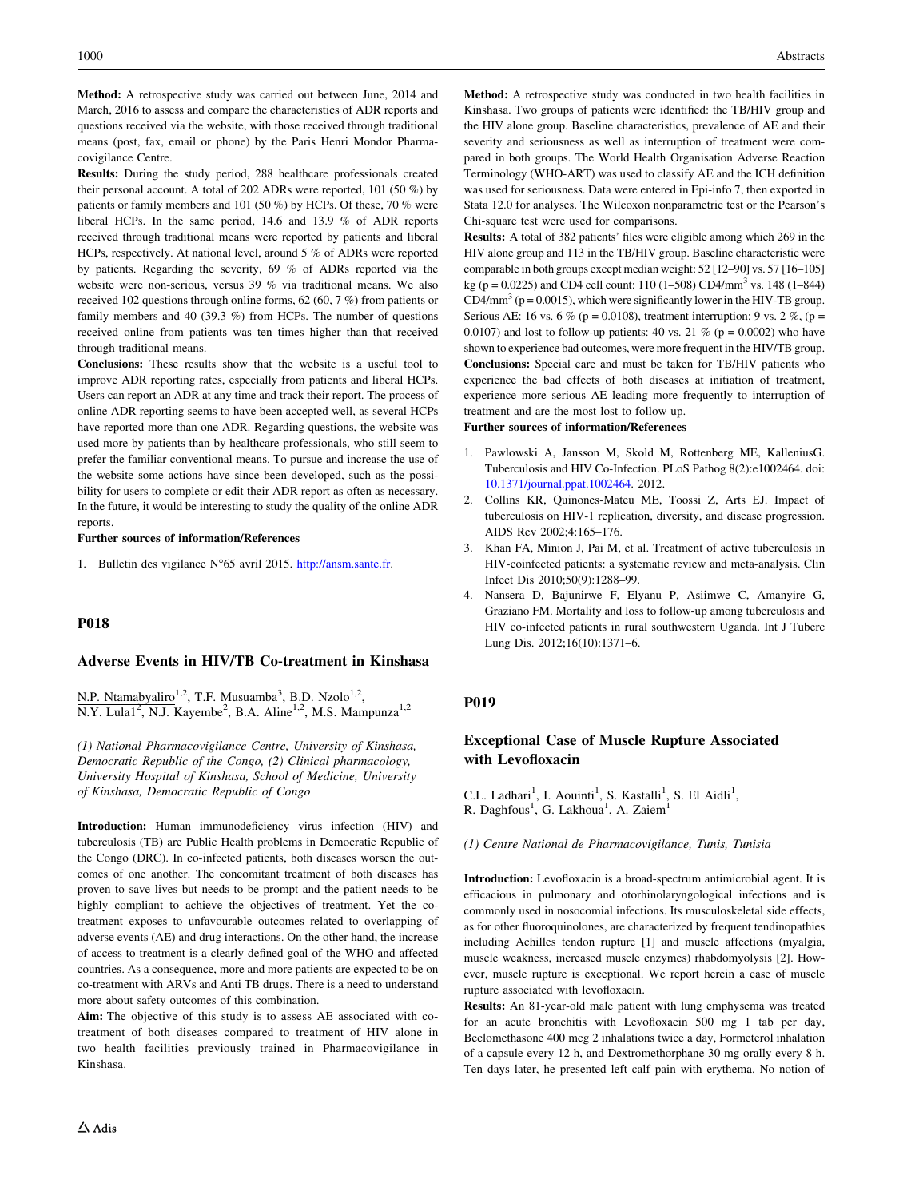**Method:** A retrospective study was carried out between June, 2014 and March, 2016 to assess and compare the characteristics of ADR reports and questions received via the website, with those received through traditional means (post, fax, email or phone) by the Paris Henri Mondor Pharmacovigilance Centre.

**Results:** During the study period, 288 healthcare professionals created their personal account. A total of 202 ADRs were reported, 101 (50 %) by patients or family members and 101 (50 %) by HCPs. Of these, 70 % were liberal HCPs. In the same period, 14.6 and 13.9 % of ADR reports received through traditional means were reported by patients and liberal HCPs, respectively. At national level, around 5 % of ADRs were reported by patients. Regarding the severity, 69 % of ADRs reported via the website were non-serious, versus 39 % via traditional means. We also received 102 questions through online forms, 62 (60, 7 %) from patients or family members and 40 (39.3 %) from HCPs. The number of questions received online from patients was ten times higher than that received through traditional means.

**Conclusions:** These results show that the website is a useful tool to improve ADR reporting rates, especially from patients and liberal HCPs. Users can report an ADR at any time and track their report. The process of online ADR reporting seems to have been accepted well, as several HCPs have reported more than one ADR. Regarding questions, the website was used more by patients than by healthcare professionals, who still seem to prefer the familiar conventional means. To pursue and increase the use of the website some actions have since been developed, such as the possibility for users to complete or edit their ADR report as often as necessary. In the future, it would be interesting to study the quality of the online ADR reports.

**Further sources of information/References**

1. Bulletin des vigilance N°65 avril 2015. http://ansm.sante.fr.

## P018

### Adverse Events in HIV/TB Co-treatment in Kinshasa

N.P. Ntamabyaliro[1,2], T.F. Musuamba[3], B.D. Nzolo[1,2], N.Y. Lula1[2], N.J. Kayembe[2], B.A. Aline[1,2], M.S. Mampunza[1,2]

*(1) National Pharmacovigilance Centre, University of Kinshasa, Democratic Republic of the Congo, (2) Clinical pharmacology, University Hospital of Kinshasa, School of Medicine, University of Kinshasa, Democratic Republic of Congo*

**Introduction:** Human immunodeficiency virus infection (HIV) and tuberculosis (TB) are Public Health problems in Democratic Republic of the Congo (DRC). In co-infected patients, both diseases worsen the outcomes of one another. The concomitant treatment of both diseases has proven to save lives but needs to be prompt and the patient needs to be highly compliant to achieve the objectives of treatment. Yet the co-treatment exposes to unfavourable outcomes related to overlapping of adverse events (AE) and drug interactions. On the other hand, the increase of access to treatment is a clearly defined goal of the WHO and affected countries. As a consequence, more and more patients are expected to be on co-treatment with ARVs and Anti TB drugs. There is a need to understand more about safety outcomes of this combination.

**Aim:** The objective of this study is to assess AE associated with co-treatment of both diseases compared to treatment of HIV alone in two health facilities previously trained in Pharmacovigilance in Kinshasa.

**Method:** A retrospective study was conducted in two health facilities in Kinshasa. Two groups of patients were identified: the TB/HIV group and the HIV alone group. Baseline characteristics, prevalence of AE and their severity and seriousness as well as interruption of treatment were compared in both groups. The World Health Organisation Adverse Reaction Terminology (WHO-ART) was used to classify AE and the ICH definition was used for seriousness. Data were entered in Epi-info 7, then exported in Stata 12.0 for analyses. The Wilcoxon nonparametric test or the Pearson's Chi-square test were used for comparisons.

**Results:** A total of 382 patients' files were eligible among which 269 in the HIV alone group and 113 in the TB/HIV group. Baseline characteristic were comparable in both groups except median weight: 52 [12–90] vs. 57 [16–105] kg ($p = 0.0225$) and CD4 cell count: 110 (1–508) CD4/mm$^3$ vs. 148 (1–844) CD4/mm$^3$ ($p = 0.0015$), which were significantly lower in the HIV-TB group. Serious AE: 16 vs. 6 % ($p = 0.0108$), treatment interruption: 9 vs. 2 %, ($p = 0.0107$) and lost to follow-up patients: 40 vs. 21 % ($p = 0.0002$) who have shown to experience bad outcomes, were more frequent in the HIV/TB group.

**Conclusions:** Special care and must be taken for TB/HIV patients who experience the bad effects of both diseases at initiation of treatment, experience more serious AE leading more frequently to interruption of treatment and are the most lost to follow up.

**Further sources of information/References**

1. Pawlowski A, Jansson M, Skold M, Rottenberg ME, KalleniusG. Tuberculosis and HIV Co-Infection. PLoS Pathog 8(2):e1002464. doi: 10.1371/journal.ppat.1002464. 2012.
2. Collins KR, Quinones-Mateu ME, Toossi Z, Arts EJ. Impact of tuberculosis on HIV-1 replication, diversity, and disease progression. AIDS Rev 2002;4:165–176.
3. Khan FA, Minion J, Pai M, et al. Treatment of active tuberculosis in HIV-coinfected patients: a systematic review and meta-analysis. Clin Infect Dis 2010;50(9):1288–99.
4. Nansera D, Bajunirwe F, Elyanu P, Asiimwe C, Amanyire G, Graziano FM. Mortality and loss to follow-up among tuberculosis and HIV co-infected patients in rural southwestern Uganda. Int J Tuberc Lung Dis. 2012;16(10):1371–6.

## P019

### Exceptional Case of Muscle Rupture Associated with Levofloxacin

C.L. Ladhari[1], I. Aouinti[1], S. Kastalli[1], S. El Aidli[1], R. Daghfous[1], G. Lakhoua[1], A. Zaiem[1]

*(1) Centre National de Pharmacovigilance, Tunis, Tunisia*

**Introduction:** Levofloxacin is a broad-spectrum antimicrobial agent. It is efficacious in pulmonary and otorhinolaryngological infections and is commonly used in nosocomial infections. Its musculoskeletal side effects, as for other fluoroquinolones, are characterized by frequent tendinopathies including Achilles tendon rupture [1] and muscle affections (myalgia, muscle weakness, increased muscle enzymes) rhabdomyolysis [2]. However, muscle rupture is exceptional. We report herein a case of muscle rupture associated with levofloxacin.

**Results:** An 81-year-old male patient with lung emphysema was treated for an acute bronchitis with Levofloxacin 500 mg 1 tab per day, Beclomethasone 400 mcg 2 inhalations twice a day, Formeterol inhalation of a capsule every 12 h, and Dextromethorphane 30 mg orally every 8 h. Ten days later, he presented left calf pain with erythema. No notion of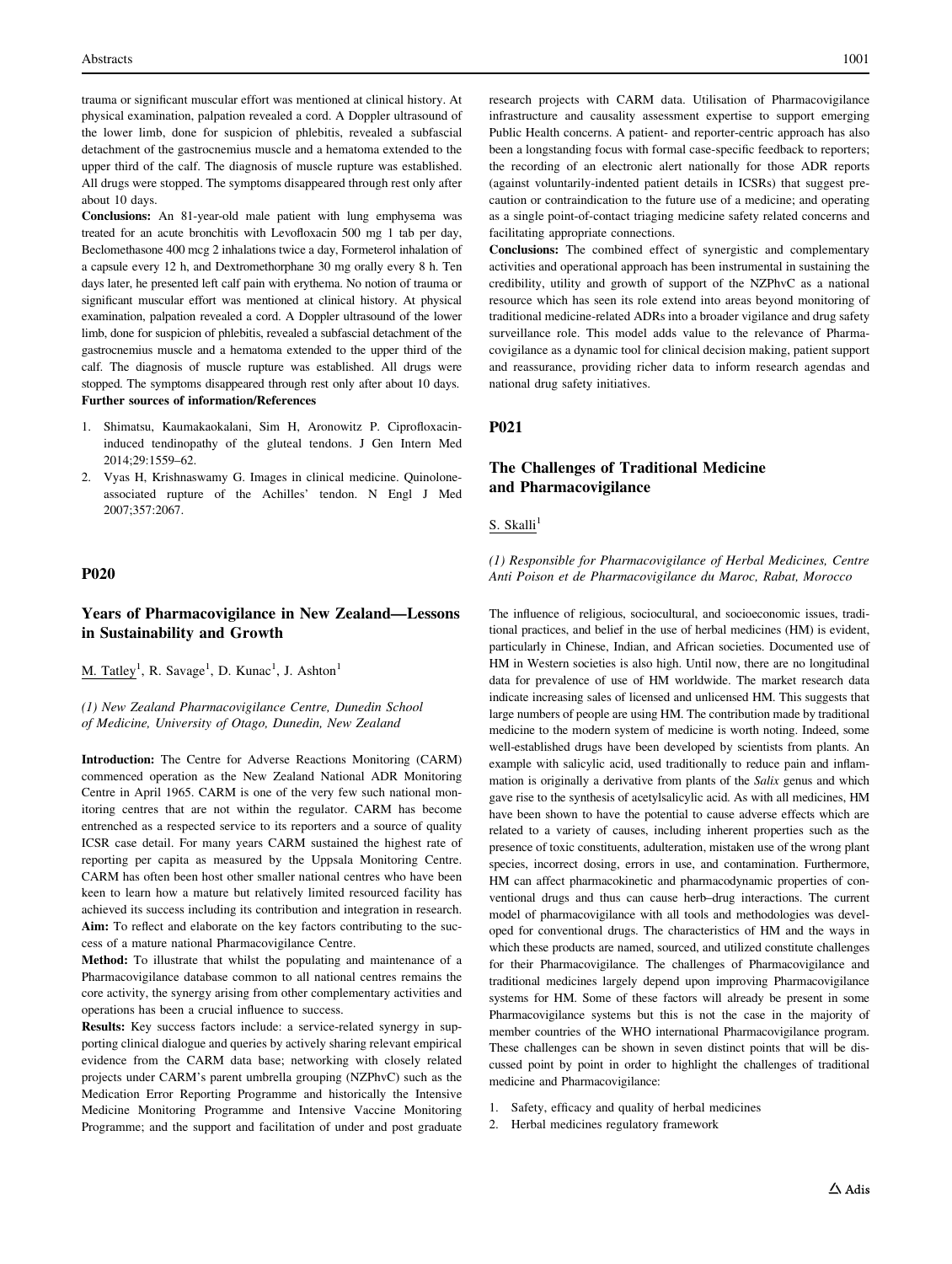trauma or significant muscular effort was mentioned at clinical history. At physical examination, palpation revealed a cord. A Doppler ultrasound of the lower limb, done for suspicion of phlebitis, revealed a subfascial detachment of the gastrocnemius muscle and a hematoma extended to the upper third of the calf. The diagnosis of muscle rupture was established. All drugs were stopped. The symptoms disappeared through rest only after about 10 days.

**Conclusions:** An 81-year-old male patient with lung emphysema was treated for an acute bronchitis with Levofloxacin 500 mg 1 tab per day, Beclomethasone 400 mcg 2 inhalations twice a day, Formeterol inhalation of a capsule every 12 h, and Dextromethorphane 30 mg orally every 8 h. Ten days later, he presented left calf pain with erythema. No notion of trauma or significant muscular effort was mentioned at clinical history. At physical examination, palpation revealed a cord. A Doppler ultrasound of the lower limb, done for suspicion of phlebitis, revealed a subfascial detachment of the gastrocnemius muscle and a hematoma extended to the upper third of the calf. The diagnosis of muscle rupture was established. All drugs were stopped. The symptoms disappeared through rest only after about 10 days.

**Further sources of information/References**

1. Shimatsu, Kaumakaokalani, Sim H, Aronowitz P. Ciprofloxacin-induced tendinopathy of the gluteal tendons. J Gen Intern Med 2014;29:1559–62.
2. Vyas H, Krishnaswamy G. Images in clinical medicine. Quinolone-associated rupture of the Achilles' tendon. N Engl J Med 2007;357:2067.

## P020

### Years of Pharmacovigilance in New Zealand—Lessons in Sustainability and Growth

M. Tatley[1], R. Savage[1], D. Kunac[1], J. Ashton[1]

*(1) New Zealand Pharmacovigilance Centre, Dunedin School of Medicine, University of Otago, Dunedin, New Zealand*

**Introduction:** The Centre for Adverse Reactions Monitoring (CARM) commenced operation as the New Zealand National ADR Monitoring Centre in April 1965. CARM is one of the very few such national monitoring centres that are not within the regulator. CARM has become entrenched as a respected service to its reporters and a source of quality ICSR case detail. For many years CARM sustained the highest rate of reporting per capita as measured by the Uppsala Monitoring Centre. CARM has often been host other smaller national centres who have been keen to learn how a mature but relatively limited resourced facility has achieved its success including its contribution and integration in research.

**Aim:** To reflect and elaborate on the key factors contributing to the success of a mature national Pharmacovigilance Centre.

**Method:** To illustrate that whilst the populating and maintenance of a Pharmacovigilance database common to all national centres remains the core activity, the synergy arising from other complementary activities and operations has been a crucial influence to success.

**Results:** Key success factors include: a service-related synergy in supporting clinical dialogue and queries by actively sharing relevant empirical evidence from the CARM data base; networking with closely related projects under CARM's parent umbrella grouping (NZPhvC) such as the Medication Error Reporting Programme and historically the Intensive Medicine Monitoring Programme and Intensive Vaccine Monitoring Programme; and the support and facilitation of under and post graduate research projects with CARM data. Utilisation of Pharmacovigilance infrastructure and causality assessment expertise to support emerging Public Health concerns. A patient- and reporter-centric approach has also been a longstanding focus with formal case-specific feedback to reporters; the recording of an electronic alert nationally for those ADR reports (against voluntarily-indented patient details in ICSRs) that suggest precaution or contraindication to the future use of a medicine; and operating as a single point-of-contact triaging medicine safety related concerns and facilitating appropriate connections.

**Conclusions:** The combined effect of synergistic and complementary activities and operational approach has been instrumental in sustaining the credibility, utility and growth of support of the NZPhvC as a national resource which has seen its role extend into areas beyond monitoring of traditional medicine-related ADRs into a broader vigilance and drug safety surveillance role. This model adds value to the relevance of Pharmacovigilance as a dynamic tool for clinical decision making, patient support and reassurance, providing richer data to inform research agendas and national drug safety initiatives.

## P021

### The Challenges of Traditional Medicine and Pharmacovigilance

S. Skalli[1]

*(1) Responsible for Pharmacovigilance of Herbal Medicines, Centre Anti Poison et de Pharmacovigilance du Maroc, Rabat, Morocco*

The influence of religious, sociocultural, and socioeconomic issues, traditional practices, and belief in the use of herbal medicines (HM) is evident, particularly in Chinese, Indian, and African societies. Documented use of HM in Western societies is also high. Until now, there are no longitudinal data for prevalence of use of HM worldwide. The market research data indicate increasing sales of licensed and unlicensed HM. This suggests that large numbers of people are using HM. The contribution made by traditional medicine to the modern system of medicine is worth noting. Indeed, some well-established drugs have been developed by scientists from plants. An example with salicylic acid, used traditionally to reduce pain and inflammation is originally a derivative from plants of the *Salix* genus and which gave rise to the synthesis of acetylsalicylic acid. As with all medicines, HM have been shown to have the potential to cause adverse effects which are related to a variety of causes, including inherent properties such as the presence of toxic constituents, adulteration, mistaken use of the wrong plant species, incorrect dosing, errors in use, and contamination. Furthermore, HM can affect pharmacokinetic and pharmacodynamic properties of conventional drugs and thus can cause herb–drug interactions. The current model of pharmacovigilance with all tools and methodologies was developed for conventional drugs. The characteristics of HM and the ways in which these products are named, sourced, and utilized constitute challenges for their Pharmacovigilance. The challenges of Pharmacovigilance and traditional medicines largely depend upon improving Pharmacovigilance systems for HM. Some of these factors will already be present in some Pharmacovigilance systems but this is not the case in the majority of member countries of the WHO international Pharmacovigilance program. These challenges can be shown in seven distinct points that will be discussed point by point in order to highlight the challenges of traditional medicine and Pharmacovigilance:

1. Safety, efficacy and quality of herbal medicines
2. Herbal medicines regulatory framework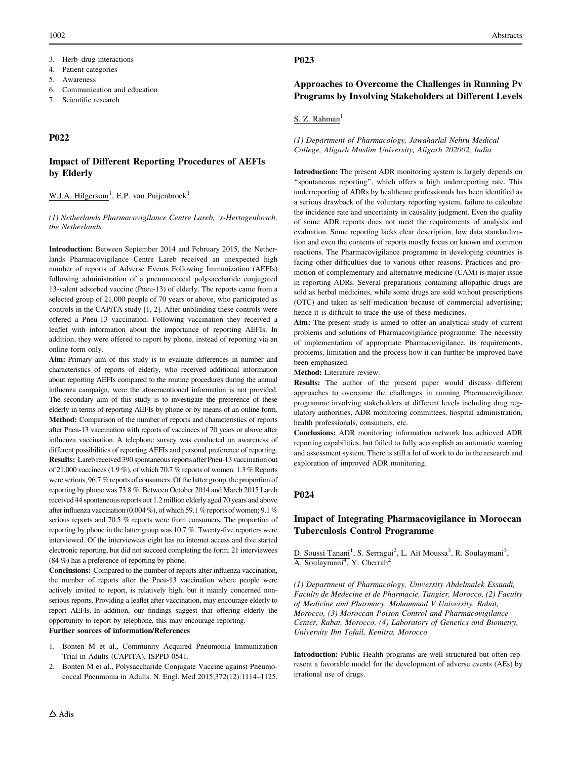3. Herb–drug interactions
4. Patient categories
5. Awareness
6. Communication and education
7. Scientific research

## P022

### Impact of Different Reporting Procedures of AEFIs by Elderly

W.J.A. Hilgersom[1], E.P. van Puijenbroek[1]

*(1) Netherlands Pharmacovigilance Centre Lareb, 's-Hertogenbosch, the Netherlands*

**Introduction:** Between September 2014 and February 2015, the Netherlands Pharmacovigilance Centre Lareb received an unexpected high number of reports of Adverse Events Following Immunization (AEFIs) following administration of a pneumococcal polysaccharide conjugated 13-valent adsorbed vaccine (Pneu-13) of elderly. The reports came from a selected group of 21,000 people of 70 years or above, who participated as controls in the CAPiTA study [1, 2]. After unblinding these controls were offered a Pneu-13 vaccination. Following vaccination they received a leaflet with information about the importance of reporting AEFIs. In addition, they were offered to report by phone, instead of reporting via an online form only.

**Aim:** Primary aim of this study is to evaluate differences in number and characteristics of reports of elderly, who received additional information about reporting AEFIs compared to the routine procedures during the annual influenza campaign, were the aforementioned information is not provided. The secondary aim of this study is to investigate the preference of these elderly in terms of reporting AEFIs by phone or by means of an online form.

**Method:** Comparison of the number of reports and characteristics of reports after Pneu-13 vaccination with reports of vaccinees of 70 years or above after influenza vaccination. A telephone survey was conducted on awareness of different possibilities of reporting AEFIs and personal preference of reporting.

**Results:** Lareb received 390 spontaneous reports after Pneu-13 vaccination out of 21,000 vaccinees (1.9 %), of which 70.7 % reports of women. 1.3 % Reports were serious, 96.7 % reports of consumers. Of the latter group, the proportion of reporting by phone was 73.8 %. Between October 2014 and March 2015 Lareb received 44 spontaneous reports out 1.2 million elderly aged 70 years and above after influenza vaccination (0.004 %), of which 59.1 % reports of women; 9.1 % serious reports and 70.5 % reports were from consumers. The proportion of reporting by phone in the latter group was 10.7 %. Twenty-five reporters were interviewed. Of the interviewees eight has no internet access and five started electronic reporting, but did not succeed completing the form. 21 interviewees (84 %) has a preference of reporting by phone.

**Conclusions:** Compared to the number of reports after influenza vaccination, the number of reports after the Pneu-13 vaccination where people were actively invited to report, is relatively high, but it mainly concerned non-serious reports. Providing a leaflet after vaccination, may encourage elderly to report AEFIs. In addition, our findings suggest that offering elderly the opportunity to report by telephone, this may encourage reporting.

**Further sources of information/References**

1. Bonten M et al., Community Acquired Pneumonia Immunization Trial in Adults (CAPITA). ISPPD-0541.
2. Bonten M et al., Polysaccharide Conjugate Vaccine against Pneumococcal Pneumonia in Adults. N. Engl. Med 2015;372(12):1114–1125.

## P023

### Approaches to Overcome the Challenges in Running Pv Programs by Involving Stakeholders at Different Levels

S. Z. Rahman[1]

*(1) Department of Pharmacology, Jawaharlal Nehru Medical College, Aligarh Muslim University, Aligarh 202002, India*

**Introduction:** The present ADR monitoring system is largely depends on "spontaneous reporting", which offers a high underreporting rate. This underreporting of ADRs by healthcare professionals has been identified as a serious drawback of the voluntary reporting system, failure to calculate the incidence rate and uncertainty in causality judgment. Even the quality of some ADR reports does not meet the requirements of analysis and evaluation. Some reporting lacks clear description, low data standardization and even the contents of reports mostly focus on known and common reactions. The Pharmacovigilance programme in developing countries is facing other difficulties due to various other reasons. Practices and promotion of complementary and alternative medicine (CAM) is major issue in reporting ADRs. Several preparations containing allopathic drugs are sold as herbal medicines, while some drugs are sold without prescriptions (OTC) and taken as self-medication because of commercial advertising; hence it is difficult to trace the use of these medicines.

**Aim:** The present study is aimed to offer an analytical study of current problems and solutions of Pharmacovigilance programme. The necessity of implementation of appropriate Pharmacovigilance, its requirements, problems, limitation and the process how it can further be improved have been emphasized.

**Method:** Literature review.

**Results:** The author of the present paper would discuss different approaches to overcome the challenges in running Pharmacovigilance programme involving stakeholders at different levels including drug regulatory authorities, ADR monitoring committees, hospital administration, health professionals, consumers, etc.

**Conclusions:** ADR monitoring information network has achieved ADR reporting capabilities, but failed to fully accomplish an automatic warning and assessment system. There is still a lot of work to do in the research and exploration of improved ADR monitoring.

## P024

### Impact of Integrating Pharmacovigilance in Moroccan Tuberculosis Control Programme

D. Soussi Tanani[1], S. Serragui[2], L. Ait Moussa[3], R. Soulaymani[3], A. Soulaymani[4], Y. Cherrah[2]

*(1) Department of Pharmacology, University Abdelmalek Essaadi, Faculty de Medecine et de Pharmacie, Tangier, Morocco, (2) Faculty of Medicine and Pharmacy, Mohammad V University, Rabat, Morocco, (3) Moroccan Poison Control and Pharmacovigilance Center, Rabat, Morocco, (4) Laboratory of Genetics and Biometry, University Ibn Tofail, Kenitra, Morocco*

**Introduction:** Public Health programs are well structured but often represent a favorable model for the development of adverse events (AEs) by irrational use of drugs.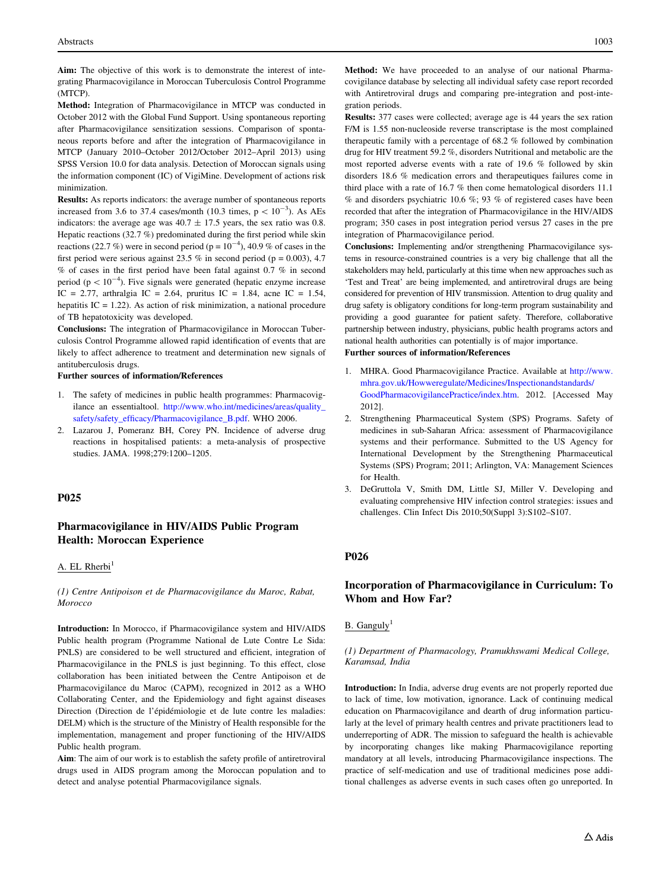**Aim:** The objective of this work is to demonstrate the interest of integrating Pharmacovigilance in Moroccan Tuberculosis Control Programme (MTCP).

**Method:** Integration of Pharmacovigilance in MTCP was conducted in October 2012 with the Global Fund Support. Using spontaneous reporting after Pharmacovigilance sensitization sessions. Comparison of spontaneous reports before and after the integration of Pharmacovigilance in MTCP (January 2010–October 2012/October 2012–April 2013) using SPSS Version 10.0 for data analysis. Detection of Moroccan signals using the information component (IC) of VigiMine. Development of actions risk minimization.

**Results:** As reports indicators: the average number of spontaneous reports increased from 3.6 to 37.4 cases/month (10.3 times, $p < 10^{-3}$). As AEs indicators: the average age was 40.7 ± 17.5 years, the sex ratio was 0.8. Hepatic reactions (32.7 %) predominated during the first period while skin reactions (22.7 %) were in second period ($p = 10^{-4}$), 40.9 % of cases in the first period were serious against 23.5 % in second period ($p = 0.003$), 4.7 % of cases in the first period have been fatal against 0.7 % in second period ($p < 10^{-4}$). Five signals were generated (hepatic enzyme increase IC = 2.77, arthralgia IC = 2.64, pruritus IC = 1.84, acne IC = 1.54, hepatitis IC = 1.22). As action of risk minimization, a national procedure of TB hepatotoxicity was developed.

**Conclusions:** The integration of Pharmacovigilance in Moroccan Tuberculosis Control Programme allowed rapid identification of events that are likely to affect adherence to treatment and determination new signals of antituberculosis drugs.

**Further sources of information/References**

1. The safety of medicines in public health programmes: Pharmacovigilance an essentialtool. http://www.who.int/medicines/areas/quality_safety/safety_efficacy/Pharmacovigilance_B.pdf. WHO 2006.
2. Lazarou J, Pomeranz BH, Corey PN. Incidence of adverse drug reactions in hospitalised patients: a meta-analysis of prospective studies. JAMA. 1998;279:1200–1205.

## P025

### Pharmacovigilance in HIV/AIDS Public Program Health: Moroccan Experience

A. EL Rherbi[1]

*(1) Centre Antipoison et de Pharmacovigilance du Maroc, Rabat, Morocco*

**Introduction:** In Morocco, if Pharmacovigilance system and HIV/AIDS Public health program (Programme National de Lute Contre Le Sida: PNLS) are considered to be well structured and efficient, integration of Pharmacovigilance in the PNLS is just beginning. To this effect, close collaboration has been initiated between the Centre Antipoison et de Pharmacovigilance du Maroc (CAPM), recognized in 2012 as a WHO Collaborating Center, and the Epidemiology and fight against diseases Direction (Direction de l'épidémiologie et de lute contre les maladies: DELM) which is the structure of the Ministry of Health responsible for the implementation, management and proper functioning of the HIV/AIDS Public health program.

**Aim**: The aim of our work is to establish the safety profile of antiretroviral drugs used in AIDS program among the Moroccan population and to detect and analyse potential Pharmacovigilance signals.

**Method:** We have proceeded to an analyse of our national Pharmacovigilance database by selecting all individual safety case report recorded with Antiretroviral drugs and comparing pre-integration and post-integration periods.

**Results:** 377 cases were collected; average age is 44 years the sex ration F/M is 1.55 non-nucleoside reverse transcriptase is the most complained therapeutic family with a percentage of 68.2 % followed by combination drug for HIV treatment 59.2 %, disorders Nutritional and metabolic are the most reported adverse events with a rate of 19.6 % followed by skin disorders 18.6 % medication errors and therapeutiques failures come in third place with a rate of 16.7 % then come hematological disorders 11.1 % and disorders psychiatric 10.6 %; 93 % of registered cases have been recorded that after the integration of Pharmacovigilance in the HIV/AIDS program; 350 cases in post integration period versus 27 cases in the pre integration of Pharmacovigilance period.

**Conclusions:** Implementing and/or strengthening Pharmacovigilance systems in resource-constrained countries is a very big challenge that all the stakeholders may held, particularly at this time when new approaches such as 'Test and Treat' are being implemented, and antiretroviral drugs are being considered for prevention of HIV transmission. Attention to drug quality and drug safety is obligatory conditions for long-term program sustainability and providing a good guarantee for patient safety. Therefore, collaborative partnership between industry, physicians, public health programs actors and national health authorities can potentially is of major importance.

**Further sources of information/References**

1. MHRA. Good Pharmacovigilance Practice. Available at http://www.mhra.gov.uk/Howweregulate/Medicines/Inspectionandstandards/GoodPharmacovigilancePractice/index.htm. 2012. [Accessed May 2012].
2. Strengthening Pharmaceutical System (SPS) Programs. Safety of medicines in sub-Saharan Africa: assessment of Pharmacovigilance systems and their performance. Submitted to the US Agency for International Development by the Strengthening Pharmaceutical Systems (SPS) Program; 2011; Arlington, VA: Management Sciences for Health.
3. DeGruttola V, Smith DM, Little SJ, Miller V. Developing and evaluating comprehensive HIV infection control strategies: issues and challenges. Clin Infect Dis 2010;50(Suppl 3):S102–S107.

## P026

### Incorporation of Pharmacovigilance in Curriculum: To Whom and How Far?

B. Ganguly[1]

*(1) Department of Pharmacology, Pramukhswami Medical College, Karamsad, India*

**Introduction:** In India, adverse drug events are not properly reported due to lack of time, low motivation, ignorance. Lack of continuing medical education on Pharmacovigilance and dearth of drug information particularly at the level of primary health centres and private practitioners lead to underreporting of ADR. The mission to safeguard the health is achievable by incorporating changes like making Pharmacovigilance reporting mandatory at all levels, introducing Pharmacovigilance inspections. The practice of self-medication and use of traditional medicines pose additional challenges as adverse events in such cases often go unreported. In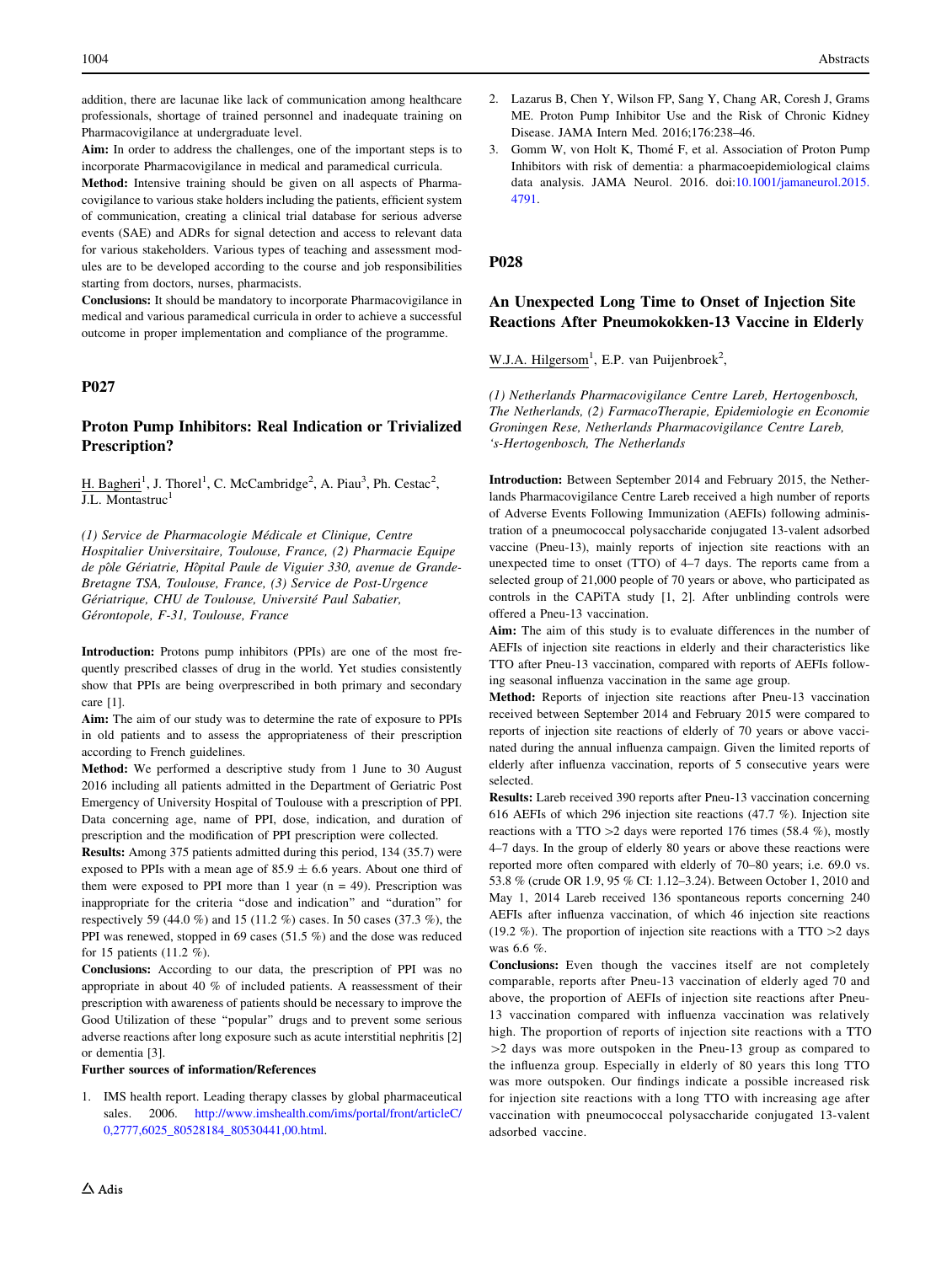addition, there are lacunae like lack of communication among healthcare professionals, shortage of trained personnel and inadequate training on Pharmacovigilance at undergraduate level.

**Aim:** In order to address the challenges, one of the important steps is to incorporate Pharmacovigilance in medical and paramedical curricula.

**Method:** Intensive training should be given on all aspects of Pharmacovigilance to various stake holders including the patients, efficient system of communication, creating a clinical trial database for serious adverse events (SAE) and ADRs for signal detection and access to relevant data for various stakeholders. Various types of teaching and assessment modules are to be developed according to the course and job responsibilities starting from doctors, nurses, pharmacists.

**Conclusions:** It should be mandatory to incorporate Pharmacovigilance in medical and various paramedical curricula in order to achieve a successful outcome in proper implementation and compliance of the programme.

## P027

### Proton Pump Inhibitors: Real Indication or Trivialized Prescription?

H. Bagheri[1], J. Thorel[1], C. McCambridge[2], A. Piau[3], Ph. Cestac[2], J.L. Montastruc[1]

*(1) Service de Pharmacologie Médicale et Clinique, Centre Hospitalier Universitaire, Toulouse, France, (2) Pharmacie Equipe de pôle Gériatrie, Hôpital Paule de Viguier 330, avenue de Grande-Bretagne TSA, Toulouse, France, (3) Service de Post-Urgence Gériatrique, CHU de Toulouse, Université Paul Sabatier, Gérontopole, F-31, Toulouse, France*

**Introduction:** Protons pump inhibitors (PPIs) are one of the most frequently prescribed classes of drug in the world. Yet studies consistently show that PPIs are being overprescribed in both primary and secondary care [1].

**Aim:** The aim of our study was to determine the rate of exposure to PPIs in old patients and to assess the appropriateness of their prescription according to French guidelines.

**Method:** We performed a descriptive study from 1 June to 30 August 2016 including all patients admitted in the Department of Geriatric Post Emergency of University Hospital of Toulouse with a prescription of PPI. Data concerning age, name of PPI, dose, indication, and duration of prescription and the modification of PPI prescription were collected.

**Results:** Among 375 patients admitted during this period, 134 (35.7) were exposed to PPIs with a mean age of 85.9 ± 6.6 years. About one third of them were exposed to PPI more than 1 year (n = 49). Prescription was inappropriate for the criteria "dose and indication" and "duration" for respectively 59 (44.0 %) and 15 (11.2 %) cases. In 50 cases (37.3 %), the PPI was renewed, stopped in 69 cases (51.5 %) and the dose was reduced for 15 patients (11.2 %).

**Conclusions:** According to our data, the prescription of PPI was no appropriate in about 40 % of included patients. A reassessment of their prescription with awareness of patients should be necessary to improve the Good Utilization of these "popular" drugs and to prevent some serious adverse reactions after long exposure such as acute interstitial nephritis [2] or dementia [3].

**Further sources of information/References**

1. IMS health report. Leading therapy classes by global pharmaceutical sales. 2006. http://www.imshealth.com/ims/portal/front/articleC/0,2777,6025_80528184_80530441,00.html.
2. Lazarus B, Chen Y, Wilson FP, Sang Y, Chang AR, Coresh J, Grams ME. Proton Pump Inhibitor Use and the Risk of Chronic Kidney Disease. JAMA Intern Med. 2016;176:238–46.
3. Gomm W, von Holt K, Thomé F, et al. Association of Proton Pump Inhibitors with risk of dementia: a pharmacoepidemiological claims data analysis. JAMA Neurol. 2016. doi:10.1001/jamaneurol.2015.4791.

## P028

### An Unexpected Long Time to Onset of Injection Site Reactions After Pneumokokken-13 Vaccine in Elderly

W.J.A. Hilgersom[1], E.P. van Puijenbroek[2],

*(1) Netherlands Pharmacovigilance Centre Lareb, Hertogenbosch, The Netherlands, (2) FarmacoTherapie, Epidemiologie en Economie Groningen Rese, Netherlands Pharmacovigilance Centre Lareb, 's-Hertogenbosch, The Netherlands*

**Introduction:** Between September 2014 and February 2015, the Netherlands Pharmacovigilance Centre Lareb received a high number of reports of Adverse Events Following Immunization (AEFIs) following administration of a pneumococcal polysaccharide conjugated 13-valent adsorbed vaccine (Pneu-13), mainly reports of injection site reactions with an unexpected time to onset (TTO) of 4–7 days. The reports came from a selected group of 21,000 people of 70 years or above, who participated as controls in the CAPiTA study [1, 2]. After unblinding controls were offered a Pneu-13 vaccination.

**Aim:** The aim of this study is to evaluate differences in the number of AEFIs of injection site reactions in elderly and their characteristics like TTO after Pneu-13 vaccination, compared with reports of AEFIs following seasonal influenza vaccination in the same age group.

**Method:** Reports of injection site reactions after Pneu-13 vaccination received between September 2014 and February 2015 were compared to reports of injection site reactions of elderly of 70 years or above vaccinated during the annual influenza campaign. Given the limited reports of elderly after influenza vaccination, reports of 5 consecutive years were selected.

**Results:** Lareb received 390 reports after Pneu-13 vaccination concerning 616 AEFIs of which 296 injection site reactions (47.7 %). Injection site reactions with a TTO >2 days were reported 176 times (58.4 %), mostly 4–7 days. In the group of elderly 80 years or above these reactions were reported more often compared with elderly of 70–80 years; i.e. 69.0 vs. 53.8 % (crude OR 1.9, 95 % CI: 1.12–3.24). Between October 1, 2010 and May 1, 2014 Lareb received 136 spontaneous reports concerning 240 AEFIs after influenza vaccination, of which 46 injection site reactions (19.2 %). The proportion of injection site reactions with a TTO >2 days was 6.6 %.

**Conclusions:** Even though the vaccines itself are not completely comparable, reports after Pneu-13 vaccination of elderly aged 70 and above, the proportion of AEFIs of injection site reactions after Pneu-13 vaccination compared with influenza vaccination was relatively high. The proportion of reports of injection site reactions with a TTO >2 days was more outspoken in the Pneu-13 group as compared to the influenza group. Especially in elderly of 80 years this long TTO was more outspoken. Our findings indicate a possible increased risk for injection site reactions with a long TTO with increasing age after vaccination with pneumococcal polysaccharide conjugated 13-valent adsorbed vaccine.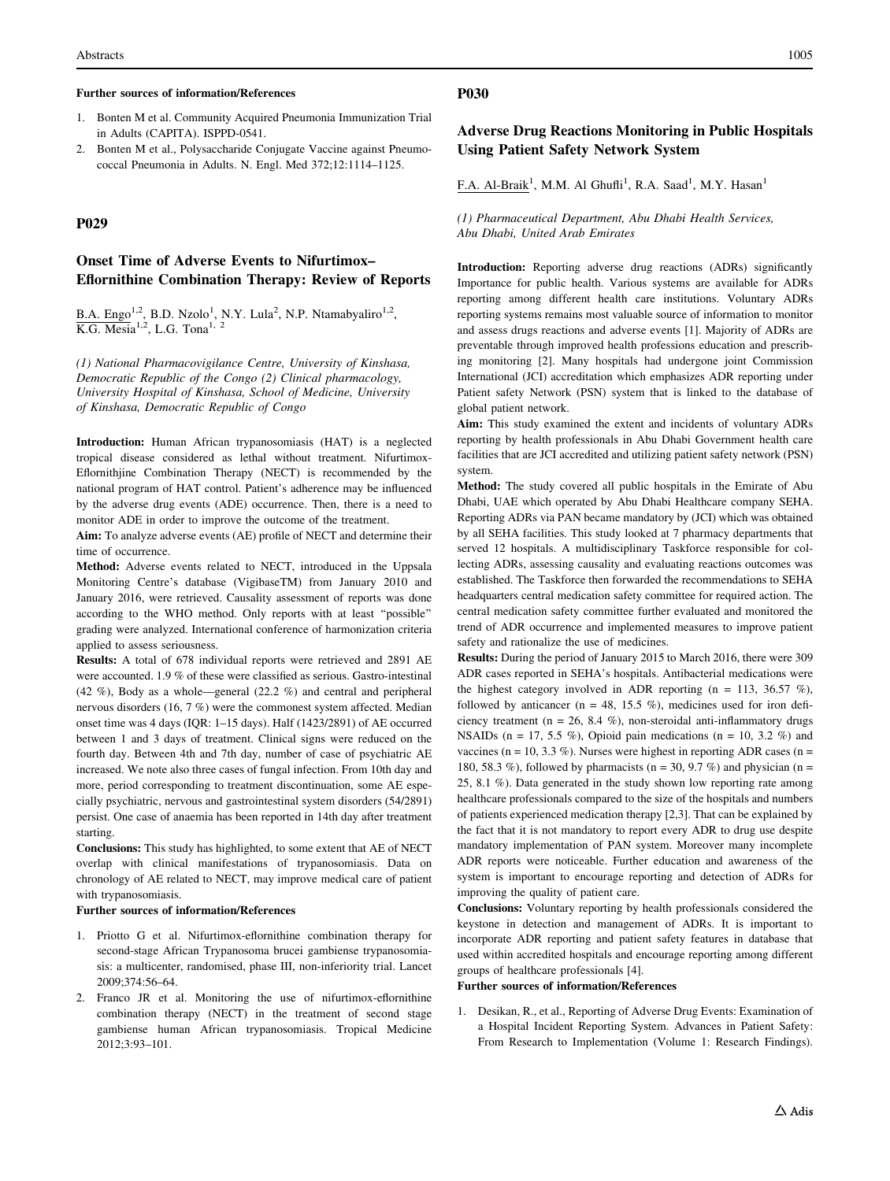**Further sources of information/References**

1. Bonten M et al. Community Acquired Pneumonia Immunization Trial in Adults (CAPITA). ISPPD-0541.
2. Bonten M et al., Polysaccharide Conjugate Vaccine against Pneumococcal Pneumonia in Adults. N. Engl. Med 372;12:1114–1125.

## P029

### Onset Time of Adverse Events to Nifurtimox–Eflornithine Combination Therapy: Review of Reports

B.A. Engo[1,2], B.D. Nzolo[1], N.Y. Lula[2], N.P. Ntamabyaliro[1,2], K.G. Mesia[1,2], L.G. Tona[1, 2]

*(1) National Pharmacovigilance Centre, University of Kinshasa, Democratic Republic of the Congo (2) Clinical pharmacology, University Hospital of Kinshasa, School of Medicine, University of Kinshasa, Democratic Republic of Congo*

**Introduction:** Human African trypanosomiasis (HAT) is a neglected tropical disease considered as lethal without treatment. Nifurtimox-Eflornithjine Combination Therapy (NECT) is recommended by the national program of HAT control. Patient's adherence may be influenced by the adverse drug events (ADE) occurrence. Then, there is a need to monitor ADE in order to improve the outcome of the treatment.

**Aim:** To analyze adverse events (AE) profile of NECT and determine their time of occurrence.

**Method:** Adverse events related to NECT, introduced in the Uppsala Monitoring Centre's database (VigibaseTM) from January 2010 and January 2016, were retrieved. Causality assessment of reports was done according to the WHO method. Only reports with at least "possible" grading were analyzed. International conference of harmonization criteria applied to assess seriousness.

**Results:** A total of 678 individual reports were retrieved and 2891 AE were accounted. 1.9 % of these were classified as serious. Gastro-intestinal (42 %), Body as a whole—general (22.2 %) and central and peripheral nervous disorders (16, 7 %) were the commonest system affected. Median onset time was 4 days (IQR: 1–15 days). Half (1423/2891) of AE occurred between 1 and 3 days of treatment. Clinical signs were reduced on the fourth day. Between 4th and 7th day, number of case of psychiatric AE increased. We note also three cases of fungal infection. From 10th day and more, period corresponding to treatment discontinuation, some AE especially psychiatric, nervous and gastrointestinal system disorders (54/2891) persist. One case of anaemia has been reported in 14th day after treatment starting.

**Conclusions:** This study has highlighted, to some extent that AE of NECT overlap with clinical manifestations of trypanosomiasis. Data on chronology of AE related to NECT, may improve medical care of patient with trypanosomiasis.

**Further sources of information/References**

1. Priotto G et al. Nifurtimox-eflornithine combination therapy for second-stage African Trypanosoma brucei gambiense trypanosomiasis: a multicenter, randomised, phase III, non-inferiority trial. Lancet 2009;374:56–64.
2. Franco JR et al. Monitoring the use of nifurtimox-eflornithine combination therapy (NECT) in the treatment of second stage gambiense human African trypanosomiasis. Tropical Medicine 2012;3:93–101.

## P030

### Adverse Drug Reactions Monitoring in Public Hospitals Using Patient Safety Network System

F.A. Al-Braik[1], M.M. Al Ghufli[1], R.A. Saad[1], M.Y. Hasan[1]

*(1) Pharmaceutical Department, Abu Dhabi Health Services, Abu Dhabi, United Arab Emirates*

**Introduction:** Reporting adverse drug reactions (ADRs) significantly Importance for public health. Various systems are available for ADRs reporting among different health care institutions. Voluntary ADRs reporting systems remains most valuable source of information to monitor and assess drugs reactions and adverse events [1]. Majority of ADRs are preventable through improved health professions education and prescribing monitoring [2]. Many hospitals had undergone joint Commission International (JCI) accreditation which emphasizes ADR reporting under Patient safety Network (PSN) system that is linked to the database of global patient network.

**Aim:** This study examined the extent and incidents of voluntary ADRs reporting by health professionals in Abu Dhabi Government health care facilities that are JCI accredited and utilizing patient safety network (PSN) system.

**Method:** The study covered all public hospitals in the Emirate of Abu Dhabi, UAE which operated by Abu Dhabi Healthcare company SEHA. Reporting ADRs via PAN became mandatory by (JCI) which was obtained by all SEHA facilities. This study looked at 7 pharmacy departments that served 12 hospitals. A multidisciplinary Taskforce responsible for collecting ADRs, assessing causality and evaluating reactions outcomes was established. The Taskforce then forwarded the recommendations to SEHA headquarters central medication safety committee for required action. The central medication safety committee further evaluated and monitored the trend of ADR occurrence and implemented measures to improve patient safety and rationalize the use of medicines.

**Results:** During the period of January 2015 to March 2016, there were 309 ADR cases reported in SEHA's hospitals. Antibacterial medications were the highest category involved in ADR reporting (n = 113, 36.57 %), followed by anticancer (n = 48, 15.5 %), medicines used for iron deficiency treatment (n = 26, 8.4 %), non-steroidal anti-inflammatory drugs NSAIDs (n = 17, 5.5 %), Opioid pain medications (n = 10, 3.2 %) and vaccines (n = 10, 3.3 %). Nurses were highest in reporting ADR cases (n = 180, 58.3 %), followed by pharmacists (n = 30, 9.7 %) and physician (n = 25, 8.1 %). Data generated in the study shown low reporting rate among healthcare professionals compared to the size of the hospitals and numbers of patients experienced medication therapy [2,3]. That can be explained by the fact that it is not mandatory to report every ADR to drug use despite mandatory implementation of PAN system. Moreover many incomplete ADR reports were noticeable. Further education and awareness of the system is important to encourage reporting and detection of ADRs for improving the quality of patient care.

**Conclusions:** Voluntary reporting by health professionals considered the keystone in detection and management of ADRs. It is important to incorporate ADR reporting and patient safety features in database that used within accredited hospitals and encourage reporting among different groups of healthcare professionals [4].

**Further sources of information/References**

1. Desikan, R., et al., Reporting of Adverse Drug Events: Examination of a Hospital Incident Reporting System. Advances in Patient Safety: From Research to Implementation (Volume 1: Research Findings).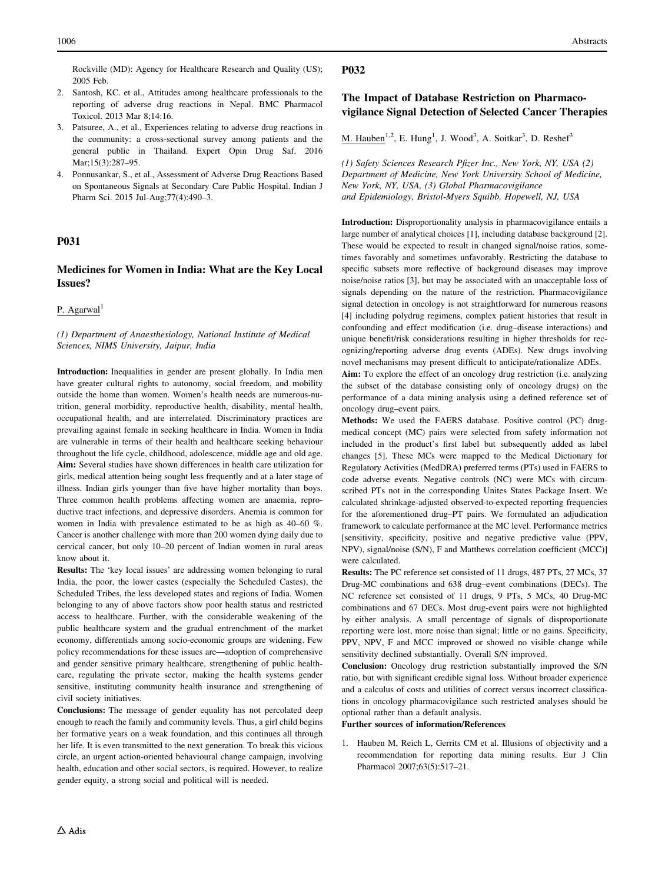Rockville (MD): Agency for Healthcare Research and Quality (US); 2005 Feb.

2. Santosh, KC. et al., Attitudes among healthcare professionals to the reporting of adverse drug reactions in Nepal. BMC Pharmacol Toxicol. 2013 Mar 8;14:16.
3. Patsuree, A., et al., Experiences relating to adverse drug reactions in the community: a cross-sectional survey among patients and the general public in Thailand. Expert Opin Drug Saf. 2016 Mar;15(3):287–95.
4. Ponnusankar, S., et al., Assessment of Adverse Drug Reactions Based on Spontaneous Signals at Secondary Care Public Hospital. Indian J Pharm Sci. 2015 Jul-Aug;77(4):490–3.

## P031

### Medicines for Women in India: What are the Key Local Issues?

P. Agarwal[1]

*(1) Department of Anaesthesiology, National Institute of Medical Sciences, NIMS University, Jaipur, India*

**Introduction:** Inequalities in gender are present globally. In India men have greater cultural rights to autonomy, social freedom, and mobility outside the home than women. Women's health needs are numerous-nutrition, general morbidity, reproductive health, disability, mental health, occupational health, and are interrelated. Discriminatory practices are prevailing against female in seeking healthcare in India. Women in India are vulnerable in terms of their health and healthcare seeking behaviour throughout the life cycle, childhood, adolescence, middle age and old age.

**Aim:** Several studies have shown differences in health care utilization for girls, medical attention being sought less frequently and at a later stage of illness. Indian girls younger than five have higher mortality than boys. Three common health problems affecting women are anaemia, reproductive tract infections, and depressive disorders. Anemia is common for women in India with prevalence estimated to be as high as 40–60 %. Cancer is another challenge with more than 200 women dying daily due to cervical cancer, but only 10–20 percent of Indian women in rural areas know about it.

**Results:** The 'key local issues' are addressing women belonging to rural India, the poor, the lower castes (especially the Scheduled Castes), the Scheduled Tribes, the less developed states and regions of India. Women belonging to any of above factors show poor health status and restricted access to healthcare. Further, with the considerable weakening of the public healthcare system and the gradual entrenchment of the market economy, differentials among socio-economic groups are widening. Few policy recommendations for these issues are—adoption of comprehensive and gender sensitive primary healthcare, strengthening of public healthcare, regulating the private sector, making the health systems gender sensitive, instituting community health insurance and strengthening of civil society initiatives.

**Conclusions:** The message of gender equality has not percolated deep enough to reach the family and community levels. Thus, a girl child begins her formative years on a weak foundation, and this continues all through her life. It is even transmitted to the next generation. To break this vicious circle, an urgent action-oriented behavioural change campaign, involving health, education and other social sectors, is required. However, to realize gender equity, a strong social and political will is needed.

## P032

### The Impact of Database Restriction on Pharmacovigilance Signal Detection of Selected Cancer Therapies

M. Hauben[1,2], E. Hung[1], J. Wood[3], A. Soitkar[3], D. Reshef[3]

*(1) Safety Sciences Research Pfizer Inc., New York, NY, USA (2) Department of Medicine, New York University School of Medicine, New York, NY, USA, (3) Global Pharmacovigilance and Epidemiology, Bristol-Myers Squibb, Hopewell, NJ, USA*

**Introduction:** Disproportionality analysis in pharmacovigilance entails a large number of analytical choices [1], including database background [2]. These would be expected to result in changed signal/noise ratios, sometimes favorably and sometimes unfavorably. Restricting the database to specific subsets more reflective of background diseases may improve noise/noise ratios [3], but may be associated with an unacceptable loss of signals depending on the nature of the restriction. Pharmacovigilance signal detection in oncology is not straightforward for numerous reasons [4] including polydrug regimens, complex patient histories that result in confounding and effect modification (i.e. drug–disease interactions) and unique benefit/risk considerations resulting in higher thresholds for recognizing/reporting adverse drug events (ADEs). New drugs involving novel mechanisms may present difficult to anticipate/rationalize ADEs.

**Aim:** To explore the effect of an oncology drug restriction (i.e. analyzing the subset of the database consisting only of oncology drugs) on the performance of a data mining analysis using a defined reference set of oncology drug–event pairs.

**Methods:** We used the FAERS database. Positive control (PC) drug-medical concept (MC) pairs were selected from safety information not included in the product's first label but subsequently added as label changes [5]. These MCs were mapped to the Medical Dictionary for Regulatory Activities (MedDRA) preferred terms (PTs) used in FAERS to code adverse events. Negative controls (NC) were MCs with circumscribed PTs not in the corresponding Unites States Package Insert. We calculated shrinkage-adjusted observed-to-expected reporting frequencies for the aforementioned drug–PT pairs. We formulated an adjudication framework to calculate performance at the MC level. Performance metrics [sensitivity, specificity, positive and negative predictive value (PPV, NPV), signal/noise (S/N), F and Matthews correlation coefficient (MCC)] were calculated.

**Results:** The PC reference set consisted of 11 drugs, 487 PTs, 27 MCs, 37 Drug-MC combinations and 638 drug–event combinations (DECs). The NC reference set consisted of 11 drugs, 9 PTs, 5 MCs, 40 Drug-MC combinations and 67 DECs. Most drug-event pairs were not highlighted by either analysis. A small percentage of signals of disproportionate reporting were lost, more noise than signal; little or no gains. Specificity, PPV, NPV, F and MCC improved or showed no visible change while sensitivity declined substantially. Overall S/N improved.

**Conclusion:** Oncology drug restriction substantially improved the S/N ratio, but with significant credible signal loss. Without broader experience and a calculus of costs and utilities of correct versus incorrect classifications in oncology pharmacovigilance such restricted analyses should be optional rather than a default analysis.

**Further sources of information/References**

1. Hauben M, Reich L, Gerrits CM et al. Illusions of objectivity and a recommendation for reporting data mining results. Eur J Clin Pharmacol 2007;63(5):517–21.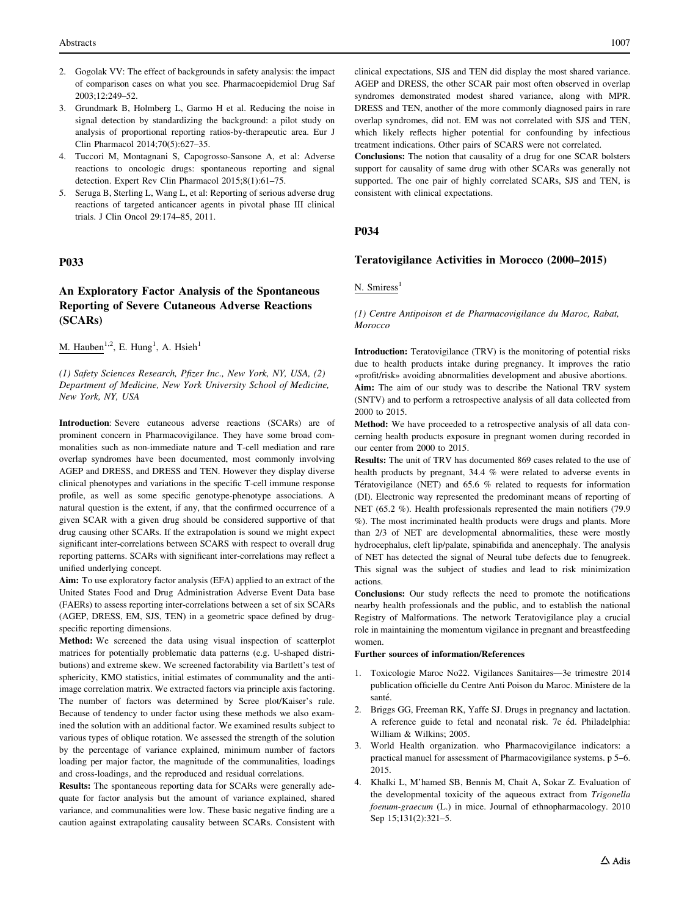2. Gogolak VV: The effect of backgrounds in safety analysis: the impact of comparison cases on what you see. Pharmacoepidemiol Drug Saf 2003;12:249–52.
3. Grundmark B, Holmberg L, Garmo H et al. Reducing the noise in signal detection by standardizing the background: a pilot study on analysis of proportional reporting ratios-by-therapeutic area. Eur J Clin Pharmacol 2014;70(5):627–35.
4. Tuccori M, Montagnani S, Capogrosso-Sansone A, et al: Adverse reactions to oncologic drugs: spontaneous reporting and signal detection. Expert Rev Clin Pharmacol 2015;8(1):61–75.
5. Seruga B, Sterling L, Wang L, et al: Reporting of serious adverse drug reactions of targeted anticancer agents in pivotal phase III clinical trials. J Clin Oncol 29:174–85, 2011.

## P033

### An Exploratory Factor Analysis of the Spontaneous Reporting of Severe Cutaneous Adverse Reactions (SCARs)

M. Hauben[1,2], E. Hung[1], A. Hsieh[1]

*(1) Safety Sciences Research, Pfizer Inc., New York, NY, USA, (2) Department of Medicine, New York University School of Medicine, New York, NY, USA*

**Introduction**: Severe cutaneous adverse reactions (SCARs) are of prominent concern in Pharmacovigilance. They have some broad commonalities such as non-immediate nature and T-cell mediation and rare overlap syndromes have been documented, most commonly involving AGEP and DRESS, and DRESS and TEN. However they display diverse clinical phenotypes and variations in the specific T-cell immune response profile, as well as some specific genotype-phenotype associations. A natural question is the extent, if any, that the confirmed occurrence of a given SCAR with a given drug should be considered supportive of that drug causing other SCARs. If the extrapolation is sound we might expect significant inter-correlations between SCARS with respect to overall drug reporting patterns. SCARs with significant inter-correlations may reflect a unified underlying concept.

**Aim:** To use exploratory factor analysis (EFA) applied to an extract of the United States Food and Drug Administration Adverse Event Data base (FAERs) to assess reporting inter-correlations between a set of six SCARs (AGEP, DRESS, EM, SJS, TEN) in a geometric space defined by drug-specific reporting dimensions.

**Method:** We screened the data using visual inspection of scatterplot matrices for potentially problematic data patterns (e.g. U-shaped distributions) and extreme skew. We screened factorability via Bartlett's test of sphericity, KMO statistics, initial estimates of communality and the anti-image correlation matrix. We extracted factors via principle axis factoring. The number of factors was determined by Scree plot/Kaiser's rule. Because of tendency to under factor using these methods we also examined the solution with an additional factor. We examined results subject to various types of oblique rotation. We assessed the strength of the solution by the percentage of variance explained, minimum number of factors loading per major factor, the magnitude of the communalities, loadings and cross-loadings, and the reproduced and residual correlations.

**Results:** The spontaneous reporting data for SCARs were generally adequate for factor analysis but the amount of variance explained, shared variance, and communalities were low. These basic negative finding are a caution against extrapolating causality between SCARs. Consistent with clinical expectations, SJS and TEN did display the most shared variance. AGEP and DRESS, the other SCAR pair most often observed in overlap syndromes demonstrated modest shared variance, along with MPR. DRESS and TEN, another of the more commonly diagnosed pairs in rare overlap syndromes, did not. EM was not correlated with SJS and TEN, which likely reflects higher potential for confounding by infectious treatment indications. Other pairs of SCARS were not correlated.

**Conclusions:** The notion that causality of a drug for one SCAR bolsters support for causality of same drug with other SCARs was generally not supported. The one pair of highly correlated SCARs, SJS and TEN, is consistent with clinical expectations.

## P034

### Teratovigilance Activities in Morocco (2000–2015)

N. Smiress[1]

*(1) Centre Antipoison et de Pharmacovigilance du Maroc, Rabat, Morocco*

**Introduction:** Teratovigilance (TRV) is the monitoring of potential risks due to health products intake during pregnancy. It improves the ratio «profit/risk» avoiding abnormalities development and abusive abortions.

**Aim:** The aim of our study was to describe the National TRV system (SNTV) and to perform a retrospective analysis of all data collected from 2000 to 2015.

**Method:** We have proceeded to a retrospective analysis of all data concerning health products exposure in pregnant women during recorded in our center from 2000 to 2015.

**Results:** The unit of TRV has documented 869 cases related to the use of health products by pregnant, 34.4 % were related to adverse events in Tératovigilance (NET) and 65.6 % related to requests for information (DI). Electronic way represented the predominant means of reporting of NET (65.2 %). Health professionals represented the main notifiers (79.9 %). The most incriminated health products were drugs and plants. More than 2/3 of NET are developmental abnormalities, these were mostly hydrocephalus, cleft lip/palate, spinabifida and anencephaly. The analysis of NET has detected the signal of Neural tube defects due to fenugreek. This signal was the subject of studies and lead to risk minimization actions.

**Conclusions:** Our study reflects the need to promote the notifications nearby health professionals and the public, and to establish the national Registry of Malformations. The network Teratovigilance play a crucial role in maintaining the momentum vigilance in pregnant and breastfeeding women.

**Further sources of information/References**

1. Toxicologie Maroc No22. Vigilances Sanitaires—3e trimestre 2014 publication officielle du Centre Anti Poison du Maroc. Ministere de la santé.
2. Briggs GG, Freeman RK, Yaffe SJ. Drugs in pregnancy and lactation. A reference guide to fetal and neonatal risk. 7e éd. Philadelphia: William & Wilkins; 2005.
3. World Health organization. who Pharmacovigilance indicators: a practical manuel for assessment of Pharmacovigilance systems. p 5–6. 2015.
4. Khalki L, M'hamed SB, Bennis M, Chait A, Sokar Z. Evaluation of the developmental toxicity of the aqueous extract from *Trigonella foenum-graecum* (L.) in mice. Journal of ethnopharmacology. 2010 Sep 15;131(2):321–5.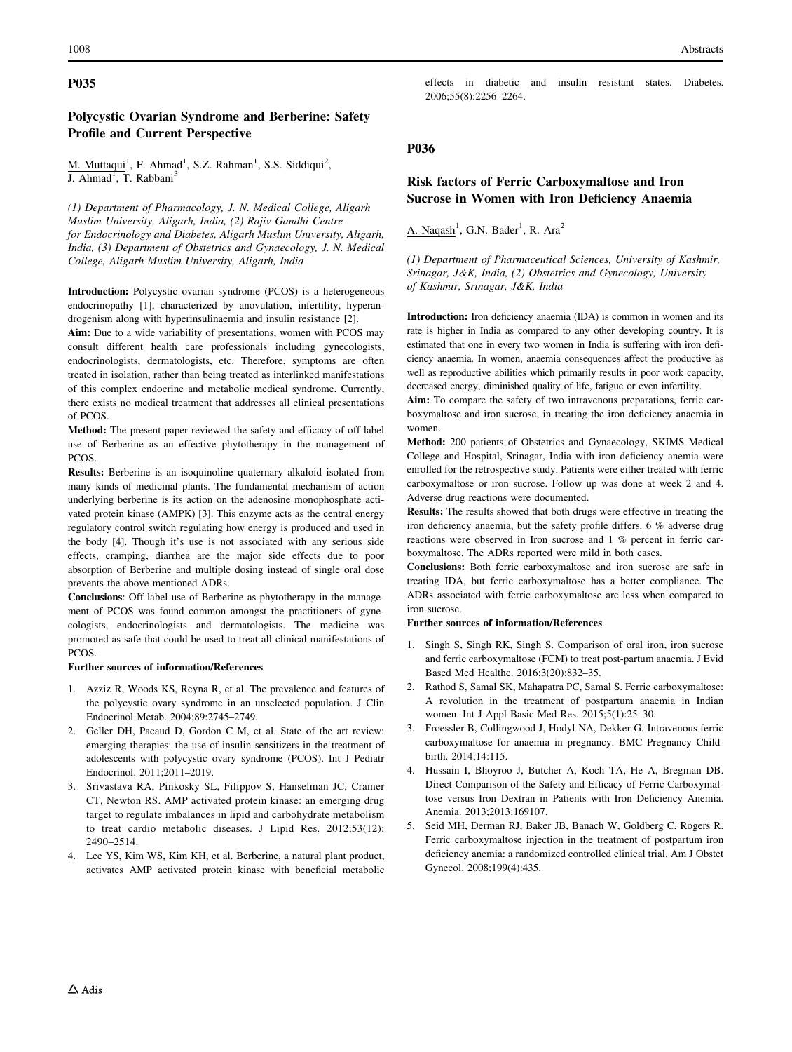## P035

### Polycystic Ovarian Syndrome and Berberine: Safety Profile and Current Perspective

M. Muttaqui[1], F. Ahmad[1], S.Z. Rahman[1], S.S. Siddiqui[2], J. Ahmad[1], T. Rabbani[3]

*(1) Department of Pharmacology, J. N. Medical College, Aligarh Muslim University, Aligarh, India, (2) Rajiv Gandhi Centre for Endocrinology and Diabetes, Aligarh Muslim University, Aligarh, India, (3) Department of Obstetrics and Gynaecology, J. N. Medical College, Aligarh Muslim University, Aligarh, India*

**Introduction:** Polycystic ovarian syndrome (PCOS) is a heterogeneous endocrinopathy [1], characterized by anovulation, infertility, hyperandrogenism along with hyperinsulinaemia and insulin resistance [2].

**Aim:** Due to a wide variability of presentations, women with PCOS may consult different health care professionals including gynecologists, endocrinologists, dermatologists, etc. Therefore, symptoms are often treated in isolation, rather than being treated as interlinked manifestations of this complex endocrine and metabolic medical syndrome. Currently, there exists no medical treatment that addresses all clinical presentations of PCOS.

**Method:** The present paper reviewed the safety and efficacy of off label use of Berberine as an effective phytotherapy in the management of PCOS.

**Results:** Berberine is an isoquinoline quaternary alkaloid isolated from many kinds of medicinal plants. The fundamental mechanism of action underlying berberine is its action on the adenosine monophosphate activated protein kinase (AMPK) [3]. This enzyme acts as the central energy regulatory control switch regulating how energy is produced and used in the body [4]. Though it's use is not associated with any serious side effects, cramping, diarrhea are the major side effects due to poor absorption of Berberine and multiple dosing instead of single oral dose prevents the above mentioned ADRs.

**Conclusions**: Off label use of Berberine as phytotherapy in the management of PCOS was found common amongst the practitioners of gynecologists, endocrinologists and dermatologists. The medicine was promoted as safe that could be used to treat all clinical manifestations of PCOS.

**Further sources of information/References**

1. Azziz R, Woods KS, Reyna R, et al. The prevalence and features of the polycystic ovary syndrome in an unselected population. J Clin Endocrinol Metab. 2004;89:2745–2749.
2. Geller DH, Pacaud D, Gordon C M, et al. State of the art review: emerging therapies: the use of insulin sensitizers in the treatment of adolescents with polycystic ovary syndrome (PCOS). Int J Pediatr Endocrinol. 2011;2011–2019.
3. Srivastava RA, Pinkosky SL, Filippov S, Hanselman JC, Cramer CT, Newton RS. AMP activated protein kinase: an emerging drug target to regulate imbalances in lipid and carbohydrate metabolism to treat cardio metabolic diseases. J Lipid Res. 2012;53(12): 2490–2514.
4. Lee YS, Kim WS, Kim KH, et al. Berberine, a natural plant product, activates AMP activated protein kinase with beneficial metabolic effects in diabetic and insulin resistant states. Diabetes. 2006;55(8):2256–2264.

## P036

### Risk factors of Ferric Carboxymaltose and Iron Sucrose in Women with Iron Deficiency Anaemia

A. Naqash[1], G.N. Bader[1], R. Ara[2]

*(1) Department of Pharmaceutical Sciences, University of Kashmir, Srinagar, J&K, India, (2) Obstetrics and Gynecology, University of Kashmir, Srinagar, J&K, India*

**Introduction:** Iron deficiency anaemia (IDA) is common in women and its rate is higher in India as compared to any other developing country. It is estimated that one in every two women in India is suffering with iron deficiency anaemia. In women, anaemia consequences affect the productive as well as reproductive abilities which primarily results in poor work capacity, decreased energy, diminished quality of life, fatigue or even infertility.

**Aim:** To compare the safety of two intravenous preparations, ferric carboxymaltose and iron sucrose, in treating the iron deficiency anaemia in women.

**Method:** 200 patients of Obstetrics and Gynaecology, SKIMS Medical College and Hospital, Srinagar, India with iron deficiency anemia were enrolled for the retrospective study. Patients were either treated with ferric carboxymaltose or iron sucrose. Follow up was done at week 2 and 4. Adverse drug reactions were documented.

**Results:** The results showed that both drugs were effective in treating the iron deficiency anaemia, but the safety profile differs. 6 % adverse drug reactions were observed in Iron sucrose and 1 % percent in ferric carboxymaltose. The ADRs reported were mild in both cases.

**Conclusions:** Both ferric carboxymaltose and iron sucrose are safe in treating IDA, but ferric carboxymaltose has a better compliance. The ADRs associated with ferric carboxymaltose are less when compared to iron sucrose.

**Further sources of information/References**

1. Singh S, Singh RK, Singh S. Comparison of oral iron, iron sucrose and ferric carboxymaltose (FCM) to treat post-partum anaemia. J Evid Based Med Healthc. 2016;3(20):832–35.
2. Rathod S, Samal SK, Mahapatra PC, Samal S. Ferric carboxymaltose: A revolution in the treatment of postpartum anaemia in Indian women. Int J Appl Basic Med Res. 2015;5(1):25–30.
3. Froessler B, Collingwood J, Hodyl NA, Dekker G. Intravenous ferric carboxymaltose for anaemia in pregnancy. BMC Pregnancy Childbirth. 2014;14:115.
4. Hussain I, Bhoyroo J, Butcher A, Koch TA, He A, Bregman DB. Direct Comparison of the Safety and Efficacy of Ferric Carboxymaltose versus Iron Dextran in Patients with Iron Deficiency Anemia. Anemia. 2013;2013:169107.
5. Seid MH, Derman RJ, Baker JB, Banach W, Goldberg C, Rogers R. Ferric carboxymaltose injection in the treatment of postpartum iron deficiency anemia: a randomized controlled clinical trial. Am J Obstet Gynecol. 2008;199(4):435.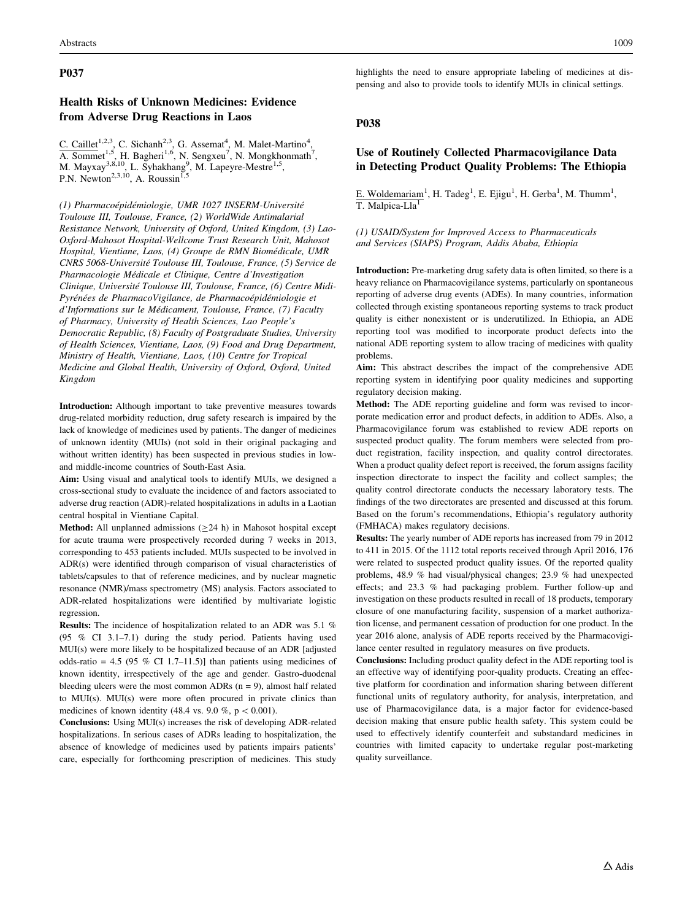## P037

### Health Risks of Unknown Medicines: Evidence from Adverse Drug Reactions in Laos

C. Caillet[1,2,3], C. Sichanh[2,3], G. Assemat[4], M. Malet-Martino[4], A. Sommet[1,5], H. Bagheri[1,6], N. Sengxeu[7], N. Mongkhonmath[7], M. Mayxay[3,8,10], L. Syhakhang[9], M. Lapeyre-Mestre[1,5], P.N. Newton[2,3,10], A. Roussin[1,5]

*(1) Pharmacoépidémiologie, UMR 1027 INSERM-Université Toulouse III, Toulouse, France, (2) WorldWide Antimalarial Resistance Network, University of Oxford, United Kingdom, (3) Lao-Oxford-Mahosot Hospital-Wellcome Trust Research Unit, Mahosot Hospital, Vientiane, Laos, (4) Groupe de RMN Biomédicale, UMR CNRS 5068-Université Toulouse III, Toulouse, France, (5) Service de Pharmacologie Médicale et Clinique, Centre d'Investigation Clinique, Université Toulouse III, Toulouse, France, (6) Centre Midi-Pyrénées de PharmacoVigilance, de Pharmacoépidémiologie et d'Informations sur le Médicament, Toulouse, France, (7) Faculty of Pharmacy, University of Health Sciences, Lao People's Democratic Republic, (8) Faculty of Postgraduate Studies, University of Health Sciences, Vientiane, Laos, (9) Food and Drug Department, Ministry of Health, Vientiane, Laos, (10) Centre for Tropical Medicine and Global Health, University of Oxford, Oxford, United Kingdom*

**Introduction:** Although important to take preventive measures towards drug-related morbidity reduction, drug safety research is impaired by the lack of knowledge of medicines used by patients. The danger of medicines of unknown identity (MUIs) (not sold in their original packaging and without written identity) has been suspected in previous studies in low- and middle-income countries of South-East Asia.

**Aim:** Using visual and analytical tools to identify MUIs, we designed a cross-sectional study to evaluate the incidence of and factors associated to adverse drug reaction (ADR)-related hospitalizations in adults in a Laotian central hospital in Vientiane Capital.

**Method:** All unplanned admissions ($\geq$24 h) in Mahosot hospital except for acute trauma were prospectively recorded during 7 weeks in 2013, corresponding to 453 patients included. MUIs suspected to be involved in ADR(s) were identified through comparison of visual characteristics of tablets/capsules to that of reference medicines, and by nuclear magnetic resonance (NMR)/mass spectrometry (MS) analysis. Factors associated to ADR-related hospitalizations were identified by multivariate logistic regression.

**Results:** The incidence of hospitalization related to an ADR was 5.1 % (95 % CI 3.1–7.1) during the study period. Patients having used MUI(s) were more likely to be hospitalized because of an ADR [adjusted odds-ratio = 4.5 (95 % CI 1.7–11.5)] than patients using medicines of known identity, irrespectively of the age and gender. Gastro-duodenal bleeding ulcers were the most common ADRs (n = 9), almost half related to MUI(s). MUI(s) were more often procured in private clinics than medicines of known identity (48.4 vs. 9.0 %, $p < 0.001$).

**Conclusions:** Using MUI(s) increases the risk of developing ADR-related hospitalizations. In serious cases of ADRs leading to hospitalization, the absence of knowledge of medicines used by patients impairs patients' care, especially for forthcoming prescription of medicines. This study highlights the need to ensure appropriate labeling of medicines at dispensing and also to provide tools to identify MUIs in clinical settings.

## P038

### Use of Routinely Collected Pharmacovigilance Data in Detecting Product Quality Problems: The Ethiopia

E. Woldemariam[1], H. Tadeg[1], E. Ejigu[1], H. Gerba[1], M. Thumm[1], T. Malpica-Lla[1]

*(1) USAID/System for Improved Access to Pharmaceuticals and Services (SIAPS) Program, Addis Ababa, Ethiopia*

**Introduction:** Pre-marketing drug safety data is often limited, so there is a heavy reliance on Pharmacovigilance systems, particularly on spontaneous reporting of adverse drug events (ADEs). In many countries, information collected through existing spontaneous reporting systems to track product quality is either nonexistent or is underutilized. In Ethiopia, an ADE reporting tool was modified to incorporate product defects into the national ADE reporting system to allow tracing of medicines with quality problems.

**Aim:** This abstract describes the impact of the comprehensive ADE reporting system in identifying poor quality medicines and supporting regulatory decision making.

**Method:** The ADE reporting guideline and form was revised to incorporate medication error and product defects, in addition to ADEs. Also, a Pharmacovigilance forum was established to review ADE reports on suspected product quality. The forum members were selected from product registration, facility inspection, and quality control directorates. When a product quality defect report is received, the forum assigns facility inspection directorate to inspect the facility and collect samples; the quality control directorate conducts the necessary laboratory tests. The findings of the two directorates are presented and discussed at this forum. Based on the forum's recommendations, Ethiopia's regulatory authority (FMHACA) makes regulatory decisions.

**Results:** The yearly number of ADE reports has increased from 79 in 2012 to 411 in 2015. Of the 1112 total reports received through April 2016, 176 were related to suspected product quality issues. Of the reported quality problems, 48.9 % had visual/physical changes; 23.9 % had unexpected effects; and 23.3 % had packaging problem. Further follow-up and investigation on these products resulted in recall of 18 products, temporary closure of one manufacturing facility, suspension of a market authorization license, and permanent cessation of production for one product. In the year 2016 alone, analysis of ADE reports received by the Pharmacovigilance center resulted in regulatory measures on five products.

**Conclusions:** Including product quality defect in the ADE reporting tool is an effective way of identifying poor-quality products. Creating an effective platform for coordination and information sharing between different functional units of regulatory authority, for analysis, interpretation, and use of Pharmacovigilance data, is a major factor for evidence-based decision making that ensure public health safety. This system could be used to effectively identify counterfeit and substandard medicines in countries with limited capacity to undertake regular post-marketing quality surveillance.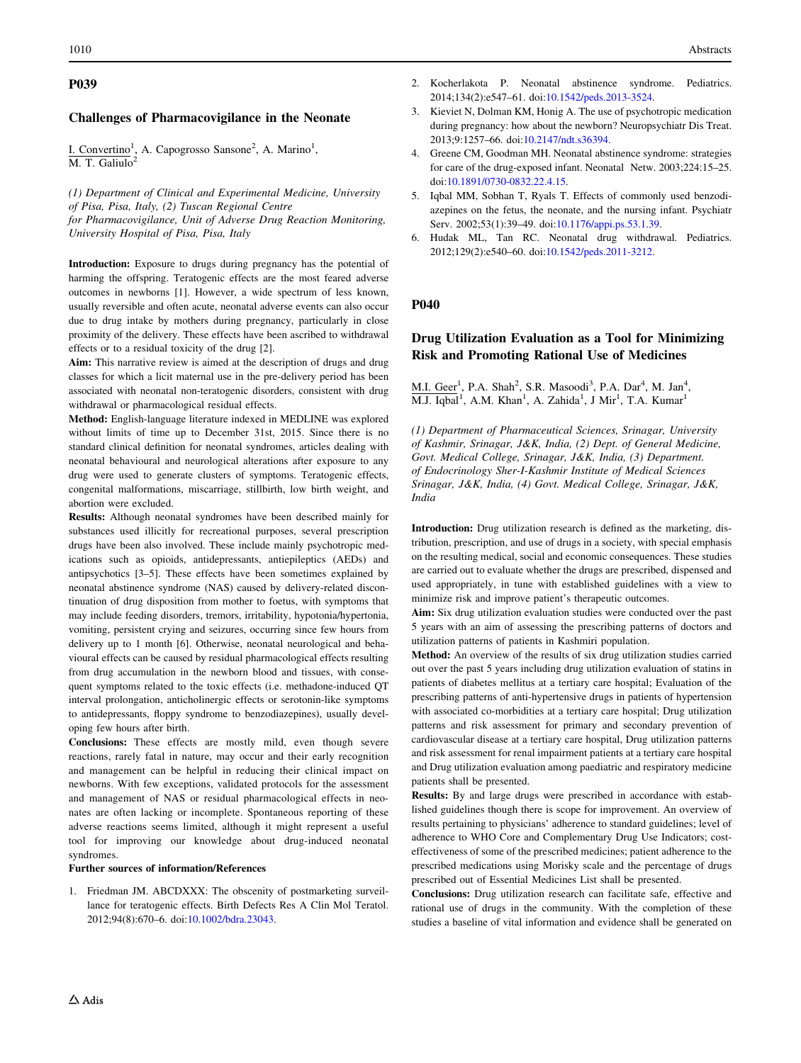## P039

### Challenges of Pharmacovigilance in the Neonate

I. Convertino[1], A. Capogrosso Sansone[2], A. Marino[1], M. T. Galiulo[2]

*(1) Department of Clinical and Experimental Medicine, University of Pisa, Pisa, Italy, (2) Tuscan Regional Centre for Pharmacovigilance, Unit of Adverse Drug Reaction Monitoring, University Hospital of Pisa, Pisa, Italy*

**Introduction:** Exposure to drugs during pregnancy has the potential of harming the offspring. Teratogenic effects are the most feared adverse outcomes in newborns [1]. However, a wide spectrum of less known, usually reversible and often acute, neonatal adverse events can also occur due to drug intake by mothers during pregnancy, particularly in close proximity of the delivery. These effects have been ascribed to withdrawal effects or to a residual toxicity of the drug [2].

**Aim:** This narrative review is aimed at the description of drugs and drug classes for which a licit maternal use in the pre-delivery period has been associated with neonatal non-teratogenic disorders, consistent with drug withdrawal or pharmacological residual effects.

**Method:** English-language literature indexed in MEDLINE was explored without limits of time up to December 31st, 2015. Since there is no standard clinical definition for neonatal syndromes, articles dealing with neonatal behavioural and neurological alterations after exposure to any drug were used to generate clusters of symptoms. Teratogenic effects, congenital malformations, miscarriage, stillbirth, low birth weight, and abortion were excluded.

**Results:** Although neonatal syndromes have been described mainly for substances used illicitly for recreational purposes, several prescription drugs have been also involved. These include mainly psychotropic medications such as opioids, antidepressants, antiepileptics (AEDs) and antipsychotics [3–5]. These effects have been sometimes explained by neonatal abstinence syndrome (NAS) caused by delivery-related discontinuation of drug disposition from mother to foetus, with symptoms that may include feeding disorders, tremors, irritability, hypotonia/hypertonia, vomiting, persistent crying and seizures, occurring since few hours from delivery up to 1 month [6]. Otherwise, neonatal neurological and behavioural effects can be caused by residual pharmacological effects resulting from drug accumulation in the newborn blood and tissues, with consequent symptoms related to the toxic effects (i.e. methadone-induced QT interval prolongation, anticholinergic effects or serotonin-like symptoms to antidepressants, floppy syndrome to benzodiazepines), usually developing few hours after birth.

**Conclusions:** These effects are mostly mild, even though severe reactions, rarely fatal in nature, may occur and their early recognition and management can be helpful in reducing their clinical impact on newborns. With few exceptions, validated protocols for the assessment and management of NAS or residual pharmacological effects in neonates are often lacking or incomplete. Spontaneous reporting of these adverse reactions seems limited, although it might represent a useful tool for improving our knowledge about drug-induced neonatal syndromes.

**Further sources of information/References**

1. Friedman JM. ABCDXXX: The obscenity of postmarketing surveillance for teratogenic effects. Birth Defects Res A Clin Mol Teratol. 2012;94(8):670–6. doi:10.1002/bdra.23043.
2. Kocherlakota P. Neonatal abstinence syndrome. Pediatrics. 2014;134(2):e547–61. doi:10.1542/peds.2013-3524.
3. Kieviet N, Dolman KM, Honig A. The use of psychotropic medication during pregnancy: how about the newborn? Neuropsychiatr Dis Treat. 2013;9:1257–66. doi:10.2147/ndt.s36394.
4. Greene CM, Goodman MH. Neonatal abstinence syndrome: strategies for care of the drug-exposed infant. Neonatal Netw. 2003;224:15–25. doi:10.1891/0730-0832.22.4.15.
5. Iqbal MM, Sobhan T, Ryals T. Effects of commonly used benzodiazepines on the fetus, the neonate, and the nursing infant. Psychiatr Serv. 2002;53(1):39–49. doi:10.1176/appi.ps.53.1.39.
6. Hudak ML, Tan RC. Neonatal drug withdrawal. Pediatrics. 2012;129(2):e540–60. doi:10.1542/peds.2011-3212.

## P040

### Drug Utilization Evaluation as a Tool for Minimizing Risk and Promoting Rational Use of Medicines

M.I. Geer[1], P.A. Shah[2], S.R. Masoodi[3], P.A. Dar[4], M. Jan[4], M.J. Iqbal[1], A.M. Khan[1], A. Zahida[1], J Mir[1], T.A. Kumar[1]

*(1) Department of Pharmaceutical Sciences, Srinagar, University of Kashmir, Srinagar, J&K, India, (2) Dept. of General Medicine, Govt. Medical College, Srinagar, J&K, India, (3) Department. of Endocrinology Sher-I-Kashmir Institute of Medical Sciences Srinagar, J&K, India, (4) Govt. Medical College, Srinagar, J&K, India*

**Introduction:** Drug utilization research is defined as the marketing, distribution, prescription, and use of drugs in a society, with special emphasis on the resulting medical, social and economic consequences. These studies are carried out to evaluate whether the drugs are prescribed, dispensed and used appropriately, in tune with established guidelines with a view to minimize risk and improve patient's therapeutic outcomes.

**Aim:** Six drug utilization evaluation studies were conducted over the past 5 years with an aim of assessing the prescribing patterns of doctors and utilization patterns of patients in Kashmiri population.

**Method:** An overview of the results of six drug utilization studies carried out over the past 5 years including drug utilization evaluation of statins in patients of diabetes mellitus at a tertiary care hospital; Evaluation of the prescribing patterns of anti-hypertensive drugs in patients of hypertension with associated co-morbidities at a tertiary care hospital; Drug utilization patterns and risk assessment for primary and secondary prevention of cardiovascular disease at a tertiary care hospital, Drug utilization patterns and risk assessment for renal impairment patients at a tertiary care hospital and Drug utilization evaluation among paediatric and respiratory medicine patients shall be presented.

**Results:** By and large drugs were prescribed in accordance with established guidelines though there is scope for improvement. An overview of results pertaining to physicians' adherence to standard guidelines; level of adherence to WHO Core and Complementary Drug Use Indicators; cost-effectiveness of some of the prescribed medicines; patient adherence to the prescribed medications using Morisky scale and the percentage of drugs prescribed out of Essential Medicines List shall be presented.

**Conclusions:** Drug utilization research can facilitate safe, effective and rational use of drugs in the community. With the completion of these studies a baseline of vital information and evidence shall be generated on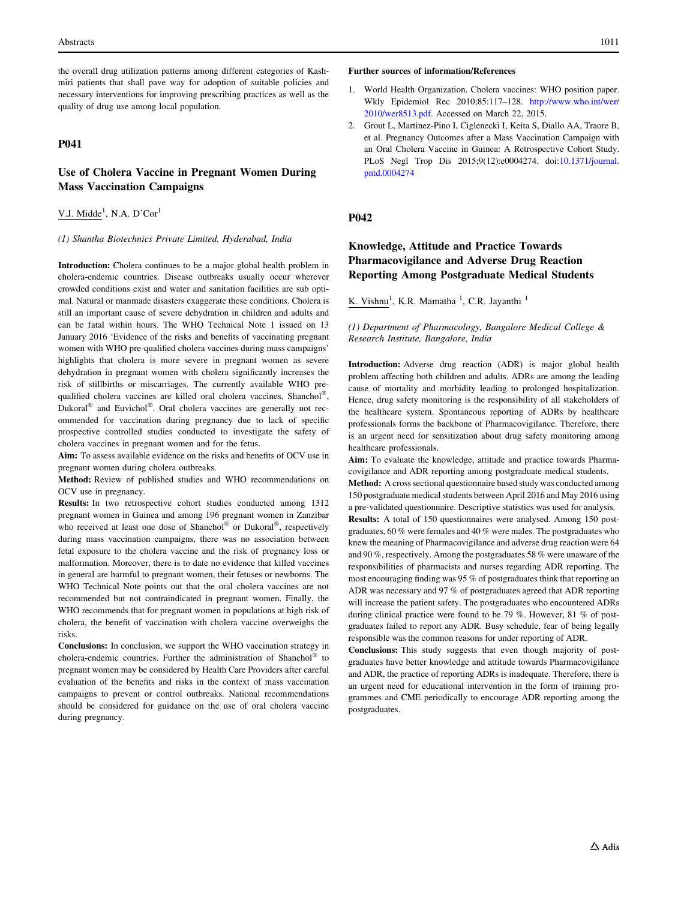the overall drug utilization patterns among different categories of Kashmiri patients that shall pave way for adoption of suitable policies and necessary interventions for improving prescribing practices as well as the quality of drug use among local population.

## P041

### Use of Cholera Vaccine in Pregnant Women During Mass Vaccination Campaigns

V.J. Midde[1], N.A. D'Cor[1]

*(1) Shantha Biotechnics Private Limited, Hyderabad, India*

**Introduction:** Cholera continues to be a major global health problem in cholera-endemic countries. Disease outbreaks usually occur wherever crowded conditions exist and water and sanitation facilities are sub optimal. Natural or manmade disasters exaggerate these conditions. Cholera is still an important cause of severe dehydration in children and adults and can be fatal within hours. The WHO Technical Note 1 issued on 13 January 2016 'Evidence of the risks and benefits of vaccinating pregnant women with WHO pre-qualified cholera vaccines during mass campaigns' highlights that cholera is more severe in pregnant women as severe dehydration in pregnant women with cholera significantly increases the risk of stillbirths or miscarriages. The currently available WHO pre-qualified cholera vaccines are killed oral cholera vaccines, Shanchol®, Dukoral® and Euvichol®. Oral cholera vaccines are generally not recommended for vaccination during pregnancy due to lack of specific prospective controlled studies conducted to investigate the safety of cholera vaccines in pregnant women and for the fetus.

**Aim:** To assess available evidence on the risks and benefits of OCV use in pregnant women during cholera outbreaks.

**Method:** Review of published studies and WHO recommendations on OCV use in pregnancy.

**Results:** In two retrospective cohort studies conducted among 1312 pregnant women in Guinea and among 196 pregnant women in Zanzibar who received at least one dose of Shanchol® or Dukoral®, respectively during mass vaccination campaigns, there was no association between fetal exposure to the cholera vaccine and the risk of pregnancy loss or malformation. Moreover, there is to date no evidence that killed vaccines in general are harmful to pregnant women, their fetuses or newborns. The WHO Technical Note points out that the oral cholera vaccines are not recommended but not contraindicated in pregnant women. Finally, the WHO recommends that for pregnant women in populations at high risk of cholera, the benefit of vaccination with cholera vaccine overweighs the risks.

**Conclusions:** In conclusion, we support the WHO vaccination strategy in cholera-endemic countries. Further the administration of Shanchol® to pregnant women may be considered by Health Care Providers after careful evaluation of the benefits and risks in the context of mass vaccination campaigns to prevent or control outbreaks. National recommendations should be considered for guidance on the use of oral cholera vaccine during pregnancy.

**Further sources of information/References**

1. World Health Organization. Cholera vaccines: WHO position paper. Wkly Epidemiol Rec 2010;85:117–128. http://www.who.int/wer/2010/wer8513.pdf. Accessed on March 22, 2015.
2. Grout L, Martinez-Pino I, Ciglenecki I, Keita S, Diallo AA, Traore B, et al. Pregnancy Outcomes after a Mass Vaccination Campaign with an Oral Cholera Vaccine in Guinea: A Retrospective Cohort Study. PLoS Negl Trop Dis 2015;9(12):e0004274. doi:10.1371/journal.pntd.0004274

## P042

### Knowledge, Attitude and Practice Towards Pharmacovigilance and Adverse Drug Reaction Reporting Among Postgraduate Medical Students

K. Vishnu[1], K.R. Mamatha [1], C.R. Jayanthi [1]

*(1) Department of Pharmacology, Bangalore Medical College & Research Institute, Bangalore, India*

**Introduction:** Adverse drug reaction (ADR) is major global health problem affecting both children and adults. ADRs are among the leading cause of mortality and morbidity leading to prolonged hospitalization. Hence, drug safety monitoring is the responsibility of all stakeholders of the healthcare system. Spontaneous reporting of ADRs by healthcare professionals forms the backbone of Pharmacovigilance. Therefore, there is an urgent need for sensitization about drug safety monitoring among healthcare professionals.

**Aim:** To evaluate the knowledge, attitude and practice towards Pharmacovigilance and ADR reporting among postgraduate medical students.

**Method:** A cross sectional questionnaire based study was conducted among 150 postgraduate medical students between April 2016 and May 2016 using a pre-validated questionnaire. Descriptive statistics was used for analysis.

**Results:** A total of 150 questionnaires were analysed. Among 150 postgraduates, 60 % were females and 40 % were males. The postgraduates who knew the meaning of Pharmacovigilance and adverse drug reaction were 64 and 90 %, respectively. Among the postgraduates 58 % were unaware of the responsibilities of pharmacists and nurses regarding ADR reporting. The most encouraging finding was 95 % of postgraduates think that reporting an ADR was necessary and 97 % of postgraduates agreed that ADR reporting will increase the patient safety. The postgraduates who encountered ADRs during clinical practice were found to be 79 %. However, 81 % of postgraduates failed to report any ADR. Busy schedule, fear of being legally responsible was the common reasons for under reporting of ADR.

**Conclusions:** This study suggests that even though majority of postgraduates have better knowledge and attitude towards Pharmacovigilance and ADR, the practice of reporting ADRs is inadequate. Therefore, there is an urgent need for educational intervention in the form of training programmes and CME periodically to encourage ADR reporting among the postgraduates.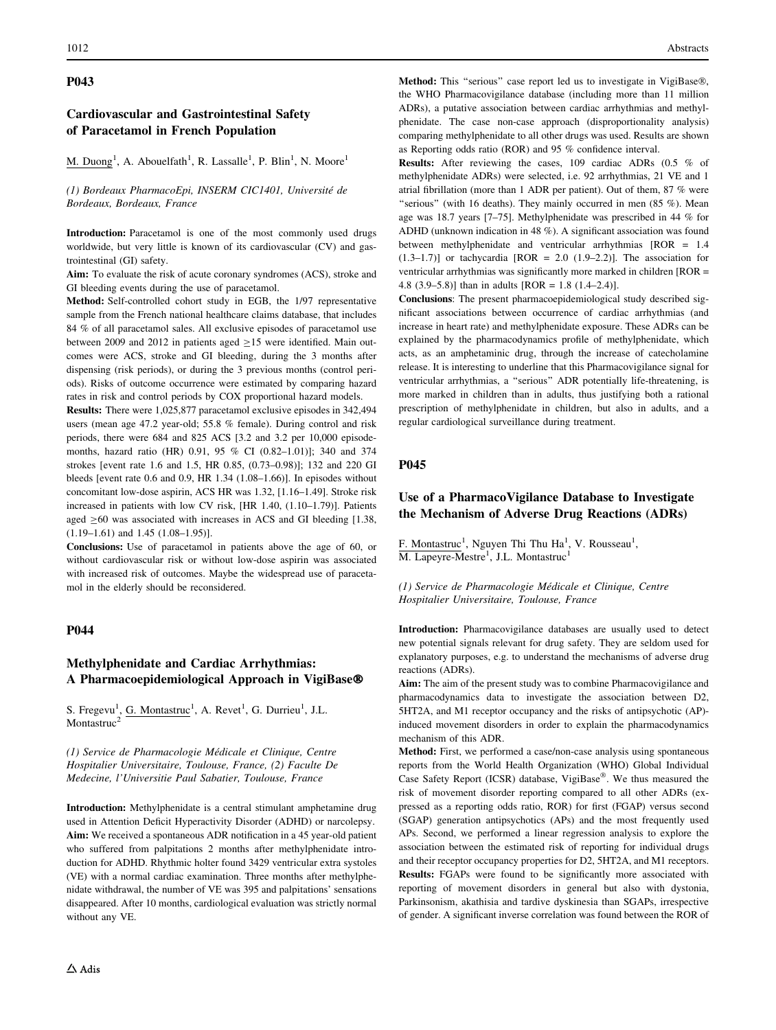## P043

### Cardiovascular and Gastrointestinal Safety of Paracetamol in French Population

M. Duong[1], A. Abouelfath[1], R. Lassalle[1], P. Blin[1], N. Moore[1]

*(1) Bordeaux PharmacoEpi, INSERM CIC1401, Université de Bordeaux, Bordeaux, France*

**Introduction:** Paracetamol is one of the most commonly used drugs worldwide, but very little is known of its cardiovascular (CV) and gastrointestinal (GI) safety.

**Aim:** To evaluate the risk of acute coronary syndromes (ACS), stroke and GI bleeding events during the use of paracetamol.

**Method:** Self-controlled cohort study in EGB, the 1/97 representative sample from the French national healthcare claims database, that includes 84 % of all paracetamol sales. All exclusive episodes of paracetamol use between 2009 and 2012 in patients aged ≥15 were identified. Main outcomes were ACS, stroke and GI bleeding, during the 3 months after dispensing (risk periods), or during the 3 previous months (control periods). Risks of outcome occurrence were estimated by comparing hazard rates in risk and control periods by COX proportional hazard models.

**Results:** There were 1,025,877 paracetamol exclusive episodes in 342,494 users (mean age 47.2 year-old; 55.8 % female). During control and risk periods, there were 684 and 825 ACS [3.2 and 3.2 per 10,000 episode-months, hazard ratio (HR) 0.91, 95 % CI (0.82–1.01)]; 340 and 374 strokes [event rate 1.6 and 1.5, HR 0.85, (0.73–0.98)]; 132 and 220 GI bleeds [event rate 0.6 and 0.9, HR 1.34 (1.08–1.66)]. In episodes without concomitant low-dose aspirin, ACS HR was 1.32, [1.16–1.49]. Stroke risk increased in patients with low CV risk, [HR 1.40, (1.10–1.79)]. Patients aged ≥60 was associated with increases in ACS and GI bleeding [1.38, (1.19–1.61) and 1.45 (1.08–1.95)].

**Conclusions:** Use of paracetamol in patients above the age of 60, or without cardiovascular risk or without low-dose aspirin was associated with increased risk of outcomes. Maybe the widespread use of paracetamol in the elderly should be reconsidered.

## P044

### Methylphenidate and Cardiac Arrhythmias: A Pharmacoepidemiological Approach in VigiBase®

S. Fregevu[1], G. Montastruc[1], A. Revet[1], G. Durrieu[1], J.L. Montastruc[2]

*(1) Service de Pharmacologie Médicale et Clinique, Centre Hospitalier Universitaire, Toulouse, France, (2) Faculte De Medecine, l'Universitie Paul Sabatier, Toulouse, France*

**Introduction:** Methylphenidate is a central stimulant amphetamine drug used in Attention Deficit Hyperactivity Disorder (ADHD) or narcolepsy.

**Aim:** We received a spontaneous ADR notification in a 45 year-old patient who suffered from palpitations 2 months after methylphenidate introduction for ADHD. Rhythmic holter found 3429 ventricular extra systoles (VE) with a normal cardiac examination. Three months after methylphenidate withdrawal, the number of VE was 395 and palpitations' sensations disappeared. After 10 months, cardiological evaluation was strictly normal without any VE.

**Method:** This "serious" case report led us to investigate in VigiBase®, the WHO Pharmacovigilance database (including more than 11 million ADRs), a putative association between cardiac arrhythmias and methylphenidate. The case non-case approach (disproportionality analysis) comparing methylphenidate to all other drugs was used. Results are shown as Reporting odds ratio (ROR) and 95 % confidence interval.

**Results:** After reviewing the cases, 109 cardiac ADRs (0.5 % of methylphenidate ADRs) were selected, i.e. 92 arrhythmias, 21 VE and 1 atrial fibrillation (more than 1 ADR per patient). Out of them, 87 % were "serious" (with 16 deaths). They mainly occurred in men (85 %). Mean age was 18.7 years [7–75]. Methylphenidate was prescribed in 44 % for ADHD (unknown indication in 48 %). A significant association was found between methylphenidate and ventricular arrhythmias [ROR = 1.4 (1.3–1.7)] or tachycardia [ROR = 2.0 (1.9–2.2)]. The association for ventricular arrhythmias was significantly more marked in children [ROR = 4.8 (3.9–5.8)] than in adults [ROR = 1.8 (1.4–2.4)].

**Conclusions**: The present pharmacoepidemiological study described significant associations between occurrence of cardiac arrhythmias (and increase in heart rate) and methylphenidate exposure. These ADRs can be explained by the pharmacodynamics profile of methylphenidate, which acts, as an amphetaminic drug, through the increase of catecholamine release. It is interesting to underline that this Pharmacovigilance signal for ventricular arrhythmias, a "serious" ADR potentially life-threatening, is more marked in children than in adults, thus justifying both a rational prescription of methylphenidate in children, but also in adults, and a regular cardiological surveillance during treatment.

## P045

### Use of a PharmacoVigilance Database to Investigate the Mechanism of Adverse Drug Reactions (ADRs)

F. Montastruc[1], Nguyen Thi Thu Ha[1], V. Rousseau[1], M. Lapeyre-Mestre[1], J.L. Montastruc[1]

*(1) Service de Pharmacologie Médicale et Clinique, Centre Hospitalier Universitaire, Toulouse, France*

**Introduction:** Pharmacovigilance databases are usually used to detect new potential signals relevant for drug safety. They are seldom used for explanatory purposes, e.g. to understand the mechanisms of adverse drug reactions (ADRs).

**Aim:** The aim of the present study was to combine Pharmacovigilance and pharmacodynamics data to investigate the association between D2, 5HT2A, and M1 receptor occupancy and the risks of antipsychotic (AP)-induced movement disorders in order to explain the pharmacodynamics mechanism of this ADR.

**Method:** First, we performed a case/non-case analysis using spontaneous reports from the World Health Organization (WHO) Global Individual Case Safety Report (ICSR) database, VigiBase®. We thus measured the risk of movement disorder reporting compared to all other ADRs (expressed as a reporting odds ratio, ROR) for first (FGAP) versus second (SGAP) generation antipsychotics (APs) and the most frequently used APs. Second, we performed a linear regression analysis to explore the association between the estimated risk of reporting for individual drugs and their receptor occupancy properties for D2, 5HT2A, and M1 receptors.

**Results:** FGAPs were found to be significantly more associated with reporting of movement disorders in general but also with dystonia, Parkinsonism, akathisia and tardive dyskinesia than SGAPs, irrespective of gender. A significant inverse correlation was found between the ROR of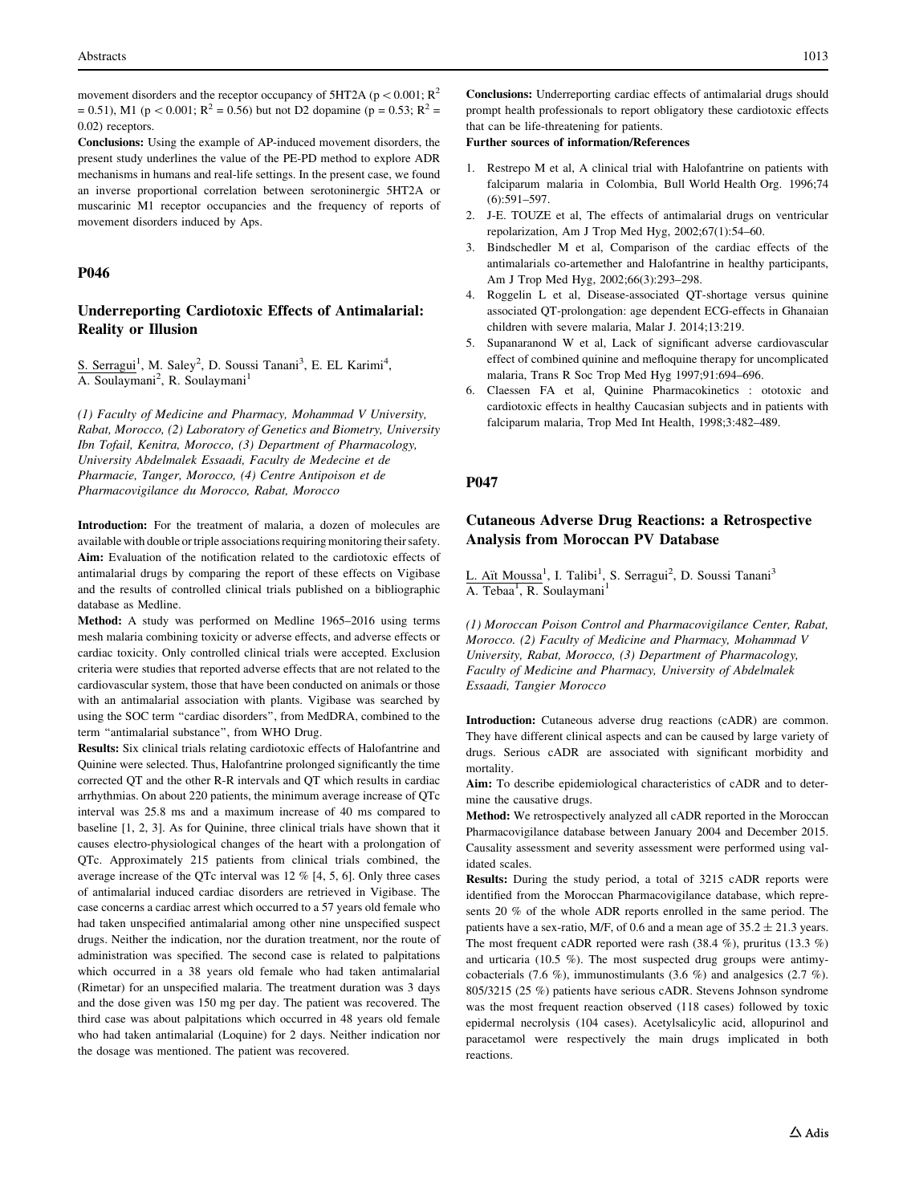movement disorders and the receptor occupancy of 5HT2A ($p < 0.001$; $R^2 = 0.51$), M1 ($p < 0.001$; $R^2 = 0.56$) but not D2 dopamine ($p = 0.53$; $R^2 = 0.02$) receptors.

**Conclusions:** Using the example of AP-induced movement disorders, the present study underlines the value of the PE-PD method to explore ADR mechanisms in humans and real-life settings. In the present case, we found an inverse proportional correlation between serotoninergic 5HT2A or muscarinic M1 receptor occupancies and the frequency of reports of movement disorders induced by Aps.

## P046

### Underreporting Cardiotoxic Effects of Antimalarial: Reality or Illusion

S. Serragui[1], M. Saley[2], D. Soussi Tanani[3], E. EL Karimi[4], A. Soulaymani[2], R. Soulaymani[1]

*(1) Faculty of Medicine and Pharmacy, Mohammad V University, Rabat, Morocco, (2) Laboratory of Genetics and Biometry, University Ibn Tofail, Kenitra, Morocco, (3) Department of Pharmacology, University Abdelmalek Essaadi, Faculty de Medecine et de Pharmacie, Tanger, Morocco, (4) Centre Antipoison et de Pharmacovigilance du Morocco, Rabat, Morocco*

**Introduction:** For the treatment of malaria, a dozen of molecules are available with double or triple associations requiring monitoring their safety.

**Aim:** Evaluation of the notification related to the cardiotoxic effects of antimalarial drugs by comparing the report of these effects on Vigibase and the results of controlled clinical trials published on a bibliographic database as Medline.

**Method:** A study was performed on Medline 1965–2016 using terms mesh malaria combining toxicity or adverse effects, and adverse effects or cardiac toxicity. Only controlled clinical trials were accepted. Exclusion criteria were studies that reported adverse effects that are not related to the cardiovascular system, those that have been conducted on animals or those with an antimalarial association with plants. Vigibase was searched by using the SOC term "cardiac disorders", from MedDRA, combined to the term "antimalarial substance", from WHO Drug.

**Results:** Six clinical trials relating cardiotoxic effects of Halofantrine and Quinine were selected. Thus, Halofantrine prolonged significantly the time corrected QT and the other R-R intervals and QT which results in cardiac arrhythmias. On about 220 patients, the minimum average increase of QTc interval was 25.8 ms and a maximum increase of 40 ms compared to baseline [1, 2, 3]. As for Quinine, three clinical trials have shown that it causes electro-physiological changes of the heart with a prolongation of QTc. Approximately 215 patients from clinical trials combined, the average increase of the QTc interval was 12 % [4, 5, 6]. Only three cases of antimalarial induced cardiac disorders are retrieved in Vigibase. The case concerns a cardiac arrest which occurred to a 57 years old female who had taken unspecified antimalarial among other nine unspecified suspect drugs. Neither the indication, nor the duration treatment, nor the route of administration was specified. The second case is related to palpitations which occurred in a 38 years old female who had taken antimalarial (Rimetar) for an unspecified malaria. The treatment duration was 3 days and the dose given was 150 mg per day. The patient was recovered. The third case was about palpitations which occurred in 48 years old female who had taken antimalarial (Loquine) for 2 days. Neither indication nor the dosage was mentioned. The patient was recovered.

**Conclusions:** Underreporting cardiac effects of antimalarial drugs should prompt health professionals to report obligatory these cardiotoxic effects that can be life-threatening for patients.

**Further sources of information/References**

1. Restrepo M et al, A clinical trial with Halofantrine on patients with falciparum malaria in Colombia, Bull World Health Org. 1996;74 (6):591–597.
2. J-E. TOUZE et al, The effects of antimalarial drugs on ventricular repolarization, Am J Trop Med Hyg, 2002;67(1):54–60.
3. Bindschedler M et al, Comparison of the cardiac effects of the antimalarials co-artemether and Halofantrine in healthy participants, Am J Trop Med Hyg, 2002;66(3):293–298.
4. Roggelin L et al, Disease-associated QT-shortage versus quinine associated QT-prolongation: age dependent ECG-effects in Ghanaian children with severe malaria, Malar J. 2014;13:219.
5. Supanaranond W et al, Lack of significant adverse cardiovascular effect of combined quinine and mefloquine therapy for uncomplicated malaria, Trans R Soc Trop Med Hyg 1997;91:694–696.
6. Claessen FA et al, Quinine Pharmacokinetics : ototoxic and cardiotoxic effects in healthy Caucasian subjects and in patients with falciparum malaria, Trop Med Int Health, 1998;3:482–489.

## P047

### Cutaneous Adverse Drug Reactions: a Retrospective Analysis from Moroccan PV Database

L. Aït Moussa[1], I. Talibi[1], S. Serragui[2], D. Soussi Tanani[3] A. Tebaa[1], R. Soulaymani[1]

*(1) Moroccan Poison Control and Pharmacovigilance Center, Rabat, Morocco. (2) Faculty of Medicine and Pharmacy, Mohammad V University, Rabat, Morocco, (3) Department of Pharmacology, Faculty of Medicine and Pharmacy, University of Abdelmalek Essaadi, Tangier Morocco*

**Introduction:** Cutaneous adverse drug reactions (cADR) are common. They have different clinical aspects and can be caused by large variety of drugs. Serious cADR are associated with significant morbidity and mortality.

**Aim:** To describe epidemiological characteristics of cADR and to determine the causative drugs.

**Method:** We retrospectively analyzed all cADR reported in the Moroccan Pharmacovigilance database between January 2004 and December 2015. Causality assessment and severity assessment were performed using validated scales.

**Results:** During the study period, a total of 3215 cADR reports were identified from the Moroccan Pharmacovigilance database, which represents 20 % of the whole ADR reports enrolled in the same period. The patients have a sex-ratio, M/F, of 0.6 and a mean age of $35.2 \pm 21.3$ years. The most frequent cADR reported were rash (38.4 %), pruritus (13.3 %) and urticaria (10.5 %). The most suspected drug groups were antimycobacterials (7.6 %), immunostimulants (3.6 %) and analgesics (2.7 %). 805/3215 (25 %) patients have serious cADR. Stevens Johnson syndrome was the most frequent reaction observed (118 cases) followed by toxic epidermal necrolysis (104 cases). Acetylsalicylic acid, allopurinol and paracetamol were respectively the main drugs implicated in both reactions.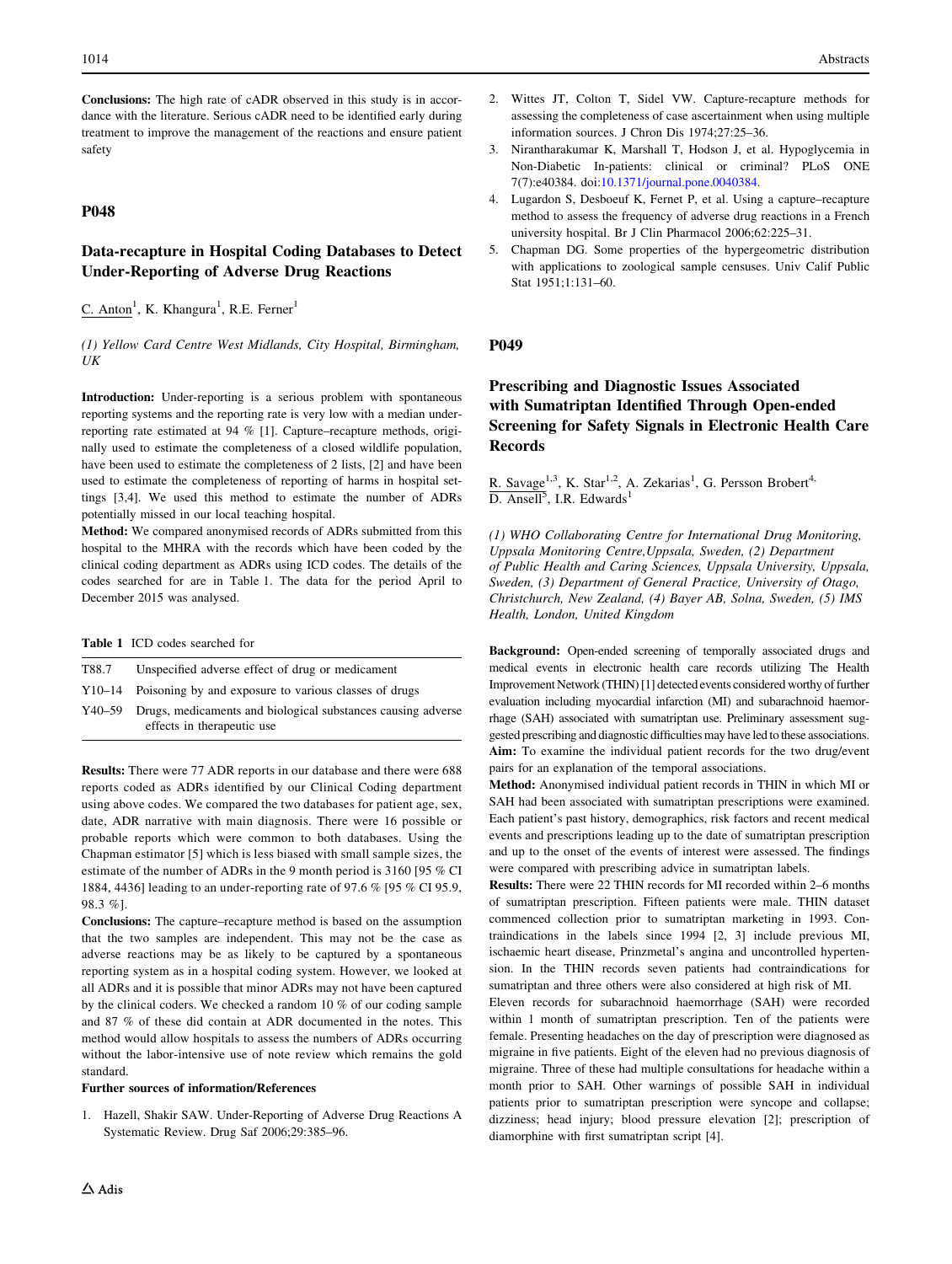**Conclusions:** The high rate of cADR observed in this study is in accordance with the literature. Serious cADR need to be identified early during treatment to improve the management of the reactions and ensure patient safety

## P048

### Data-recapture in Hospital Coding Databases to Detect Under-Reporting of Adverse Drug Reactions

C. Anton[1], K. Khangura[1], R.E. Ferner[1]

*(1) Yellow Card Centre West Midlands, City Hospital, Birmingham, UK*

**Introduction:** Under-reporting is a serious problem with spontaneous reporting systems and the reporting rate is very low with a median under-reporting rate estimated at 94 % [1]. Capture–recapture methods, originally used to estimate the completeness of a closed wildlife population, have been used to estimate the completeness of 2 lists, [2] and have been used to estimate the completeness of reporting of harms in hospital settings [3,4]. We used this method to estimate the number of ADRs potentially missed in our local teaching hospital.

**Method:** We compared anonymised records of ADRs submitted from this hospital to the MHRA with the records which have been coded by the clinical coding department as ADRs using ICD codes. The details of the codes searched for are in Table 1. The data for the period April to December 2015 was analysed.

**Table 1** ICD codes searched for

| | |
|---|---|
| T88.7 | Unspecified adverse effect of drug or medicament |
| Y10–14 | Poisoning by and exposure to various classes of drugs |
| Y40–59 | Drugs, medicaments and biological substances causing adverse effects in therapeutic use |

**Results:** There were 77 ADR reports in our database and there were 688 reports coded as ADRs identified by our Clinical Coding department using above codes. We compared the two databases for patient age, sex, date, ADR narrative with main diagnosis. There were 16 possible or probable reports which were common to both databases. Using the Chapman estimator [5] which is less biased with small sample sizes, the estimate of the number of ADRs in the 9 month period is 3160 [95 % CI 1884, 4436] leading to an under-reporting rate of 97.6 % [95 % CI 95.9, 98.3 %].

**Conclusions:** The capture–recapture method is based on the assumption that the two samples are independent. This may not be the case as adverse reactions may be as likely to be captured by a spontaneous reporting system as in a hospital coding system. However, we looked at all ADRs and it is possible that minor ADRs may not have been captured by the clinical coders. We checked a random 10 % of our coding sample and 87 % of these did contain at ADR documented in the notes. This method would allow hospitals to assess the numbers of ADRs occurring without the labor-intensive use of note review which remains the gold standard.

**Further sources of information/References**

1. Hazell, Shakir SAW. Under-Reporting of Adverse Drug Reactions A Systematic Review. Drug Saf 2006;29:385–96.
2. Wittes JT, Colton T, Sidel VW. Capture-recapture methods for assessing the completeness of case ascertainment when using multiple information sources. J Chron Dis 1974;27:25–36.
3. Nirantharakumar K, Marshall T, Hodson J, et al. Hypoglycemia in Non-Diabetic In-patients: clinical or criminal? PLoS ONE 7(7):e40384. doi:10.1371/journal.pone.0040384.
4. Lugardon S, Desboeuf K, Fernet P, et al. Using a capture–recapture method to assess the frequency of adverse drug reactions in a French university hospital. Br J Clin Pharmacol 2006;62:225–31.
5. Chapman DG. Some properties of the hypergeometric distribution with applications to zoological sample censuses. Univ Calif Public Stat 1951;1:131–60.

## P049

### Prescribing and Diagnostic Issues Associated with Sumatriptan Identified Through Open-ended Screening for Safety Signals in Electronic Health Care Records

R. Savage[1,3], K. Star[1,2], A. Zekarias[1], G. Persson Brobert[4], D. Ansell[5], I.R. Edwards[1]

*(1) WHO Collaborating Centre for International Drug Monitoring, Uppsala Monitoring Centre, Uppsala, Sweden, (2) Department of Public Health and Caring Sciences, Uppsala University, Uppsala, Sweden, (3) Department of General Practice, University of Otago, Christchurch, New Zealand, (4) Bayer AB, Solna, Sweden, (5) IMS Health, London, United Kingdom*

**Background:** Open-ended screening of temporally associated drugs and medical events in electronic health care records utilizing The Health Improvement Network (THIN) [1] detected events considered worthy of further evaluation including myocardial infarction (MI) and subarachnoid haemorrhage (SAH) associated with sumatriptan use. Preliminary assessment suggested prescribing and diagnostic difficulties may have led to these associations.

**Aim:** To examine the individual patient records for the two drug/event pairs for an explanation of the temporal associations.

**Method:** Anonymised individual patient records in THIN in which MI or SAH had been associated with sumatriptan prescriptions were examined. Each patient's past history, demographics, risk factors and recent medical events and prescriptions leading up to the date of sumatriptan prescription and up to the onset of the events of interest were assessed. The findings were compared with prescribing advice in sumatriptan labels.

**Results:** There were 22 THIN records for MI recorded within 2–6 months of sumatriptan prescription. Fifteen patients were male. THIN dataset commenced collection prior to sumatriptan marketing in 1993. Contraindications in the labels since 1994 [2, 3] include previous MI, ischaemic heart disease, Prinzmetal's angina and uncontrolled hypertension. In the THIN records seven patients had contraindications for sumatriptan and three others were also considered at high risk of MI.

Eleven records for subarachnoid haemorrhage (SAH) were recorded within 1 month of sumatriptan prescription. Ten of the patients were female. Presenting headaches on the day of prescription were diagnosed as migraine in five patients. Eight of the eleven had no previous diagnosis of migraine. Three of these had multiple consultations for headache within a month prior to SAH. Other warnings of possible SAH in individual patients prior to sumatriptan prescription were syncope and collapse; dizziness; head injury; blood pressure elevation [2]; prescription of diamorphine with first sumatriptan script [4].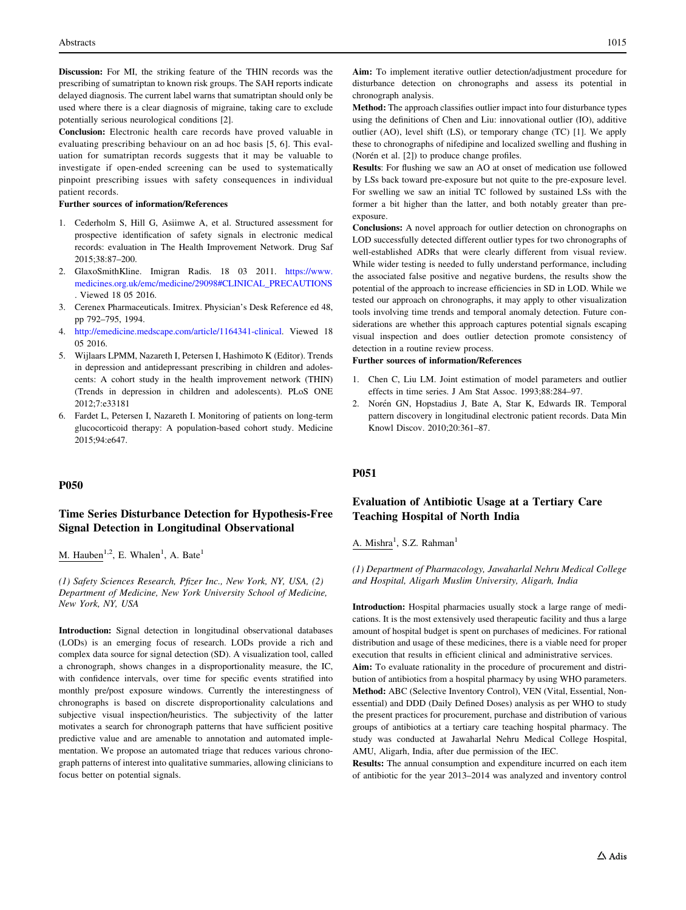**Discussion:** For MI, the striking feature of the THIN records was the prescribing of sumatriptan to known risk groups. The SAH reports indicate delayed diagnosis. The current label warns that sumatriptan should only be used where there is a clear diagnosis of migraine, taking care to exclude potentially serious neurological conditions [2].

**Conclusion:** Electronic health care records have proved valuable in evaluating prescribing behaviour on an ad hoc basis [5, 6]. This evaluation for sumatriptan records suggests that it may be valuable to investigate if open-ended screening can be used to systematically pinpoint prescribing issues with safety consequences in individual patient records.

**Further sources of information/References**

1. Cederholm S, Hill G, Asiimwe A, et al. Structured assessment for prospective identification of safety signals in electronic medical records: evaluation in The Health Improvement Network. Drug Saf 2015;38:87–200.
2. GlaxoSmithKline. Imigran Radis. 18 03 2011. https://www.medicines.org.uk/emc/medicine/29098#CLINICAL_PRECAUTIONS. Viewed 18 05 2016.
3. Cerenex Pharmaceuticals. Imitrex. Physician's Desk Reference ed 48, pp 792–795, 1994.
4. http://emedicine.medscape.com/article/1164341-clinical. Viewed 18 05 2016.
5. Wijlaars LPMM, Nazareth I, Petersen I, Hashimoto K (Editor). Trends in depression and antidepressant prescribing in children and adolescents: A cohort study in the health improvement network (THIN) (Trends in depression in children and adolescents). PLoS ONE 2012;7:e33181
6. Fardet L, Petersen I, Nazareth I. Monitoring of patients on long-term glucocorticoid therapy: A population-based cohort study. Medicine 2015;94:e647.

## P050

### Time Series Disturbance Detection for Hypothesis-Free Signal Detection in Longitudinal Observational

M. Hauben[1,2], E. Whalen[1], A. Bate[1]

*(1) Safety Sciences Research, Pfizer Inc., New York, NY, USA, (2) Department of Medicine, New York University School of Medicine, New York, NY, USA*

**Introduction:** Signal detection in longitudinal observational databases (LODs) is an emerging focus of research. LODs provide a rich and complex data source for signal detection (SD). A visualization tool, called a chronograph, shows changes in a disproportionality measure, the IC, with confidence intervals, over time for specific events stratified into monthly pre/post exposure windows. Currently the interestingness of chronographs is based on discrete disproportionality calculations and subjective visual inspection/heuristics. The subjectivity of the latter motivates a search for chronograph patterns that have sufficient positive predictive value and are amenable to annotation and automated implementation. We propose an automated triage that reduces various chronograph patterns of interest into qualitative summaries, allowing clinicians to focus better on potential signals.

**Aim:** To implement iterative outlier detection/adjustment procedure for disturbance detection on chronographs and assess its potential in chronograph analysis.

**Method:** The approach classifies outlier impact into four disturbance types using the definitions of Chen and Liu: innovational outlier (IO), additive outlier (AO), level shift (LS), or temporary change (TC) [1]. We apply these to chronographs of nifedipine and localized swelling and flushing in (Norén et al. [2]) to produce change profiles.

**Results**: For flushing we saw an AO at onset of medication use followed by LSs back toward pre-exposure but not quite to the pre-exposure level. For swelling we saw an initial TC followed by sustained LSs with the former a bit higher than the latter, and both notably greater than pre-exposure.

**Conclusions:** A novel approach for outlier detection on chronographs on LOD successfully detected different outlier types for two chronographs of well-established ADRs that were clearly different from visual review. While wider testing is needed to fully understand performance, including the associated false positive and negative burdens, the results show the potential of the approach to increase efficiencies in SD in LOD. While we tested our approach on chronographs, it may apply to other visualization tools involving time trends and temporal anomaly detection. Future considerations are whether this approach captures potential signals escaping visual inspection and does outlier detection promote consistency of detection in a routine review process.

**Further sources of information/References**

1. Chen C, Liu LM. Joint estimation of model parameters and outlier effects in time series. J Am Stat Assoc. 1993;88:284–97.
2. Norén GN, Hopstadius J, Bate A, Star K, Edwards IR. Temporal pattern discovery in longitudinal electronic patient records. Data Min Knowl Discov. 2010;20:361–87.

## P051

### Evaluation of Antibiotic Usage at a Tertiary Care Teaching Hospital of North India

A. Mishra[1], S.Z. Rahman[1]

*(1) Department of Pharmacology, Jawaharlal Nehru Medical College and Hospital, Aligarh Muslim University, Aligarh, India*

**Introduction:** Hospital pharmacies usually stock a large range of medications. It is the most extensively used therapeutic facility and thus a large amount of hospital budget is spent on purchases of medicines. For rational distribution and usage of these medicines, there is a viable need for proper execution that results in efficient clinical and administrative services.

**Aim:** To evaluate rationality in the procedure of procurement and distribution of antibiotics from a hospital pharmacy by using WHO parameters.

**Method:** ABC (Selective Inventory Control), VEN (Vital, Essential, Non-essential) and DDD (Daily Defined Doses) analysis as per WHO to study the present practices for procurement, purchase and distribution of various groups of antibiotics at a tertiary care teaching hospital pharmacy. The study was conducted at Jawaharlal Nehru Medical College Hospital, AMU, Aligarh, India, after due permission of the IEC.

**Results:** The annual consumption and expenditure incurred on each item of antibiotic for the year 2013–2014 was analyzed and inventory control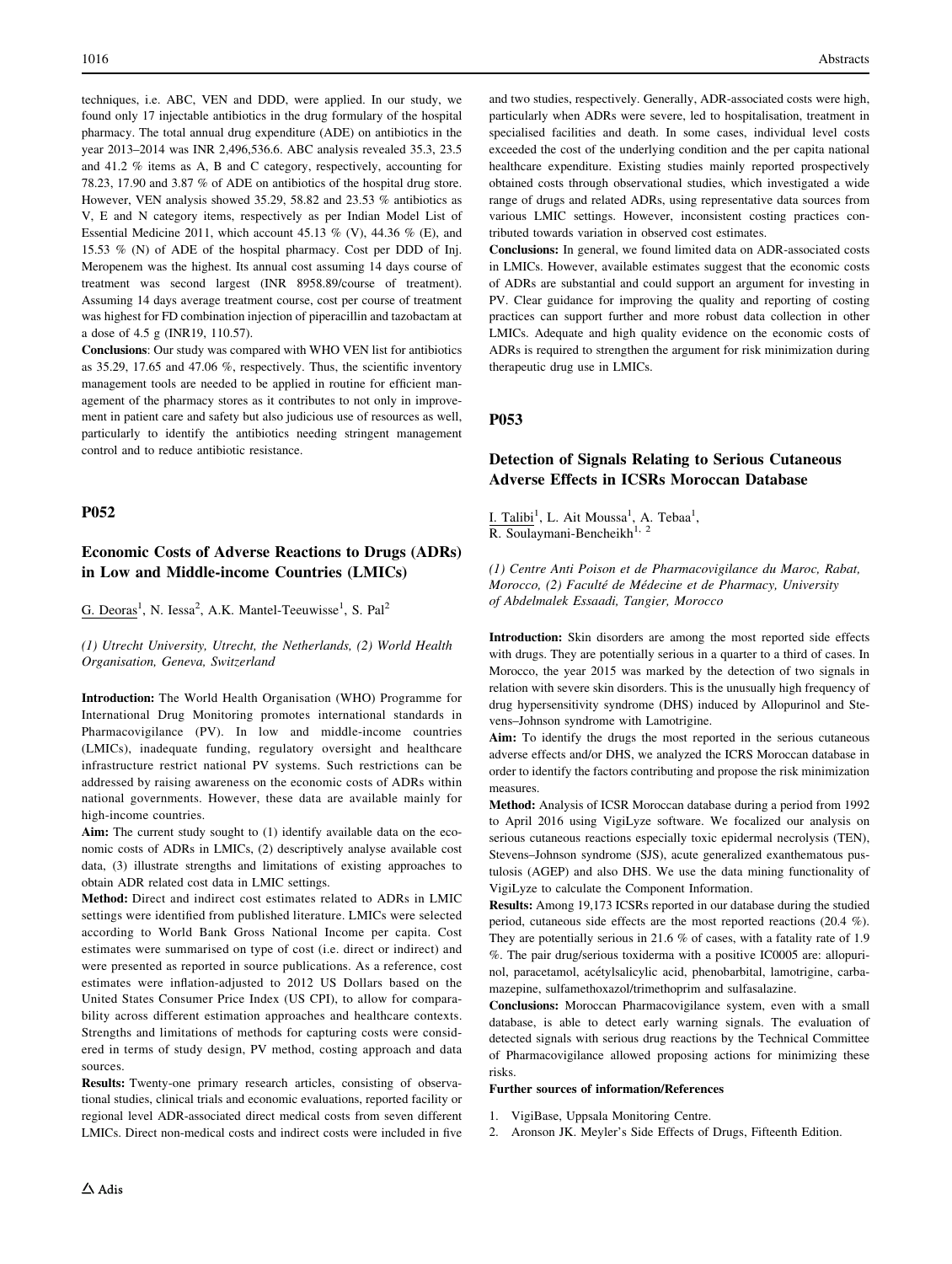techniques, i.e. ABC, VEN and DDD, were applied. In our study, we found only 17 injectable antibiotics in the drug formulary of the hospital pharmacy. The total annual drug expenditure (ADE) on antibiotics in the year 2013–2014 was INR 2,496,536.6. ABC analysis revealed 35.3, 23.5 and 41.2 % items as A, B and C category, respectively, accounting for 78.23, 17.90 and 3.87 % of ADE on antibiotics of the hospital drug store. However, VEN analysis showed 35.29, 58.82 and 23.53 % antibiotics as V, E and N category items, respectively as per Indian Model List of Essential Medicine 2011, which account 45.13 % (V), 44.36 % (E), and 15.53 % (N) of ADE of the hospital pharmacy. Cost per DDD of Inj. Meropenem was the highest. Its annual cost assuming 14 days course of treatment was second largest (INR 8958.89/course of treatment). Assuming 14 days average treatment course, cost per course of treatment was highest for FD combination injection of piperacillin and tazobactam at a dose of 4.5 g (INR19, 110.57).

**Conclusions**: Our study was compared with WHO VEN list for antibiotics as 35.29, 17.65 and 47.06 %, respectively. Thus, the scientific inventory management tools are needed to be applied in routine for efficient management of the pharmacy stores as it contributes to not only in improvement in patient care and safety but also judicious use of resources as well, particularly to identify the antibiotics needing stringent management control and to reduce antibiotic resistance.

## P052

### Economic Costs of Adverse Reactions to Drugs (ADRs) in Low and Middle-income Countries (LMICs)

G. Deoras[1], N. Iessa[2], A.K. Mantel-Teeuwisse[1], S. Pal[2]

*(1) Utrecht University, Utrecht, the Netherlands, (2) World Health Organisation, Geneva, Switzerland*

**Introduction:** The World Health Organisation (WHO) Programme for International Drug Monitoring promotes international standards in Pharmacovigilance (PV). In low and middle-income countries (LMICs), inadequate funding, regulatory oversight and healthcare infrastructure restrict national PV systems. Such restrictions can be addressed by raising awareness on the economic costs of ADRs within national governments. However, these data are available mainly for high-income countries.

**Aim:** The current study sought to (1) identify available data on the economic costs of ADRs in LMICs, (2) descriptively analyse available cost data, (3) illustrate strengths and limitations of existing approaches to obtain ADR related cost data in LMIC settings.

**Method:** Direct and indirect cost estimates related to ADRs in LMIC settings were identified from published literature. LMICs were selected according to World Bank Gross National Income per capita. Cost estimates were summarised on type of cost (i.e. direct or indirect) and were presented as reported in source publications. As a reference, cost estimates were inflation-adjusted to 2012 US Dollars based on the United States Consumer Price Index (US CPI), to allow for comparability across different estimation approaches and healthcare contexts. Strengths and limitations of methods for capturing costs were considered in terms of study design, PV method, costing approach and data sources.

**Results:** Twenty-one primary research articles, consisting of observational studies, clinical trials and economic evaluations, reported facility or regional level ADR-associated direct medical costs from seven different LMICs. Direct non-medical costs and indirect costs were included in five and two studies, respectively. Generally, ADR-associated costs were high, particularly when ADRs were severe, led to hospitalisation, treatment in specialised facilities and death. In some cases, individual level costs exceeded the cost of the underlying condition and the per capita national healthcare expenditure. Existing studies mainly reported prospectively obtained costs through observational studies, which investigated a wide range of drugs and related ADRs, using representative data sources from various LMIC settings. However, inconsistent costing practices contributed towards variation in observed cost estimates.

**Conclusions:** In general, we found limited data on ADR-associated costs in LMICs. However, available estimates suggest that the economic costs of ADRs are substantial and could support an argument for investing in PV. Clear guidance for improving the quality and reporting of costing practices can support further and more robust data collection in other LMICs. Adequate and high quality evidence on the economic costs of ADRs is required to strengthen the argument for risk minimization during therapeutic drug use in LMICs.

## P053

### Detection of Signals Relating to Serious Cutaneous Adverse Effects in ICSRs Moroccan Database

I. Talibi[1], L. Ait Moussa[1], A. Tebaa[1], R. Soulaymani-Bencheikh[1, 2]

*(1) Centre Anti Poison et de Pharmacovigilance du Maroc, Rabat, Morocco, (2) Faculté de Médecine et de Pharmacy, University of Abdelmalek Essaadi, Tangier, Morocco*

**Introduction:** Skin disorders are among the most reported side effects with drugs. They are potentially serious in a quarter to a third of cases. In Morocco, the year 2015 was marked by the detection of two signals in relation with severe skin disorders. This is the unusually high frequency of drug hypersensitivity syndrome (DHS) induced by Allopurinol and Stevens–Johnson syndrome with Lamotrigine.

**Aim:** To identify the drugs the most reported in the serious cutaneous adverse effects and/or DHS, we analyzed the ICRS Moroccan database in order to identify the factors contributing and propose the risk minimization measures.

**Method:** Analysis of ICSR Moroccan database during a period from 1992 to April 2016 using VigiLyze software. We focalized our analysis on serious cutaneous reactions especially toxic epidermal necrolysis (TEN), Stevens–Johnson syndrome (SJS), acute generalized exanthematous pustulosis (AGEP) and also DHS. We use the data mining functionality of VigiLyze to calculate the Component Information.

**Results:** Among 19,173 ICSRs reported in our database during the studied period, cutaneous side effects are the most reported reactions (20.4 %). They are potentially serious in 21.6 % of cases, with a fatality rate of 1.9 %. The pair drug/serious toxiderma with a positive IC0005 are: allopurinol, paracetamol, acétylsalicylic acid, phenobarbital, lamotrigine, carbamazepine, sulfamethoxazol/trimethoprim and sulfasalazine.

**Conclusions:** Moroccan Pharmacovigilance system, even with a small database, is able to detect early warning signals. The evaluation of detected signals with serious drug reactions by the Technical Committee of Pharmacovigilance allowed proposing actions for minimizing these risks.

**Further sources of information/References**

1. VigiBase, Uppsala Monitoring Centre.
2. Aronson JK. Meyler's Side Effects of Drugs, Fifteenth Edition.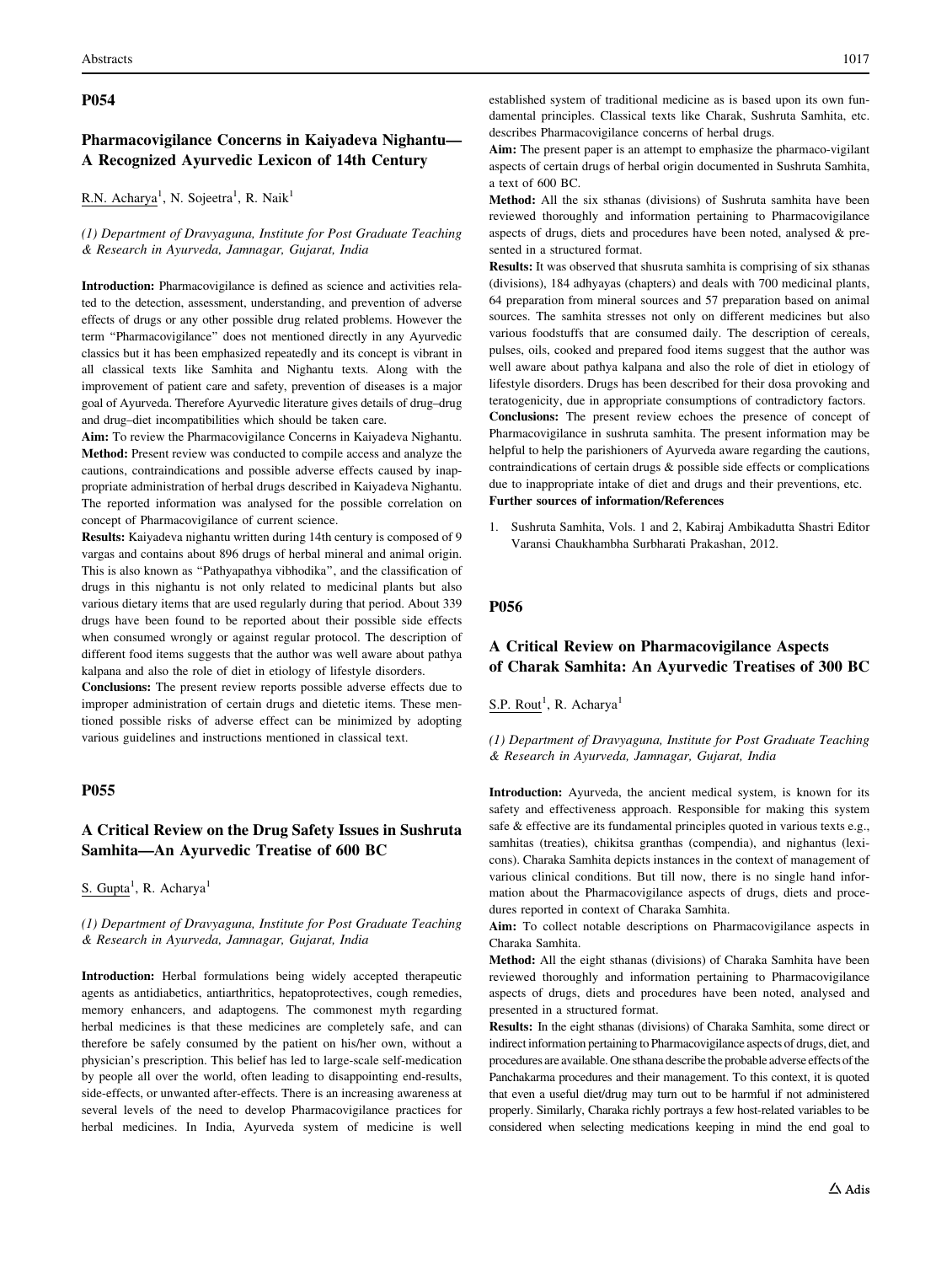## P054

### Pharmacovigilance Concerns in Kaiyadeva Nighantu—A Recognized Ayurvedic Lexicon of 14th Century

R.N. Acharya[1], N. Sojeetra[1], R. Naik[1]

*(1) Department of Dravyaguna, Institute for Post Graduate Teaching & Research in Ayurveda, Jamnagar, Gujarat, India*

**Introduction:** Pharmacovigilance is defined as science and activities related to the detection, assessment, understanding, and prevention of adverse effects of drugs or any other possible drug related problems. However the term "Pharmacovigilance" does not mentioned directly in any Ayurvedic classics but it has been emphasized repeatedly and its concept is vibrant in all classical texts like Samhita and Nighantu texts. Along with the improvement of patient care and safety, prevention of diseases is a major goal of Ayurveda. Therefore Ayurvedic literature gives details of drug–drug and drug–diet incompatibilities which should be taken care.

**Aim:** To review the Pharmacovigilance Concerns in Kaiyadeva Nighantu.

**Method:** Present review was conducted to compile access and analyze the cautions, contraindications and possible adverse effects caused by inappropriate administration of herbal drugs described in Kaiyadeva Nighantu. The reported information was analysed for the possible correlation on concept of Pharmacovigilance of current science.

**Results:** Kaiyadeva nighantu written during 14th century is composed of 9 vargas and contains about 896 drugs of herbal mineral and animal origin. This is also known as "Pathyapathya vibhodika", and the classification of drugs in this nighantu is not only related to medicinal plants but also various dietary items that are used regularly during that period. About 339 drugs have been found to be reported about their possible side effects when consumed wrongly or against regular protocol. The description of different food items suggests that the author was well aware about pathya kalpana and also the role of diet in etiology of lifestyle disorders.

**Conclusions:** The present review reports possible adverse effects due to improper administration of certain drugs and dietetic items. These mentioned possible risks of adverse effect can be minimized by adopting various guidelines and instructions mentioned in classical text.

## P055

### A Critical Review on the Drug Safety Issues in Sushruta Samhita—An Ayurvedic Treatise of 600 BC

S. Gupta[1], R. Acharya[1]

*(1) Department of Dravyaguna, Institute for Post Graduate Teaching & Research in Ayurveda, Jamnagar, Gujarat, India*

**Introduction:** Herbal formulations being widely accepted therapeutic agents as antidiabetics, antiarthritics, hepatoprotectives, cough remedies, memory enhancers, and adaptogens. The commonest myth regarding herbal medicines is that these medicines are completely safe, and can therefore be safely consumed by the patient on his/her own, without a physician's prescription. This belief has led to large-scale self-medication by people all over the world, often leading to disappointing end-results, side-effects, or unwanted after-effects. There is an increasing awareness at several levels of the need to develop Pharmacovigilance practices for herbal medicines. In India, Ayurveda system of medicine is well established system of traditional medicine as is based upon its own fundamental principles. Classical texts like Charak, Sushruta Samhita, etc. describes Pharmacovigilance concerns of herbal drugs.

**Aim:** The present paper is an attempt to emphasize the pharmaco-vigilant aspects of certain drugs of herbal origin documented in Sushruta Samhita, a text of 600 BC.

**Method:** All the six sthanas (divisions) of Sushruta samhita have been reviewed thoroughly and information pertaining to Pharmacovigilance aspects of drugs, diets and procedures have been noted, analysed & presented in a structured format.

**Results:** It was observed that shusruta samhita is comprising of six sthanas (divisions), 184 adhyayas (chapters) and deals with 700 medicinal plants, 64 preparation from mineral sources and 57 preparation based on animal sources. The samhita stresses not only on different medicines but also various foodstuffs that are consumed daily. The description of cereals, pulses, oils, cooked and prepared food items suggest that the author was well aware about pathya kalpana and also the role of diet in etiology of lifestyle disorders. Drugs has been described for their dosa provoking and teratogenicity, due in appropriate consumptions of contradictory factors.

**Conclusions:** The present review echoes the presence of concept of Pharmacovigilance in sushruta samhita. The present information may be helpful to help the parishioners of Ayurveda aware regarding the cautions, contraindications of certain drugs & possible side effects or complications due to inappropriate intake of diet and drugs and their preventions, etc.

**Further sources of information/References**

1. Sushruta Samhita, Vols. 1 and 2, Kabiraj Ambikadutta Shastri Editor Varansi Chaukhambha Surbharati Prakashan, 2012.

## P056

### A Critical Review on Pharmacovigilance Aspects of Charak Samhita: An Ayurvedic Treatises of 300 BC

S.P. Rout[1], R. Acharya[1]

*(1) Department of Dravyaguna, Institute for Post Graduate Teaching & Research in Ayurveda, Jamnagar, Gujarat, India*

**Introduction:** Ayurveda, the ancient medical system, is known for its safety and effectiveness approach. Responsible for making this system safe & effective are its fundamental principles quoted in various texts e.g., samhitas (treaties), chikitsa granthas (compendia), and nighantus (lexicons). Charaka Samhita depicts instances in the context of management of various clinical conditions. But till now, there is no single hand information about the Pharmacovigilance aspects of drugs, diets and procedures reported in context of Charaka Samhita.

**Aim:** To collect notable descriptions on Pharmacovigilance aspects in Charaka Samhita.

**Method:** All the eight sthanas (divisions) of Charaka Samhita have been reviewed thoroughly and information pertaining to Pharmacovigilance aspects of drugs, diets and procedures have been noted, analysed and presented in a structured format.

**Results:** In the eight sthanas (divisions) of Charaka Samhita, some direct or indirect information pertaining to Pharmacovigilance aspects of drugs, diet, and procedures are available. One sthana describe the probable adverse effects of the Panchakarma procedures and their management. To this context, it is quoted that even a useful diet/drug may turn out to be harmful if not administered properly. Similarly, Charaka richly portrays a few host-related variables to be considered when selecting medications keeping in mind the end goal to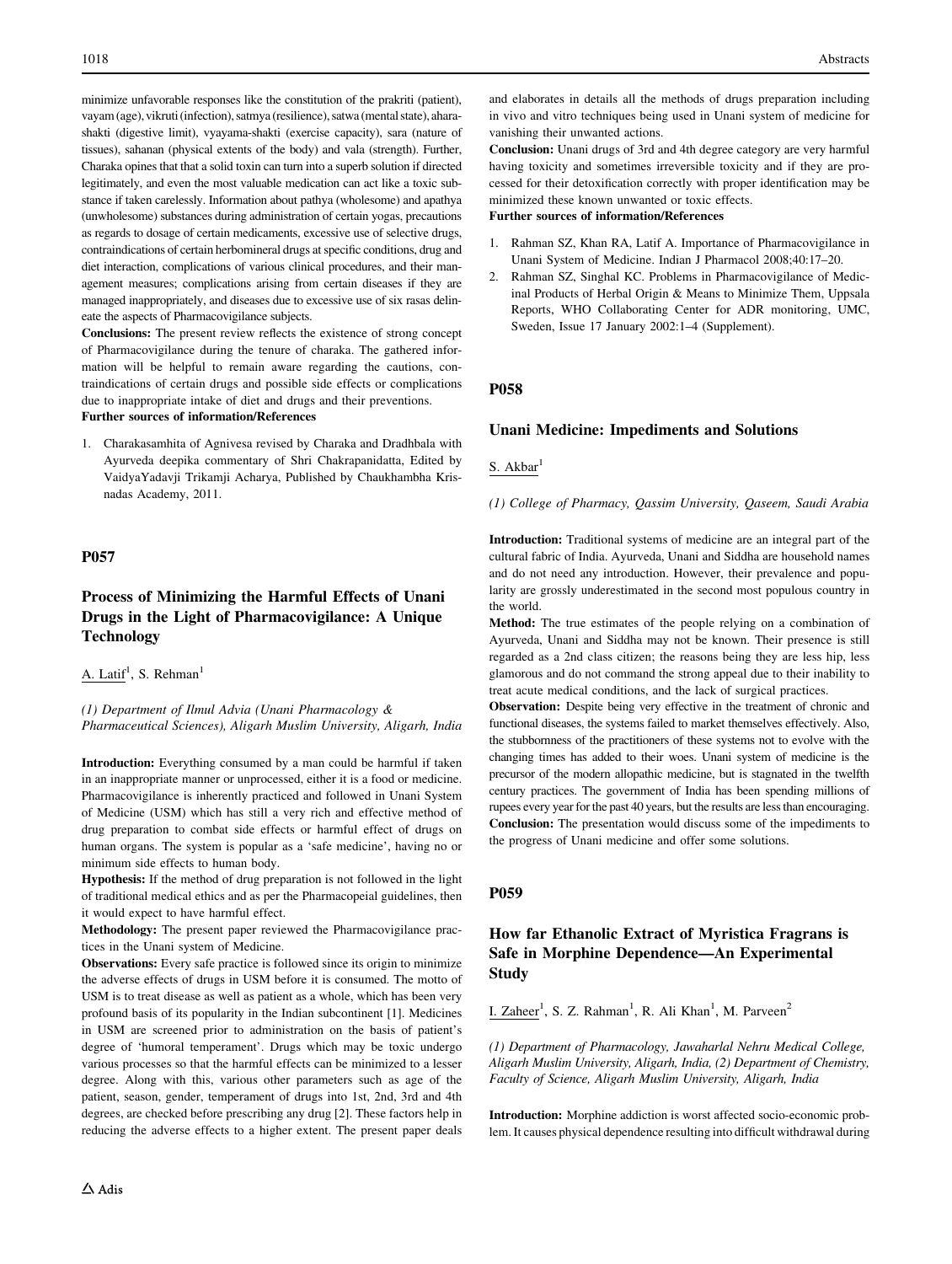minimize unfavorable responses like the constitution of the prakriti (patient), vayam (age), vikruti (infection), satmya (resilience), satwa (mental state), ahara-shakti (digestive limit), vyayama-shakti (exercise capacity), sara (nature of tissues), sahanan (physical extents of the body) and vala (strength). Further, Charaka opines that that a solid toxin can turn into a superb solution if directed legitimately, and even the most valuable medication can act like a toxic substance if taken carelessly. Information about pathya (wholesome) and apathya (unwholesome) substances during administration of certain yogas, precautions as regards to dosage of certain medicaments, excessive use of selective drugs, contraindications of certain herbomineral drugs at specific conditions, drug and diet interaction, complications of various clinical procedures, and their management measures; complications arising from certain diseases if they are managed inappropriately, and diseases due to excessive use of six rasas delineate the aspects of Pharmacovigilance subjects.

**Conclusions:** The present review reflects the existence of strong concept of Pharmacovigilance during the tenure of charaka. The gathered information will be helpful to remain aware regarding the cautions, contraindications of certain drugs and possible side effects or complications due to inappropriate intake of diet and drugs and their preventions.

**Further sources of information/References**

1. Charakasamhita of Agnivesa revised by Charaka and Dradhbala with Ayurveda deepika commentary of Shri Chakrapanidatta, Edited by VaidyaYadavji Trikamji Acharya, Published by Chaukhambha Krisnadas Academy, 2011.

## P057

### Process of Minimizing the Harmful Effects of Unani Drugs in the Light of Pharmacovigilance: A Unique Technology

A. Latif[1], S. Rehman[1]

*(1) Department of Ilmul Advia (Unani Pharmacology & Pharmaceutical Sciences), Aligarh Muslim University, Aligarh, India*

**Introduction:** Everything consumed by a man could be harmful if taken in an inappropriate manner or unprocessed, either it is a food or medicine. Pharmacovigilance is inherently practiced and followed in Unani System of Medicine (USM) which has still a very rich and effective method of drug preparation to combat side effects or harmful effect of drugs on human organs. The system is popular as a 'safe medicine', having no or minimum side effects to human body.

**Hypothesis:** If the method of drug preparation is not followed in the light of traditional medical ethics and as per the Pharmacopeial guidelines, then it would expect to have harmful effect.

**Methodology:** The present paper reviewed the Pharmacovigilance practices in the Unani system of Medicine.

**Observations:** Every safe practice is followed since its origin to minimize the adverse effects of drugs in USM before it is consumed. The motto of USM is to treat disease as well as patient as a whole, which has been very profound basis of its popularity in the Indian subcontinent [1]. Medicines in USM are screened prior to administration on the basis of patient's degree of 'humoral temperament'. Drugs which may be toxic undergo various processes so that the harmful effects can be minimized to a lesser degree. Along with this, various other parameters such as age of the patient, season, gender, temperament of drugs into 1st, 2nd, 3rd and 4th degrees, are checked before prescribing any drug [2]. These factors help in reducing the adverse effects to a higher extent. The present paper deals and elaborates in details all the methods of drugs preparation including in vivo and vitro techniques being used in Unani system of medicine for vanishing their unwanted actions.

**Conclusion:** Unani drugs of 3rd and 4th degree category are very harmful having toxicity and sometimes irreversible toxicity and if they are processed for their detoxification correctly with proper identification may be minimized these known unwanted or toxic effects.

**Further sources of information/References**

1. Rahman SZ, Khan RA, Latif A. Importance of Pharmacovigilance in Unani System of Medicine. Indian J Pharmacol 2008;40:17–20.
2. Rahman SZ, Singhal KC. Problems in Pharmacovigilance of Medicinal Products of Herbal Origin & Means to Minimize Them, Uppsala Reports, WHO Collaborating Center for ADR monitoring, UMC, Sweden, Issue 17 January 2002:1–4 (Supplement).

## P058

### Unani Medicine: Impediments and Solutions

S. Akbar[1]

*(1) College of Pharmacy, Qassim University, Qaseem, Saudi Arabia*

**Introduction:** Traditional systems of medicine are an integral part of the cultural fabric of India. Ayurveda, Unani and Siddha are household names and do not need any introduction. However, their prevalence and popularity are grossly underestimated in the second most populous country in the world.

**Method:** The true estimates of the people relying on a combination of Ayurveda, Unani and Siddha may not be known. Their presence is still regarded as a 2nd class citizen; the reasons being they are less hip, less glamorous and do not command the strong appeal due to their inability to treat acute medical conditions, and the lack of surgical practices.

**Observation:** Despite being very effective in the treatment of chronic and functional diseases, the systems failed to market themselves effectively. Also, the stubbornness of the practitioners of these systems not to evolve with the changing times has added to their woes. Unani system of medicine is the precursor of the modern allopathic medicine, but is stagnated in the twelfth century practices. The government of India has been spending millions of rupees every year for the past 40 years, but the results are less than encouraging.

**Conclusion:** The presentation would discuss some of the impediments to the progress of Unani medicine and offer some solutions.

## P059

### How far Ethanolic Extract of Myristica Fragrans is Safe in Morphine Dependence—An Experimental Study

I. Zaheer[1], S. Z. Rahman[1], R. Ali Khan[1], M. Parveen[2]

*(1) Department of Pharmacology, Jawaharlal Nehru Medical College, Aligarh Muslim University, Aligarh, India, (2) Department of Chemistry, Faculty of Science, Aligarh Muslim University, Aligarh, India*

**Introduction:** Morphine addiction is worst affected socio-economic problem. It causes physical dependence resulting into difficult withdrawal during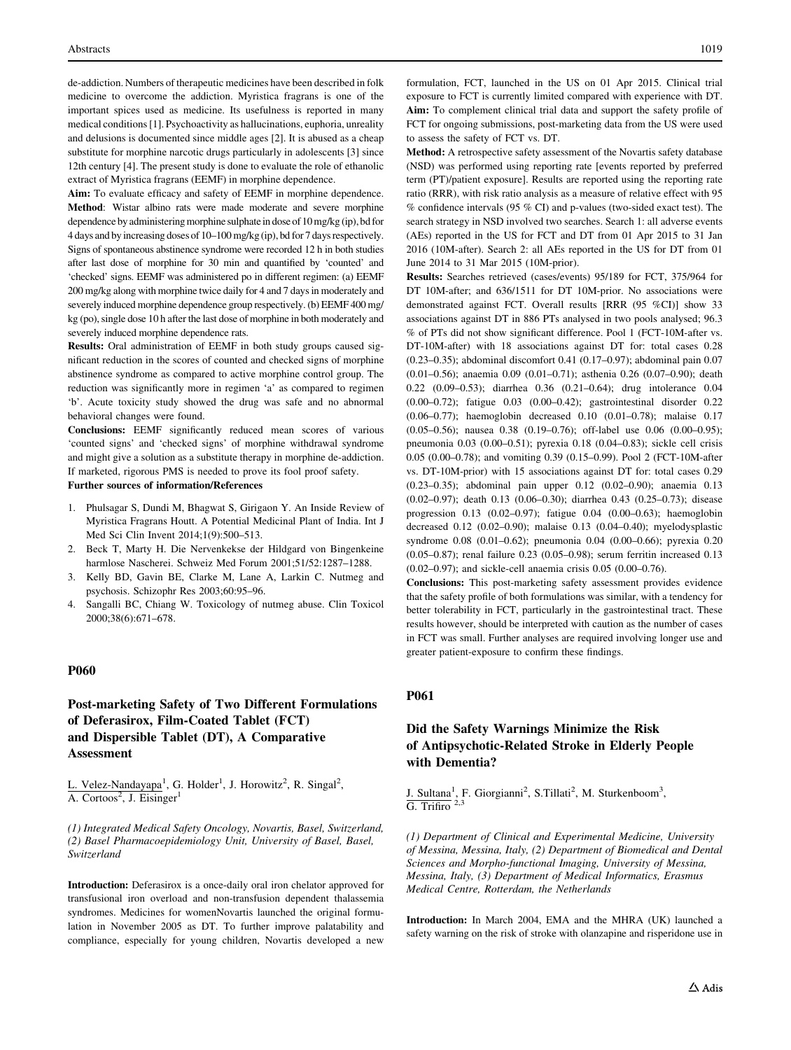de-addiction. Numbers of therapeutic medicines have been described in folk medicine to overcome the addiction. Myristica fragrans is one of the important spices used as medicine. Its usefulness is reported in many medical conditions [1]. Psychoactivity as hallucinations, euphoria, unreality and delusions is documented since middle ages [2]. It is abused as a cheap substitute for morphine narcotic drugs particularly in adolescents [3] since 12th century [4]. The present study is done to evaluate the role of ethanolic extract of Myristica fragrans (EEMF) in morphine dependence.

**Aim:** To evaluate efficacy and safety of EEMF in morphine dependence.

**Method**: Wistar albino rats were made moderate and severe morphine dependence by administering morphine sulphate in dose of 10 mg/kg (ip), bd for 4 days and by increasing doses of 10–100 mg/kg (ip), bd for 7 days respectively. Signs of spontaneous abstinence syndrome were recorded 12 h in both studies after last dose of morphine for 30 min and quantified by 'counted' and 'checked' signs. EEMF was administered po in different regimen: (a) EEMF 200 mg/kg along with morphine twice daily for 4 and 7 days in moderately and severely induced morphine dependence group respectively. (b) EEMF 400 mg/kg (po), single dose 10 h after the last dose of morphine in both moderately and severely induced morphine dependence rats.

**Results:** Oral administration of EEMF in both study groups caused significant reduction in the scores of counted and checked signs of morphine abstinence syndrome as compared to active morphine control group. The reduction was significantly more in regimen 'a' as compared to regimen 'b'. Acute toxicity study showed the drug was safe and no abnormal behavioral changes were found.

**Conclusions:** EEMF significantly reduced mean scores of various 'counted signs' and 'checked signs' of morphine withdrawal syndrome and might give a solution as a substitute therapy in morphine de-addiction. If marketed, rigorous PMS is needed to prove its fool proof safety.

**Further sources of information/References**

1. Phulsagar S, Dundi M, Bhagwat S, Girigaon Y. An Inside Review of Myristica Fragrans Houtt. A Potential Medicinal Plant of India. Int J Med Sci Clin Invent 2014;1(9):500–513.
2. Beck T, Marty H. Die Nervenkekse der Hildgard von Bingenkeine harmlose Nascherei. Schweiz Med Forum 2001;51/52:1287–1288.
3. Kelly BD, Gavin BE, Clarke M, Lane A, Larkin C. Nutmeg and psychosis. Schizophr Res 2003;60:95–96.
4. Sangalli BC, Chiang W. Toxicology of nutmeg abuse. Clin Toxicol 2000;38(6):671–678.

## P060

## Post-marketing Safety of Two Different Formulations of Deferasirox, Film-Coated Tablet (FCT) and Dispersible Tablet (DT), A Comparative Assessment

L. Velez-Nandayapa[1], G. Holder[1], J. Horowitz[2], R. Singal[2], A. Cortoos[2], J. Eisinger[1]

*(1) Integrated Medical Safety Oncology, Novartis, Basel, Switzerland, (2) Basel Pharmacoepidemiology Unit, University of Basel, Basel, Switzerland*

**Introduction:** Deferasirox is a once-daily oral iron chelator approved for transfusional iron overload and non-transfusion dependent thalassemia syndromes. Medicines for womenNovartis launched the original formulation in November 2005 as DT. To further improve palatability and compliance, especially for young children, Novartis developed a new formulation, FCT, launched in the US on 01 Apr 2015. Clinical trial exposure to FCT is currently limited compared with experience with DT.

**Aim:** To complement clinical trial data and support the safety profile of FCT for ongoing submissions, post-marketing data from the US were used to assess the safety of FCT vs. DT.

**Method:** A retrospective safety assessment of the Novartis safety database (NSD) was performed using reporting rate [events reported by preferred term (PT)/patient exposure]. Results are reported using the reporting rate ratio (RRR), with risk ratio analysis as a measure of relative effect with 95 % confidence intervals (95 % CI) and p-values (two-sided exact test). The search strategy in NSD involved two searches. Search 1: all adverse events (AEs) reported in the US for FCT and DT from 01 Apr 2015 to 31 Jan 2016 (10M-after). Search 2: all AEs reported in the US for DT from 01 June 2014 to 31 Mar 2015 (10M-prior).

**Results:** Searches retrieved (cases/events) 95/189 for FCT, 375/964 for DT 10M-after; and 636/1511 for DT 10M-prior. No associations were demonstrated against FCT. Overall results [RRR (95 %CI)] show 33 associations against DT in 886 PTs analysed in two pools analysed; 96.3 % of PTs did not show significant difference. Pool 1 (FCT-10M-after vs. DT-10M-after) with 18 associations against DT for: total cases 0.28 (0.23–0.35); abdominal discomfort 0.41 (0.17–0.97); abdominal pain 0.07 (0.01–0.56); anaemia 0.09 (0.01–0.71); asthenia 0.26 (0.07–0.90); death 0.22 (0.09–0.53); diarrhea 0.36 (0.21–0.64); drug intolerance 0.04 (0.00–0.72); fatigue 0.03 (0.00–0.42); gastrointestinal disorder 0.22 (0.06–0.77); haemoglobin decreased 0.10 (0.01–0.78); malaise 0.17 (0.05–0.56); nausea 0.38 (0.19–0.76); off-label use 0.06 (0.00–0.95); pneumonia 0.03 (0.00–0.51); pyrexia 0.18 (0.04–0.83); sickle cell crisis 0.05 (0.00–0.78); and vomiting 0.39 (0.15–0.99). Pool 2 (FCT-10M-after vs. DT-10M-prior) with 15 associations against DT for: total cases 0.29 (0.23–0.35); abdominal pain upper 0.12 (0.02–0.90); anaemia 0.13 (0.02–0.97); death 0.13 (0.06–0.30); diarrhea 0.43 (0.25–0.73); disease progression 0.13 (0.02–0.97); fatigue 0.04 (0.00–0.63); haemoglobin decreased 0.12 (0.02–0.90); malaise 0.13 (0.04–0.40); myelodysplastic syndrome 0.08 (0.01–0.62); pneumonia 0.04 (0.00–0.66); pyrexia 0.20 (0.05–0.87); renal failure 0.23 (0.05–0.98); serum ferritin increased 0.13 (0.02–0.97); and sickle-cell anaemia crisis 0.05 (0.00–0.76).

**Conclusions:** This post-marketing safety assessment provides evidence that the safety profile of both formulations was similar, with a tendency for better tolerability in FCT, particularly in the gastrointestinal tract. These results however, should be interpreted with caution as the number of cases in FCT was small. Further analyses are required involving longer use and greater patient-exposure to confirm these findings.

## P061

## Did the Safety Warnings Minimize the Risk of Antipsychotic-Related Stroke in Elderly People with Dementia?

J. Sultana[1], F. Giorgianni[2], S.Tillati[2], M. Sturkenboom[3], G. Trifirò [2,3]

*(1) Department of Clinical and Experimental Medicine, University of Messina, Messina, Italy, (2) Department of Biomedical and Dental Sciences and Morpho-functional Imaging, University of Messina, Messina, Italy, (3) Department of Medical Informatics, Erasmus Medical Centre, Rotterdam, the Netherlands*

**Introduction:** In March 2004, EMA and the MHRA (UK) launched a safety warning on the risk of stroke with olanzapine and risperidone use in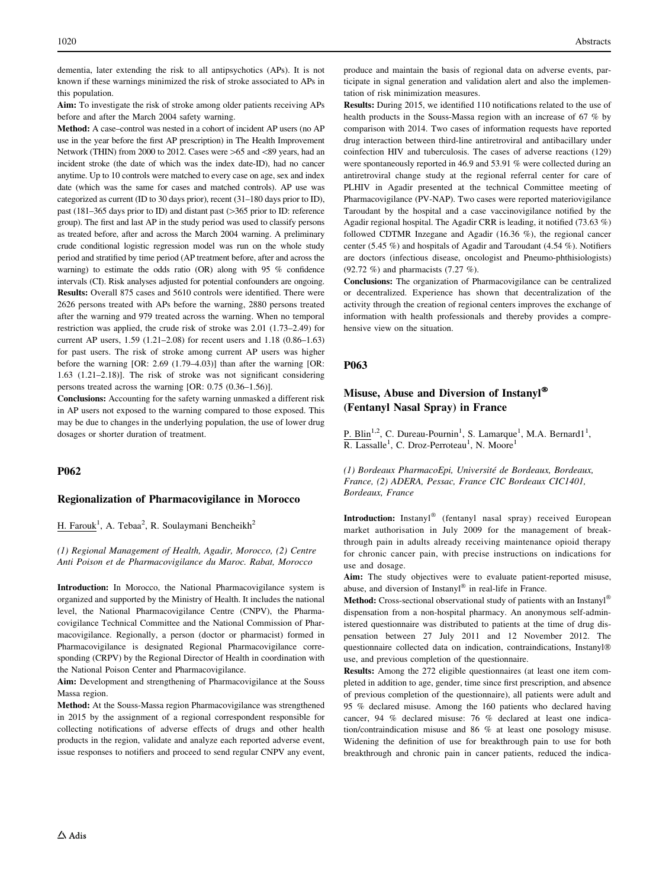dementia, later extending the risk to all antipsychotics (APs). It is not known if these warnings minimized the risk of stroke associated to APs in this population.

**Aim:** To investigate the risk of stroke among older patients receiving APs before and after the March 2004 safety warning.

**Method:** A case–control was nested in a cohort of incident AP users (no AP use in the year before the first AP prescription) in The Health Improvement Network (THIN) from 2000 to 2012. Cases were >65 and <89 years, had an incident stroke (the date of which was the index date-ID), had no cancer anytime. Up to 10 controls were matched to every case on age, sex and index date (which was the same for cases and matched controls). AP use was categorized as current (ID to 30 days prior), recent (31–180 days prior to ID), past (181–365 days prior to ID) and distant past (>365 prior to ID: reference group). The first and last AP in the study period was used to classify persons as treated before, after and across the March 2004 warning. A preliminary crude conditional logistic regression model was run on the whole study period and stratified by time period (AP treatment before, after and across the warning) to estimate the odds ratio (OR) along with 95 % confidence intervals (CI). Risk analyses adjusted for potential confounders are ongoing.

**Results:** Overall 875 cases and 5610 controls were identified. There were 2626 persons treated with APs before the warning, 2880 persons treated after the warning and 979 treated across the warning. When no temporal restriction was applied, the crude risk of stroke was 2.01 (1.73–2.49) for current AP users, 1.59 (1.21–2.08) for recent users and 1.18 (0.86–1.63) for past users. The risk of stroke among current AP users was higher before the warning [OR: 2.69 (1.79–4.03)] than after the warning [OR: 1.63 (1.21–2.18)]. The risk of stroke was not significant considering persons treated across the warning [OR: 0.75 (0.36–1.56)].

**Conclusions:** Accounting for the safety warning unmasked a different risk in AP users not exposed to the warning compared to those exposed. This may be due to changes in the underlying population, the use of lower drug dosages or shorter duration of treatment.

## P062

### Regionalization of Pharmacovigilance in Morocco

H. Farouk[1], A. Tebaa[2], R. Soulaymani Bencheikh[2]

*(1) Regional Management of Health, Agadir, Morocco, (2) Centre Anti Poison et de Pharmacovigilance du Maroc. Rabat, Morocco*

**Introduction:** In Morocco, the National Pharmacovigilance system is organized and supported by the Ministry of Health. It includes the national level, the National Pharmacovigilance Centre (CNPV), the Pharmacovigilance Technical Committee and the National Commission of Pharmacovigilance. Regionally, a person (doctor or pharmacist) formed in Pharmacovigilance is designated Regional Pharmacovigilance corresponding (CRPV) by the Regional Director of Health in coordination with the National Poison Center and Pharmacovigilance.

**Aim:** Development and strengthening of Pharmacovigilance at the Souss Massa region.

**Method:** At the Souss-Massa region Pharmacovigilance was strengthened in 2015 by the assignment of a regional correspondent responsible for collecting notifications of adverse effects of drugs and other health products in the region, validate and analyze each reported adverse event, issue responses to notifiers and proceed to send regular CNPV any event, produce and maintain the basis of regional data on adverse events, participate in signal generation and validation alert and also the implementation of risk minimization measures.

**Results:** During 2015, we identified 110 notifications related to the use of health products in the Souss-Massa region with an increase of 67 % by comparison with 2014. Two cases of information requests have reported drug interaction between third-line antiretroviral and antibacillary under coinfection HIV and tuberculosis. The cases of adverse reactions (129) were spontaneously reported in 46.9 and 53.91 % were collected during an antiretroviral change study at the regional referral center for care of PLHIV in Agadir presented at the technical Committee meeting of Pharmacovigilance (PV-NAP). Two cases were reported materiovigilance Taroudant by the hospital and a case vaccinovigilance notified by the Agadir regional hospital. The Agadir CRR is leading, it notified (73.63 %) followed CDTMR Inzegane and Agadir (16.36 %), the regional cancer center (5.45 %) and hospitals of Agadir and Taroudant (4.54 %). Notifiers are doctors (infectious disease, oncologist and Pneumo-phthisiologists) (92.72 %) and pharmacists (7.27 %).

**Conclusions:** The organization of Pharmacovigilance can be centralized or decentralized. Experience has shown that decentralization of the activity through the creation of regional centers improves the exchange of information with health professionals and thereby provides a comprehensive view on the situation.

## P063

### Misuse, Abuse and Diversion of Instanyl® (Fentanyl Nasal Spray) in France

P. Blin[1,2], C. Dureau-Pournin[1], S. Lamarque[1], M.A. Bernard1[1], R. Lassalle[1], C. Droz-Perroteau[1], N. Moore[1]

*(1) Bordeaux PharmacoEpi, Université de Bordeaux, Bordeaux, France, (2) ADERA, Pessac, France CIC Bordeaux CIC1401, Bordeaux, France*

**Introduction:** Instanyl® (fentanyl nasal spray) received European market authorisation in July 2009 for the management of breakthrough pain in adults already receiving maintenance opioid therapy for chronic cancer pain, with precise instructions on indications for use and dosage.

**Aim:** The study objectives were to evaluate patient-reported misuse, abuse, and diversion of Instanyl® in real-life in France.

**Method:** Cross-sectional observational study of patients with an Instanyl® dispensation from a non-hospital pharmacy. An anonymous self-administered questionnaire was distributed to patients at the time of drug dispensation between 27 July 2011 and 12 November 2012. The questionnaire collected data on indication, contraindications, Instanyl® use, and previous completion of the questionnaire.

**Results:** Among the 272 eligible questionnaires (at least one item completed in addition to age, gender, time since first prescription, and absence of previous completion of the questionnaire), all patients were adult and 95 % declared misuse. Among the 160 patients who declared having cancer, 94 % declared misuse: 76 % declared at least one indication/contraindication misuse and 86 % at least one posology misuse. Widening the definition of use for breakthrough pain to use for both breakthrough and chronic pain in cancer patients, reduced the indica-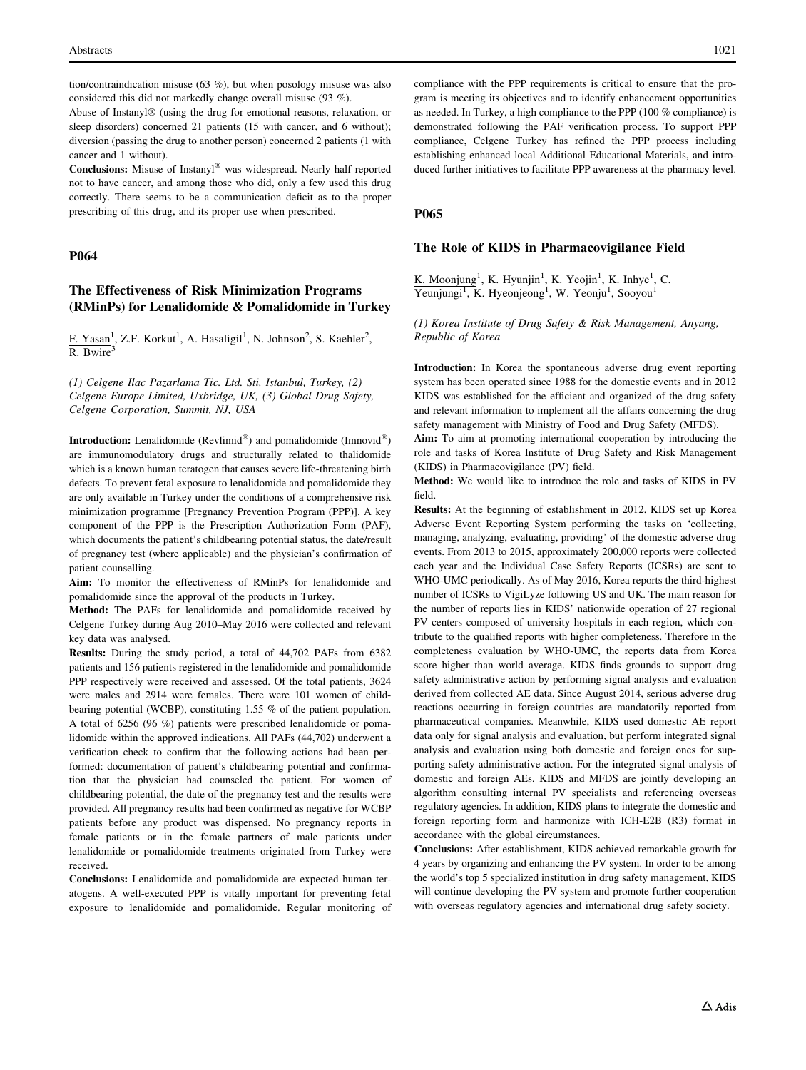tion/contraindication misuse (63 %), but when posology misuse was also considered this did not markedly change overall misuse (93 %).

Abuse of Instanyl® (using the drug for emotional reasons, relaxation, or sleep disorders) concerned 21 patients (15 with cancer, and 6 without); diversion (passing the drug to another person) concerned 2 patients (1 with cancer and 1 without).

**Conclusions:** Misuse of Instanyl® was widespread. Nearly half reported not to have cancer, and among those who did, only a few used this drug correctly. There seems to be a communication deficit as to the proper prescribing of this drug, and its proper use when prescribed.

## P064

### The Effectiveness of Risk Minimization Programs (RMinPs) for Lenalidomide & Pomalidomide in Turkey

F. Yasan[1], Z.F. Korkut[1], A. Hasaligil[1], N. Johnson[2], S. Kaehler[2], R. Bwire[3]

*(1) Celgene Ilac Pazarlama Tic. Ltd. Sti, Istanbul, Turkey, (2) Celgene Europe Limited, Uxbridge, UK, (3) Global Drug Safety, Celgene Corporation, Summit, NJ, USA*

**Introduction:** Lenalidomide (Revlimid®) and pomalidomide (Imnovid®) are immunomodulatory drugs and structurally related to thalidomide which is a known human teratogen that causes severe life-threatening birth defects. To prevent fetal exposure to lenalidomide and pomalidomide they are only available in Turkey under the conditions of a comprehensive risk minimization programme [Pregnancy Prevention Program (PPP)]. A key component of the PPP is the Prescription Authorization Form (PAF), which documents the patient's childbearing potential status, the date/result of pregnancy test (where applicable) and the physician's confirmation of patient counselling.

**Aim:** To monitor the effectiveness of RMinPs for lenalidomide and pomalidomide since the approval of the products in Turkey.

**Method:** The PAFs for lenalidomide and pomalidomide received by Celgene Turkey during Aug 2010–May 2016 were collected and relevant key data was analysed.

**Results:** During the study period, a total of 44,702 PAFs from 6382 patients and 156 patients registered in the lenalidomide and pomalidomide PPP respectively were received and assessed. Of the total patients, 3624 were males and 2914 were females. There were 101 women of childbearing potential (WCBP), constituting 1.55 % of the patient population. A total of 6256 (96 %) patients were prescribed lenalidomide or pomalidomide within the approved indications. All PAFs (44,702) underwent a verification check to confirm that the following actions had been performed: documentation of patient's childbearing potential and confirmation that the physician had counseled the patient. For women of childbearing potential, the date of the pregnancy test and the results were provided. All pregnancy results had been confirmed as negative for WCBP patients before any product was dispensed. No pregnancy reports in female patients or in the female partners of male patients under lenalidomide or pomalidomide treatments originated from Turkey were received.

**Conclusions:** Lenalidomide and pomalidomide are expected human teratogens. A well-executed PPP is vitally important for preventing fetal exposure to lenalidomide and pomalidomide. Regular monitoring of compliance with the PPP requirements is critical to ensure that the program is meeting its objectives and to identify enhancement opportunities as needed. In Turkey, a high compliance to the PPP (100 % compliance) is demonstrated following the PAF verification process. To support PPP compliance, Celgene Turkey has refined the PPP process including establishing enhanced local Additional Educational Materials, and introduced further initiatives to facilitate PPP awareness at the pharmacy level.

## P065

### The Role of KIDS in Pharmacovigilance Field

K. Moonjung[1], K. Hyunjin[1], K. Yeojin[1], K. Inhye[1], C. Yeunjungi[1], K. Hyeonjeong[1], W. Yeonju[1], Sooyou[1]

*(1) Korea Institute of Drug Safety & Risk Management, Anyang, Republic of Korea*

**Introduction:** In Korea the spontaneous adverse drug event reporting system has been operated since 1988 for the domestic events and in 2012 KIDS was established for the efficient and organized of the drug safety and relevant information to implement all the affairs concerning the drug safety management with Ministry of Food and Drug Safety (MFDS).

**Aim:** To aim at promoting international cooperation by introducing the role and tasks of Korea Institute of Drug Safety and Risk Management (KIDS) in Pharmacovigilance (PV) field.

**Method:** We would like to introduce the role and tasks of KIDS in PV field.

**Results:** At the beginning of establishment in 2012, KIDS set up Korea Adverse Event Reporting System performing the tasks on 'collecting, managing, analyzing, evaluating, providing' of the domestic adverse drug events. From 2013 to 2015, approximately 200,000 reports were collected each year and the Individual Case Safety Reports (ICSRs) are sent to WHO-UMC periodically. As of May 2016, Korea reports the third-highest number of ICSRs to VigiLyze following US and UK. The main reason for the number of reports lies in KIDS' nationwide operation of 27 regional PV centers composed of university hospitals in each region, which contribute to the qualified reports with higher completeness. Therefore in the completeness evaluation by WHO-UMC, the reports data from Korea score higher than world average. KIDS finds grounds to support drug safety administrative action by performing signal analysis and evaluation derived from collected AE data. Since August 2014, serious adverse drug reactions occurring in foreign countries are mandatorily reported from pharmaceutical companies. Meanwhile, KIDS used domestic AE report data only for signal analysis and evaluation, but perform integrated signal analysis and evaluation using both domestic and foreign ones for supporting safety administrative action. For the integrated signal analysis of domestic and foreign AEs, KIDS and MFDS are jointly developing an algorithm consulting internal PV specialists and referencing overseas regulatory agencies. In addition, KIDS plans to integrate the domestic and foreign reporting form and harmonize with ICH-E2B (R3) format in accordance with the global circumstances.

**Conclusions:** After establishment, KIDS achieved remarkable growth for 4 years by organizing and enhancing the PV system. In order to be among the world's top 5 specialized institution in drug safety management, KIDS will continue developing the PV system and promote further cooperation with overseas regulatory agencies and international drug safety society.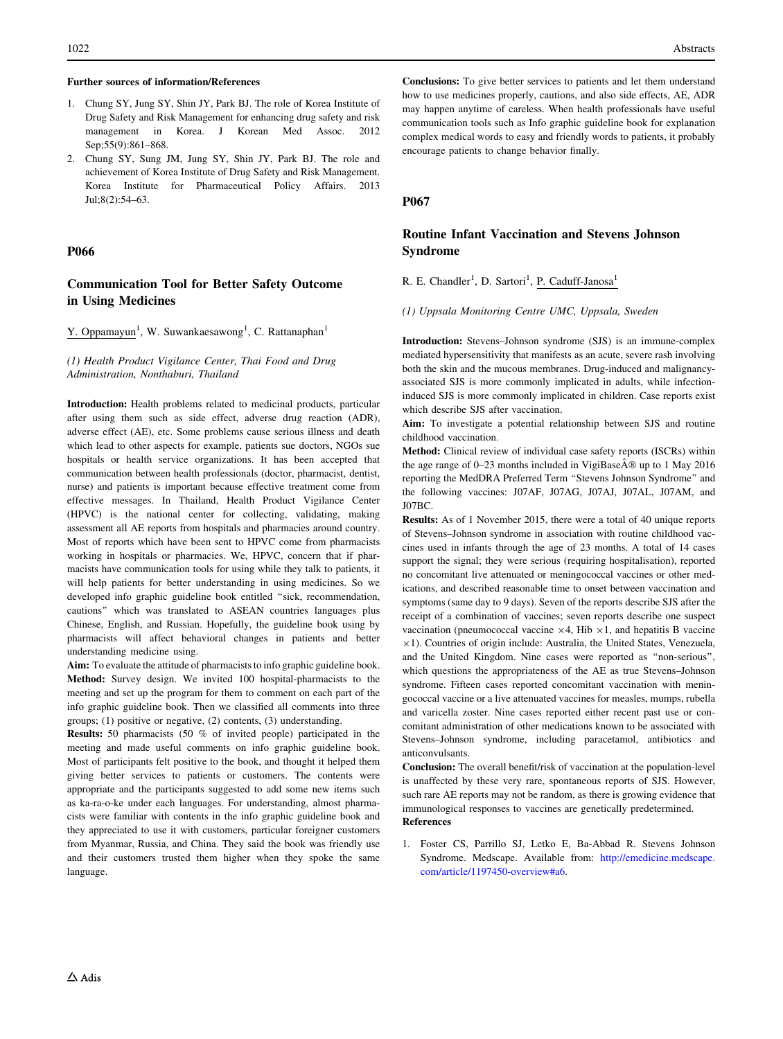**Further sources of information/References**

1. Chung SY, Jung SY, Shin JY, Park BJ. The role of Korea Institute of Drug Safety and Risk Management for enhancing drug safety and risk management in Korea. J Korean Med Assoc. 2012 Sep;55(9):861–868.
2. Chung SY, Sung JM, Jung SY, Shin JY, Park BJ. The role and achievement of Korea Institute of Drug Safety and Risk Management. Korea Institute for Pharmaceutical Policy Affairs. 2013 Jul;8(2):54–63.

## P066

### Communication Tool for Better Safety Outcome in Using Medicines

Y. Oppamayun[1], W. Suwankaesawong[1], C. Rattanaphan[1]

*(1) Health Product Vigilance Center, Thai Food and Drug Administration, Nonthaburi, Thailand*

**Introduction:** Health problems related to medicinal products, particular after using them such as side effect, adverse drug reaction (ADR), adverse effect (AE), etc. Some problems cause serious illness and death which lead to other aspects for example, patients sue doctors, NGOs sue hospitals or health service organizations. It has been accepted that communication between health professionals (doctor, pharmacist, dentist, nurse) and patients is important because effective treatment come from effective messages. In Thailand, Health Product Vigilance Center (HPVC) is the national center for collecting, validating, making assessment all AE reports from hospitals and pharmacies around country. Most of reports which have been sent to HPVC come from pharmacists working in hospitals or pharmacies. We, HPVC, concern that if pharmacists have communication tools for using while they talk to patients, it will help patients for better understanding in using medicines. So we developed info graphic guideline book entitled "sick, recommendation, cautions" which was translated to ASEAN countries languages plus Chinese, English, and Russian. Hopefully, the guideline book using by pharmacists will affect behavioral changes in patients and better understanding medicine using.

**Aim:** To evaluate the attitude of pharmacists to info graphic guideline book.

**Method:** Survey design. We invited 100 hospital-pharmacists to the meeting and set up the program for them to comment on each part of the info graphic guideline book. Then we classified all comments into three groups; (1) positive or negative, (2) contents, (3) understanding.

**Results:** 50 pharmacists (50 % of invited people) participated in the meeting and made useful comments on info graphic guideline book. Most of participants felt positive to the book, and thought it helped them giving better services to patients or customers. The contents were appropriate and the participants suggested to add some new items such as ka-ra-o-ke under each languages. For understanding, almost pharmacists were familiar with contents in the info graphic guideline book and they appreciated to use it with customers, particular foreigner customers from Myanmar, Russia, and China. They said the book was friendly use and their customers trusted them higher when they spoke the same language.

**Conclusions:** To give better services to patients and let them understand how to use medicines properly, cautions, and also side effects, AE, ADR may happen anytime of careless. When health professionals have useful communication tools such as Info graphic guideline book for explanation complex medical words to easy and friendly words to patients, it probably encourage patients to change behavior finally.

## P067

### Routine Infant Vaccination and Stevens Johnson Syndrome

R. E. Chandler[1], D. Sartori[1], P. Caduff-Janosa[1]

*(1) Uppsala Monitoring Centre UMC, Uppsala, Sweden*

**Introduction:** Stevens–Johnson syndrome (SJS) is an immune-complex mediated hypersensitivity that manifests as an acute, severe rash involving both the skin and the mucous membranes. Drug-induced and malignancy-associated SJS is more commonly implicated in adults, while infection-induced SJS is more commonly implicated in children. Case reports exist which describe SJS after vaccination.

**Aim:** To investigate a potential relationship between SJS and routine childhood vaccination.

**Method:** Clinical review of individual case safety reports (ISCRs) within the age range of 0–23 months included in VigiBaseÂ® up to 1 May 2016 reporting the MedDRA Preferred Term "Stevens Johnson Syndrome" and the following vaccines: J07AF, J07AG, J07AJ, J07AL, J07AM, and J07BC.

**Results:** As of 1 November 2015, there were a total of 40 unique reports of Stevens–Johnson syndrome in association with routine childhood vaccines used in infants through the age of 23 months. A total of 14 cases support the signal; they were serious (requiring hospitalisation), reported no concomitant live attenuated or meningococcal vaccines or other medications, and described reasonable time to onset between vaccination and symptoms (same day to 9 days). Seven of the reports describe SJS after the receipt of a combination of vaccines; seven reports describe one suspect vaccination (pneumococcal vaccine ×4, Hib ×1, and hepatitis B vaccine ×1). Countries of origin include: Australia, the United States, Venezuela, and the United Kingdom. Nine cases were reported as "non-serious", which questions the appropriateness of the AE as true Stevens–Johnson syndrome. Fifteen cases reported concomitant vaccination with meningococcal vaccine or a live attenuated vaccines for measles, mumps, rubella and varicella zoster. Nine cases reported either recent past use or concomitant administration of other medications known to be associated with Stevens–Johnson syndrome, including paracetamol, antibiotics and anticonvulsants.

**Conclusion:** The overall benefit/risk of vaccination at the population-level is unaffected by these very rare, spontaneous reports of SJS. However, such rare AE reports may not be random, as there is growing evidence that immunological responses to vaccines are genetically predetermined.

**References**

1. Foster CS, Parrillo SJ, Letko E, Ba-Abbad R. Stevens Johnson Syndrome. Medscape. Available from: http://emedicine.medscape.com/article/1197450-overview#a6.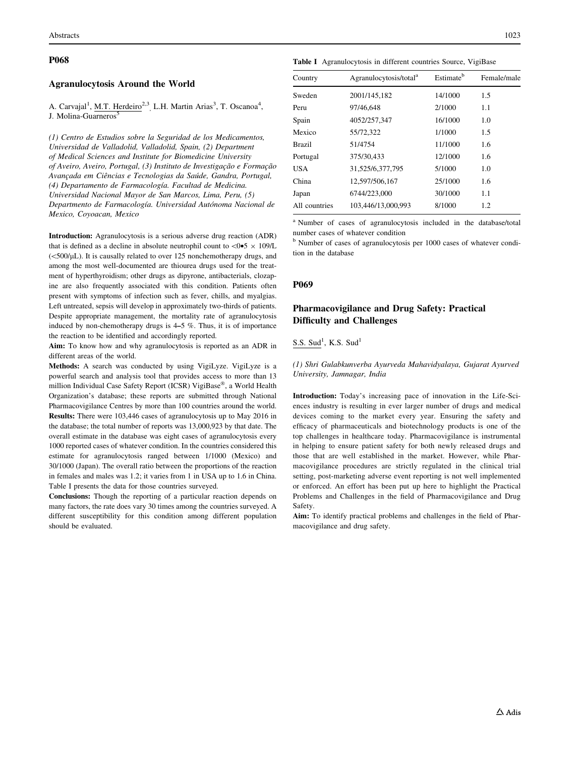## P068

### Agranulocytosis Around the World

A. Carvajal[1], M.T. Herdeiro[2,3], L.H. Martin Arias[3], T. Oscanoa[4], J. Molina-Guarneros[5]

*(1) Centro de Estudios sobre la Seguridad de los Medicamentos, Universidad de Valladolid, Valladolid, Spain, (2) Department of Medical Sciences and Institute for Biomedicine University of Aveiro, Aveiro, Portugal, (3) Instituto de Investigação e Formação Avançada em Ciências e Tecnologias da Saúde, Gandra, Portugal, (4) Departamento de Farmacología. Facultad de Medicina. Universidad Nacional Mayor de San Marcos, Lima, Peru, (5) Departmento de Farmacología. Universidad Autónoma Nacional de Mexico, Coyoacan, Mexico*

**Introduction:** Agranulocytosis is a serious adverse drug reaction (ADR) that is defined as a decline in absolute neutrophil count to <0•5 × 109/L (<500/μL). It is causally related to over 125 nonchemotherapy drugs, and among the most well-documented are thiourea drugs used for the treatment of hyperthyroidism; other drugs as dipyrone, antibacterials, clozapine are also frequently associated with this condition. Patients often present with symptoms of infection such as fever, chills, and myalgias. Left untreated, sepsis will develop in approximately two-thirds of patients. Despite appropriate management, the mortality rate of agranulocytosis induced by non-chemotherapy drugs is 4–5 %. Thus, it is of importance the reaction to be identified and accordingly reported.

**Aim:** To know how and why agranulocytosis is reported as an ADR in different areas of the world.

**Methods:** A search was conducted by using VigiLyze. VigiLyze is a powerful search and analysis tool that provides access to more than 13 million Individual Case Safety Report (ICSR) VigiBase®, a World Health Organization's database; these reports are submitted through National Pharmacovigilance Centres by more than 100 countries around the world.

**Results:** There were 103,446 cases of agranulocytosis up to May 2016 in the database; the total number of reports was 13,000,923 by that date. The overall estimate in the database was eight cases of agranulocytosis every 1000 reported cases of whatever condition. In the countries considered this estimate for agranulocytosis ranged between 1/1000 (Mexico) and 30/1000 (Japan). The overall ratio between the proportions of the reaction in females and males was 1.2; it varies from 1 in USA up to 1.6 in China. Table I presents the data for those countries surveyed.

**Conclusions:** Though the reporting of a particular reaction depends on many factors, the rate does vary 30 times among the countries surveyed. A different susceptibility for this condition among different population should be evaluated.

**Table I** Agranulocytosis in different countries Source, VigiBase

| Country | Agranulocytosis/total[a] | Estimate[b] | Female/male |
|---|---|---|---|
| Sweden | 2001/145,182 | 14/1000 | 1.5 |
| Peru | 97/46,648 | 2/1000 | 1.1 |
| Spain | 4052/257,347 | 16/1000 | 1.0 |
| Mexico | 55/72,322 | 1/1000 | 1.5 |
| Brazil | 51/4754 | 11/1000 | 1.6 |
| Portugal | 375/30,433 | 12/1000 | 1.6 |
| USA | 31,525/6,377,795 | 5/1000 | 1.0 |
| China | 12,597/506,167 | 25/1000 | 1.6 |
| Japan | 6744/223,000 | 30/1000 | 1.1 |
| All countries | 103,446/13,000,993 | 8/1000 | 1.2 |

[a] Number of cases of agranulocytosis included in the database/total number cases of whatever condition

[b] Number of cases of agranulocytosis per 1000 cases of whatever condition in the database

## P069

### Pharmacovigilance and Drug Safety: Practical Difficulty and Challenges

S.S. Sud[1], K.S. Sud[1]

*(1) Shri Gulabkunverba Ayurveda Mahavidyalaya, Gujarat Ayurved University, Jamnagar, India*

**Introduction:** Today's increasing pace of innovation in the Life-Sciences industry is resulting in ever larger number of drugs and medical devices coming to the market every year. Ensuring the safety and efficacy of pharmaceuticals and biotechnology products is one of the top challenges in healthcare today. Pharmacovigilance is instrumental in helping to ensure patient safety for both newly released drugs and those that are well established in the market. However, while Pharmacovigilance procedures are strictly regulated in the clinical trial setting, post-marketing adverse event reporting is not well implemented or enforced. An effort has been put up here to highlight the Practical Problems and Challenges in the field of Pharmacovigilance and Drug Safety.

**Aim:** To identify practical problems and challenges in the field of Pharmacovigilance and drug safety.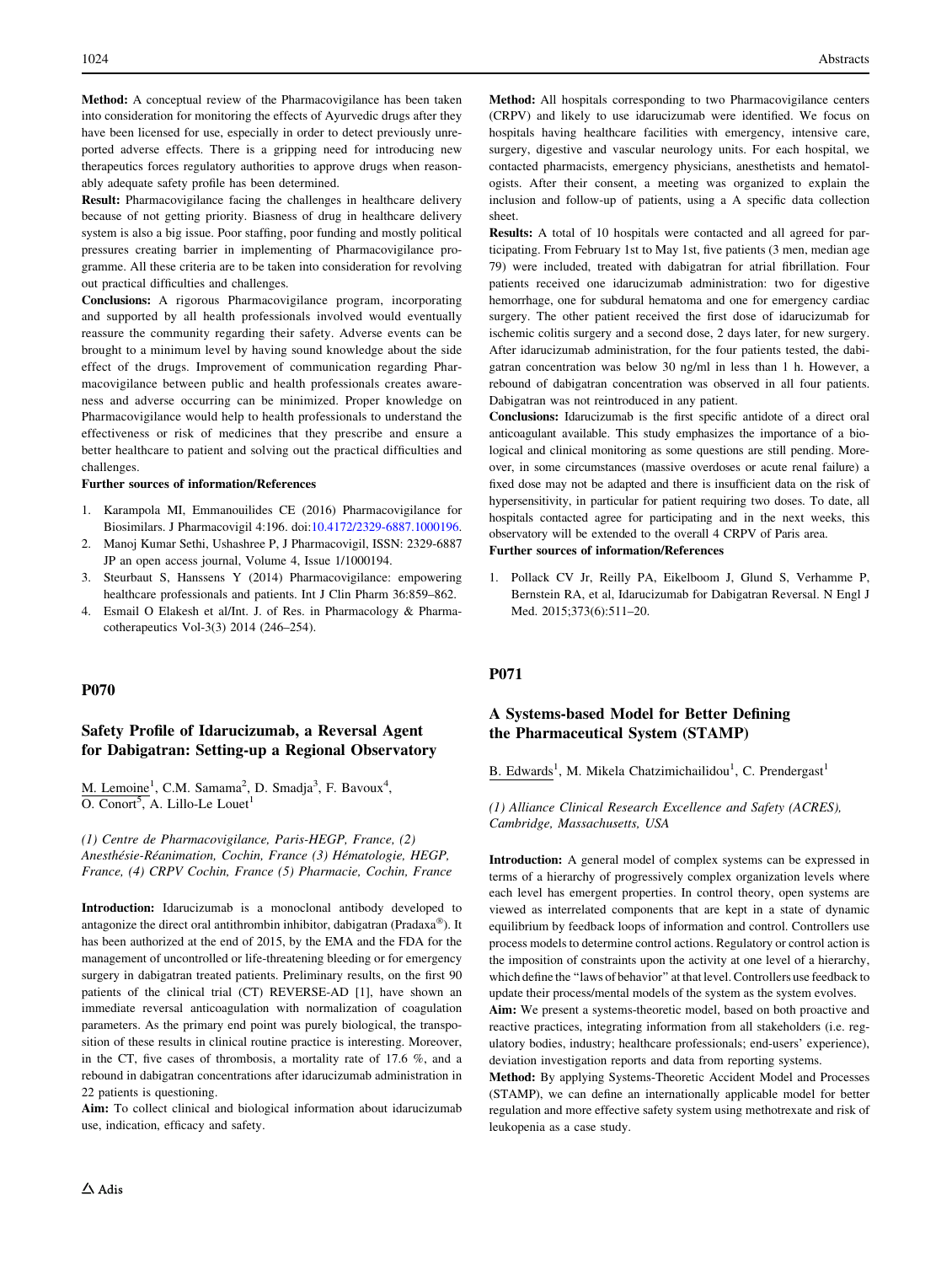**Method:** A conceptual review of the Pharmacovigilance has been taken into consideration for monitoring the effects of Ayurvedic drugs after they have been licensed for use, especially in order to detect previously unreported adverse effects. There is a gripping need for introducing new therapeutics forces regulatory authorities to approve drugs when reasonably adequate safety profile has been determined.

**Result:** Pharmacovigilance facing the challenges in healthcare delivery because of not getting priority. Biasness of drug in healthcare delivery system is also a big issue. Poor staffing, poor funding and mostly political pressures creating barrier in implementing of Pharmacovigilance programme. All these criteria are to be taken into consideration for revolving out practical difficulties and challenges.

**Conclusions:** A rigorous Pharmacovigilance program, incorporating and supported by all health professionals involved would eventually reassure the community regarding their safety. Adverse events can be brought to a minimum level by having sound knowledge about the side effect of the drugs. Improvement of communication regarding Pharmacovigilance between public and health professionals creates awareness and adverse occurring can be minimized. Proper knowledge on Pharmacovigilance would help to health professionals to understand the effectiveness or risk of medicines that they prescribe and ensure a better healthcare to patient and solving out the practical difficulties and challenges.

**Further sources of information/References**

1. Karampola MI, Emmanouilides CE (2016) Pharmacovigilance for Biosimilars. J Pharmacovigil 4:196. doi:10.4172/2329-6887.1000196.
2. Manoj Kumar Sethi, Ushashree P, J Pharmacovigil, ISSN: 2329-6887 JP an open access journal, Volume 4, Issue 1/1000194.
3. Steurbaut S, Hanssens Y (2014) Pharmacovigilance: empowering healthcare professionals and patients. Int J Clin Pharm 36:859–862.
4. Esmail O Elakesh et al/Int. J. of Res. in Pharmacology & Pharmacotherapeutics Vol-3(3) 2014 (246–254).

## P070

### Safety Profile of Idarucizumab, a Reversal Agent for Dabigatran: Setting-up a Regional Observatory

M. Lemoine[1], C.M. Samama[2], D. Smadja[3], F. Bavoux[4], O. Conort[5], A. Lillo-Le Louet[1]

*(1) Centre de Pharmacovigilance, Paris-HEGP, France, (2) Anesthésie-Réanimation, Cochin, France (3) Hématologie, HEGP, France, (4) CRPV Cochin, France (5) Pharmacie, Cochin, France*

**Introduction:** Idarucizumab is a monoclonal antibody developed to antagonize the direct oral antithrombin inhibitor, dabigatran (Pradaxa®). It has been authorized at the end of 2015, by the EMA and the FDA for the management of uncontrolled or life-threatening bleeding or for emergency surgery in dabigatran treated patients. Preliminary results, on the first 90 patients of the clinical trial (CT) REVERSE-AD [1], have shown an immediate reversal anticoagulation with normalization of coagulation parameters. As the primary end point was purely biological, the transposition of these results in clinical routine practice is interesting. Moreover, in the CT, five cases of thrombosis, a mortality rate of 17.6 %, and a rebound in dabigatran concentrations after idarucizumab administration in 22 patients is questioning.

**Aim:** To collect clinical and biological information about idarucizumab use, indication, efficacy and safety.

**Method:** All hospitals corresponding to two Pharmacovigilance centers (CRPV) and likely to use idarucizumab were identified. We focus on hospitals having healthcare facilities with emergency, intensive care, surgery, digestive and vascular neurology units. For each hospital, we contacted pharmacists, emergency physicians, anesthetists and hematologists. After their consent, a meeting was organized to explain the inclusion and follow-up of patients, using a A specific data collection sheet.

**Results:** A total of 10 hospitals were contacted and all agreed for participating. From February 1st to May 1st, five patients (3 men, median age 79) were included, treated with dabigatran for atrial fibrillation. Four patients received one idarucizumab administration: two for digestive hemorrhage, one for subdural hematoma and one for emergency cardiac surgery. The other patient received the first dose of idarucizumab for ischemic colitis surgery and a second dose, 2 days later, for new surgery. After idarucizumab administration, for the four patients tested, the dabigatran concentration was below 30 ng/ml in less than 1 h. However, a rebound of dabigatran concentration was observed in all four patients. Dabigatran was not reintroduced in any patient.

**Conclusions:** Idarucizumab is the first specific antidote of a direct oral anticoagulant available. This study emphasizes the importance of a biological and clinical monitoring as some questions are still pending. Moreover, in some circumstances (massive overdoses or acute renal failure) a fixed dose may not be adapted and there is insufficient data on the risk of hypersensitivity, in particular for patient requiring two doses. To date, all hospitals contacted agree for participating and in the next weeks, this observatory will be extended to the overall 4 CRPV of Paris area.

**Further sources of information/References**

1. Pollack CV Jr, Reilly PA, Eikelboom J, Glund S, Verhamme P, Bernstein RA, et al, Idarucizumab for Dabigatran Reversal. N Engl J Med. 2015;373(6):511–20.

## P071

### A Systems-based Model for Better Defining the Pharmaceutical System (STAMP)

B. Edwards[1], M. Mikela Chatzimichailidou[1], C. Prendergast[1]

*(1) Alliance Clinical Research Excellence and Safety (ACRES), Cambridge, Massachusetts, USA*

**Introduction:** A general model of complex systems can be expressed in terms of a hierarchy of progressively complex organization levels where each level has emergent properties. In control theory, open systems are viewed as interrelated components that are kept in a state of dynamic equilibrium by feedback loops of information and control. Controllers use process models to determine control actions. Regulatory or control action is the imposition of constraints upon the activity at one level of a hierarchy, which define the "laws of behavior" at that level. Controllers use feedback to update their process/mental models of the system as the system evolves.

**Aim:** We present a systems-theoretic model, based on both proactive and reactive practices, integrating information from all stakeholders (i.e. regulatory bodies, industry; healthcare professionals; end-users' experience), deviation investigation reports and data from reporting systems.

**Method:** By applying Systems-Theoretic Accident Model and Processes (STAMP), we can define an internationally applicable model for better regulation and more effective safety system using methotrexate and risk of leukopenia as a case study.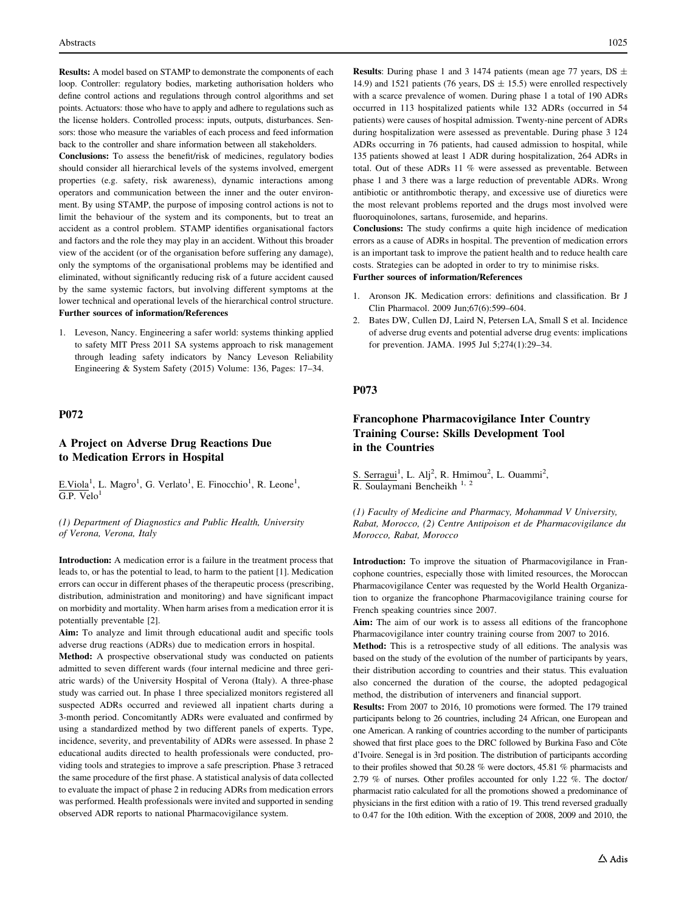**Results:** A model based on STAMP to demonstrate the components of each loop. Controller: regulatory bodies, marketing authorisation holders who define control actions and regulations through control algorithms and set points. Actuators: those who have to apply and adhere to regulations such as the license holders. Controlled process: inputs, outputs, disturbances. Sensors: those who measure the variables of each process and feed information back to the controller and share information between all stakeholders.

**Conclusions:** To assess the benefit/risk of medicines, regulatory bodies should consider all hierarchical levels of the systems involved, emergent properties (e.g. safety, risk awareness), dynamic interactions among operators and communication between the inner and the outer environment. By using STAMP, the purpose of imposing control actions is not to limit the behaviour of the system and its components, but to treat an accident as a control problem. STAMP identifies organisational factors and factors and the role they may play in an accident. Without this broader view of the accident (or of the organisation before suffering any damage), only the symptoms of the organisational problems may be identified and eliminated, without significantly reducing risk of a future accident caused by the same systemic factors, but involving different symptoms at the lower technical and operational levels of the hierarchical control structure.

**Further sources of information/References**

1. Leveson, Nancy. Engineering a safer world: systems thinking applied to safety MIT Press 2011 SA systems approach to risk management through leading safety indicators by Nancy Leveson Reliability Engineering & System Safety (2015) Volume: 136, Pages: 17–34.

## P072

### A Project on Adverse Drug Reactions Due to Medication Errors in Hospital

E.Viola[1], L. Magro[1], G. Verlato[1], E. Finocchio[1], R. Leone[1], G.P. Velo[1]

*(1) Department of Diagnostics and Public Health, University of Verona, Verona, Italy*

**Introduction:** A medication error is a failure in the treatment process that leads to, or has the potential to lead, to harm to the patient [1]. Medication errors can occur in different phases of the therapeutic process (prescribing, distribution, administration and monitoring) and have significant impact on morbidity and mortality. When harm arises from a medication error it is potentially preventable [2].

**Aim:** To analyze and limit through educational audit and specific tools adverse drug reactions (ADRs) due to medication errors in hospital.

**Method:** A prospective observational study was conducted on patients admitted to seven different wards (four internal medicine and three geriatric wards) of the University Hospital of Verona (Italy). A three-phase study was carried out. In phase 1 three specialized monitors registered all suspected ADRs occurred and reviewed all inpatient charts during a 3-month period. Concomitantly ADRs were evaluated and confirmed by using a standardized method by two different panels of experts. Type, incidence, severity, and preventability of ADRs were assessed. In phase 2 educational audits directed to health professionals were conducted, providing tools and strategies to improve a safe prescription. Phase 3 retraced the same procedure of the first phase. A statistical analysis of data collected to evaluate the impact of phase 2 in reducing ADRs from medication errors was performed. Health professionals were invited and supported in sending observed ADR reports to national Pharmacovigilance system.

**Results**: During phase 1 and 3 1474 patients (mean age 77 years, DS ± 14.9) and 1521 patients (76 years, DS ± 15.5) were enrolled respectively with a scarce prevalence of women. During phase 1 a total of 190 ADRs occurred in 113 hospitalized patients while 132 ADRs (occurred in 54 patients) were causes of hospital admission. Twenty-nine percent of ADRs during hospitalization were assessed as preventable. During phase 3 124 ADRs occurring in 76 patients, had caused admission to hospital, while 135 patients showed at least 1 ADR during hospitalization, 264 ADRs in total. Out of these ADRs 11 % were assessed as preventable. Between phase 1 and 3 there was a large reduction of preventable ADRs. Wrong antibiotic or antithrombotic therapy, and excessive use of diuretics were the most relevant problems reported and the drugs most involved were fluoroquinolones, sartans, furosemide, and heparins.

**Conclusions:** The study confirms a quite high incidence of medication errors as a cause of ADRs in hospital. The prevention of medication errors is an important task to improve the patient health and to reduce health care costs. Strategies can be adopted in order to try to minimise risks.

**Further sources of information/References**

1. Aronson JK. Medication errors: definitions and classification. Br J Clin Pharmacol. 2009 Jun;67(6):599–604.
2. Bates DW, Cullen DJ, Laird N, Petersen LA, Small S et al. Incidence of adverse drug events and potential adverse drug events: implications for prevention. JAMA. 1995 Jul 5;274(1):29–34.

## P073

### Francophone Pharmacovigilance Inter Country Training Course: Skills Development Tool in the Countries

S. Serragui[1], L. Alj[2], R. Hmimou[2], L. Ouammi[2], R. Soulaymani Bencheikh[1, 2]

*(1) Faculty of Medicine and Pharmacy, Mohammad V University, Rabat, Morocco, (2) Centre Antipoison et de Pharmacovigilance du Morocco, Rabat, Morocco*

**Introduction:** To improve the situation of Pharmacovigilance in Francophone countries, especially those with limited resources, the Moroccan Pharmacovigilance Center was requested by the World Health Organization to organize the francophone Pharmacovigilance training course for French speaking countries since 2007.

**Aim:** The aim of our work is to assess all editions of the francophone Pharmacovigilance inter country training course from 2007 to 2016.

**Method:** This is a retrospective study of all editions. The analysis was based on the study of the evolution of the number of participants by years, their distribution according to countries and their status. This evaluation also concerned the duration of the course, the adopted pedagogical method, the distribution of interveners and financial support.

**Results:** From 2007 to 2016, 10 promotions were formed. The 179 trained participants belong to 26 countries, including 24 African, one European and one American. A ranking of countries according to the number of participants showed that first place goes to the DRC followed by Burkina Faso and Côte d'Ivoire. Senegal is in 3rd position. The distribution of participants according to their profiles showed that 50.28 % were doctors, 45.81 % pharmacists and 2.79 % of nurses. Other profiles accounted for only 1.22 %. The doctor/pharmacist ratio calculated for all the promotions showed a predominance of physicians in the first edition with a ratio of 19. This trend reversed gradually to 0.47 for the 10th edition. With the exception of 2008, 2009 and 2010, the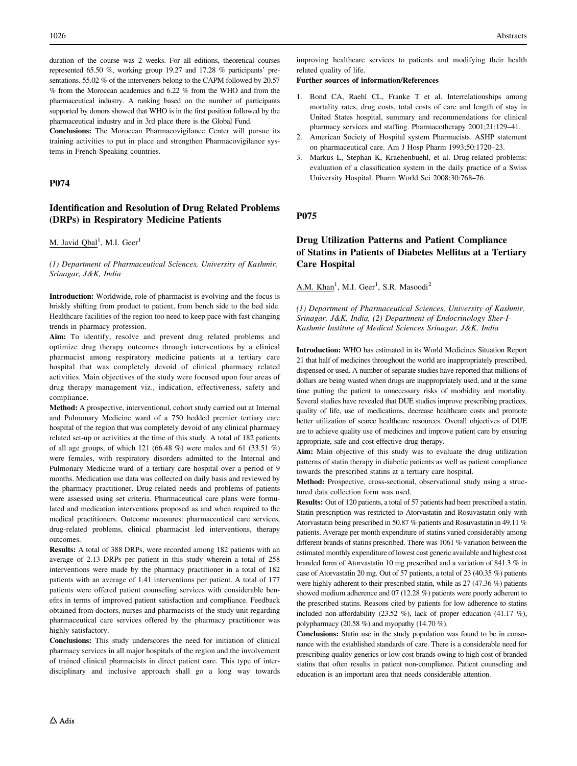duration of the course was 2 weeks. For all editions, theoretical courses represented 65.50 %, working group 19.27 and 17.28 % participants' presentations. 55.02 % of the interveners belong to the CAPM followed by 20.57 % from the Moroccan academics and 6.22 % from the WHO and from the pharmaceutical industry. A ranking based on the number of participants supported by donors showed that WHO is in the first position followed by the pharmaceutical industry and in 3rd place there is the Global Fund.

**Conclusions:** The Moroccan Pharmacovigilance Center will pursue its training activities to put in place and strengthen Pharmacovigilance systems in French-Speaking countries.

## P074

### Identification and Resolution of Drug Related Problems (DRPs) in Respiratory Medicine Patients

M. Javid Qbal[1], M.I. Geer[1]

*(1) Department of Pharmaceutical Sciences, University of Kashmir, Srinagar, J&K, India*

**Introduction:** Worldwide, role of pharmacist is evolving and the focus is briskly shifting from product to patient, from bench side to the bed side. Healthcare facilities of the region too need to keep pace with fast changing trends in pharmacy profession.

**Aim:** To identify, resolve and prevent drug related problems and optimize drug therapy outcomes through interventions by a clinical pharmacist among respiratory medicine patients at a tertiary care hospital that was completely devoid of clinical pharmacy related activities. Main objectives of the study were focused upon four areas of drug therapy management viz., indication, effectiveness, safety and compliance.

**Method:** A prospective, interventional, cohort study carried out at Internal and Pulmonary Medicine ward of a 750 bedded premier tertiary care hospital of the region that was completely devoid of any clinical pharmacy related set-up or activities at the time of this study. A total of 182 patients of all age groups, of which 121 (66.48 %) were males and 61 (33.51 %) were females, with respiratory disorders admitted to the Internal and Pulmonary Medicine ward of a tertiary care hospital over a period of 9 months. Medication use data was collected on daily basis and reviewed by the pharmacy practitioner. Drug-related needs and problems of patients were assessed using set criteria. Pharmaceutical care plans were formulated and medication interventions proposed as and when required to the medical practitioners. Outcome measures: pharmaceutical care services, drug-related problems, clinical pharmacist led interventions, therapy outcomes.

**Results:** A total of 388 DRPs, were recorded among 182 patients with an average of 2.13 DRPs per patient in this study wherein a total of 258 interventions were made by the pharmacy practitioner in a total of 182 patients with an average of 1.41 interventions per patient. A total of 177 patients were offered patient counseling services with considerable benefits in terms of improved patient satisfaction and compliance. Feedback obtained from doctors, nurses and pharmacists of the study unit regarding pharmaceutical care services offered by the pharmacy practitioner was highly satisfactory.

**Conclusions:** This study underscores the need for initiation of clinical pharmacy services in all major hospitals of the region and the involvement of trained clinical pharmacists in direct patient care. This type of inter-disciplinary and inclusive approach shall go a long way towards improving healthcare services to patients and modifying their health related quality of life.

**Further sources of information/References**

1. Bond CA, Raehl CL, Franke T et al. Interrelationships among mortality rates, drug costs, total costs of care and length of stay in United States hospital, summary and recommendations for clinical pharmacy services and staffing. Pharmacotherapy 2001;21:129–41.
2. American Society of Hospital system Pharmacists. ASHP statement on pharmaceutical care. Am J Hosp Pharm 1993;50:1720–23.
3. Markus L, Stephan K, Kraehenbuehl, et al. Drug-related problems: evaluation of a classification system in the daily practice of a Swiss University Hospital. Pharm World Sci 2008;30:768–76.

## P075

### Drug Utilization Patterns and Patient Compliance of Statins in Patients of Diabetes Mellitus at a Tertiary Care Hospital

A.M. Khan[1], M.I. Geer[1], S.R. Masoodi[2]

*(1) Department of Pharmaceutical Sciences, University of Kashmir, Srinagar, J&K, India, (2) Department of Endocrinology Sher-I-Kashmir Institute of Medical Sciences Srinagar, J&K, India*

**Introduction:** WHO has estimated in its World Medicines Situation Report 21 that half of medicines throughout the world are inappropriately prescribed, dispensed or used. A number of separate studies have reported that millions of dollars are being wasted when drugs are inappropriately used, and at the same time putting the patient to unnecessary risks of morbidity and mortality. Several studies have revealed that DUE studies improve prescribing practices, quality of life, use of medications, decrease healthcare costs and promote better utilization of scarce healthcare resources. Overall objectives of DUE are to achieve quality use of medicines and improve patient care by ensuring appropriate, safe and cost-effective drug therapy.

**Aim:** Main objective of this study was to evaluate the drug utilization patterns of statin therapy in diabetic patients as well as patient compliance towards the prescribed statins at a tertiary care hospital.

**Method:** Prospective, cross-sectional, observational study using a structured data collection form was used.

**Results:** Out of 120 patients, a total of 57 patients had been prescribed a statin. Statin prescription was restricted to Atorvastatin and Rosuvastatin only with Atorvastatin being prescribed in 50.87 % patients and Rosuvastatin in 49.11 % patients. Average per month expenditure of statins varied considerably among different brands of statins prescribed. There was 1061 % variation between the estimated monthly expenditure of lowest cost generic available and highest cost branded form of Atorvastatin 10 mg prescribed and a variation of 841.3 % in case of Atorvastatin 20 mg. Out of 57 patients, a total of 23 (40.35 %) patients were highly adherent to their prescribed statin, while as 27 (47.36 %) patients showed medium adherence and 07 (12.28 %) patients were poorly adherent to the prescribed statins. Reasons cited by patients for low adherence to statins included non-affordability (23.52 %), lack of proper education (41.17 %), polypharmacy (20.58 %) and myopathy (14.70 %).

**Conclusions:** Statin use in the study population was found to be in consonance with the established standards of care. There is a considerable need for prescribing quality generics or low cost brands owing to high cost of branded statins that often results in patient non-compliance. Patient counseling and education is an important area that needs considerable attention.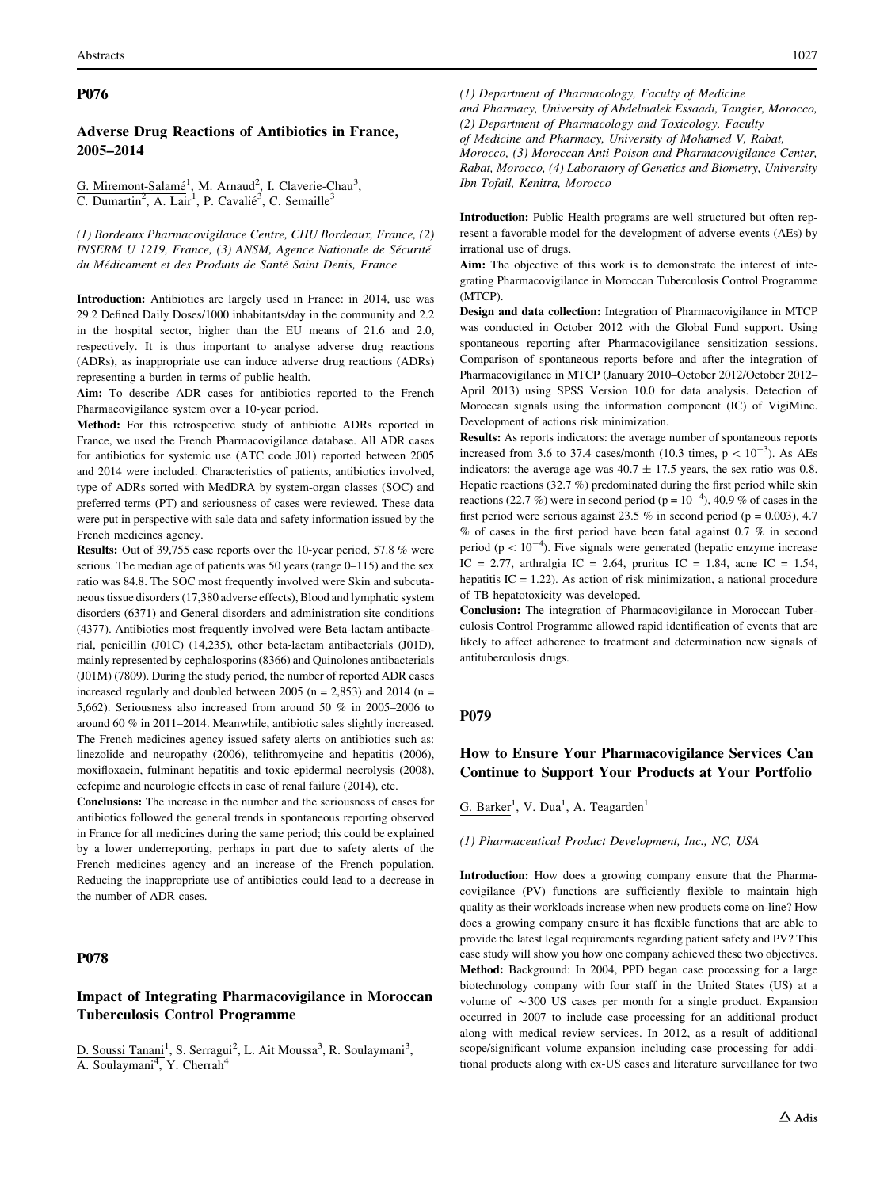## P076

### Adverse Drug Reactions of Antibiotics in France, 2005–2014

G. Miremont-Salamé[1], M. Arnaud[2], I. Claverie-Chau[3], C. Dumartin[2], A. Lair[1], P. Cavalié[3], C. Semaille[3]

*(1) Bordeaux Pharmacovigilance Centre, CHU Bordeaux, France, (2) INSERM U 1219, France, (3) ANSM, Agence Nationale de Sécurité du Médicament et des Produits de Santé Saint Denis, France*

**Introduction:** Antibiotics are largely used in France: in 2014, use was 29.2 Defined Daily Doses/1000 inhabitants/day in the community and 2.2 in the hospital sector, higher than the EU means of 21.6 and 2.0, respectively. It is thus important to analyse adverse drug reactions (ADRs), as inappropriate use can induce adverse drug reactions (ADRs) representing a burden in terms of public health.

**Aim:** To describe ADR cases for antibiotics reported to the French Pharmacovigilance system over a 10-year period.

**Method:** For this retrospective study of antibiotic ADRs reported in France, we used the French Pharmacovigilance database. All ADR cases for antibiotics for systemic use (ATC code J01) reported between 2005 and 2014 were included. Characteristics of patients, antibiotics involved, type of ADRs sorted with MedDRA by system-organ classes (SOC) and preferred terms (PT) and seriousness of cases were reviewed. These data were put in perspective with sale data and safety information issued by the French medicines agency.

**Results:** Out of 39,755 case reports over the 10-year period, 57.8 % were serious. The median age of patients was 50 years (range 0–115) and the sex ratio was 84.8. The SOC most frequently involved were Skin and subcutaneous tissue disorders (17,380 adverse effects), Blood and lymphatic system disorders (6371) and General disorders and administration site conditions (4377). Antibiotics most frequently involved were Beta-lactam antibacterial, penicillin (J01C) (14,235), other beta-lactam antibacterials (J01D), mainly represented by cephalosporins (8366) and Quinolones antibacterials (J01M) (7809). During the study period, the number of reported ADR cases increased regularly and doubled between 2005 (n = 2,853) and 2014 (n = 5,662). Seriousness also increased from around 50 % in 2005–2006 to around 60 % in 2011–2014. Meanwhile, antibiotic sales slightly increased. The French medicines agency issued safety alerts on antibiotics such as: linezolide and neuropathy (2006), telithromycine and hepatitis (2006), moxifloxacin, fulminant hepatitis and toxic epidermal necrolysis (2008), cefepime and neurologic effects in case of renal failure (2014), etc.

**Conclusions:** The increase in the number and the seriousness of cases for antibiotics followed the general trends in spontaneous reporting observed in France for all medicines during the same period; this could be explained by a lower underreporting, perhaps in part due to safety alerts of the French medicines agency and an increase of the French population. Reducing the inappropriate use of antibiotics could lead to a decrease in the number of ADR cases.

## P078

### Impact of Integrating Pharmacovigilance in Moroccan Tuberculosis Control Programme

D. Soussi Tanani[1], S. Serragui[2], L. Ait Moussa[3], R. Soulaymani[3], A. Soulaymani[4], Y. Cherrah[4]

*(1) Department of Pharmacology, Faculty of Medicine and Pharmacy, University of Abdelmalek Essaadi, Tangier, Morocco, (2) Department of Pharmacology and Toxicology, Faculty of Medicine and Pharmacy, University of Mohamed V, Rabat, Morocco, (3) Moroccan Anti Poison and Pharmacovigilance Center, Rabat, Morocco, (4) Laboratory of Genetics and Biometry, University Ibn Tofail, Kenitra, Morocco*

**Introduction:** Public Health programs are well structured but often represent a favorable model for the development of adverse events (AEs) by irrational use of drugs.

**Aim:** The objective of this work is to demonstrate the interest of integrating Pharmacovigilance in Moroccan Tuberculosis Control Programme (MTCP).

**Design and data collection:** Integration of Pharmacovigilance in MTCP was conducted in October 2012 with the Global Fund support. Using spontaneous reporting after Pharmacovigilance sensitization sessions. Comparison of spontaneous reports before and after the integration of Pharmacovigilance in MTCP (January 2010–October 2012/October 2012–April 2013) using SPSS Version 10.0 for data analysis. Detection of Moroccan signals using the information component (IC) of VigiMine. Development of actions risk minimization.

**Results:** As reports indicators: the average number of spontaneous reports increased from 3.6 to 37.4 cases/month (10.3 times, $p < 10^{-3}$). As AEs indicators: the average age was $40.7 \pm 17.5$ years, the sex ratio was 0.8. Hepatic reactions (32.7 %) predominated during the first period while skin reactions (22.7 %) were in second period ($p = 10^{-4}$), 40.9 % of cases in the first period were serious against 23.5 % in second period ($p = 0.003$), 4.7 % of cases in the first period have been fatal against 0.7 % in second period ($p < 10^{-4}$). Five signals were generated (hepatic enzyme increase IC = 2.77, arthralgia IC = 2.64, pruritus IC = 1.84, acne IC = 1.54, hepatitis IC = 1.22). As action of risk minimization, a national procedure of TB hepatotoxicity was developed.

**Conclusion:** The integration of Pharmacovigilance in Moroccan Tuberculosis Control Programme allowed rapid identification of events that are likely to affect adherence to treatment and determination new signals of antituberculosis drugs.

## P079

### How to Ensure Your Pharmacovigilance Services Can Continue to Support Your Products at Your Portfolio

G. Barker[1], V. Dua[1], A. Teagarden[1]

*(1) Pharmaceutical Product Development, Inc., NC, USA*

**Introduction:** How does a growing company ensure that the Pharmacovigilance (PV) functions are sufficiently flexible to maintain high quality as their workloads increase when new products come on-line? How does a growing company ensure it has flexible functions that are able to provide the latest legal requirements regarding patient safety and PV? This case study will show you how one company achieved these two objectives.

**Method:** Background: In 2004, PPD began case processing for a large biotechnology company with four staff in the United States (US) at a volume of ~300 US cases per month for a single product. Expansion occurred in 2007 to include case processing for an additional product along with medical review services. In 2012, as a result of additional scope/significant volume expansion including case processing for additional products along with ex-US cases and literature surveillance for two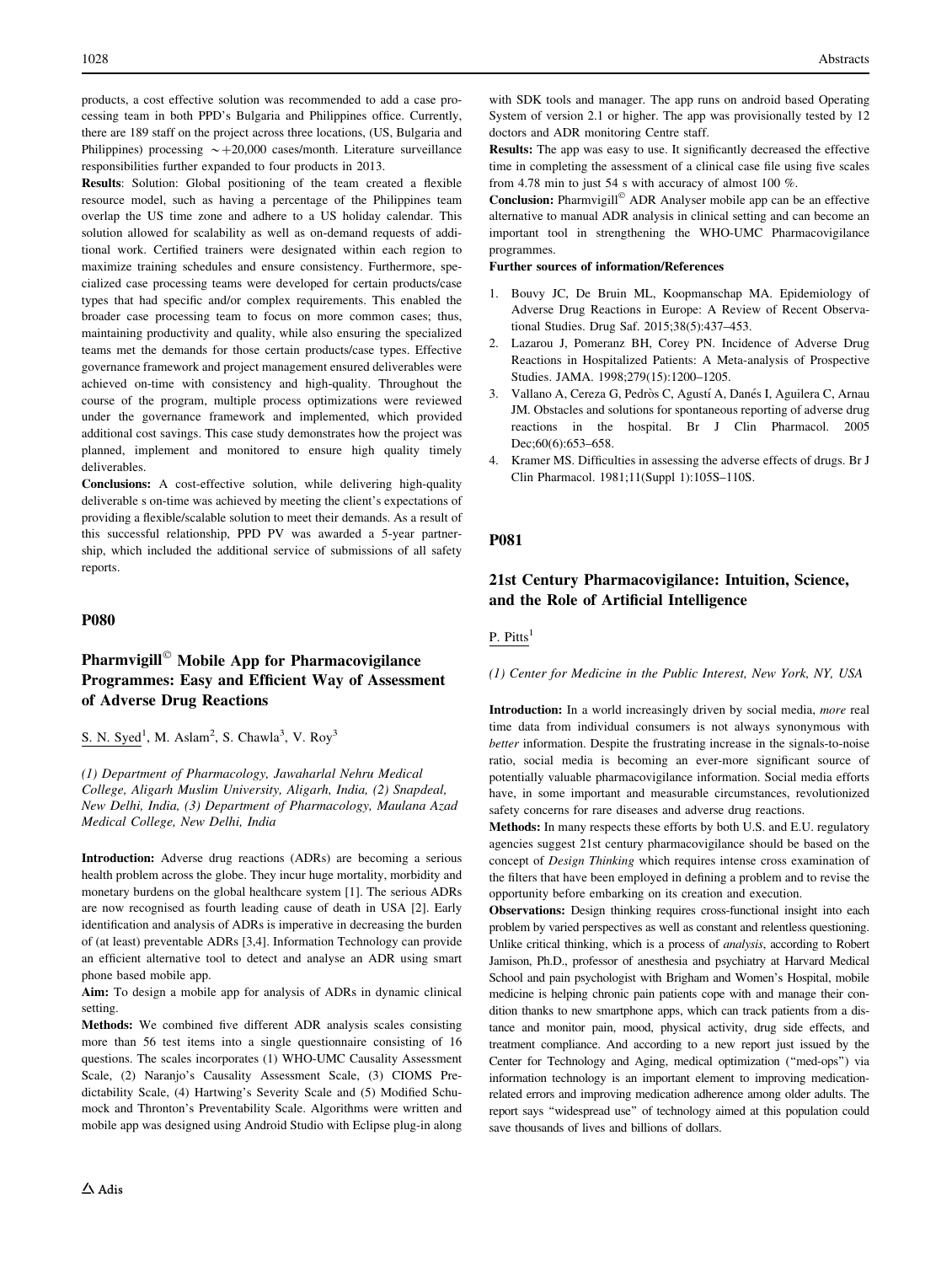products, a cost effective solution was recommended to add a case processing team in both PPD's Bulgaria and Philippines office. Currently, there are 189 staff on the project across three locations, (US, Bulgaria and Philippines) processing ~+20,000 cases/month. Literature surveillance responsibilities further expanded to four products in 2013.

**Results**: Solution: Global positioning of the team created a flexible resource model, such as having a percentage of the Philippines team overlap the US time zone and adhere to a US holiday calendar. This solution allowed for scalability as well as on-demand requests of additional work. Certified trainers were designated within each region to maximize training schedules and ensure consistency. Furthermore, specialized case processing teams were developed for certain products/case types that had specific and/or complex requirements. This enabled the broader case processing team to focus on more common cases; thus, maintaining productivity and quality, while also ensuring the specialized teams met the demands for those certain products/case types. Effective governance framework and project management ensured deliverables were achieved on-time with consistency and high-quality. Throughout the course of the program, multiple process optimizations were reviewed under the governance framework and implemented, which provided additional cost savings. This case study demonstrates how the project was planned, implement and monitored to ensure high quality timely deliverables.

**Conclusions:** A cost-effective solution, while delivering high-quality deliverable s on-time was achieved by meeting the client's expectations of providing a flexible/scalable solution to meet their demands. As a result of this successful relationship, PPD PV was awarded a 5-year partnership, which included the additional service of submissions of all safety reports.

## P080

## Pharmvigill© Mobile App for Pharmacovigilance Programmes: Easy and Efficient Way of Assessment of Adverse Drug Reactions

S. N. Syed[1], M. Aslam[2], S. Chawla[3], V. Roy[3]

*(1) Department of Pharmacology, Jawaharlal Nehru Medical College, Aligarh Muslim University, Aligarh, India, (2) Snapdeal, New Delhi, India, (3) Department of Pharmacology, Maulana Azad Medical College, New Delhi, India*

**Introduction:** Adverse drug reactions (ADRs) are becoming a serious health problem across the globe. They incur huge mortality, morbidity and monetary burdens on the global healthcare system [1]. The serious ADRs are now recognised as fourth leading cause of death in USA [2]. Early identification and analysis of ADRs is imperative in decreasing the burden of (at least) preventable ADRs [3,4]. Information Technology can provide an efficient alternative tool to detect and analyse an ADR using smart phone based mobile app.

**Aim:** To design a mobile app for analysis of ADRs in dynamic clinical setting.

**Methods:** We combined five different ADR analysis scales consisting more than 56 test items into a single questionnaire consisting of 16 questions. The scales incorporates (1) WHO-UMC Causality Assessment Scale, (2) Naranjo's Causality Assessment Scale, (3) CIOMS Predictability Scale, (4) Hartwing's Severity Scale and (5) Modified Schumock and Thronton's Preventability Scale. Algorithms were written and mobile app was designed using Android Studio with Eclipse plug-in along with SDK tools and manager. The app runs on android based Operating System of version 2.1 or higher. The app was provisionally tested by 12 doctors and ADR monitoring Centre staff.

**Results:** The app was easy to use. It significantly decreased the effective time in completing the assessment of a clinical case file using five scales from 4.78 min to just 54 s with accuracy of almost 100 %.

**Conclusion:** Pharmvigill© ADR Analyser mobile app can be an effective alternative to manual ADR analysis in clinical setting and can become an important tool in strengthening the WHO-UMC Pharmacovigilance programmes.

**Further sources of information/References**

1. Bouvy JC, De Bruin ML, Koopmanschap MA. Epidemiology of Adverse Drug Reactions in Europe: A Review of Recent Observational Studies. Drug Saf. 2015;38(5):437–453.
2. Lazarou J, Pomeranz BH, Corey PN. Incidence of Adverse Drug Reactions in Hospitalized Patients: A Meta-analysis of Prospective Studies. JAMA. 1998;279(15):1200–1205.
3. Vallano A, Cereza G, Pedròs C, Agustí A, Danés I, Aguilera C, Arnau JM. Obstacles and solutions for spontaneous reporting of adverse drug reactions in the hospital. Br J Clin Pharmacol. 2005 Dec;60(6):653–658.
4. Kramer MS. Difficulties in assessing the adverse effects of drugs. Br J Clin Pharmacol. 1981;11(Suppl 1):105S–110S.

## P081

## 21st Century Pharmacovigilance: Intuition, Science, and the Role of Artificial Intelligence

P. Pitts[1]

*(1) Center for Medicine in the Public Interest, New York, NY, USA*

**Introduction:** In a world increasingly driven by social media, *more* real time data from individual consumers is not always synonymous with *better* information. Despite the frustrating increase in the signals-to-noise ratio, social media is becoming an ever-more significant source of potentially valuable pharmacovigilance information. Social media efforts have, in some important and measurable circumstances, revolutionized safety concerns for rare diseases and adverse drug reactions.

**Methods:** In many respects these efforts by both U.S. and E.U. regulatory agencies suggest 21st century pharmacovigilance should be based on the concept of *Design Thinking* which requires intense cross examination of the filters that have been employed in defining a problem and to revise the opportunity before embarking on its creation and execution.

**Observations:** Design thinking requires cross-functional insight into each problem by varied perspectives as well as constant and relentless questioning. Unlike critical thinking, which is a process of *analysis*, according to Robert Jamison, Ph.D., professor of anesthesia and psychiatry at Harvard Medical School and pain psychologist with Brigham and Women's Hospital, mobile medicine is helping chronic pain patients cope with and manage their condition thanks to new smartphone apps, which can track patients from a distance and monitor pain, mood, physical activity, drug side effects, and treatment compliance. And according to a new report just issued by the Center for Technology and Aging, medical optimization ("med-ops") via information technology is an important element to improving medication-related errors and improving medication adherence among older adults. The report says "widespread use" of technology aimed at this population could save thousands of lives and billions of dollars.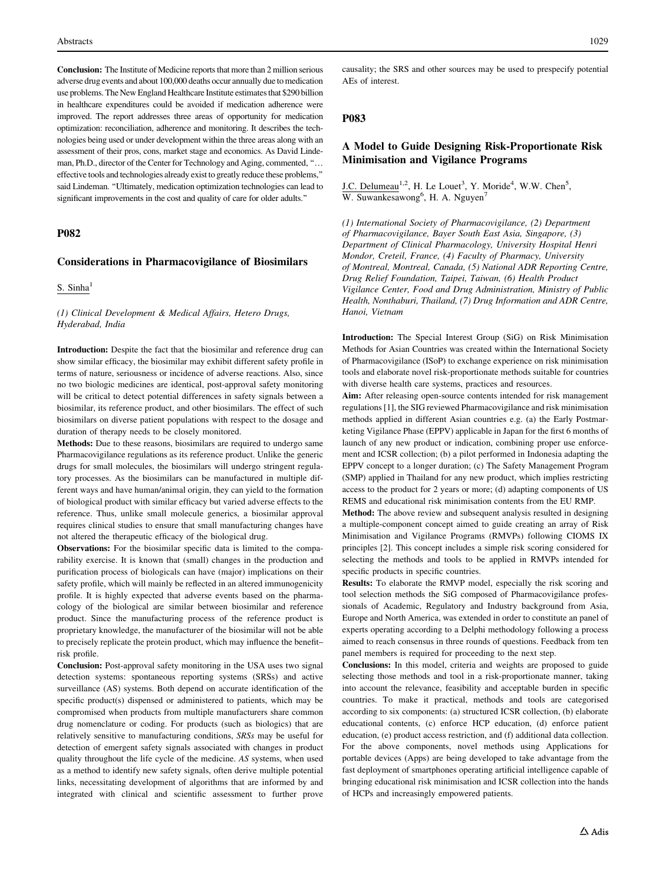**Conclusion:** The Institute of Medicine reports that more than 2 million serious adverse drug events and about 100,000 deaths occur annually due to medication use problems. The New England Healthcare Institute estimates that $290 billion in healthcare expenditures could be avoided if medication adherence were improved. The report addresses three areas of opportunity for medication optimization: reconciliation, adherence and monitoring. It describes the technologies being used or under development within the three areas along with an assessment of their pros, cons, market stage and economics. As David Lindeman, Ph.D., director of the Center for Technology and Aging, commented, "… effective tools and technologies already exist to greatly reduce these problems," said Lindeman. "Ultimately, medication optimization technologies can lead to significant improvements in the cost and quality of care for older adults."

## P082

### Considerations in Pharmacovigilance of Biosimilars

S. Sinha[1]

*(1) Clinical Development & Medical Affairs, Hetero Drugs, Hyderabad, India*

**Introduction:** Despite the fact that the biosimilar and reference drug can show similar efficacy, the biosimilar may exhibit different safety profile in terms of nature, seriousness or incidence of adverse reactions. Also, since no two biologic medicines are identical, post-approval safety monitoring will be critical to detect potential differences in safety signals between a biosimilar, its reference product, and other biosimilars. The effect of such biosimilars on diverse patient populations with respect to the dosage and duration of therapy needs to be closely monitored.

**Methods:** Due to these reasons, biosimilars are required to undergo same Pharmacovigilance regulations as its reference product. Unlike the generic drugs for small molecules, the biosimilars will undergo stringent regulatory processes. As the biosimilars can be manufactured in multiple different ways and have human/animal origin, they can yield to the formation of biological product with similar efficacy but varied adverse effects to the reference. Thus, unlike small molecule generics, a biosimilar approval requires clinical studies to ensure that small manufacturing changes have not altered the therapeutic efficacy of the biological drug.

**Observations:** For the biosimilar specific data is limited to the comparability exercise. It is known that (small) changes in the production and purification process of biologicals can have (major) implications on their safety profile, which will mainly be reflected in an altered immunogenicity profile. It is highly expected that adverse events based on the pharmacology of the biological are similar between biosimilar and reference product. Since the manufacturing process of the reference product is proprietary knowledge, the manufacturer of the biosimilar will not be able to precisely replicate the protein product, which may influence the benefit–risk profile.

**Conclusion:** Post-approval safety monitoring in the USA uses two signal detection systems: spontaneous reporting systems (SRSs) and active surveillance (AS) systems. Both depend on accurate identification of the specific product(s) dispensed or administered to patients, which may be compromised when products from multiple manufacturers share common drug nomenclature or coding. For products (such as biologics) that are relatively sensitive to manufacturing conditions, *SRSs* may be useful for detection of emergent safety signals associated with changes in product quality throughout the life cycle of the medicine. *AS* systems, when used as a method to identify new safety signals, often derive multiple potential links, necessitating development of algorithms that are informed by and integrated with clinical and scientific assessment to further prove causality; the SRS and other sources may be used to prespecify potential AEs of interest.

## P083

### A Model to Guide Designing Risk-Proportionate Risk Minimisation and Vigilance Programs

J.C. Delumeau[1,2], H. Le Louet[3], Y. Moride[4], W.W. Chen[5], W. Suwankesawong[6], H. A. Nguyen[7]

*(1) International Society of Pharmacovigilance, (2) Department of Pharmacovigilance, Bayer South East Asia, Singapore, (3) Department of Clinical Pharmacology, University Hospital Henri Mondor, Creteil, France, (4) Faculty of Pharmacy, University of Montreal, Montreal, Canada, (5) National ADR Reporting Centre, Drug Relief Foundation, Taipei, Taiwan, (6) Health Product Vigilance Center, Food and Drug Administration, Ministry of Public Health, Nonthaburi, Thailand, (7) Drug Information and ADR Centre, Hanoi, Vietnam*

**Introduction:** The Special Interest Group (SiG) on Risk Minimisation Methods for Asian Countries was created within the International Society of Pharmacovigilance (ISoP) to exchange experience on risk minimisation tools and elaborate novel risk-proportionate methods suitable for countries with diverse health care systems, practices and resources.

**Aim:** After releasing open-source contents intended for risk management regulations [1], the SIG reviewed Pharmacovigilance and risk minimisation methods applied in different Asian countries e.g. (a) the Early Postmarketing Vigilance Phase (EPPV) applicable in Japan for the first 6 months of launch of any new product or indication, combining proper use enforcement and ICSR collection; (b) a pilot performed in Indonesia adapting the EPPV concept to a longer duration; (c) The Safety Management Program (SMP) applied in Thailand for any new product, which implies restricting access to the product for 2 years or more; (d) adapting components of US REMS and educational risk minimisation contents from the EU RMP.

**Method:** The above review and subsequent analysis resulted in designing a multiple-component concept aimed to guide creating an array of Risk Minimisation and Vigilance Programs (RMVPs) following CIOMS IX principles [2]. This concept includes a simple risk scoring considered for selecting the methods and tools to be applied in RMVPs intended for specific products in specific countries.

**Results:** To elaborate the RMVP model, especially the risk scoring and tool selection methods the SiG composed of Pharmacovigilance professionals of Academic, Regulatory and Industry background from Asia, Europe and North America, was extended in order to constitute an panel of experts operating according to a Delphi methodology following a process aimed to reach consensus in three rounds of questions. Feedback from ten panel members is required for proceeding to the next step.

**Conclusions:** In this model, criteria and weights are proposed to guide selecting those methods and tool in a risk-proportionate manner, taking into account the relevance, feasibility and acceptable burden in specific countries. To make it practical, methods and tools are categorised according to six components: (a) structured ICSR collection, (b) elaborate educational contents, (c) enforce HCP education, (d) enforce patient education, (e) product access restriction, and (f) additional data collection. For the above components, novel methods using Applications for portable devices (Apps) are being developed to take advantage from the fast deployment of smartphones operating artificial intelligence capable of bringing educational risk minimisation and ICSR collection into the hands of HCPs and increasingly empowered patients.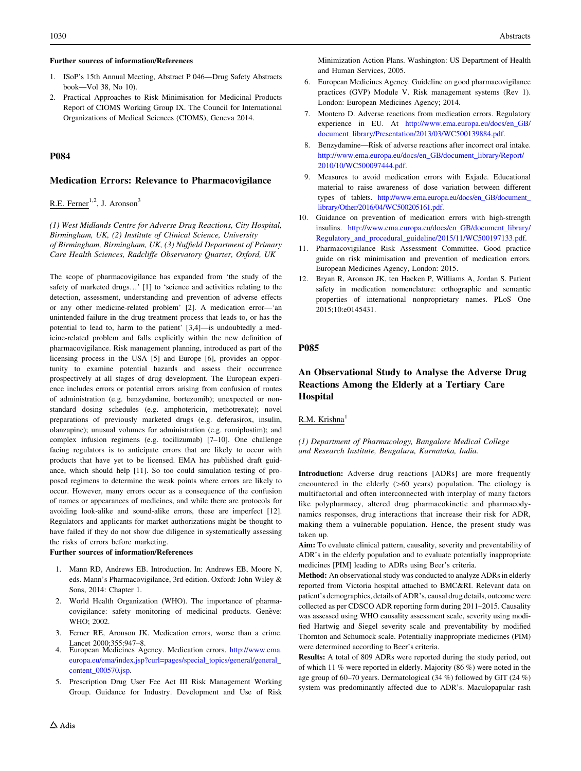**Further sources of information/References**

1. ISoP's 15th Annual Meeting, Abstract P 046—Drug Safety Abstracts book—Vol 38, No 10).
2. Practical Approaches to Risk Minimisation for Medicinal Products Report of CIOMS Working Group IX. The Council for International Organizations of Medical Sciences (CIOMS), Geneva 2014.

## P084

### Medication Errors: Relevance to Pharmacovigilance

R.E. Ferner[1,2], J. Aronson[3]

*(1) West Midlands Centre for Adverse Drug Reactions, City Hospital, Birmingham, UK, (2) Institute of Clinical Science, University of Birmingham, Birmingham, UK, (3) Nuffield Department of Primary Care Health Sciences, Radcliffe Observatory Quarter, Oxford, UK*

The scope of pharmacovigilance has expanded from 'the study of the safety of marketed drugs…' [1] to 'science and activities relating to the detection, assessment, understanding and prevention of adverse effects or any other medicine-related problem' [2]. A medication error—'an unintended failure in the drug treatment process that leads to, or has the potential to lead to, harm to the patient' [3,4]—is undoubtedly a medicine-related problem and falls explicitly within the new definition of pharmacovigilance. Risk management planning, introduced as part of the licensing process in the USA [5] and Europe [6], provides an opportunity to examine potential hazards and assess their occurrence prospectively at all stages of drug development. The European experience includes errors or potential errors arising from confusion of routes of administration (e.g. benzydamine, bortezomib); unexpected or non-standard dosing schedules (e.g. amphotericin, methotrexate); novel preparations of previously marketed drugs (e.g. deferasirox, insulin, olanzapine); unusual volumes for administration (e.g. romiplostim); and complex infusion regimens (e.g. tocilizumab) [7–10]. One challenge facing regulators is to anticipate errors that are likely to occur with products that have yet to be licensed. EMA has published draft guidance, which should help [11]. So too could simulation testing of proposed regimens to determine the weak points where errors are likely to occur. However, many errors occur as a consequence of the confusion of names or appearances of medicines, and while there are protocols for avoiding look-alike and sound-alike errors, these are imperfect [12]. Regulators and applicants for market authorizations might be thought to have failed if they do not show due diligence in systematically assessing the risks of errors before marketing.

**Further sources of information/References**

1. Mann RD, Andrews EB. Introduction. In: Andrews EB, Moore N, eds. Mann's Pharmacovigilance, 3rd edition. Oxford: John Wiley & Sons, 2014: Chapter 1.
2. World Health Organization (WHO). The importance of pharmacovigilance: safety monitoring of medicinal products. Genève: WHO; 2002.
3. Ferner RE, Aronson JK. Medication errors, worse than a crime. Lancet 2000;355:947–8.
4. European Medicines Agency. Medication errors. http://www.ema.europa.eu/ema/index.jsp?curl=pages/special_topics/general/general_content_000570.jsp.
5. Prescription Drug User Fee Act III Risk Management Working Group. Guidance for Industry. Development and Use of Risk Minimization Action Plans. Washington: US Department of Health and Human Services, 2005.
6. European Medicines Agency. Guideline on good pharmacovigilance practices (GVP) Module V. Risk management systems (Rev 1). London: European Medicines Agency; 2014.
7. Montero D. Adverse reactions from medication errors. Regulatory experience in EU. At http://www.ema.europa.eu/docs/en_GB/document_library/Presentation/2013/03/WC500139884.pdf.
8. Benzydamine—Risk of adverse reactions after incorrect oral intake. http://www.ema.europa.eu/docs/en_GB/document_library/Report/2010/10/WC500097444.pdf.
9. Measures to avoid medication errors with Exjade. Educational material to raise awareness of dose variation between different types of tablets. http://www.ema.europa.eu/docs/en_GB/document_library/Other/2016/04/WC500205161.pdf.
10. Guidance on prevention of medication errors with high-strength insulins. http://www.ema.europa.eu/docs/en_GB/document_library/Regulatory_and_procedural_guideline/2015/11/WC500197133.pdf.
11. Pharmacovigilance Risk Assessment Committee. Good practice guide on risk minimisation and prevention of medication errors. European Medicines Agency, London: 2015.
12. Bryan R, Aronson JK, ten Hacken P, Williams A, Jordan S. Patient safety in medication nomenclature: orthographic and semantic properties of international nonproprietary names. PLoS One 2015;10:e0145431.

## P085

### An Observational Study to Analyse the Adverse Drug Reactions Among the Elderly at a Tertiary Care Hospital

R.M. Krishna[1]

*(1) Department of Pharmacology, Bangalore Medical College and Research Institute, Bengaluru, Karnataka, India.*

**Introduction:** Adverse drug reactions [ADRs] are more frequently encountered in the elderly (>60 years) population. The etiology is multifactorial and often interconnected with interplay of many factors like polypharmacy, altered drug pharmacokinetic and pharmacodynamics responses, drug interactions that increase their risk for ADR, making them a vulnerable population. Hence, the present study was taken up.

**Aim:** To evaluate clinical pattern, causality, severity and preventability of ADR's in the elderly population and to evaluate potentially inappropriate medicines [PIM] leading to ADRs using Beer's criteria.

**Method:** An observational study was conducted to analyze ADRs in elderly reported from Victoria hospital attached to BMC&RI. Relevant data on patient's demographics, details of ADR's, causal drug details, outcome were collected as per CDSCO ADR reporting form during 2011–2015. Causality was assessed using WHO causality assessment scale, severity using modified Hartwig and Siegel severity scale and preventability by modified Thornton and Schumock scale. Potentially inappropriate medicines (PIM) were determined according to Beer's criteria.

**Results:** A total of 809 ADRs were reported during the study period, out of which 11 % were reported in elderly. Majority (86 %) were noted in the age group of 60–70 years. Dermatological (34 %) followed by GIT (24 %) system was predominantly affected due to ADR's. Maculopapular rash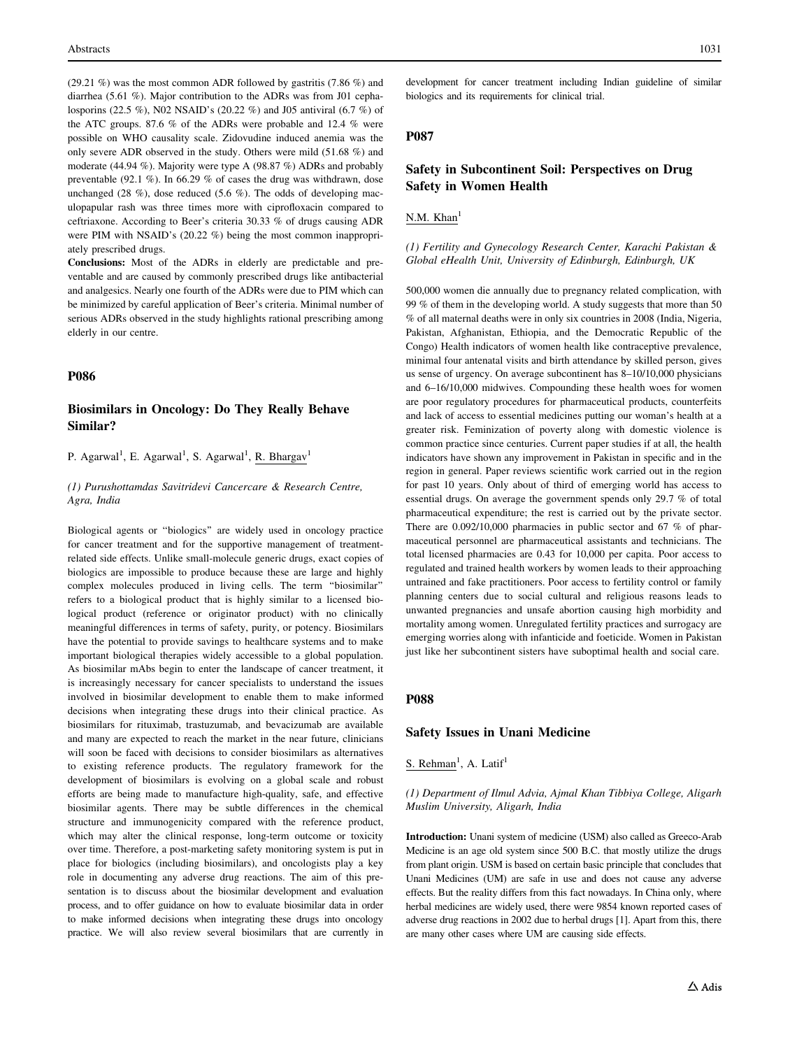(29.21 %) was the most common ADR followed by gastritis (7.86 %) and diarrhea (5.61 %). Major contribution to the ADRs was from J01 cephalosporins (22.5 %), N02 NSAID's (20.22 %) and J05 antiviral (6.7 %) of the ATC groups. 87.6 % of the ADRs were probable and 12.4 % were possible on WHO causality scale. Zidovudine induced anemia was the only severe ADR observed in the study. Others were mild (51.68 %) and moderate (44.94 %). Majority were type A (98.87 %) ADRs and probably preventable (92.1 %). In 66.29 % of cases the drug was withdrawn, dose unchanged (28 %), dose reduced (5.6 %). The odds of developing maculopapular rash was three times more with ciprofloxacin compared to ceftriaxone. According to Beer's criteria 30.33 % of drugs causing ADR were PIM with NSAID's (20.22 %) being the most common inappropriately prescribed drugs.

**Conclusions:** Most of the ADRs in elderly are predictable and preventable and are caused by commonly prescribed drugs like antibacterial and analgesics. Nearly one fourth of the ADRs were due to PIM which can be minimized by careful application of Beer's criteria. Minimal number of serious ADRs observed in the study highlights rational prescribing among elderly in our centre.

## P086

### Biosimilars in Oncology: Do They Really Behave Similar?

P. Agarwal[1], E. Agarwal[1], S. Agarwal[1], R. Bhargav[1]

*(1) Purushottamdas Savitridevi Cancercare & Research Centre, Agra, India*

Biological agents or "biologics" are widely used in oncology practice for cancer treatment and for the supportive management of treatment-related side effects. Unlike small-molecule generic drugs, exact copies of biologics are impossible to produce because these are large and highly complex molecules produced in living cells. The term "biosimilar" refers to a biological product that is highly similar to a licensed biological product (reference or originator product) with no clinically meaningful differences in terms of safety, purity, or potency. Biosimilars have the potential to provide savings to healthcare systems and to make important biological therapies widely accessible to a global population. As biosimilar mAbs begin to enter the landscape of cancer treatment, it is increasingly necessary for cancer specialists to understand the issues involved in biosimilar development to enable them to make informed decisions when integrating these drugs into their clinical practice. As biosimilars for rituximab, trastuzumab, and bevacizumab are available and many are expected to reach the market in the near future, clinicians will soon be faced with decisions to consider biosimilars as alternatives to existing reference products. The regulatory framework for the development of biosimilars is evolving on a global scale and robust efforts are being made to manufacture high-quality, safe, and effective biosimilar agents. There may be subtle differences in the chemical structure and immunogenicity compared with the reference product, which may alter the clinical response, long-term outcome or toxicity over time. Therefore, a post-marketing safety monitoring system is put in place for biologics (including biosimilars), and oncologists play a key role in documenting any adverse drug reactions. The aim of this presentation is to discuss about the biosimilar development and evaluation process, and to offer guidance on how to evaluate biosimilar data in order to make informed decisions when integrating these drugs into oncology practice. We will also review several biosimilars that are currently in development for cancer treatment including Indian guideline of similar biologics and its requirements for clinical trial.

## P087

### Safety in Subcontinent Soil: Perspectives on Drug Safety in Women Health

N.M. Khan[1]

*(1) Fertility and Gynecology Research Center, Karachi Pakistan & Global eHealth Unit, University of Edinburgh, Edinburgh, UK*

500,000 women die annually due to pregnancy related complication, with 99 % of them in the developing world. A study suggests that more than 50 % of all maternal deaths were in only six countries in 2008 (India, Nigeria, Pakistan, Afghanistan, Ethiopia, and the Democratic Republic of the Congo) Health indicators of women health like contraceptive prevalence, minimal four antenatal visits and birth attendance by skilled person, gives us sense of urgency. On average subcontinent has 8–10/10,000 physicians and 6–16/10,000 midwives. Compounding these health woes for women are poor regulatory procedures for pharmaceutical products, counterfeits and lack of access to essential medicines putting our woman's health at a greater risk. Feminization of poverty along with domestic violence is common practice since centuries. Current paper studies if at all, the health indicators have shown any improvement in Pakistan in specific and in the region in general. Paper reviews scientific work carried out in the region for past 10 years. Only about of third of emerging world has access to essential drugs. On average the government spends only 29.7 % of total pharmaceutical expenditure; the rest is carried out by the private sector. There are 0.092/10,000 pharmacies in public sector and 67 % of pharmaceutical personnel are pharmaceutical assistants and technicians. The total licensed pharmacies are 0.43 for 10,000 per capita. Poor access to regulated and trained health workers by women leads to their approaching untrained and fake practitioners. Poor access to fertility control or family planning centers due to social cultural and religious reasons leads to unwanted pregnancies and unsafe abortion causing high morbidity and mortality among women. Unregulated fertility practices and surrogacy are emerging worries along with infanticide and foeticide. Women in Pakistan just like her subcontinent sisters have suboptimal health and social care.

## P088

### Safety Issues in Unani Medicine

S. Rehman[1], A. Latif[1]

*(1) Department of Ilmul Advia, Ajmal Khan Tibbiya College, Aligarh Muslim University, Aligarh, India*

**Introduction:** Unani system of medicine (USM) also called as Greeco-Arab Medicine is an age old system since 500 B.C. that mostly utilize the drugs from plant origin. USM is based on certain basic principle that concludes that Unani Medicines (UM) are safe in use and does not cause any adverse effects. But the reality differs from this fact nowadays. In China only, where herbal medicines are widely used, there were 9854 known reported cases of adverse drug reactions in 2002 due to herbal drugs [1]. Apart from this, there are many other cases where UM are causing side effects.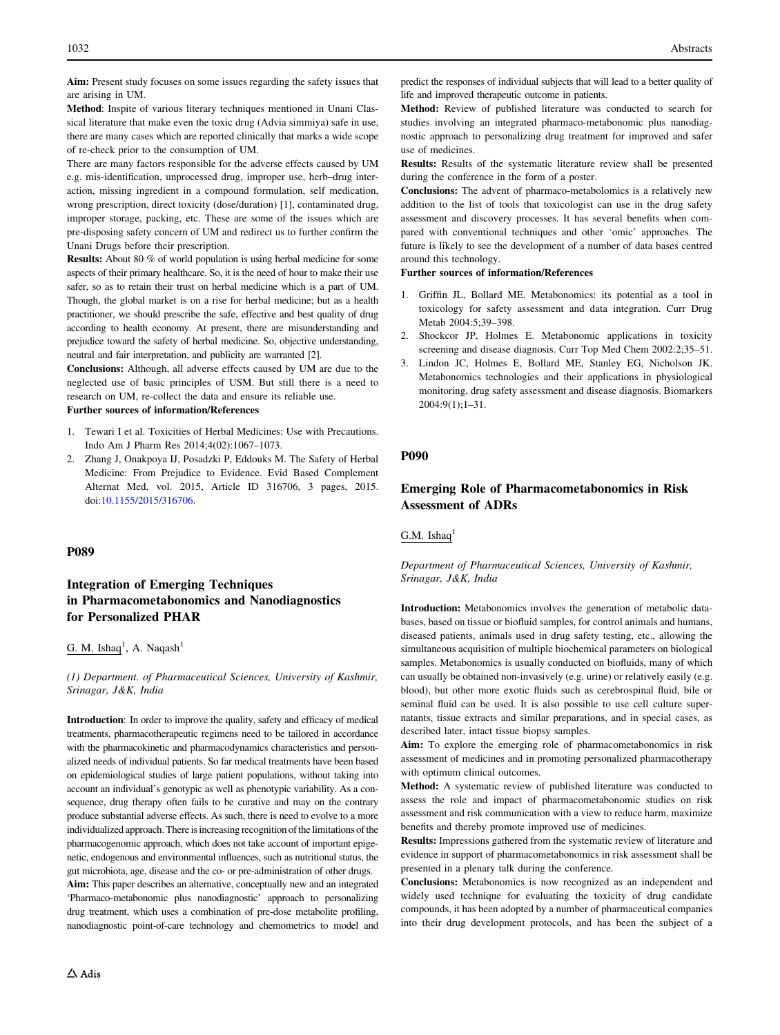**Aim:** Present study focuses on some issues regarding the safety issues that are arising in UM.

**Method**: Inspite of various literary techniques mentioned in Unani Classical literature that make even the toxic drug (Advia simmiya) safe in use, there are many cases which are reported clinically that marks a wide scope of re-check prior to the consumption of UM.

There are many factors responsible for the adverse effects caused by UM e.g. mis-identification, unprocessed drug, improper use, herb–drug interaction, missing ingredient in a compound formulation, self medication, wrong prescription, direct toxicity (dose/duration) [1], contaminated drug, improper storage, packing, etc. These are some of the issues which are pre-disposing safety concern of UM and redirect us to further confirm the Unani Drugs before their prescription.

**Results:** About 80 % of world population is using herbal medicine for some aspects of their primary healthcare. So, it is the need of hour to make their use safer, so as to retain their trust on herbal medicine which is a part of UM. Though, the global market is on a rise for herbal medicine; but as a health practitioner, we should prescribe the safe, effective and best quality of drug according to health economy. At present, there are misunderstanding and prejudice toward the safety of herbal medicine. So, objective understanding, neutral and fair interpretation, and publicity are warranted [2].

**Conclusions:** Although, all adverse effects caused by UM are due to the neglected use of basic principles of USM. But still there is a need to research on UM, re-collect the data and ensure its reliable use.

**Further sources of information/References**

1. Tewari I et al. Toxicities of Herbal Medicines: Use with Precautions. Indo Am J Pharm Res 2014;4(02):1067–1073.
2. Zhang J, Onakpoya IJ, Posadzki P, Eddouks M. The Safety of Herbal Medicine: From Prejudice to Evidence. Evid Based Complement Alternat Med, vol. 2015, Article ID 316706, 3 pages, 2015. doi:10.1155/2015/316706.

## P089

## Integration of Emerging Techniques in Pharmacometabonomics and Nanodiagnostics for Personalized PHAR

G. M. Ishaq[1], A. Naqash[1]

*(1) Department. of Pharmaceutical Sciences, University of Kashmir, Srinagar, J&K, India*

**Introduction**: In order to improve the quality, safety and efficacy of medical treatments, pharmacotherapeutic regimens need to be tailored in accordance with the pharmacokinetic and pharmacodynamics characteristics and personalized needs of individual patients. So far medical treatments have been based on epidemiological studies of large patient populations, without taking into account an individual's genotypic as well as phenotypic variability. As a consequence, drug therapy often fails to be curative and may on the contrary produce substantial adverse effects. As such, there is need to evolve to a more individualized approach. There is increasing recognition of the limitations of the pharmacogenomic approach, which does not take account of important epigenetic, endogenous and environmental influences, such as nutritional status, the gut microbiota, age, disease and the co- or pre-administration of other drugs.

**Aim:** This paper describes an alternative, conceptually new and an integrated 'Pharmaco-metabonomic plus nanodiagnostic' approach to personalizing drug treatment, which uses a combination of pre-dose metabolite profiling, nanodiagnostic point-of-care technology and chemometrics to model and predict the responses of individual subjects that will lead to a better quality of life and improved therapeutic outcome in patients.

**Method:** Review of published literature was conducted to search for studies involving an integrated pharmaco-metabonomic plus nanodiagnostic approach to personalizing drug treatment for improved and safer use of medicines.

**Results:** Results of the systematic literature review shall be presented during the conference in the form of a poster.

**Conclusions:** The advent of pharmaco-metabolomics is a relatively new addition to the list of tools that toxicologist can use in the drug safety assessment and discovery processes. It has several benefits when compared with conventional techniques and other 'omic' approaches. The future is likely to see the development of a number of data bases centred around this technology.

**Further sources of information/References**

1. Griffin JL, Bollard ME. Metabonomics: its potential as a tool in toxicology for safety assessment and data integration. Curr Drug Metab 2004:5;39–398.
2. Shockcor JP, Holmes E. Metabonomic applications in toxicity screening and disease diagnosis. Curr Top Med Chem 2002:2;35–51.
3. Lindon JC, Holmes E, Bollard ME, Stanley EG, Nicholson JK. Metabonomics technologies and their applications in physiological monitoring, drug safety assessment and disease diagnosis. Biomarkers 2004:9(1);1–31.

## P090

## Emerging Role of Pharmacometabonomics in Risk Assessment of ADRs

G.M. Ishaq[1]

*Department of Pharmaceutical Sciences, University of Kashmir, Srinagar, J&K, India*

**Introduction:** Metabonomics involves the generation of metabolic databases, based on tissue or biofluid samples, for control animals and humans, diseased patients, animals used in drug safety testing, etc., allowing the simultaneous acquisition of multiple biochemical parameters on biological samples. Metabonomics is usually conducted on biofluids, many of which can usually be obtained non-invasively (e.g. urine) or relatively easily (e.g. blood), but other more exotic fluids such as cerebrospinal fluid, bile or seminal fluid can be used. It is also possible to use cell culture supernatants, tissue extracts and similar preparations, and in special cases, as described later, intact tissue biopsy samples.

**Aim:** To explore the emerging role of pharmacometabonomics in risk assessment of medicines and in promoting personalized pharmacotherapy with optimum clinical outcomes.

**Method:** A systematic review of published literature was conducted to assess the role and impact of pharmacometabonomic studies on risk assessment and risk communication with a view to reduce harm, maximize benefits and thereby promote improved use of medicines.

**Results:** Impressions gathered from the systematic review of literature and evidence in support of pharmacometabonomics in risk assessment shall be presented in a plenary talk during the conference.

**Conclusions:** Metabonomics is now recognized as an independent and widely used technique for evaluating the toxicity of drug candidate compounds, it has been adopted by a number of pharmaceutical companies into their drug development protocols, and has been the subject of a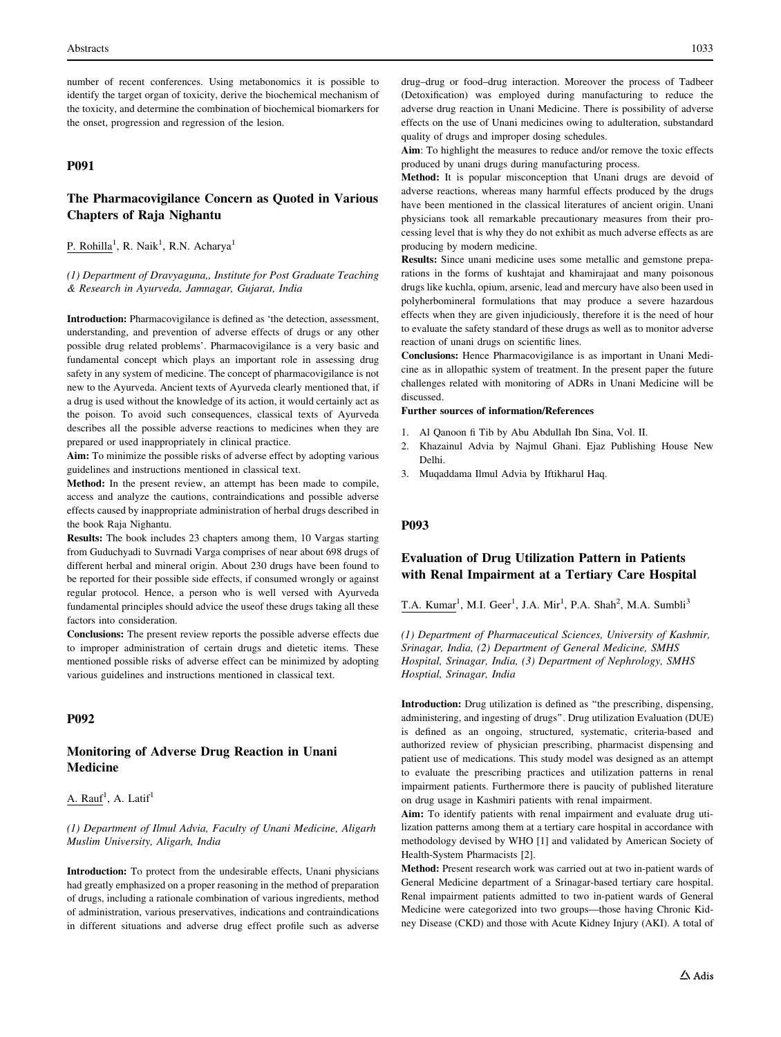number of recent conferences. Using metabonomics it is possible to identify the target organ of toxicity, derive the biochemical mechanism of the toxicity, and determine the combination of biochemical biomarkers for the onset, progression and regression of the lesion.

## P091

### The Pharmacovigilance Concern as Quoted in Various Chapters of Raja Nighantu

P. Rohilla[1], R. Naik[1], R.N. Acharya[1]

*(1) Department of Dravyaguna,, Institute for Post Graduate Teaching & Research in Ayurveda, Jamnagar, Gujarat, India*

**Introduction:** Pharmacovigilance is defined as 'the detection, assessment, understanding, and prevention of adverse effects of drugs or any other possible drug related problems'. Pharmacovigilance is a very basic and fundamental concept which plays an important role in assessing drug safety in any system of medicine. The concept of pharmacovigilance is not new to the Ayurveda. Ancient texts of Ayurveda clearly mentioned that, if a drug is used without the knowledge of its action, it would certainly act as the poison. To avoid such consequences, classical texts of Ayurveda describes all the possible adverse reactions to medicines when they are prepared or used inappropriately in clinical practice.

**Aim:** To minimize the possible risks of adverse effect by adopting various guidelines and instructions mentioned in classical text.

**Method:** In the present review, an attempt has been made to compile, access and analyze the cautions, contraindications and possible adverse effects caused by inappropriate administration of herbal drugs described in the book Raja Nighantu.

**Results:** The book includes 23 chapters among them, 10 Vargas starting from Guduchyadi to Suvrnadi Varga comprises of near about 698 drugs of different herbal and mineral origin. About 230 drugs have been found to be reported for their possible side effects, if consumed wrongly or against regular protocol. Hence, a person who is well versed with Ayurveda fundamental principles should advice the useof these drugs taking all these factors into consideration.

**Conclusions:** The present review reports the possible adverse effects due to improper administration of certain drugs and dietetic items. These mentioned possible risks of adverse effect can be minimized by adopting various guidelines and instructions mentioned in classical text.

## P092

### Monitoring of Adverse Drug Reaction in Unani Medicine

A. Rauf[1], A. Latif[1]

*(1) Department of Ilmul Advia, Faculty of Unani Medicine, Aligarh Muslim University, Aligarh, India*

**Introduction:** To protect from the undesirable effects, Unani physicians had greatly emphasized on a proper reasoning in the method of preparation of drugs, including a rationale combination of various ingredients, method of administration, various preservatives, indications and contraindications in different situations and adverse drug effect profile such as adverse drug–drug or food–drug interaction. Moreover the process of Tadbeer (Detoxification) was employed during manufacturing to reduce the adverse drug reaction in Unani Medicine. There is possibility of adverse effects on the use of Unani medicines owing to adulteration, substandard quality of drugs and improper dosing schedules.

**Aim**: To highlight the measures to reduce and/or remove the toxic effects produced by unani drugs during manufacturing process.

**Method:** It is popular misconception that Unani drugs are devoid of adverse reactions, whereas many harmful effects produced by the drugs have been mentioned in the classical literatures of ancient origin. Unani physicians took all remarkable precautionary measures from their processing level that is why they do not exhibit as much adverse effects as are producing by modern medicine.

**Results:** Since unani medicine uses some metallic and gemstone preparations in the forms of kushtajat and khamirajaat and many poisonous drugs like kuchla, opium, arsenic, lead and mercury have also been used in polyherbomineral formulations that may produce a severe hazardous effects when they are given injudiciously, therefore it is the need of hour to evaluate the safety standard of these drugs as well as to monitor adverse reaction of unani drugs on scientific lines.

**Conclusions:** Hence Pharmacovigilance is as important in Unani Medicine as in allopathic system of treatment. In the present paper the future challenges related with monitoring of ADRs in Unani Medicine will be discussed.

**Further sources of information/References**

1. Al Qanoon fi Tib by Abu Abdullah Ibn Sina, Vol. II.
2. Khazainul Advia by Najmul Ghani. Ejaz Publishing House New Delhi.
3. Muqaddama Ilmul Advia by Iftikharul Haq.

## P093

### Evaluation of Drug Utilization Pattern in Patients with Renal Impairment at a Tertiary Care Hospital

T.A. Kumar[1], M.I. Geer[1], J.A. Mir[1], P.A. Shah[2], M.A. Sumbli[3]

*(1) Department of Pharmaceutical Sciences, University of Kashmir, Srinagar, India, (2) Department of General Medicine, SMHS Hospital, Srinagar, India, (3) Department of Nephrology, SMHS Hosptial, Srinagar, India*

**Introduction:** Drug utilization is defined as "the prescribing, dispensing, administering, and ingesting of drugs". Drug utilization Evaluation (DUE) is defined as an ongoing, structured, systematic, criteria-based and authorized review of physician prescribing, pharmacist dispensing and patient use of medications. This study model was designed as an attempt to evaluate the prescribing practices and utilization patterns in renal impairment patients. Furthermore there is paucity of published literature on drug usage in Kashmiri patients with renal impairment.

**Aim:** To identify patients with renal impairment and evaluate drug utilization patterns among them at a tertiary care hospital in accordance with methodology devised by WHO [1] and validated by American Society of Health-System Pharmacists [2].

**Method:** Present research work was carried out at two in-patient wards of General Medicine department of a Srinagar-based tertiary care hospital. Renal impairment patients admitted to two in-patient wards of General Medicine were categorized into two groups—those having Chronic Kidney Disease (CKD) and those with Acute Kidney Injury (AKI). A total of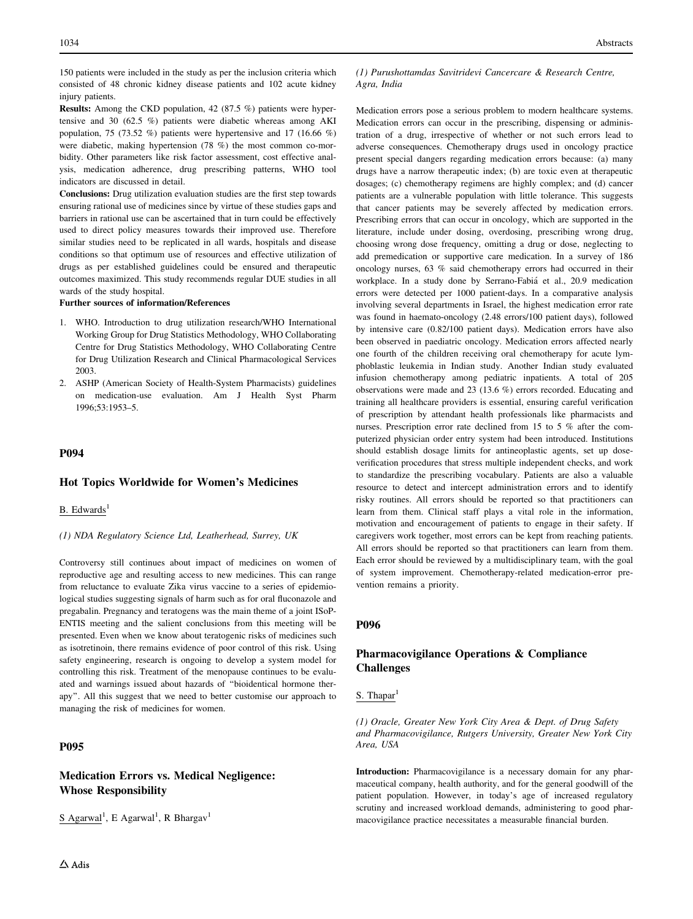150 patients were included in the study as per the inclusion criteria which consisted of 48 chronic kidney disease patients and 102 acute kidney injury patients.

**Results:** Among the CKD population, 42 (87.5 %) patients were hypertensive and 30 (62.5 %) patients were diabetic whereas among AKI population, 75 (73.52 %) patients were hypertensive and 17 (16.66 %) were diabetic, making hypertension (78 %) the most common co-morbidity. Other parameters like risk factor assessment, cost effective analysis, medication adherence, drug prescribing patterns, WHO tool indicators are discussed in detail.

**Conclusions:** Drug utilization evaluation studies are the first step towards ensuring rational use of medicines since by virtue of these studies gaps and barriers in rational use can be ascertained that in turn could be effectively used to direct policy measures towards their improved use. Therefore similar studies need to be replicated in all wards, hospitals and disease conditions so that optimum use of resources and effective utilization of drugs as per established guidelines could be ensured and therapeutic outcomes maximized. This study recommends regular DUE studies in all wards of the study hospital.

**Further sources of information/References**

1. WHO. Introduction to drug utilization research/WHO International Working Group for Drug Statistics Methodology, WHO Collaborating Centre for Drug Statistics Methodology, WHO Collaborating Centre for Drug Utilization Research and Clinical Pharmacological Services 2003.
2. ASHP (American Society of Health-System Pharmacists) guidelines on medication-use evaluation. Am J Health Syst Pharm 1996;53:1953–5.

## P094

### Hot Topics Worldwide for Women's Medicines

B. Edwards[1]

*(1) NDA Regulatory Science Ltd, Leatherhead, Surrey, UK*

Controversy still continues about impact of medicines on women of reproductive age and resulting access to new medicines. This can range from reluctance to evaluate Zika virus vaccine to a series of epidemiological studies suggesting signals of harm such as for oral fluconazole and pregabalin. Pregnancy and teratogens was the main theme of a joint ISoP-ENTIS meeting and the salient conclusions from this meeting will be presented. Even when we know about teratogenic risks of medicines such as isotretinoin, there remains evidence of poor control of this risk. Using safety engineering, research is ongoing to develop a system model for controlling this risk. Treatment of the menopause continues to be evaluated and warnings issued about hazards of "bioidentical hormone therapy". All this suggest that we need to better customise our approach to managing the risk of medicines for women.

## P095

### Medication Errors vs. Medical Negligence: Whose Responsibility

S Agarwal[1], E Agarwal[1], R Bhargav[1]

*(1) Purushottamdas Savitridevi Cancercare & Research Centre, Agra, India*

Medication errors pose a serious problem to modern healthcare systems. Medication errors can occur in the prescribing, dispensing or administration of a drug, irrespective of whether or not such errors lead to adverse consequences. Chemotherapy drugs used in oncology practice present special dangers regarding medication errors because: (a) many drugs have a narrow therapeutic index; (b) are toxic even at therapeutic dosages; (c) chemotherapy regimens are highly complex; and (d) cancer patients are a vulnerable population with little tolerance. This suggests that cancer patients may be severely affected by medication errors. Prescribing errors that can occur in oncology, which are supported in the literature, include under dosing, overdosing, prescribing wrong drug, choosing wrong dose frequency, omitting a drug or dose, neglecting to add premedication or supportive care medication. In a survey of 186 oncology nurses, 63 % said chemotherapy errors had occurred in their workplace. In a study done by Serrano-Fabiá et al., 20.9 medication errors were detected per 1000 patient-days. In a comparative analysis involving several departments in Israel, the highest medication error rate was found in haemato-oncology (2.48 errors/100 patient days), followed by intensive care (0.82/100 patient days). Medication errors have also been observed in paediatric oncology. Medication errors affected nearly one fourth of the children receiving oral chemotherapy for acute lymphoblastic leukemia in Indian study. Another Indian study evaluated infusion chemotherapy among pediatric inpatients. A total of 205 observations were made and 23 (13.6 %) errors recorded. Educating and training all healthcare providers is essential, ensuring careful verification of prescription by attendant health professionals like pharmacists and nurses. Prescription error rate declined from 15 to 5 % after the computerized physician order entry system had been introduced. Institutions should establish dosage limits for antineoplastic agents, set up dose-verification procedures that stress multiple independent checks, and work to standardize the prescribing vocabulary. Patients are also a valuable resource to detect and intercept administration errors and to identify risky routines. All errors should be reported so that practitioners can learn from them. Clinical staff plays a vital role in the information, motivation and encouragement of patients to engage in their safety. If caregivers work together, most errors can be kept from reaching patients. All errors should be reported so that practitioners can learn from them. Each error should be reviewed by a multidisciplinary team, with the goal of system improvement. Chemotherapy-related medication-error prevention remains a priority.

## P096

### Pharmacovigilance Operations & Compliance Challenges

S. Thapar[1]

*(1) Oracle, Greater New York City Area & Dept. of Drug Safety and Pharmacovigilance, Rutgers University, Greater New York City Area, USA*

**Introduction:** Pharmacovigilance is a necessary domain for any pharmaceutical company, health authority, and for the general goodwill of the patient population. However, in today's age of increased regulatory scrutiny and increased workload demands, administering to good pharmacovigilance practice necessitates a measurable financial burden.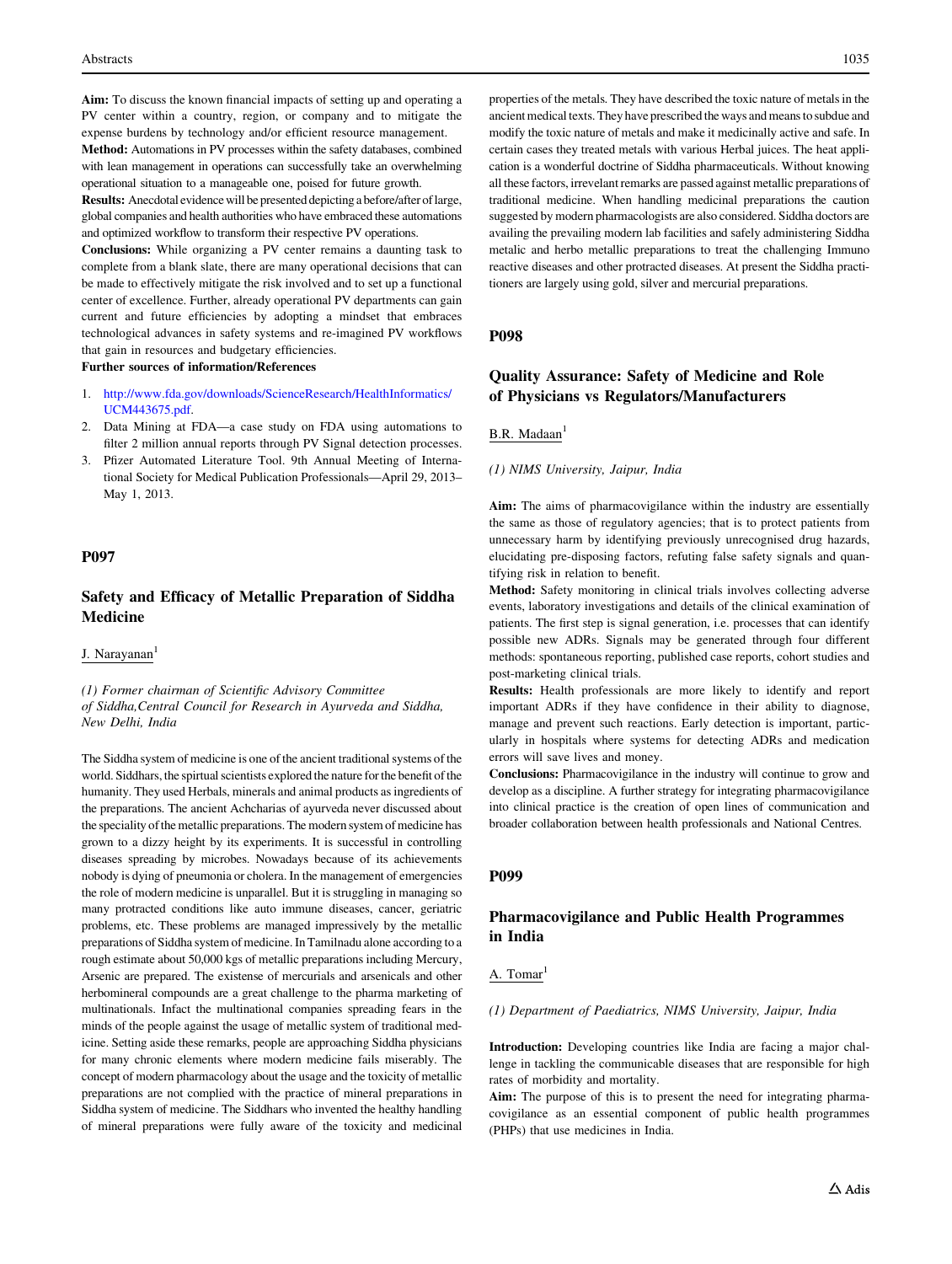**Aim:** To discuss the known financial impacts of setting up and operating a PV center within a country, region, or company and to mitigate the expense burdens by technology and/or efficient resource management.

**Method:** Automations in PV processes within the safety databases, combined with lean management in operations can successfully take an overwhelming operational situation to a manageable one, poised for future growth.

**Results:** Anecdotal evidence will be presented depicting a before/after of large, global companies and health authorities who have embraced these automations and optimized workflow to transform their respective PV operations.

**Conclusions:** While organizing a PV center remains a daunting task to complete from a blank slate, there are many operational decisions that can be made to effectively mitigate the risk involved and to set up a functional center of excellence. Further, already operational PV departments can gain current and future efficiencies by adopting a mindset that embraces technological advances in safety systems and re-imagined PV workflows that gain in resources and budgetary efficiencies.

**Further sources of information/References**

1. http://www.fda.gov/downloads/ScienceResearch/HealthInformatics/UCM443675.pdf.
2. Data Mining at FDA—a case study on FDA using automations to filter 2 million annual reports through PV Signal detection processes.
3. Pfizer Automated Literature Tool. 9th Annual Meeting of International Society for Medical Publication Professionals—April 29, 2013–May 1, 2013.

## P097

## Safety and Efficacy of Metallic Preparation of Siddha Medicine

J. Narayanan[1]

*(1) Former chairman of Scientific Advisory Committee of Siddha,Central Council for Research in Ayurveda and Siddha, New Delhi, India*

The Siddha system of medicine is one of the ancient traditional systems of the world. Siddhars, the spirtual scientists explored the nature for the benefit of the humanity. They used Herbals, minerals and animal products as ingredients of the preparations. The ancient Achcharias of ayurveda never discussed about the speciality of the metallic preparations. The modern system of medicine has grown to a dizzy height by its experiments. It is successful in controlling diseases spreading by microbes. Nowadays because of its achievements nobody is dying of pneumonia or cholera. In the management of emergencies the role of modern medicine is unparallel. But it is struggling in managing so many protracted conditions like auto immune diseases, cancer, geriatric problems, etc. These problems are managed impressively by the metallic preparations of Siddha system of medicine. In Tamilnadu alone according to a rough estimate about 50,000 kgs of metallic preparations including Mercury, Arsenic are prepared. The existense of mercurials and arsenicals and other herbomineral compounds are a great challenge to the pharma marketing of multinationals. Infact the multinational companies spreading fears in the minds of the people against the usage of metallic system of traditional medicine. Setting aside these remarks, people are approaching Siddha physicians for many chronic elements where modern medicine fails miserably. The concept of modern pharmacology about the usage and the toxicity of metallic preparations are not complied with the practice of mineral preparations in Siddha system of medicine. The Siddhars who invented the healthy handling of mineral preparations were fully aware of the toxicity and medicinal properties of the metals. They have described the toxic nature of metals in the ancient medical texts. They have prescribed the ways and means to subdue and modify the toxic nature of metals and make it medicinally active and safe. In certain cases they treated metals with various Herbal juices. The heat application is a wonderful doctrine of Siddha pharmaceuticals. Without knowing all these factors, irrevelant remarks are passed against metallic preparations of traditional medicine. When handling medicinal preparations the caution suggested by modern pharmacologists are also considered. Siddha doctors are availing the prevailing modern lab facilities and safely administering Siddha metalic and herbo metallic preparations to treat the challenging Immuno reactive diseases and other protracted diseases. At present the Siddha practitioners are largely using gold, silver and mercurial preparations.

## P098

## Quality Assurance: Safety of Medicine and Role of Physicians vs Regulators/Manufacturers

B.R. Madaan[1]

*(1) NIMS University, Jaipur, India*

**Aim:** The aims of pharmacovigilance within the industry are essentially the same as those of regulatory agencies; that is to protect patients from unnecessary harm by identifying previously unrecognised drug hazards, elucidating pre-disposing factors, refuting false safety signals and quantifying risk in relation to benefit.

**Method:** Safety monitoring in clinical trials involves collecting adverse events, laboratory investigations and details of the clinical examination of patients. The first step is signal generation, i.e. processes that can identify possible new ADRs. Signals may be generated through four different methods: spontaneous reporting, published case reports, cohort studies and post-marketing clinical trials.

**Results:** Health professionals are more likely to identify and report important ADRs if they have confidence in their ability to diagnose, manage and prevent such reactions. Early detection is important, particularly in hospitals where systems for detecting ADRs and medication errors will save lives and money.

**Conclusions:** Pharmacovigilance in the industry will continue to grow and develop as a discipline. A further strategy for integrating pharmacovigilance into clinical practice is the creation of open lines of communication and broader collaboration between health professionals and National Centres.

## P099

## Pharmacovigilance and Public Health Programmes in India

A. Tomar[1]

*(1) Department of Paediatrics, NIMS University, Jaipur, India*

**Introduction:** Developing countries like India are facing a major challenge in tackling the communicable diseases that are responsible for high rates of morbidity and mortality.

**Aim:** The purpose of this is to present the need for integrating pharmacovigilance as an essential component of public health programmes (PHPs) that use medicines in India.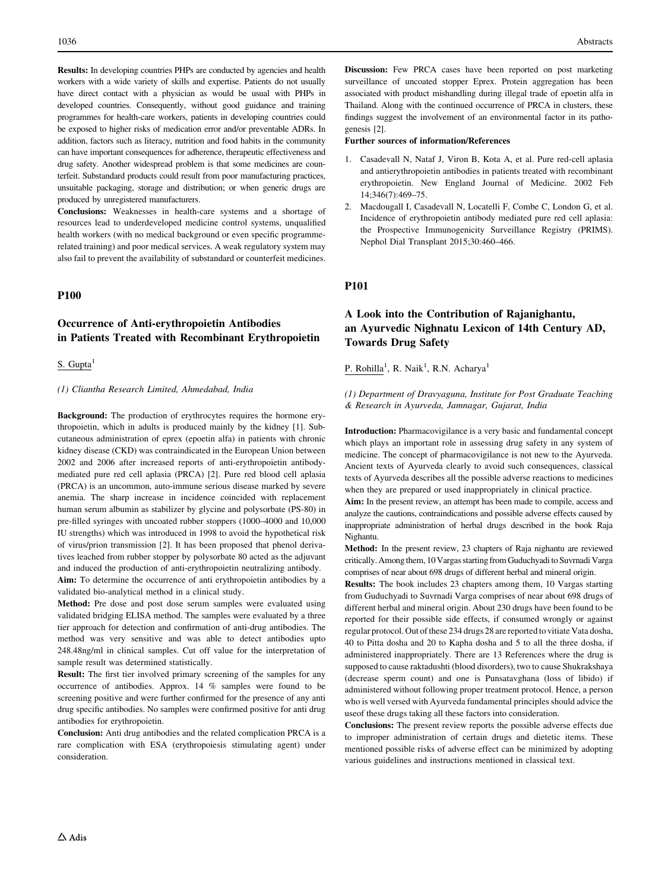**Results:** In developing countries PHPs are conducted by agencies and health workers with a wide variety of skills and expertise. Patients do not usually have direct contact with a physician as would be usual with PHPs in developed countries. Consequently, without good guidance and training programmes for health-care workers, patients in developing countries could be exposed to higher risks of medication error and/or preventable ADRs. In addition, factors such as literacy, nutrition and food habits in the community can have important consequences for adherence, therapeutic effectiveness and drug safety. Another widespread problem is that some medicines are counterfeit. Substandard products could result from poor manufacturing practices, unsuitable packaging, storage and distribution; or when generic drugs are produced by unregistered manufacturers.

**Conclusions:** Weaknesses in health-care systems and a shortage of resources lead to underdeveloped medicine control systems, unqualified health workers (with no medical background or even specific programme-related training) and poor medical services. A weak regulatory system may also fail to prevent the availability of substandard or counterfeit medicines.

## P100

### Occurrence of Anti-erythropoietin Antibodies in Patients Treated with Recombinant Erythropoietin

S. Gupta[1]

*(1) Cliantha Research Limited, Ahmedabad, India*

**Background:** The production of erythrocytes requires the hormone erythropoietin, which in adults is produced mainly by the kidney [1]. Subcutaneous administration of eprex (epoetin alfa) in patients with chronic kidney disease (CKD) was contraindicated in the European Union between 2002 and 2006 after increased reports of anti-erythropoietin antibody-mediated pure red cell aplasia (PRCA) [2]. Pure red blood cell aplasia (PRCA) is an uncommon, auto-immune serious disease marked by severe anemia. The sharp increase in incidence coincided with replacement human serum albumin as stabilizer by glycine and polysorbate (PS-80) in pre-filled syringes with uncoated rubber stoppers (1000–4000 and 10,000 IU strengths) which was introduced in 1998 to avoid the hypothetical risk of virus/prion transmission [2]. It has been proposed that phenol derivatives leached from rubber stopper by polysorbate 80 acted as the adjuvant and induced the production of anti-erythropoietin neutralizing antibody.

**Aim:** To determine the occurrence of anti erythropoietin antibodies by a validated bio-analytical method in a clinical study.

**Method:** Pre dose and post dose serum samples were evaluated using validated bridging ELISA method. The samples were evaluated by a three tier approach for detection and confirmation of anti-drug antibodies. The method was very sensitive and was able to detect antibodies upto 248.48ng/ml in clinical samples. Cut off value for the interpretation of sample result was determined statistically.

**Result:** The first tier involved primary screening of the samples for any occurrence of antibodies. Approx. 14 % samples were found to be screening positive and were further confirmed for the presence of any anti drug specific antibodies. No samples were confirmed positive for anti drug antibodies for erythropoietin.

**Conclusion:** Anti drug antibodies and the related complication PRCA is a rare complication with ESA (erythropoiesis stimulating agent) under consideration.

**Discussion:** Few PRCA cases have been reported on post marketing surveillance of uncoated stopper Eprex. Protein aggregation has been associated with product mishandling during illegal trade of epoetin alfa in Thailand. Along with the continued occurrence of PRCA in clusters, these findings suggest the involvement of an environmental factor in its pathogenesis [2].

**Further sources of information/References**

1. Casadevall N, Nataf J, Viron B, Kota A, et al. Pure red-cell aplasia and antierythropoietin antibodies in patients treated with recombinant erythropoietin. New England Journal of Medicine. 2002 Feb 14;346(7):469–75.
2. Macdougall I, Casadevall N, Locatelli F, Combe C, London G, et al. Incidence of erythropoietin antibody mediated pure red cell aplasia: the Prospective Immunogenicity Surveillance Registry (PRIMS). Nephol Dial Transplant 2015;30:460–466.

## P101

### A Look into the Contribution of Rajanighantu, an Ayurvedic Nighnatu Lexicon of 14th Century AD, Towards Drug Safety

P. Rohilla[1], R. Naik[1], R.N. Acharya[1]

*(1) Department of Dravyaguna, Institute for Post Graduate Teaching & Research in Ayurveda, Jamnagar, Gujarat, India*

**Introduction:** Pharmacovigilance is a very basic and fundamental concept which plays an important role in assessing drug safety in any system of medicine. The concept of pharmacovigilance is not new to the Ayurveda. Ancient texts of Ayurveda clearly to avoid such consequences, classical texts of Ayurveda describes all the possible adverse reactions to medicines when they are prepared or used inappropriately in clinical practice.

**Aim:** In the present review, an attempt has been made to compile, access and analyze the cautions, contraindications and possible adverse effects caused by inappropriate administration of herbal drugs described in the book Raja Nighantu.

**Method:** In the present review, 23 chapters of Raja nighantu are reviewed critically. Among them, 10 Vargas starting from Guduchyadi to Suvrnadi Varga comprises of near about 698 drugs of different herbal and mineral origin.

**Results:** The book includes 23 chapters among them, 10 Vargas starting from Guduchyadi to Suvrnadi Varga comprises of near about 698 drugs of different herbal and mineral origin. About 230 drugs have been found to be reported for their possible side effects, if consumed wrongly or against regular protocol. Out of these 234 drugs 28 are reported to vitiate Vata dosha, 40 to Pitta dosha and 20 to Kapha dosha and 5 to all the three dosha, if administered inappropriately. There are 13 References where the drug is supposed to cause raktadushti (blood disorders), two to cause Shukrakshaya (decrease sperm count) and one is Punsatavghana (loss of libido) if administered without following proper treatment protocol. Hence, a person who is well versed with Ayurveda fundamental principles should advice the useof these drugs taking all these factors into consideration.

**Conclusions:** The present review reports the possible adverse effects due to improper administration of certain drugs and dietetic items. These mentioned possible risks of adverse effect can be minimized by adopting various guidelines and instructions mentioned in classical text.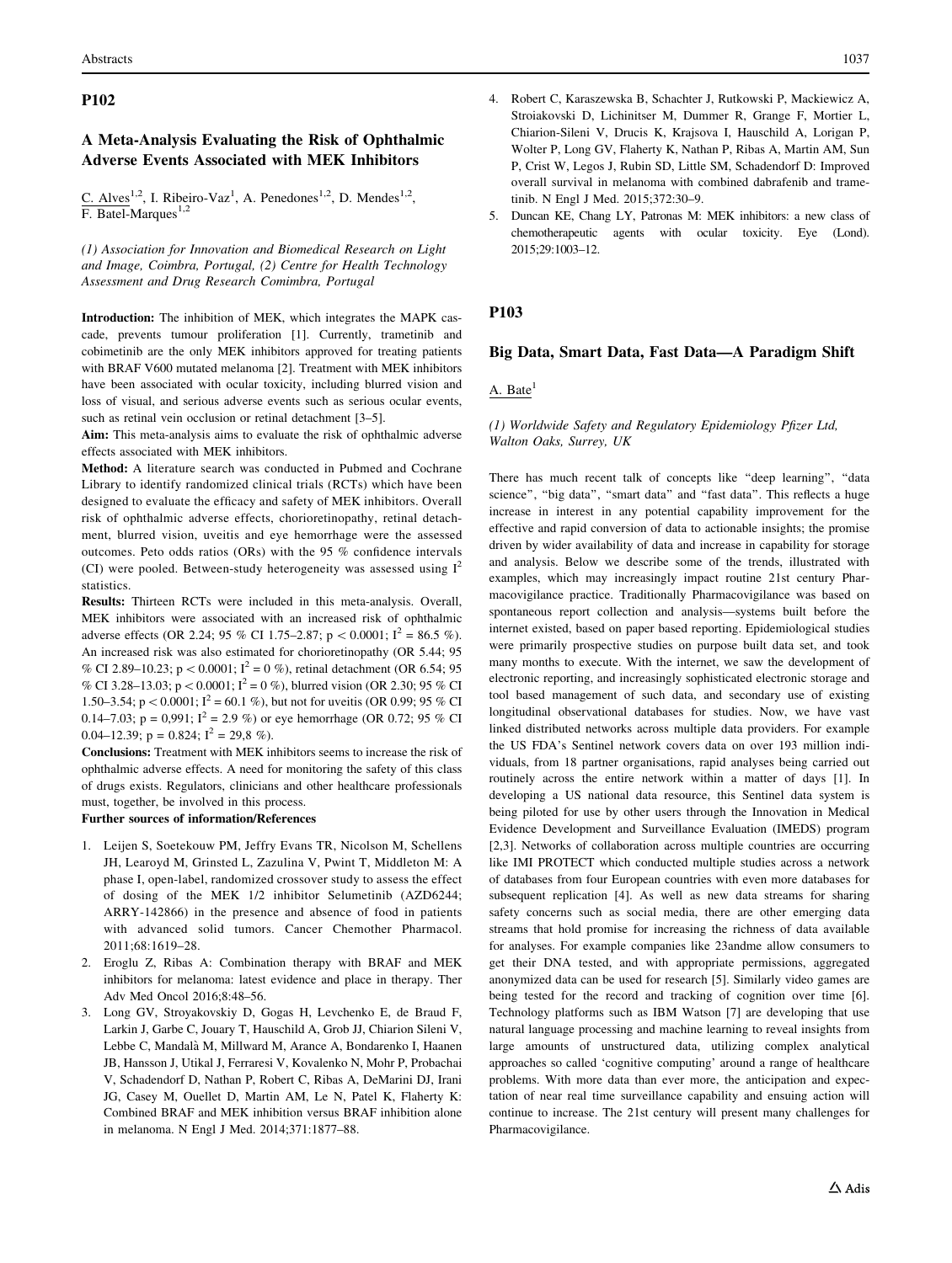## P102

### A Meta-Analysis Evaluating the Risk of Ophthalmic Adverse Events Associated with MEK Inhibitors

C. Alves[1,2], I. Ribeiro-Vaz[1], A. Penedones[1,2], D. Mendes[1,2], F. Batel-Marques[1,2]

*(1) Association for Innovation and Biomedical Research on Light and Image, Coimbra, Portugal, (2) Centre for Health Technology Assessment and Drug Research Comimbra, Portugal*

**Introduction:** The inhibition of MEK, which integrates the MAPK cascade, prevents tumour proliferation [1]. Currently, trametinib and cobimetinib are the only MEK inhibitors approved for treating patients with BRAF V600 mutated melanoma [2]. Treatment with MEK inhibitors have been associated with ocular toxicity, including blurred vision and loss of visual, and serious adverse events such as serious ocular events, such as retinal vein occlusion or retinal detachment [3–5].

**Aim:** This meta-analysis aims to evaluate the risk of ophthalmic adverse effects associated with MEK inhibitors.

**Method:** A literature search was conducted in Pubmed and Cochrane Library to identify randomized clinical trials (RCTs) which have been designed to evaluate the efficacy and safety of MEK inhibitors. Overall risk of ophthalmic adverse effects, chorioretinopathy, retinal detachment, blurred vision, uveitis and eye hemorrhage were the assessed outcomes. Peto odds ratios (ORs) with the 95 % confidence intervals (CI) were pooled. Between-study heterogeneity was assessed using $I^2$ statistics.

**Results:** Thirteen RCTs were included in this meta-analysis. Overall, MEK inhibitors were associated with an increased risk of ophthalmic adverse effects (OR 2.24; 95 % CI 1.75–2.87; $p < 0.0001$; $I^2 = 86.5$ %). An increased risk was also estimated for chorioretinopathy (OR 5.44; 95 % CI 2.89–10.23; $p < 0.0001$; $I^2 = 0$ %), retinal detachment (OR 6.54; 95 % CI 3.28–13.03; $p < 0.0001$; $I^2 = 0$ %), blurred vision (OR 2.30; 95 % CI 1.50–3.54; $p < 0.0001$; $I^2 = 60.1$ %), but not for uveitis (OR 0.99; 95 % CI 0.14–7.03; p = 0,991; $I^2 = 2.9$ %) or eye hemorrhage (OR 0.72; 95 % CI 0.04–12.39; p = 0.824; $I^2 = 29{,}8$ %).

**Conclusions:** Treatment with MEK inhibitors seems to increase the risk of ophthalmic adverse effects. A need for monitoring the safety of this class of drugs exists. Regulators, clinicians and other healthcare professionals must, together, be involved in this process.

**Further sources of information/References**

1. Leijen S, Soetekouw PM, Jeffry Evans TR, Nicolson M, Schellens JH, Learoyd M, Grinsted L, Zazulina V, Pwint T, Middleton M: A phase I, open-label, randomized crossover study to assess the effect of dosing of the MEK 1/2 inhibitor Selumetinib (AZD6244; ARRY-142866) in the presence and absence of food in patients with advanced solid tumors. Cancer Chemother Pharmacol. 2011;68:1619–28.
2. Eroglu Z, Ribas A: Combination therapy with BRAF and MEK inhibitors for melanoma: latest evidence and place in therapy. Ther Adv Med Oncol 2016;8:48–56.
3. Long GV, Stroyakovskiy D, Gogas H, Levchenko E, de Braud F, Larkin J, Garbe C, Jouary T, Hauschild A, Grob JJ, Chiarion Sileni V, Lebbe C, Mandalà M, Millward M, Arance A, Bondarenko I, Haanen JB, Hansson J, Utikal J, Ferraresi V, Kovalenko N, Mohr P, Probachai V, Schadendorf D, Nathan P, Robert C, Ribas A, DeMarini DJ, Irani JG, Casey M, Ouellet D, Martin AM, Le N, Patel K, Flaherty K: Combined BRAF and MEK inhibition versus BRAF inhibition alone in melanoma. N Engl J Med. 2014;371:1877–88.
4. Robert C, Karaszewska B, Schachter J, Rutkowski P, Mackiewicz A, Stroiakovski D, Lichinitser M, Dummer R, Grange F, Mortier L, Chiarion-Sileni V, Drucis K, Krajsova I, Hauschild A, Lorigan P, Wolter P, Long GV, Flaherty K, Nathan P, Ribas A, Martin AM, Sun P, Crist W, Legos J, Rubin SD, Little SM, Schadendorf D: Improved overall survival in melanoma with combined dabrafenib and trametinib. N Engl J Med. 2015;372:30–9.
5. Duncan KE, Chang LY, Patronas M: MEK inhibitors: a new class of chemotherapeutic agents with ocular toxicity. Eye (Lond). 2015;29:1003–12.

## P103

### Big Data, Smart Data, Fast Data—A Paradigm Shift

A. Bate[1]

*(1) Worldwide Safety and Regulatory Epidemiology Pfizer Ltd, Walton Oaks, Surrey, UK*

There has much recent talk of concepts like "deep learning", "data science", "big data", "smart data" and "fast data". This reflects a huge increase in interest in any potential capability improvement for the effective and rapid conversion of data to actionable insights; the promise driven by wider availability of data and increase in capability for storage and analysis. Below we describe some of the trends, illustrated with examples, which may increasingly impact routine 21st century Pharmacovigilance practice. Traditionally Pharmacovigilance was based on spontaneous report collection and analysis—systems built before the internet existed, based on paper based reporting. Epidemiological studies were primarily prospective studies on purpose built data set, and took many months to execute. With the internet, we saw the development of electronic reporting, and increasingly sophisticated electronic storage and tool based management of such data, and secondary use of existing longitudinal observational databases for studies. Now, we have vast linked distributed networks across multiple data providers. For example the US FDA's Sentinel network covers data on over 193 million individuals, from 18 partner organisations, rapid analyses being carried out routinely across the entire network within a matter of days [1]. In developing a US national data resource, this Sentinel data system is being piloted for use by other users through the Innovation in Medical Evidence Development and Surveillance Evaluation (IMEDS) program [2,3]. Networks of collaboration across multiple countries are occurring like IMI PROTECT which conducted multiple studies across a network of databases from four European countries with even more databases for subsequent replication [4]. As well as new data streams for sharing safety concerns such as social media, there are other emerging data streams that hold promise for increasing the richness of data available for analyses. For example companies like 23andme allow consumers to get their DNA tested, and with appropriate permissions, aggregated anonymized data can be used for research [5]. Similarly video games are being tested for the record and tracking of cognition over time [6]. Technology platforms such as IBM Watson [7] are developing that use natural language processing and machine learning to reveal insights from large amounts of unstructured data, utilizing complex analytical approaches so called 'cognitive computing' around a range of healthcare problems. With more data than ever more, the anticipation and expectation of near real time surveillance capability and ensuing action will continue to increase. The 21st century will present many challenges for Pharmacovigilance.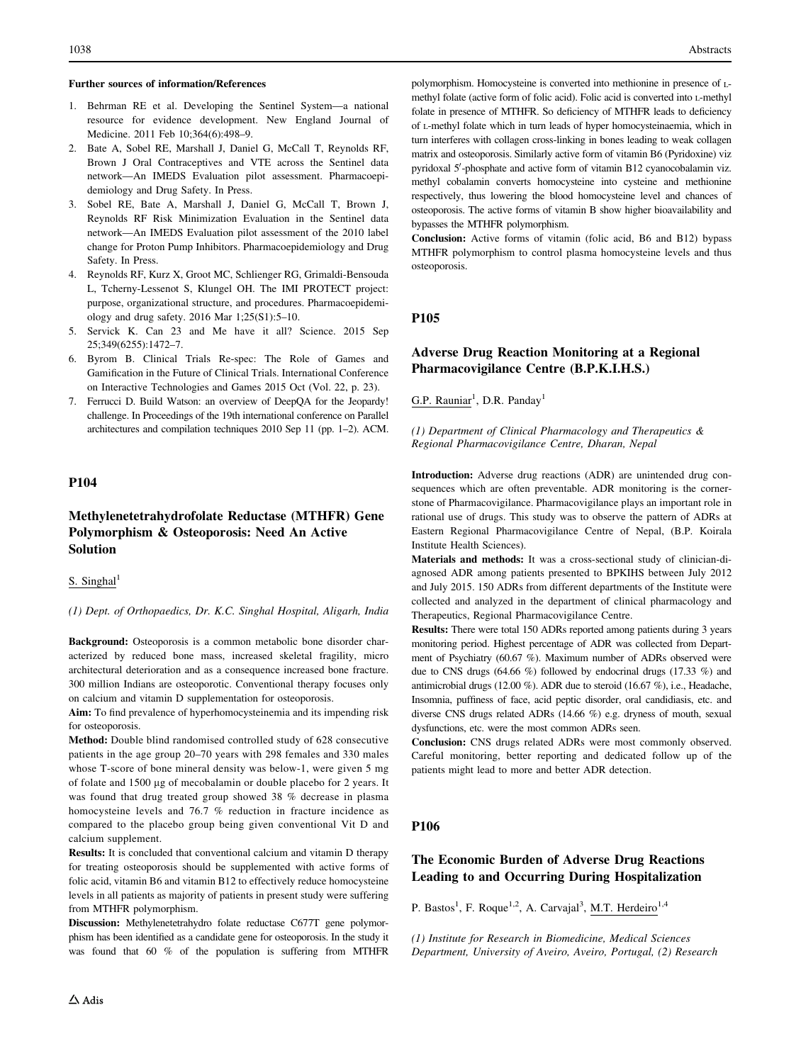**Further sources of information/References**

1. Behrman RE et al. Developing the Sentinel System—a national resource for evidence development. New England Journal of Medicine. 2011 Feb 10;364(6):498–9.
2. Bate A, Sobel RE, Marshall J, Daniel G, McCall T, Reynolds RF, Brown J Oral Contraceptives and VTE across the Sentinel data network—An IMEDS Evaluation pilot assessment. Pharmacoepidemiology and Drug Safety. In Press.
3. Sobel RE, Bate A, Marshall J, Daniel G, McCall T, Brown J, Reynolds RF Risk Minimization Evaluation in the Sentinel data network—An IMEDS Evaluation pilot assessment of the 2010 label change for Proton Pump Inhibitors. Pharmacoepidemiology and Drug Safety. In Press.
4. Reynolds RF, Kurz X, Groot MC, Schlienger RG, Grimaldi-Bensouda L, Tcherny-Lessenot S, Klungel OH. The IMI PROTECT project: purpose, organizational structure, and procedures. Pharmacoepidemiology and drug safety. 2016 Mar 1;25(S1):5–10.
5. Servick K. Can 23 and Me have it all? Science. 2015 Sep 25;349(6255):1472–7.
6. Byrom B. Clinical Trials Re-spec: The Role of Games and Gamification in the Future of Clinical Trials. International Conference on Interactive Technologies and Games 2015 Oct (Vol. 22, p. 23).
7. Ferrucci D. Build Watson: an overview of DeepQA for the Jeopardy! challenge. In Proceedings of the 19th international conference on Parallel architectures and compilation techniques 2010 Sep 11 (pp. 1–2). ACM.

## P104

### Methylenetetrahydrofolate Reductase (MTHFR) Gene Polymorphism & Osteoporosis: Need An Active Solution

S. Singhal[1]

*(1) Dept. of Orthopaedics, Dr. K.C. Singhal Hospital, Aligarh, India*

**Background:** Osteoporosis is a common metabolic bone disorder characterized by reduced bone mass, increased skeletal fragility, micro architectural deterioration and as a consequence increased bone fracture. 300 million Indians are osteoporotic. Conventional therapy focuses only on calcium and vitamin D supplementation for osteoporosis.

**Aim:** To find prevalence of hyperhomocysteinemia and its impending risk for osteoporosis.

**Method:** Double blind randomised controlled study of 628 consecutive patients in the age group 20–70 years with 298 females and 330 males whose T-score of bone mineral density was below-1, were given 5 mg of folate and 1500 µg of mecobalamin or double placebo for 2 years. It was found that drug treated group showed 38 % decrease in plasma homocysteine levels and 76.7 % reduction in fracture incidence as compared to the placebo group being given conventional Vit D and calcium supplement.

**Results:** It is concluded that conventional calcium and vitamin D therapy for treating osteoporosis should be supplemented with active forms of folic acid, vitamin B6 and vitamin B12 to effectively reduce homocysteine levels in all patients as majority of patients in present study were suffering from MTHFR polymorphism.

**Discussion:** Methylenetetrahydro folate reductase C677T gene polymorphism has been identified as a candidate gene for osteoporosis. In the study it was found that 60 % of the population is suffering from MTHFR polymorphism. Homocysteine is converted into methionine in presence of L-methyl folate (active form of folic acid). Folic acid is converted into L-methyl folate in presence of MTHFR. So deficiency of MTHFR leads to deficiency of L-methyl folate which in turn leads of hyper homocysteinaemia, which in turn interferes with collagen cross-linking in bones leading to weak collagen matrix and osteoporosis. Similarly active form of vitamin B6 (Pyridoxine) viz pyridoxal 5′-phosphate and active form of vitamin B12 cyanocobalamin viz. methyl cobalamin converts homocysteine into cysteine and methionine respectively, thus lowering the blood homocysteine level and chances of osteoporosis. The active forms of vitamin B show higher bioavailability and bypasses the MTHFR polymorphism.

**Conclusion:** Active forms of vitamin (folic acid, B6 and B12) bypass MTHFR polymorphism to control plasma homocysteine levels and thus osteoporosis.

## P105

### Adverse Drug Reaction Monitoring at a Regional Pharmacovigilance Centre (B.P.K.I.H.S.)

G.P. Rauniar[1], D.R. Panday[1]

*(1) Department of Clinical Pharmacology and Therapeutics & Regional Pharmacovigilance Centre, Dharan, Nepal*

**Introduction:** Adverse drug reactions (ADR) are unintended drug consequences which are often preventable. ADR monitoring is the cornerstone of Pharmacovigilance. Pharmacovigilance plays an important role in rational use of drugs. This study was to observe the pattern of ADRs at Eastern Regional Pharmacovigilance Centre of Nepal, (B.P. Koirala Institute Health Sciences).

**Materials and methods:** It was a cross-sectional study of clinician-diagnosed ADR among patients presented to BPKIHS between July 2012 and July 2015. 150 ADRs from different departments of the Institute were collected and analyzed in the department of clinical pharmacology and Therapeutics, Regional Pharmacovigilance Centre.

**Results:** There were total 150 ADRs reported among patients during 3 years monitoring period. Highest percentage of ADR was collected from Department of Psychiatry (60.67 %). Maximum number of ADRs observed were due to CNS drugs (64.66 %) followed by endocrinal drugs (17.33 %) and antimicrobial drugs (12.00 %). ADR due to steroid (16.67 %), i.e., Headache, Insomnia, puffiness of face, acid peptic disorder, oral candidiasis, etc. and diverse CNS drugs related ADRs (14.66 %) e.g. dryness of mouth, sexual dysfunctions, etc. were the most common ADRs seen.

**Conclusion:** CNS drugs related ADRs were most commonly observed. Careful monitoring, better reporting and dedicated follow up of the patients might lead to more and better ADR detection.

## P106

### The Economic Burden of Adverse Drug Reactions Leading to and Occurring During Hospitalization

P. Bastos[1], F. Roque[1,2], A. Carvajal[3], M.T. Herdeiro[1,4]

*(1) Institute for Research in Biomedicine, Medical Sciences Department, University of Aveiro, Aveiro, Portugal, (2) Research*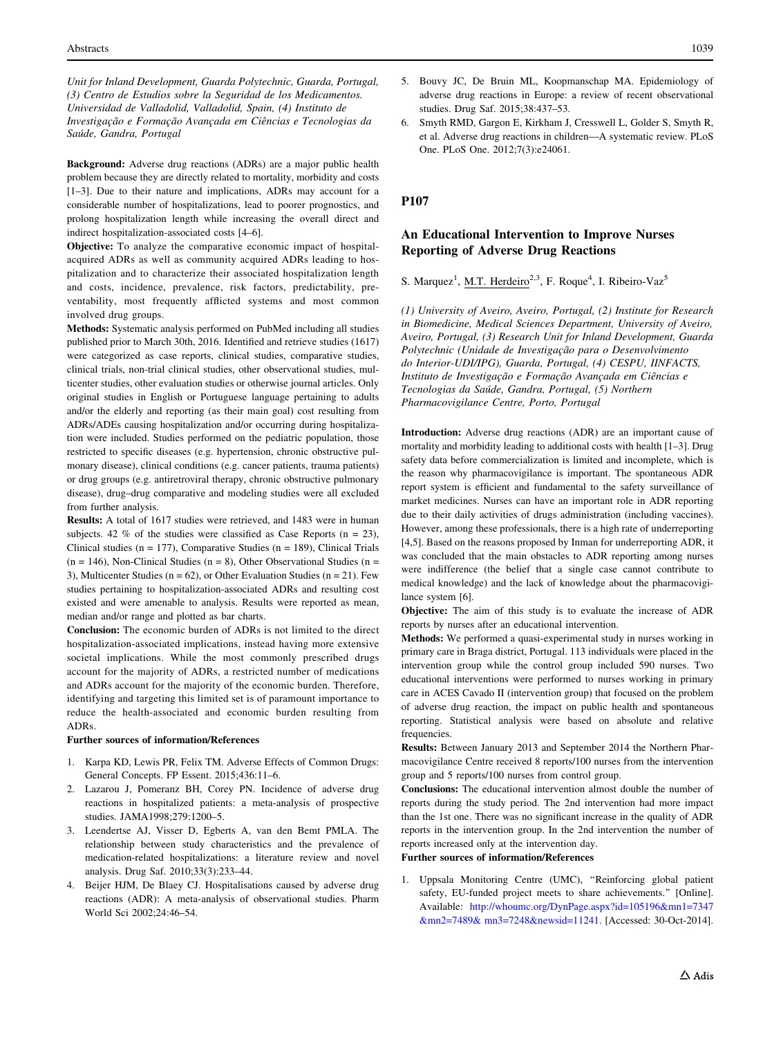*Unit for Inland Development, Guarda Polytechnic, Guarda, Portugal, (3) Centro de Estudios sobre la Seguridad de los Medicamentos. Universidad de Valladolid, Valladolid, Spain, (4) Instituto de Investigação e Formação Avançada em Ciências e Tecnologias da Saúde, Gandra, Portugal*

**Background:** Adverse drug reactions (ADRs) are a major public health problem because they are directly related to mortality, morbidity and costs [1–3]. Due to their nature and implications, ADRs may account for a considerable number of hospitalizations, lead to poorer prognostics, and prolong hospitalization length while increasing the overall direct and indirect hospitalization-associated costs [4–6].

**Objective:** To analyze the comparative economic impact of hospital-acquired ADRs as well as community acquired ADRs leading to hospitalization and to characterize their associated hospitalization length and costs, incidence, prevalence, risk factors, predictability, preventability, most frequently afflicted systems and most common involved drug groups.

**Methods:** Systematic analysis performed on PubMed including all studies published prior to March 30th, 2016. Identified and retrieve studies (1617) were categorized as case reports, clinical studies, comparative studies, clinical trials, non-trial clinical studies, other observational studies, multicenter studies, other evaluation studies or otherwise journal articles. Only original studies in English or Portuguese language pertaining to adults and/or the elderly and reporting (as their main goal) cost resulting from ADRs/ADEs causing hospitalization and/or occurring during hospitalization were included. Studies performed on the pediatric population, those restricted to specific diseases (e.g. hypertension, chronic obstructive pulmonary disease), clinical conditions (e.g. cancer patients, trauma patients) or drug groups (e.g. antiretroviral therapy, chronic obstructive pulmonary disease), drug–drug comparative and modeling studies were all excluded from further analysis.

**Results:** A total of 1617 studies were retrieved, and 1483 were in human subjects. 42 % of the studies were classified as Case Reports (n = 23), Clinical studies (n = 177), Comparative Studies (n = 189), Clinical Trials (n = 146), Non-Clinical Studies (n = 8), Other Observational Studies (n = 3), Multicenter Studies (n = 62), or Other Evaluation Studies (n = 21). Few studies pertaining to hospitalization-associated ADRs and resulting cost existed and were amenable to analysis. Results were reported as mean, median and/or range and plotted as bar charts.

**Conclusion:** The economic burden of ADRs is not limited to the direct hospitalization-associated implications, instead having more extensive societal implications. While the most commonly prescribed drugs account for the majority of ADRs, a restricted number of medications and ADRs account for the majority of the economic burden. Therefore, identifying and targeting this limited set is of paramount importance to reduce the health-associated and economic burden resulting from ADRs.

**Further sources of information/References**

1. Karpa KD, Lewis PR, Felix TM. Adverse Effects of Common Drugs: General Concepts. FP Essent. 2015;436:11–6.
2. Lazarou J, Pomeranz BH, Corey PN. Incidence of adverse drug reactions in hospitalized patients: a meta-analysis of prospective studies. JAMA1998;279:1200–5.
3. Leendertse AJ, Visser D, Egberts A, van den Bemt PMLA. The relationship between study characteristics and the prevalence of medication-related hospitalizations: a literature review and novel analysis. Drug Saf. 2010;33(3):233–44.
4. Beijer HJM, De Blaey CJ. Hospitalisations caused by adverse drug reactions (ADR): A meta-analysis of observational studies. Pharm World Sci 2002;24:46–54.
5. Bouvy JC, De Bruin ML, Koopmanschap MA. Epidemiology of adverse drug reactions in Europe: a review of recent observational studies. Drug Saf. 2015;38:437–53.
6. Smyth RMD, Gargon E, Kirkham J, Cresswell L, Golder S, Smyth R, et al. Adverse drug reactions in children—A systematic review. PLoS One. PLoS One. 2012;7(3):e24061.

## P107

## An Educational Intervention to Improve Nurses Reporting of Adverse Drug Reactions

S. Marquez[1], M.T. Herdeiro[2,3], F. Roque[4], I. Ribeiro-Vaz[5]

*(1) University of Aveiro, Aveiro, Portugal, (2) Institute for Research in Biomedicine, Medical Sciences Department, University of Aveiro, Aveiro, Portugal, (3) Research Unit for Inland Development, Guarda Polytechnic (Unidade de Investigação para o Desenvolvimento do Interior-UDI/IPG), Guarda, Portugal, (4) CESPU, IINFACTS, Instituto de Investigação e Formação Avançada em Ciências e Tecnologias da Saúde, Gandra, Portugal, (5) Northern Pharmacovigilance Centre, Porto, Portugal*

**Introduction:** Adverse drug reactions (ADR) are an important cause of mortality and morbidity leading to additional costs with health [1–3]. Drug safety data before commercialization is limited and incomplete, which is the reason why pharmacovigilance is important. The spontaneous ADR report system is efficient and fundamental to the safety surveillance of market medicines. Nurses can have an important role in ADR reporting due to their daily activities of drugs administration (including vaccines). However, among these professionals, there is a high rate of underreporting [4,5]. Based on the reasons proposed by Inman for underreporting ADR, it was concluded that the main obstacles to ADR reporting among nurses were indifference (the belief that a single case cannot contribute to medical knowledge) and the lack of knowledge about the pharmacovigilance system [6].

**Objective:** The aim of this study is to evaluate the increase of ADR reports by nurses after an educational intervention.

**Methods:** We performed a quasi-experimental study in nurses working in primary care in Braga district, Portugal. 113 individuals were placed in the intervention group while the control group included 590 nurses. Two educational interventions were performed to nurses working in primary care in ACES Cavado II (intervention group) that focused on the problem of adverse drug reaction, the impact on public health and spontaneous reporting. Statistical analysis were based on absolute and relative frequencies.

**Results:** Between January 2013 and September 2014 the Northern Pharmacovigilance Centre received 8 reports/100 nurses from the intervention group and 5 reports/100 nurses from control group.

**Conclusions:** The educational intervention almost double the number of reports during the study period. The 2nd intervention had more impact than the 1st one. There was no significant increase in the quality of ADR reports in the intervention group. In the 2nd intervention the number of reports increased only at the intervention day.

**Further sources of information/References**

1. Uppsala Monitoring Centre (UMC), "Reinforcing global patient safety, EU-funded project meets to share achievements." [Online]. Available: http://whoumc.org/DynPage.aspx?id=105196&mn1=7347&mn2=7489& mn3=7248&newsid=11241. [Accessed: 30-Oct-2014].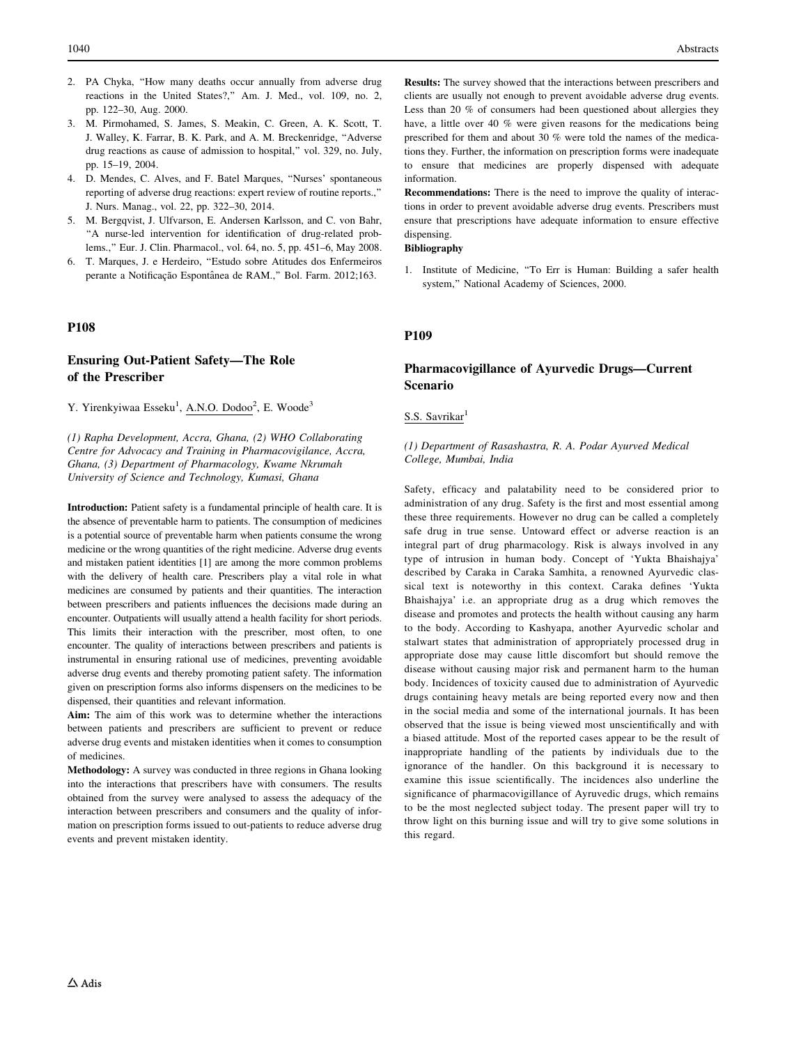2. PA Chyka, "How many deaths occur annually from adverse drug reactions in the United States?," Am. J. Med., vol. 109, no. 2, pp. 122–30, Aug. 2000.
3. M. Pirmohamed, S. James, S. Meakin, C. Green, A. K. Scott, T. J. Walley, K. Farrar, B. K. Park, and A. M. Breckenridge, "Adverse drug reactions as cause of admission to hospital," vol. 329, no. July, pp. 15–19, 2004.
4. D. Mendes, C. Alves, and F. Batel Marques, "Nurses' spontaneous reporting of adverse drug reactions: expert review of routine reports.," J. Nurs. Manag., vol. 22, pp. 322–30, 2014.
5. M. Bergqvist, J. Ulfvarson, E. Andersen Karlsson, and C. von Bahr, "A nurse-led intervention for identification of drug-related problems.," Eur. J. Clin. Pharmacol., vol. 64, no. 5, pp. 451–6, May 2008.
6. T. Marques, J. e Herdeiro, "Estudo sobre Atitudes dos Enfermeiros perante a Notificação Espontânea de RAM.," Bol. Farm. 2012;163.

## P108

### Ensuring Out-Patient Safety—The Role of the Prescriber

Y. Yirenkyiwaa Esseku[1], A.N.O. Dodoo[2], E. Woode[3]

*(1) Rapha Development, Accra, Ghana, (2) WHO Collaborating Centre for Advocacy and Training in Pharmacovigilance, Accra, Ghana, (3) Department of Pharmacology, Kwame Nkrumah University of Science and Technology, Kumasi, Ghana*

**Introduction:** Patient safety is a fundamental principle of health care. It is the absence of preventable harm to patients. The consumption of medicines is a potential source of preventable harm when patients consume the wrong medicine or the wrong quantities of the right medicine. Adverse drug events and mistaken patient identities [1] are among the more common problems with the delivery of health care. Prescribers play a vital role in what medicines are consumed by patients and their quantities. The interaction between prescribers and patients influences the decisions made during an encounter. Outpatients will usually attend a health facility for short periods. This limits their interaction with the prescriber, most often, to one encounter. The quality of interactions between prescribers and patients is instrumental in ensuring rational use of medicines, preventing avoidable adverse drug events and thereby promoting patient safety. The information given on prescription forms also informs dispensers on the medicines to be dispensed, their quantities and relevant information.

**Aim:** The aim of this work was to determine whether the interactions between patients and prescribers are sufficient to prevent or reduce adverse drug events and mistaken identities when it comes to consumption of medicines.

**Methodology:** A survey was conducted in three regions in Ghana looking into the interactions that prescribers have with consumers. The results obtained from the survey were analysed to assess the adequacy of the interaction between prescribers and consumers and the quality of information on prescription forms issued to out-patients to reduce adverse drug events and prevent mistaken identity.

**Results:** The survey showed that the interactions between prescribers and clients are usually not enough to prevent avoidable adverse drug events. Less than 20 % of consumers had been questioned about allergies they have, a little over 40 % were given reasons for the medications being prescribed for them and about 30 % were told the names of the medications they. Further, the information on prescription forms were inadequate to ensure that medicines are properly dispensed with adequate information.

**Recommendations:** There is the need to improve the quality of interactions in order to prevent avoidable adverse drug events. Prescribers must ensure that prescriptions have adequate information to ensure effective dispensing.

**Bibliography**

1. Institute of Medicine, "To Err is Human: Building a safer health system," National Academy of Sciences, 2000.

## P109

### Pharmacovigillance of Ayurvedic Drugs—Current Scenario

S.S. Savrikar[1]

*(1) Department of Rasashastra, R. A. Podar Ayurved Medical College, Mumbai, India*

Safety, efficacy and palatability need to be considered prior to administration of any drug. Safety is the first and most essential among these three requirements. However no drug can be called a completely safe drug in true sense. Untoward effect or adverse reaction is an integral part of drug pharmacology. Risk is always involved in any type of intrusion in human body. Concept of 'Yukta Bhaishajya' described by Caraka in Caraka Samhita, a renowned Ayurvedic classical text is noteworthy in this context. Caraka defines 'Yukta Bhaishajya' i.e. an appropriate drug as a drug which removes the disease and promotes and protects the health without causing any harm to the body. According to Kashyapa, another Ayurvedic scholar and stalwart states that administration of appropriately processed drug in appropriate dose may cause little discomfort but should remove the disease without causing major risk and permanent harm to the human body. Incidences of toxicity caused due to administration of Ayurvedic drugs containing heavy metals are being reported every now and then in the social media and some of the international journals. It has been observed that the issue is being viewed most unscientifically and with a biased attitude. Most of the reported cases appear to be the result of inappropriate handling of the patients by individuals due to the ignorance of the handler. On this background it is necessary to examine this issue scientifically. The incidences also underline the significance of pharmacovigillance of Ayruvedic drugs, which remains to be the most neglected subject today. The present paper will try to throw light on this burning issue and will try to give some solutions in this regard.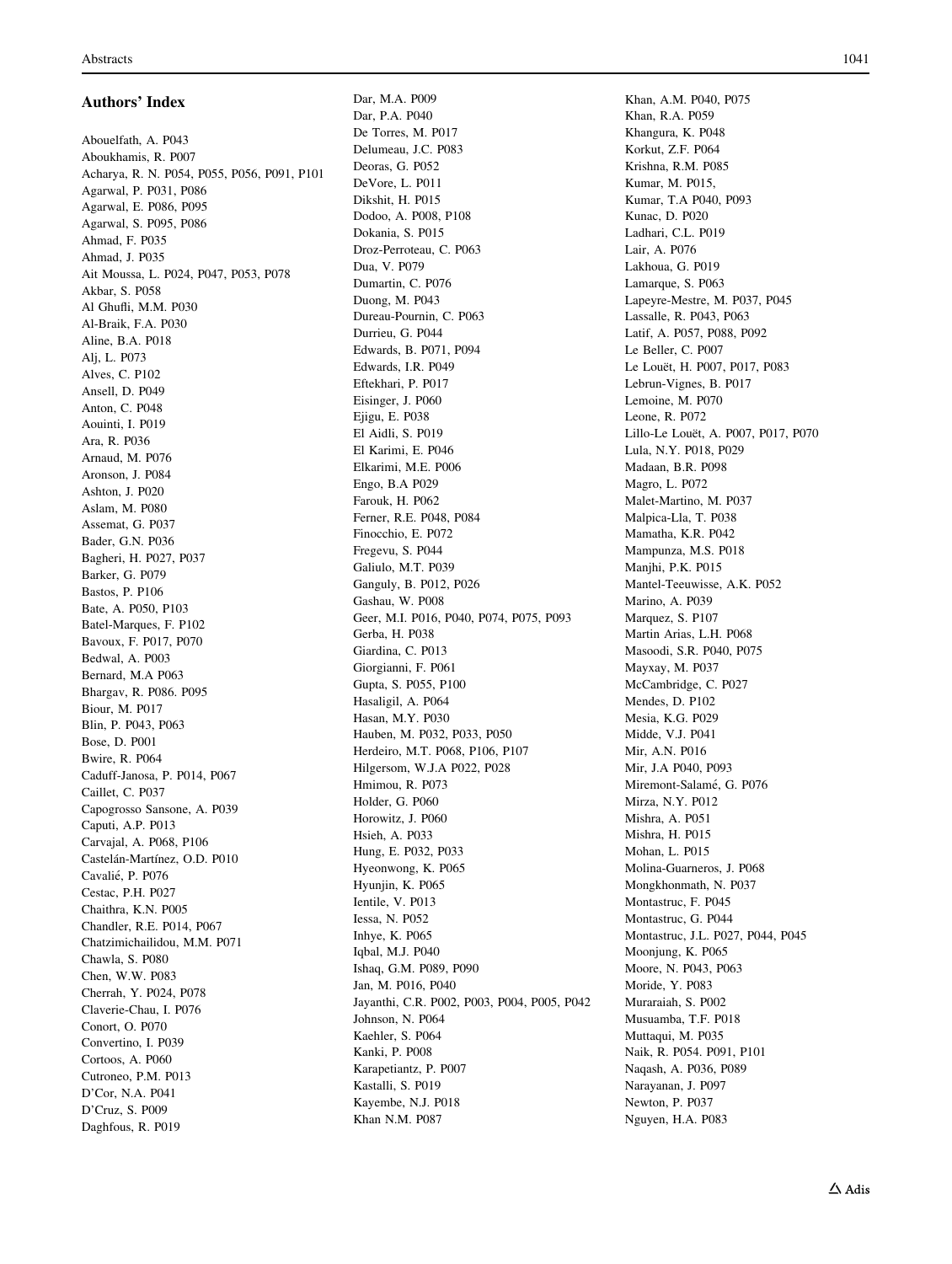## Authors' Index

Abouelfath, A. P043
Aboukhamis, R. P007
Acharya, R. N. P054, P055, P056, P091, P101
Agarwal, P. P031, P086
Agarwal, E. P086, P095
Agarwal, S. P095, P086
Ahmad, F. P035
Ahmad, J. P035
Ait Moussa, L. P024, P047, P053, P078
Akbar, S. P058
Al Ghufli, M.M. P030
Al-Braik, F.A. P030
Aline, B.A. P018
Alj, L. P073
Alves, C. P102
Ansell, D. P049
Anton, C. P048
Aouinti, I. P019
Ara, R. P036
Arnaud, M. P076
Aronson, J. P084
Ashton, J. P020
Aslam, M. P080
Assemat, G. P037
Bader, G.N. P036
Bagheri, H. P027, P037
Barker, G. P079
Bastos, P. P106
Bate, A. P050, P103
Batel-Marques, F. P102
Bavoux, F. P017, P070
Bedwal, A. P003
Bernard, M.A P063
Bhargav, R. P086. P095
Biour, M. P017
Blin, P. P043, P063
Bose, D. P001
Bwire, R. P064
Caduff-Janosa, P. P014, P067
Caillet, C. P037
Capogrosso Sansone, A. P039
Caputi, A.P. P013
Carvajal, A. P068, P106
Castelán-Martínez, O.D. P010
Cavalié, P. P076
Cestac, P.H. P027
Chaithra, K.N. P005
Chandler, R.E. P014, P067
Chatzimichailidou, M.M. P071
Chawla, S. P080
Chen, W.W. P083
Cherrah, Y. P024, P078
Claverie-Chau, I. P076
Conort, O. P070
Convertino, I. P039
Cortoos, A. P060
Cutroneo, P.M. P013
D'Cor, N.A. P041
D'Cruz, S. P009
Daghfous, R. P019
Dar, M.A. P009
Dar, P.A. P040
De Torres, M. P017
Delumeau, J.C. P083
Deoras, G. P052
DeVore, L. P011
Dikshit, H. P015
Dodoo, A. P008, P108
Dokania, S. P015
Droz-Perroteau, C. P063
Dua, V. P079
Dumartin, C. P076
Duong, M. P043
Dureau-Pournin, C. P063
Durrieu, G. P044
Edwards, B. P071, P094
Edwards, I.R. P049
Eftekhari, P. P017
Eisinger, J. P060
Ejigu, E. P038
El Aidli, S. P019
El Karimi, E. P046
Elkarimi, M.E. P006
Engo, B.A P029
Farouk, H. P062
Ferner, R.E. P048, P084
Finocchio, E. P072
Fregevu, S. P044
Galiulo, M.T. P039
Ganguly, B. P012, P026
Gashau, W. P008
Geer, M.I. P016, P040, P074, P075, P093
Gerba, H. P038
Giardina, C. P013
Giorgianni, F. P061
Gupta, S. P055, P100
Hasaligil, A. P064
Hasan, M.Y. P030
Hauben, M. P032, P033, P050
Herdeiro, M.T. P068, P106, P107
Hilgersom, W.J.A P022, P028
Hmimou, R. P073
Holder, G. P060
Horowitz, J. P060
Hsieh, A. P033
Hung, E. P032, P033
Hyeonwong, K. P065
Hyunjin, K. P065
Ientile, V. P013
Iessa, N. P052
Inhye, K. P065
Iqbal, M.J. P040
Ishaq, G.M. P089, P090
Jan, M. P016, P040
Jayanthi, C.R. P002, P003, P004, P005, P042
Johnson, N. P064
Kaehler, S. P064
Kanki, P. P008
Karapetiantz, P. P007
Kastalli, S. P019
Kayembe, N.J. P018
Khan N.M. P087
Khan, A.M. P040, P075
Khan, R.A. P059
Khangura, K. P048
Korkut, Z.F. P064
Krishna, R.M. P085
Kumar, M. P015,
Kumar, T.A P040, P093
Kunac, D. P020
Ladhari, C.L. P019
Lair, A. P076
Lakhoua, G. P019
Lamarque, S. P063
Lapeyre-Mestre, M. P037, P045
Lassalle, R. P043, P063
Latif, A. P057, P088, P092
Le Beller, C. P007
Le Louët, H. P007, P017, P083
Lebrun-Vignes, B. P017
Lemoine, M. P070
Leone, R. P072
Lillo-Le Louët, A. P007, P017, P070
Lula, N.Y. P018, P029
Madaan, B.R. P098
Magro, L. P072
Malet-Martino, M. P037
Malpica-Lla, T. P038
Mamatha, K.R. P042
Mampunza, M.S. P018
Manjhi, P.K. P015
Mantel-Teeuwisse, A.K. P052
Marino, A. P039
Marquez, S. P107
Martin Arias, L.H. P068
Masoodi, S.R. P040, P075
Mayxay, M. P037
McCambridge, C. P027
Mendes, D. P102
Mesia, K.G. P029
Midde, V.J. P041
Mir, A.N. P016
Mir, J.A P040, P093
Miremont-Salamé, G. P076
Mirza, N.Y. P012
Mishra, A. P051
Mishra, H. P015
Mohan, L. P015
Molina-Guarneros, J. P068
Mongkhonmath, N. P037
Montastruc, F. P045
Montastruc, G. P044
Montastruc, J.L. P027, P044, P045
Moonjung, K. P065
Moore, N. P043, P063
Moride, Y. P083
Muraraiah, S. P002
Musuamba, T.F. P018
Muttaqui, M. P035
Naik, R. P054. P091, P101
Naqash, A. P036, P089
Narayanan, J. P097
Newton, P. P037
Nguyen, H.A. P083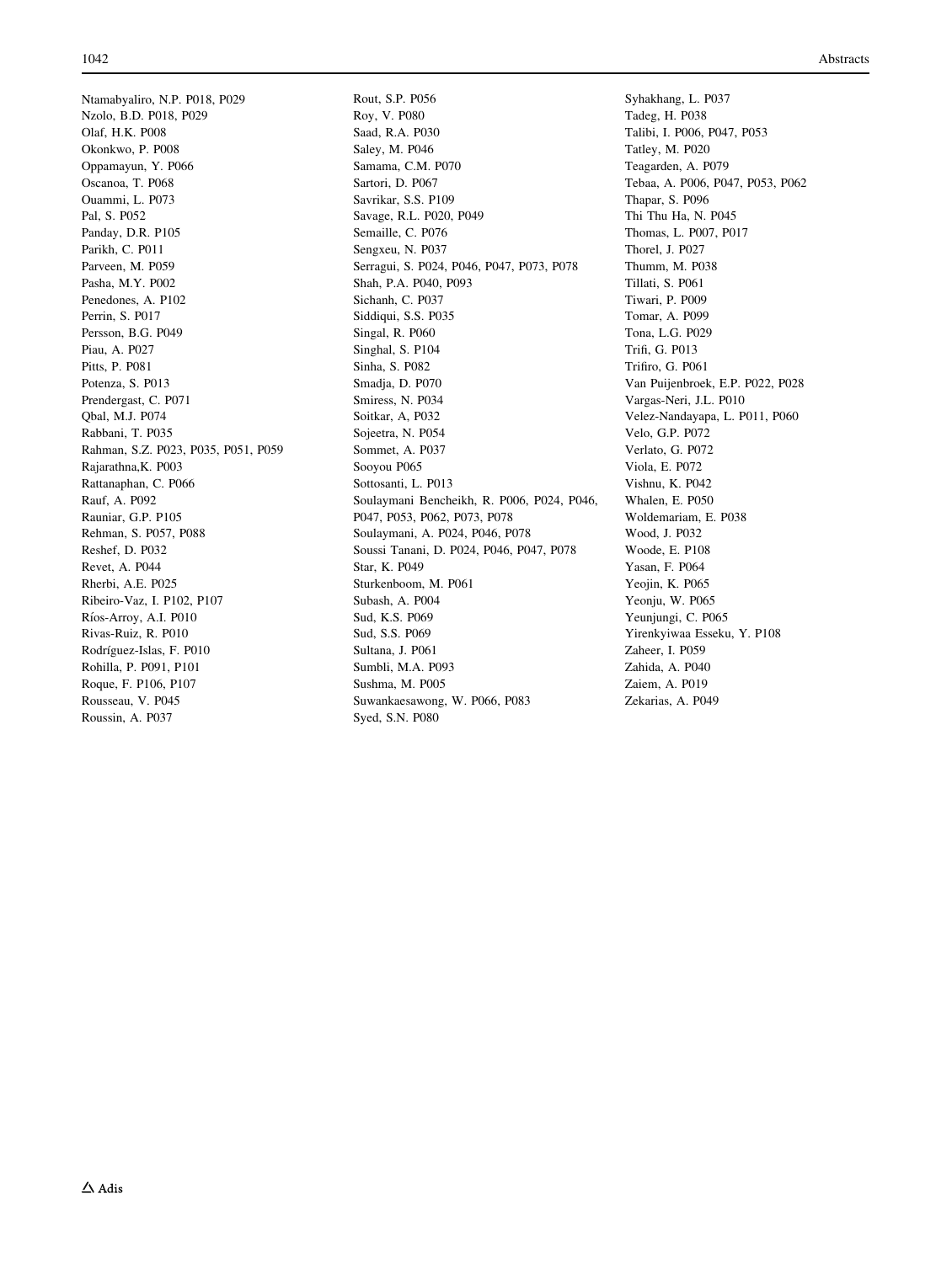Ntamabyaliro, N.P. P018, P029
Nzolo, B.D. P018, P029
Olaf, H.K. P008
Okonkwo, P. P008
Oppamayun, Y. P066
Oscanoa, T. P068
Ouammi, L. P073
Pal, S. P052
Panday, D.R. P105
Parikh, C. P011
Parveen, M. P059
Pasha, M.Y. P002
Penedones, A. P102
Perrin, S. P017
Persson, B.G. P049
Piau, A. P027
Pitts, P. P081
Potenza, S. P013
Prendergast, C. P071
Qbal, M.J. P074
Rabbani, T. P035
Rahman, S.Z. P023, P035, P051, P059
Rajarathna,K. P003
Rattanaphan, C. P066
Rauf, A. P092
Rauniar, G.P. P105
Rehman, S. P057, P088
Reshef, D. P032
Revet, A. P044
Rherbi, A.E. P025
Ribeiro-Vaz, I. P102, P107
Ríos-Arroy, A.I. P010
Rivas-Ruiz, R. P010
Rodríguez-Islas, F. P010
Rohilla, P. P091, P101
Roque, F. P106, P107
Rousseau, V. P045
Roussin, A. P037
Rout, S.P. P056
Roy, V. P080
Saad, R.A. P030
Saley, M. P046
Samama, C.M. P070
Sartori, D. P067
Savrikar, S.S. P109
Savage, R.L. P020, P049
Semaille, C. P076
Sengxeu, N. P037
Serragui, S. P024, P046, P047, P073, P078
Shah, P.A. P040, P093
Sichanh, C. P037
Siddiqui, S.S. P035
Singal, R. P060
Singhal, S. P104
Sinha, S. P082
Smadja, D. P070
Smiress, N. P034
Soitkar, A, P032
Sojeetra, N. P054
Sommet, A. P037
Sooyou P065
Sottosanti, L. P013
Soulaymani Bencheikh, R. P006, P024, P046, P047, P053, P062, P073, P078
Soulaymani, A. P024, P046, P078
Soussi Tanani, D. P024, P046, P047, P078
Star, K. P049
Sturkenboom, M. P061
Subash, A. P004
Sud, K.S. P069
Sud, S.S. P069
Sultana, J. P061
Sumbli, M.A. P093
Sushma, M. P005
Suwankaesawong, W. P066, P083
Syed, S.N. P080
Syhakhang, L. P037
Tadeg, H. P038
Talibi, I. P006, P047, P053
Tatley, M. P020
Teagarden, A. P079
Tebaa, A. P006, P047, P053, P062
Thapar, S. P096
Thi Thu Ha, N. P045
Thomas, L. P007, P017
Thorel, J. P027
Thumm, M. P038
Tillati, S. P061
Tiwari, P. P009
Tomar, A. P099
Tona, L.G. P029
Trifi, G. P013
Trifiro, G. P061
Van Puijenbroek, E.P. P022, P028
Vargas-Neri, J.L. P010
Velez-Nandayapa, L. P011, P060
Velo, G.P. P072
Verlato, G. P072
Viola, E. P072
Vishnu, K. P042
Whalen, E. P050
Woldemariam, E. P038
Wood, J. P032
Woode, E. P108
Yasan, F. P064
Yeojin, K. P065
Yeonju, W. P065
Yeunjungi, C. P065
Yirenkyiwaa Esseku, Y. P108
Zaheer, I. P059
Zahida, A. P040
Zaiem, A. P019
Zekarias, A. P049